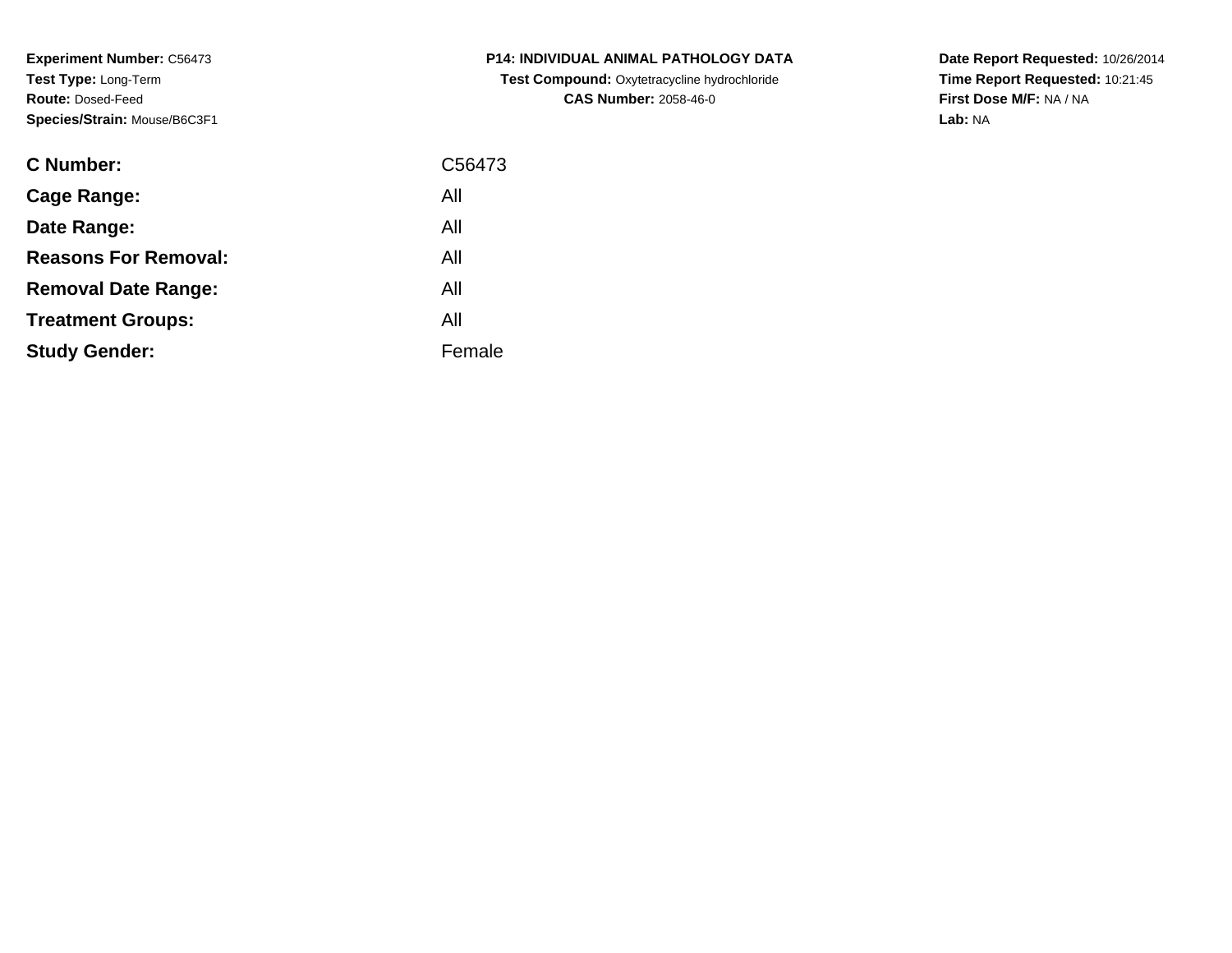**Experiment Number:** C56473
**Test Type:** Long-Term
**Route:** Dosed-Feed
**Species/Strain:** Mouse/B6C3F1

**P14: INDIVIDUAL ANIMAL PATHOLOGY DATA**
**Test Compound:** Oxytetracycline hydrochloride
**CAS Number:** 2058-46-0

**Date Report Requested:** 10/26/2014
**Time Report Requested:** 10:21:45
**First Dose M/F:** NA / NA
**Lab:** NA

| | |
|---|---|
| **C Number:** | C56473 |
| **Cage Range:** | All |
| **Date Range:** | All |
| **Reasons For Removal:** | All |
| **Removal Date Range:** | All |
| **Treatment Groups:** | All |
| **Study Gender:** | Female |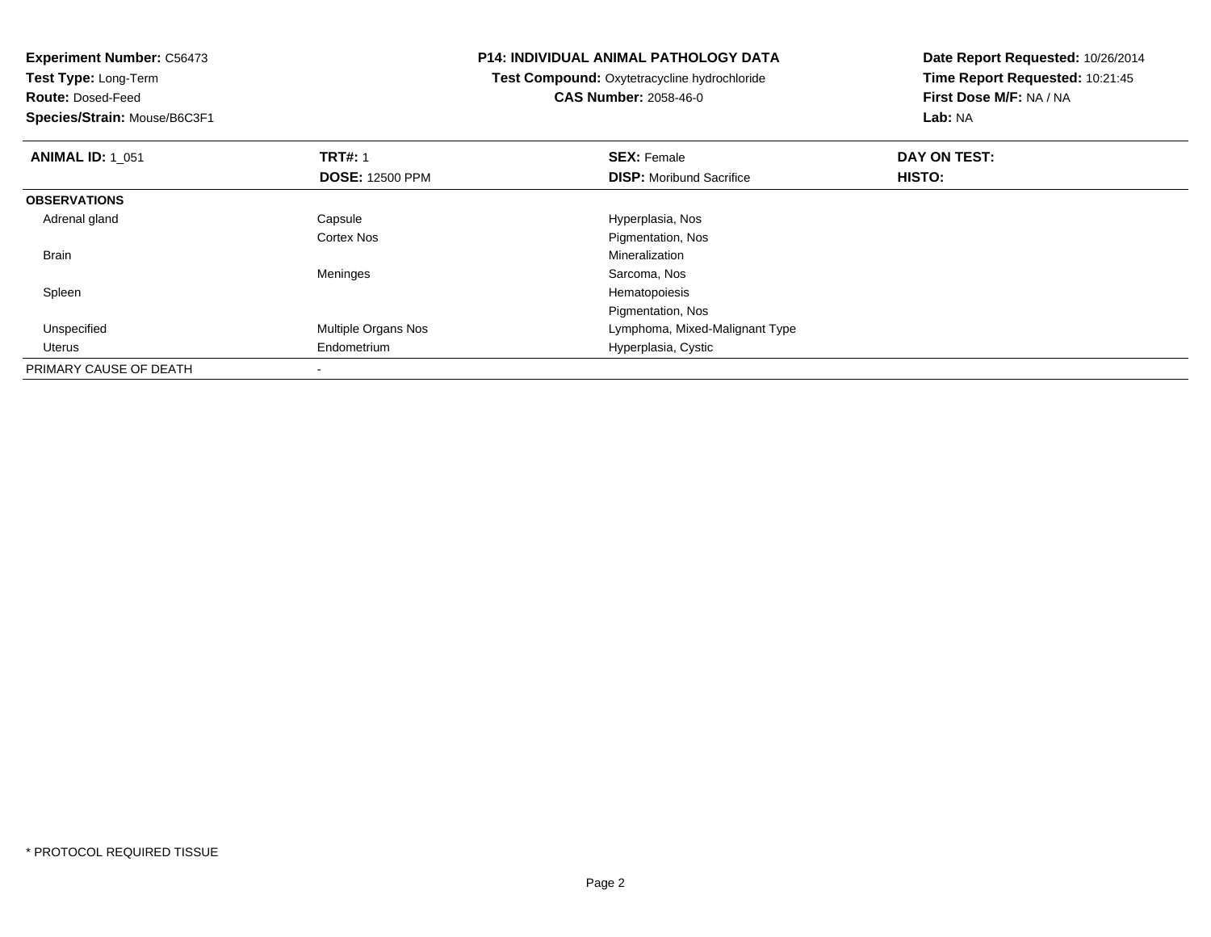**Experiment Number:** C56473
**Test Type:** Long-Term
**Route:** Dosed-Feed
**Species/Strain:** Mouse/B6C3F1

**P14: INDIVIDUAL ANIMAL PATHOLOGY DATA**
**Test Compound:** Oxytetracycline hydrochloride
**CAS Number:** 2058-46-0

**Date Report Requested:** 10/26/2014
**Time Report Requested:** 10:21:45
**First Dose M/F:** NA / NA
**Lab:** NA

| **ANIMAL ID:** 1_051 | **TRT#:** 1 | **SEX:** Female | **DAY ON TEST:** |
|---|---|---|---|
| | **DOSE:** 12500 PPM | **DISP:** Moribund Sacrifice | **HISTO:** |
| **OBSERVATIONS** | | | |
| Adrenal gland | Capsule | Hyperplasia, Nos | |
| | Cortex Nos | Pigmentation, Nos | |
| Brain | | Mineralization | |
| | Meninges | Sarcoma, Nos | |
| Spleen | | Hematopoiesis | |
| | | Pigmentation, Nos | |
| Unspecified | Multiple Organs Nos | Lymphoma, Mixed-Malignant Type | |
| Uterus | Endometrium | Hyperplasia, Cystic | |
| PRIMARY CAUSE OF DEATH | - | | |

* PROTOCOL REQUIRED TISSUE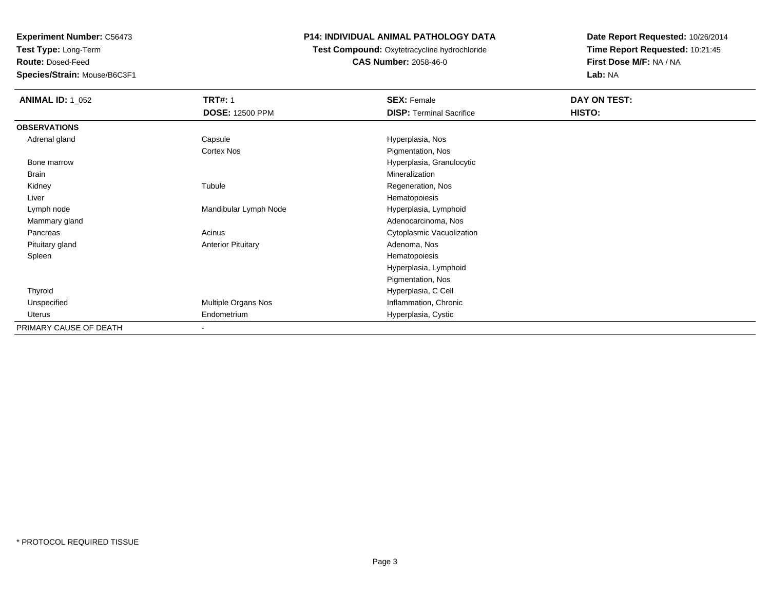**Experiment Number:** C56473
**Test Type:** Long-Term
**Route:** Dosed-Feed
**Species/Strain:** Mouse/B6C3F1

**P14: INDIVIDUAL ANIMAL PATHOLOGY DATA**
**Test Compound:** Oxytetracycline hydrochloride
**CAS Number:** 2058-46-0

**Date Report Requested:** 10/26/2014
**Time Report Requested:** 10:21:45
**First Dose M/F:** NA / NA
**Lab:** NA

| **ANIMAL ID:** 1_052 | **TRT#:** 1 | **SEX:** Female | **DAY ON TEST:** |
|---|---|---|---|
| | **DOSE:** 12500 PPM | **DISP:** Terminal Sacrifice | **HISTO:** |
| **OBSERVATIONS** | | | |
| Adrenal gland | Capsule | Hyperplasia, Nos | |
| | Cortex Nos | Pigmentation, Nos | |
| Bone marrow | | Hyperplasia, Granulocytic | |
| Brain | | Mineralization | |
| Kidney | Tubule | Regeneration, Nos | |
| Liver | | Hematopoiesis | |
| Lymph node | Mandibular Lymph Node | Hyperplasia, Lymphoid | |
| Mammary gland | | Adenocarcinoma, Nos | |
| Pancreas | Acinus | Cytoplasmic Vacuolization | |
| Pituitary gland | Anterior Pituitary | Adenoma, Nos | |
| Spleen | | Hematopoiesis | |
| | | Hyperplasia, Lymphoid | |
| | | Pigmentation, Nos | |
| Thyroid | | Hyperplasia, C Cell | |
| Unspecified | Multiple Organs Nos | Inflammation, Chronic | |
| Uterus | Endometrium | Hyperplasia, Cystic | |
| PRIMARY CAUSE OF DEATH | - | | |

* PROTOCOL REQUIRED TISSUE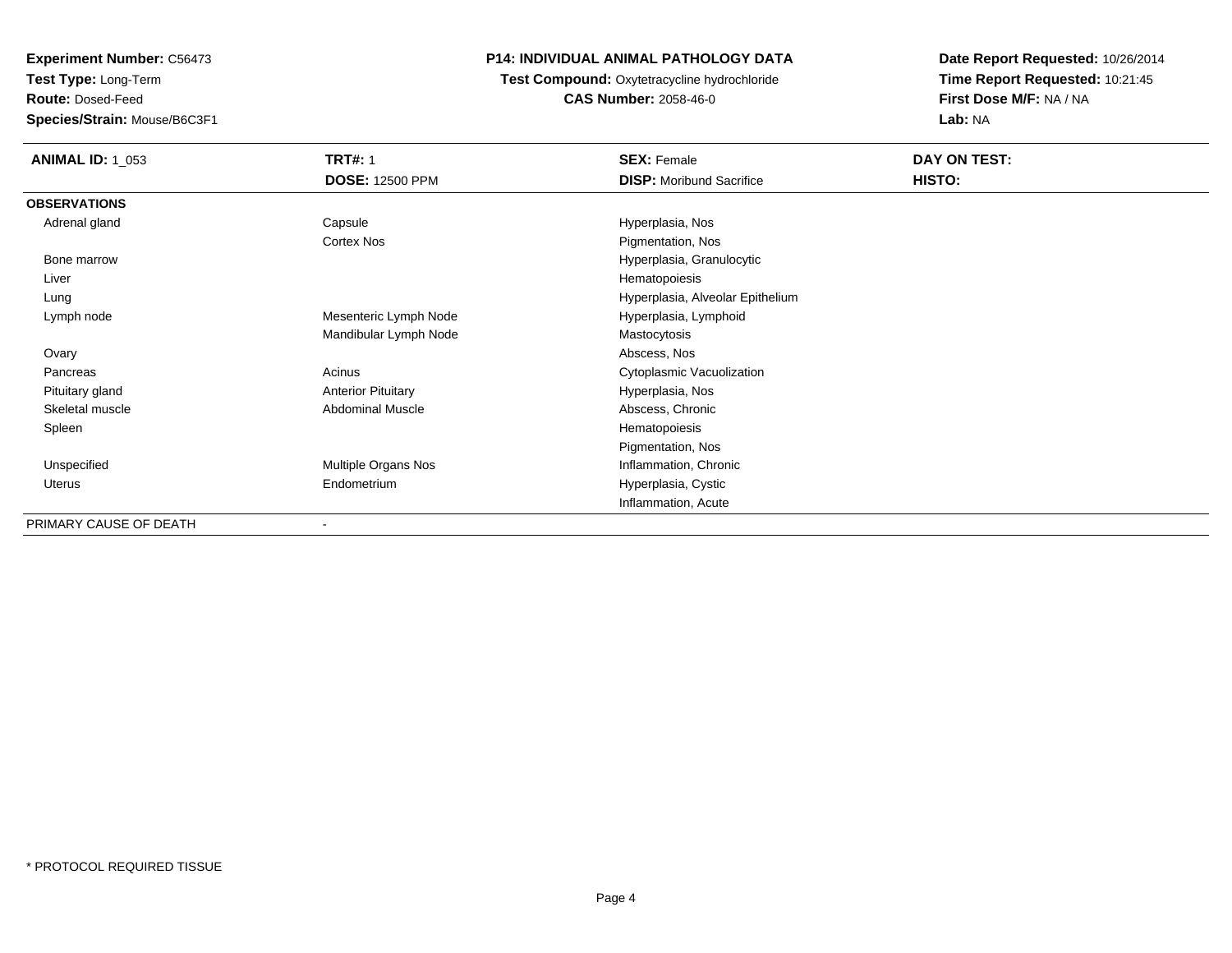**Experiment Number:** C56473
**Test Type:** Long-Term
**Route:** Dosed-Feed
**Species/Strain:** Mouse/B6C3F1

**P14: INDIVIDUAL ANIMAL PATHOLOGY DATA**
**Test Compound:** Oxytetracycline hydrochloride
**CAS Number:** 2058-46-0

**Date Report Requested:** 10/26/2014
**Time Report Requested:** 10:21:45
**First Dose M/F:** NA / NA
**Lab:** NA

| **ANIMAL ID:** 1_053 | **TRT#:** 1 | **SEX:** Female | **DAY ON TEST:** |
|---|---|---|---|
| | **DOSE:** 12500 PPM | **DISP:** Moribund Sacrifice | **HISTO:** |
| **OBSERVATIONS** | | | |
| Adrenal gland | Capsule | Hyperplasia, Nos | |
| | Cortex Nos | Pigmentation, Nos | |
| Bone marrow | | Hyperplasia, Granulocytic | |
| Liver | | Hematopoiesis | |
| Lung | | Hyperplasia, Alveolar Epithelium | |
| Lymph node | Mesenteric Lymph Node | Hyperplasia, Lymphoid | |
| | Mandibular Lymph Node | Mastocytosis | |
| Ovary | | Abscess, Nos | |
| Pancreas | Acinus | Cytoplasmic Vacuolization | |
| Pituitary gland | Anterior Pituitary | Hyperplasia, Nos | |
| Skeletal muscle | Abdominal Muscle | Abscess, Chronic | |
| Spleen | | Hematopoiesis | |
| | | Pigmentation, Nos | |
| Unspecified | Multiple Organs Nos | Inflammation, Chronic | |
| Uterus | Endometrium | Hyperplasia, Cystic | |
| | | Inflammation, Acute | |
| PRIMARY CAUSE OF DEATH | - | | |

* PROTOCOL REQUIRED TISSUE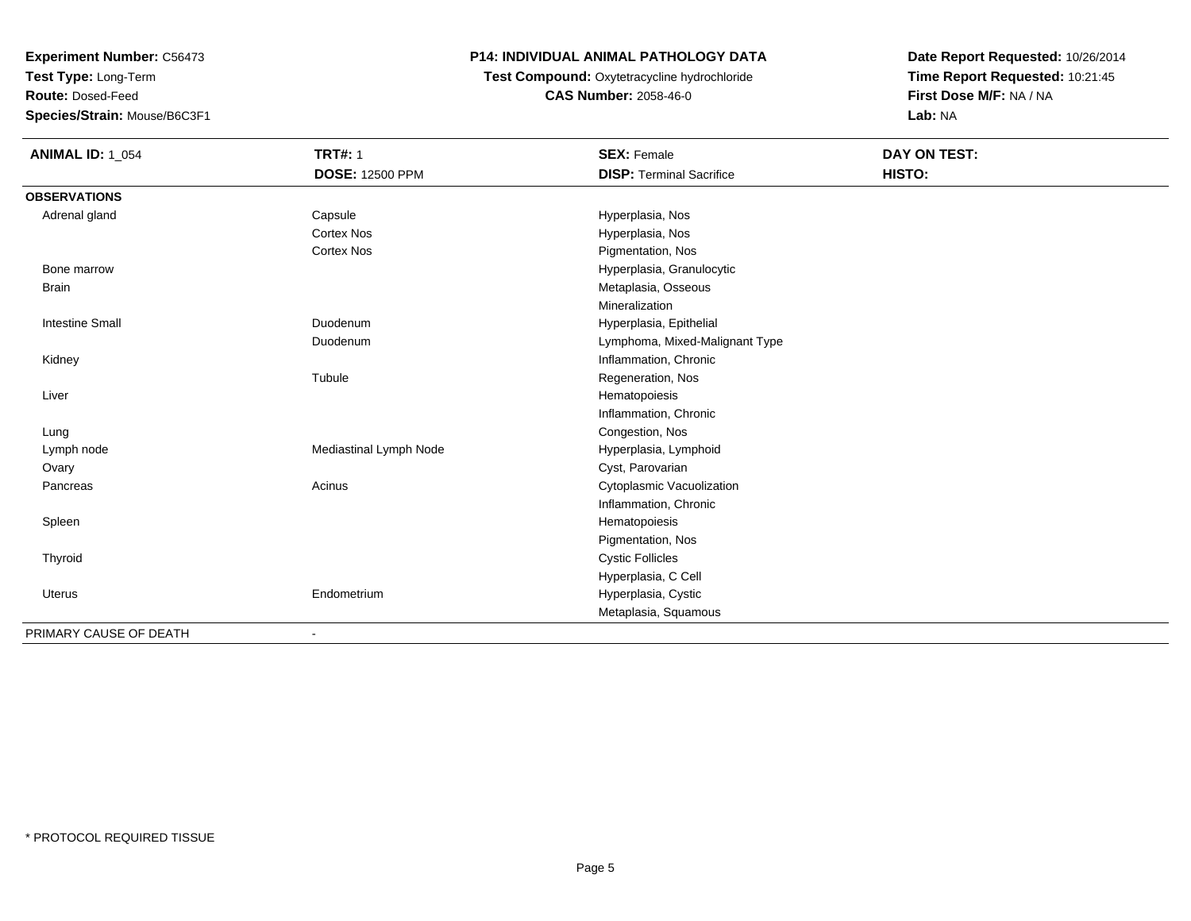**Experiment Number:** C56473
**Test Type:** Long-Term
**Route:** Dosed-Feed
**Species/Strain:** Mouse/B6C3F1

**P14: INDIVIDUAL ANIMAL PATHOLOGY DATA**
**Test Compound:** Oxytetracycline hydrochloride
**CAS Number:** 2058-46-0

**Date Report Requested:** 10/26/2014
**Time Report Requested:** 10:21:45
**First Dose M/F:** NA / NA
**Lab:** NA

| **ANIMAL ID:** 1_054 | **TRT#:** 1 | **SEX:** Female | **DAY ON TEST:** |
|---|---|---|---|
| | **DOSE:** 12500 PPM | **DISP:** Terminal Sacrifice | **HISTO:** |
| **OBSERVATIONS** | | | |
| Adrenal gland | Capsule | Hyperplasia, Nos | |
| | Cortex Nos | Hyperplasia, Nos | |
| | Cortex Nos | Pigmentation, Nos | |
| Bone marrow | | Hyperplasia, Granulocytic | |
| Brain | | Metaplasia, Osseous | |
| | | Mineralization | |
| Intestine Small | Duodenum | Hyperplasia, Epithelial | |
| | Duodenum | Lymphoma, Mixed-Malignant Type | |
| Kidney | | Inflammation, Chronic | |
| | Tubule | Regeneration, Nos | |
| Liver | | Hematopoiesis | |
| | | Inflammation, Chronic | |
| Lung | | Congestion, Nos | |
| Lymph node | Mediastinal Lymph Node | Hyperplasia, Lymphoid | |
| Ovary | | Cyst, Parovarian | |
| Pancreas | Acinus | Cytoplasmic Vacuolization | |
| | | Inflammation, Chronic | |
| Spleen | | Hematopoiesis | |
| | | Pigmentation, Nos | |
| Thyroid | | Cystic Follicles | |
| | | Hyperplasia, C Cell | |
| Uterus | Endometrium | Hyperplasia, Cystic | |
| | | Metaplasia, Squamous | |
| PRIMARY CAUSE OF DEATH | - | | |

* PROTOCOL REQUIRED TISSUE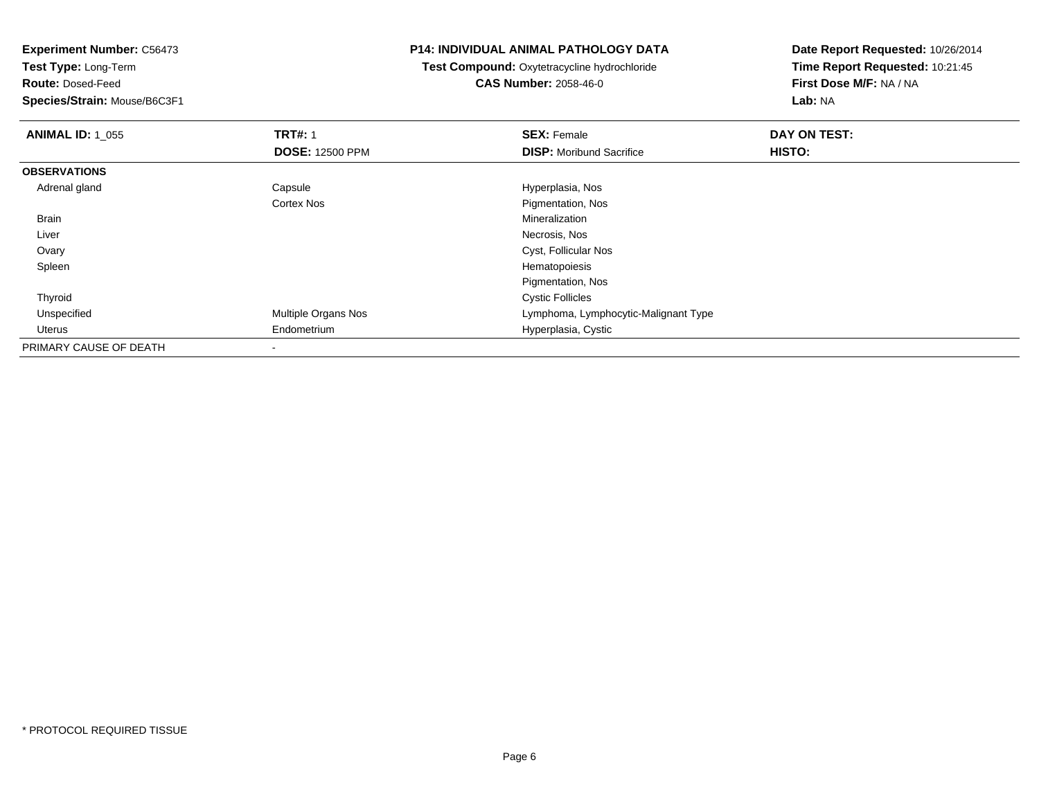**Experiment Number:** C56473
**Test Type:** Long-Term
**Route:** Dosed-Feed
**Species/Strain:** Mouse/B6C3F1

**P14: INDIVIDUAL ANIMAL PATHOLOGY DATA**
**Test Compound:** Oxytetracycline hydrochloride
**CAS Number:** 2058-46-0

**Date Report Requested:** 10/26/2014
**Time Report Requested:** 10:21:45
**First Dose M/F:** NA / NA
**Lab:** NA

| **ANIMAL ID:** 1_055 | **TRT#:** 1<br>**DOSE:** 12500 PPM | **SEX:** Female<br>**DISP:** Moribund Sacrifice | **DAY ON TEST:**<br>**HISTO:** |
|---|---|---|---|
| **OBSERVATIONS** | | | |
| Adrenal gland | Capsule | Hyperplasia, Nos | |
| | Cortex Nos | Pigmentation, Nos | |
| Brain | | Mineralization | |
| Liver | | Necrosis, Nos | |
| Ovary | | Cyst, Follicular Nos | |
| Spleen | | Hematopoiesis | |
| | | Pigmentation, Nos | |
| Thyroid | | Cystic Follicles | |
| Unspecified | Multiple Organs Nos | Lymphoma, Lymphocytic-Malignant Type | |
| Uterus | Endometrium | Hyperplasia, Cystic | |
| PRIMARY CAUSE OF DEATH | - | | |

* PROTOCOL REQUIRED TISSUE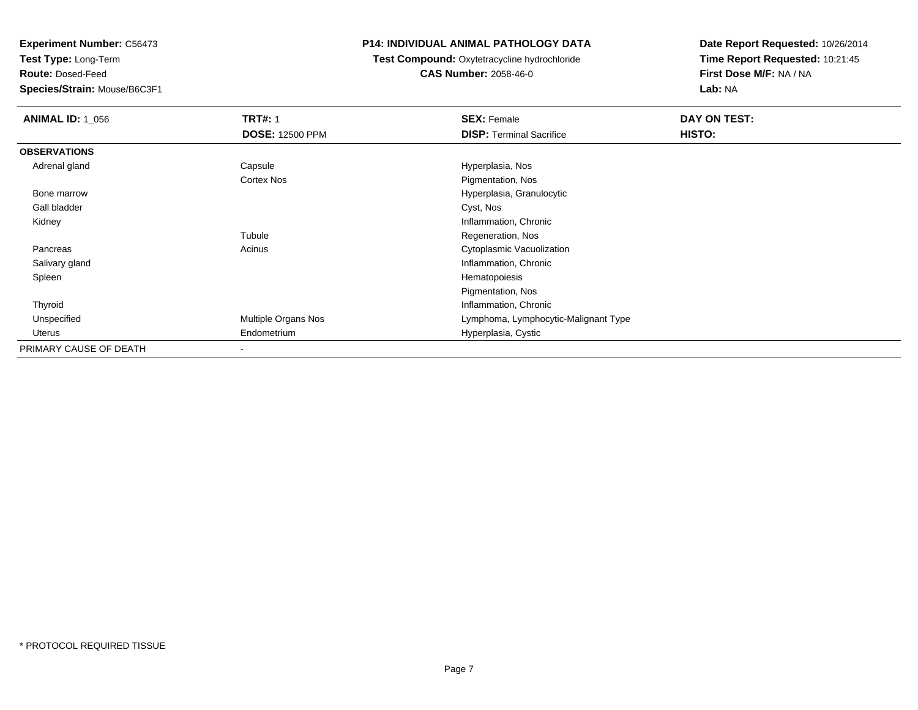**Experiment Number:** C56473
**Test Type:** Long-Term
**Route:** Dosed-Feed
**Species/Strain:** Mouse/B6C3F1

**P14: INDIVIDUAL ANIMAL PATHOLOGY DATA**
**Test Compound:** Oxytetracycline hydrochloride
**CAS Number:** 2058-46-0

**Date Report Requested:** 10/26/2014
**Time Report Requested:** 10:21:45
**First Dose M/F:** NA / NA
**Lab:** NA

| **ANIMAL ID:** 1_056 | **TRT#:** 1<br>**DOSE:** 12500 PPM | **SEX:** Female<br>**DISP:** Terminal Sacrifice | **DAY ON TEST:**<br>**HISTO:** |
|---|---|---|---|
| **OBSERVATIONS** | | | |
| Adrenal gland | Capsule | Hyperplasia, Nos | |
| | Cortex Nos | Pigmentation, Nos | |
| Bone marrow | | Hyperplasia, Granulocytic | |
| Gall bladder | | Cyst, Nos | |
| Kidney | | Inflammation, Chronic | |
| | Tubule | Regeneration, Nos | |
| Pancreas | Acinus | Cytoplasmic Vacuolization | |
| Salivary gland | | Inflammation, Chronic | |
| Spleen | | Hematopoiesis | |
| | | Pigmentation, Nos | |
| Thyroid | | Inflammation, Chronic | |
| Unspecified | Multiple Organs Nos | Lymphoma, Lymphocytic-Malignant Type | |
| Uterus | Endometrium | Hyperplasia, Cystic | |
| PRIMARY CAUSE OF DEATH | - | | |

* PROTOCOL REQUIRED TISSUE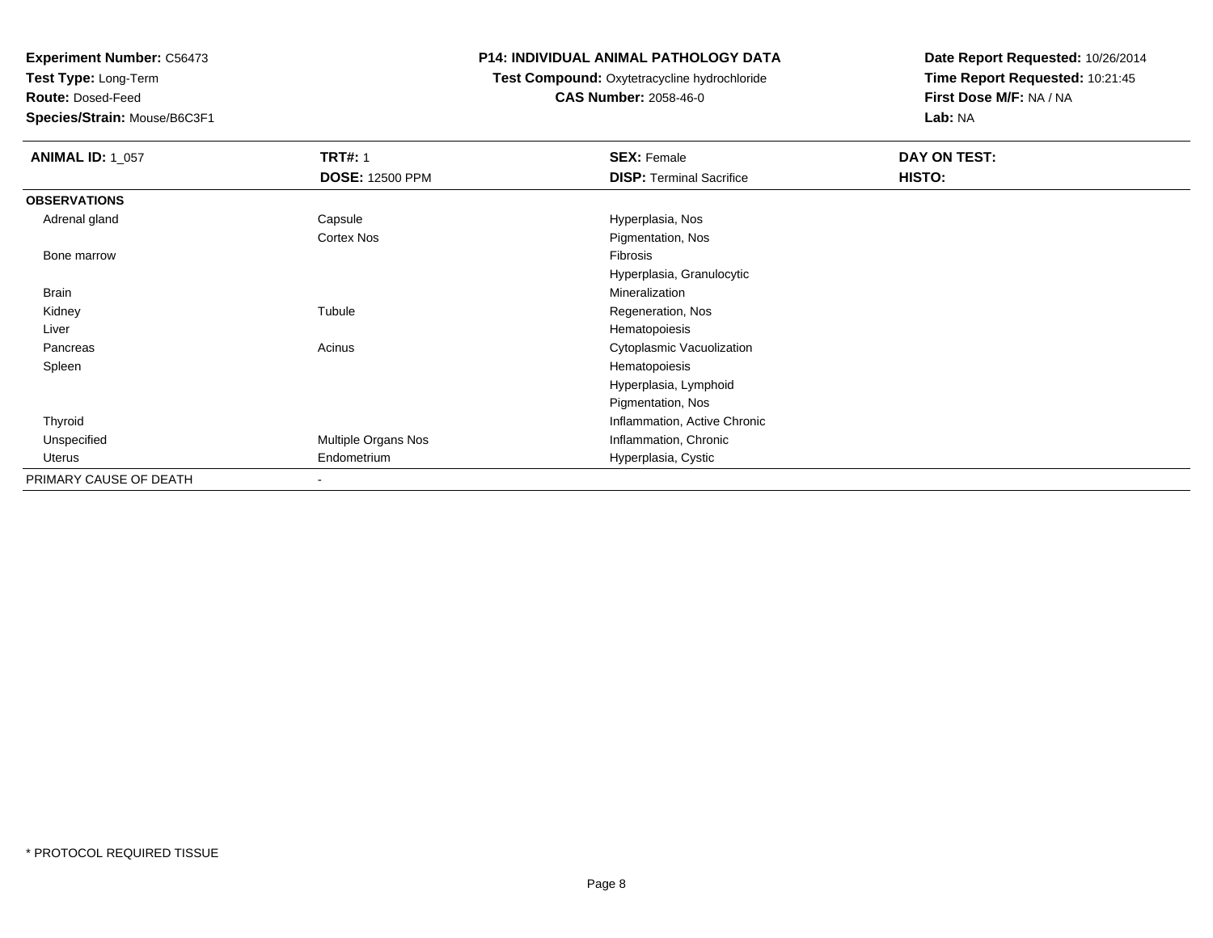**Experiment Number:** C56473
**Test Type:** Long-Term
**Route:** Dosed-Feed
**Species/Strain:** Mouse/B6C3F1

**P14: INDIVIDUAL ANIMAL PATHOLOGY DATA**
**Test Compound:** Oxytetracycline hydrochloride
**CAS Number:** 2058-46-0

**Date Report Requested:** 10/26/2014
**Time Report Requested:** 10:21:45
**First Dose M/F:** NA / NA
**Lab:** NA

| **ANIMAL ID:** 1_057 | **TRT#:** 1<br>**DOSE:** 12500 PPM | **SEX:** Female<br>**DISP:** Terminal Sacrifice | **DAY ON TEST:**<br>**HISTO:** |
|---|---|---|---|
| **OBSERVATIONS** | | | |
| Adrenal gland | Capsule | Hyperplasia, Nos | |
| | Cortex Nos | Pigmentation, Nos | |
| Bone marrow | | Fibrosis | |
| | | Hyperplasia, Granulocytic | |
| Brain | | Mineralization | |
| Kidney | Tubule | Regeneration, Nos | |
| Liver | | Hematopoiesis | |
| Pancreas | Acinus | Cytoplasmic Vacuolization | |
| Spleen | | Hematopoiesis | |
| | | Hyperplasia, Lymphoid | |
| | | Pigmentation, Nos | |
| Thyroid | | Inflammation, Active Chronic | |
| Unspecified | Multiple Organs Nos | Inflammation, Chronic | |
| Uterus | Endometrium | Hyperplasia, Cystic | |
| PRIMARY CAUSE OF DEATH | - | | |

\* PROTOCOL REQUIRED TISSUE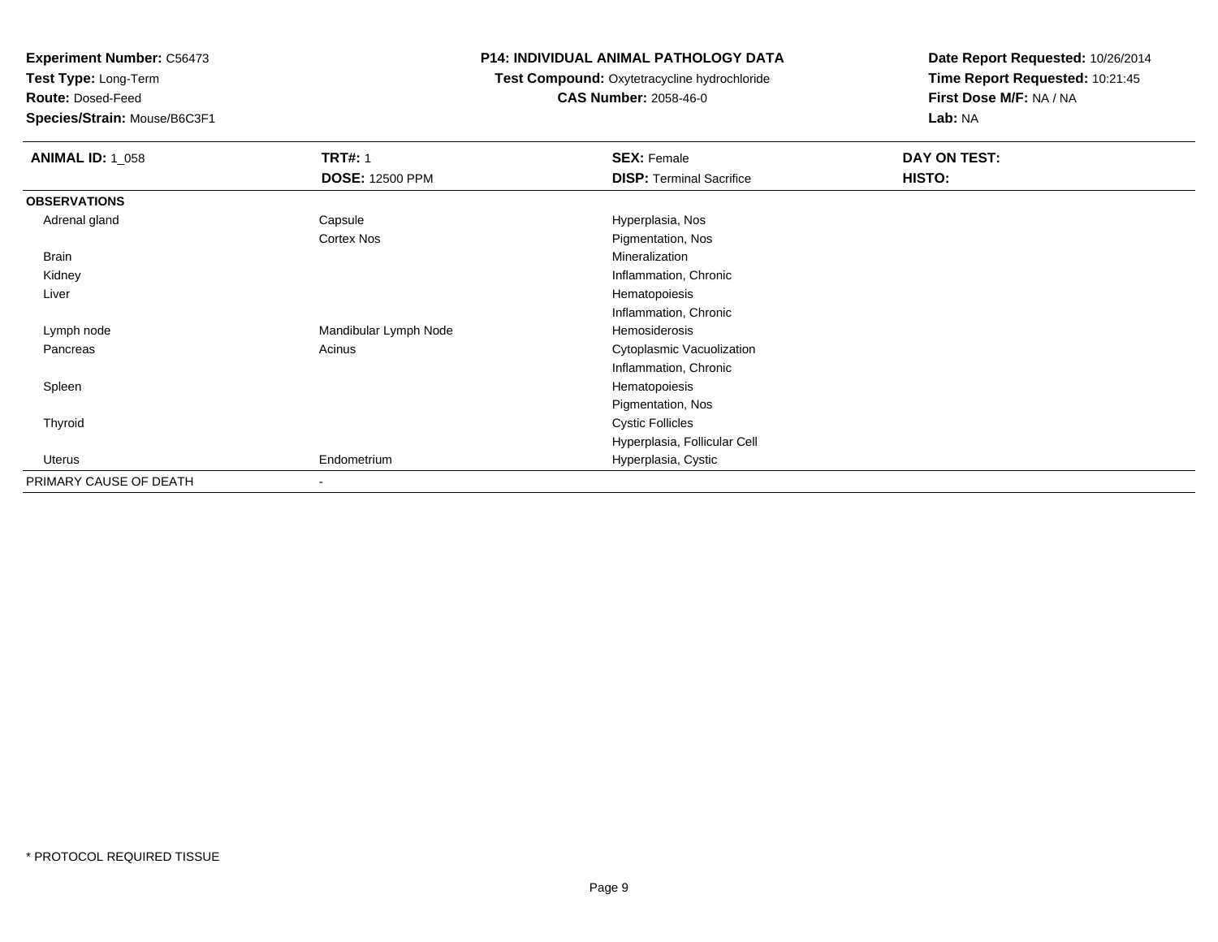**Experiment Number:** C56473
**Test Type:** Long-Term
**Route:** Dosed-Feed
**Species/Strain:** Mouse/B6C3F1

**P14: INDIVIDUAL ANIMAL PATHOLOGY DATA**
**Test Compound:** Oxytetracycline hydrochloride
**CAS Number:** 2058-46-0

**Date Report Requested:** 10/26/2014
**Time Report Requested:** 10:21:45
**First Dose M/F:** NA / NA
**Lab:** NA

| **ANIMAL ID:** 1_058 | **TRT#:** 1<br>**DOSE:** 12500 PPM | **SEX:** Female<br>**DISP:** Terminal Sacrifice | **DAY ON TEST:**<br>**HISTO:** |
|---|---|---|---|
| **OBSERVATIONS** | | | |
| Adrenal gland | Capsule | Hyperplasia, Nos | |
| | Cortex Nos | Pigmentation, Nos | |
| Brain | | Mineralization | |
| Kidney | | Inflammation, Chronic | |
| Liver | | Hematopoiesis | |
| | | Inflammation, Chronic | |
| Lymph node | Mandibular Lymph Node | Hemosiderosis | |
| Pancreas | Acinus | Cytoplasmic Vacuolization | |
| | | Inflammation, Chronic | |
| Spleen | | Hematopoiesis | |
| | | Pigmentation, Nos | |
| Thyroid | | Cystic Follicles | |
| | | Hyperplasia, Follicular Cell | |
| Uterus | Endometrium | Hyperplasia, Cystic | |
| PRIMARY CAUSE OF DEATH | - | | |

* PROTOCOL REQUIRED TISSUE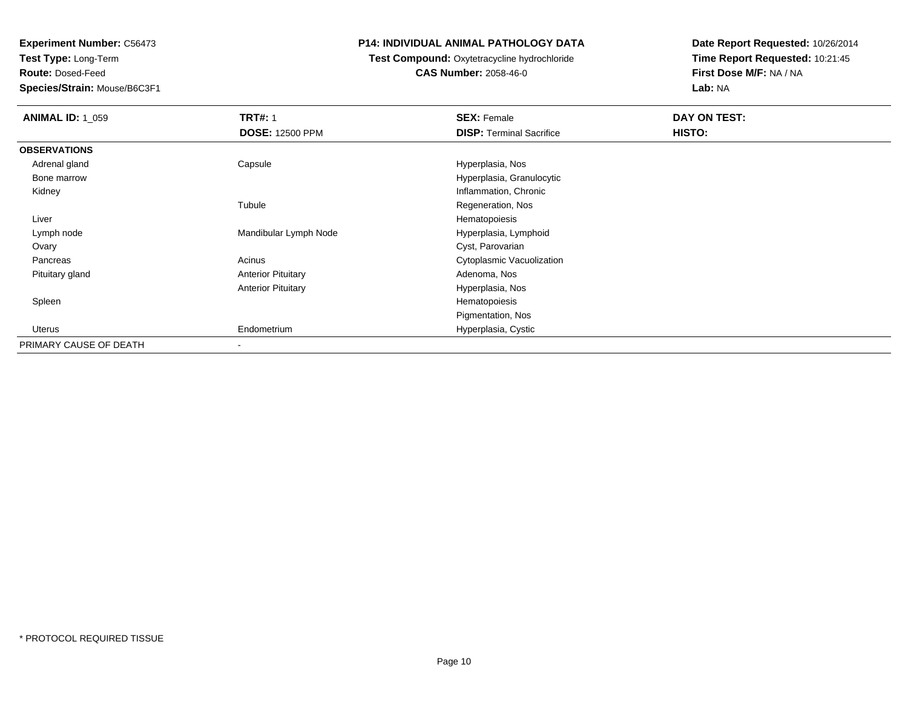**Experiment Number:** C56473
**Test Type:** Long-Term
**Route:** Dosed-Feed
**Species/Strain:** Mouse/B6C3F1

**P14: INDIVIDUAL ANIMAL PATHOLOGY DATA**
**Test Compound:** Oxytetracycline hydrochloride
**CAS Number:** 2058-46-0

**Date Report Requested:** 10/26/2014
**Time Report Requested:** 10:21:45
**First Dose M/F:** NA / NA
**Lab:** NA

| **ANIMAL ID:** 1_059 | **TRT#:** 1<br>**DOSE:** 12500 PPM | **SEX:** Female<br>**DISP:** Terminal Sacrifice | **DAY ON TEST:**<br>**HISTO:** |
|---|---|---|---|
| **OBSERVATIONS** | | | |
| Adrenal gland | Capsule | Hyperplasia, Nos | |
| Bone marrow | | Hyperplasia, Granulocytic | |
| Kidney | | Inflammation, Chronic | |
| | Tubule | Regeneration, Nos | |
| Liver | | Hematopoiesis | |
| Lymph node | Mandibular Lymph Node | Hyperplasia, Lymphoid | |
| Ovary | | Cyst, Parovarian | |
| Pancreas | Acinus | Cytoplasmic Vacuolization | |
| Pituitary gland | Anterior Pituitary | Adenoma, Nos | |
| | Anterior Pituitary | Hyperplasia, Nos | |
| Spleen | | Hematopoiesis | |
| | | Pigmentation, Nos | |
| Uterus | Endometrium | Hyperplasia, Cystic | |
| PRIMARY CAUSE OF DEATH | - | | |

* PROTOCOL REQUIRED TISSUE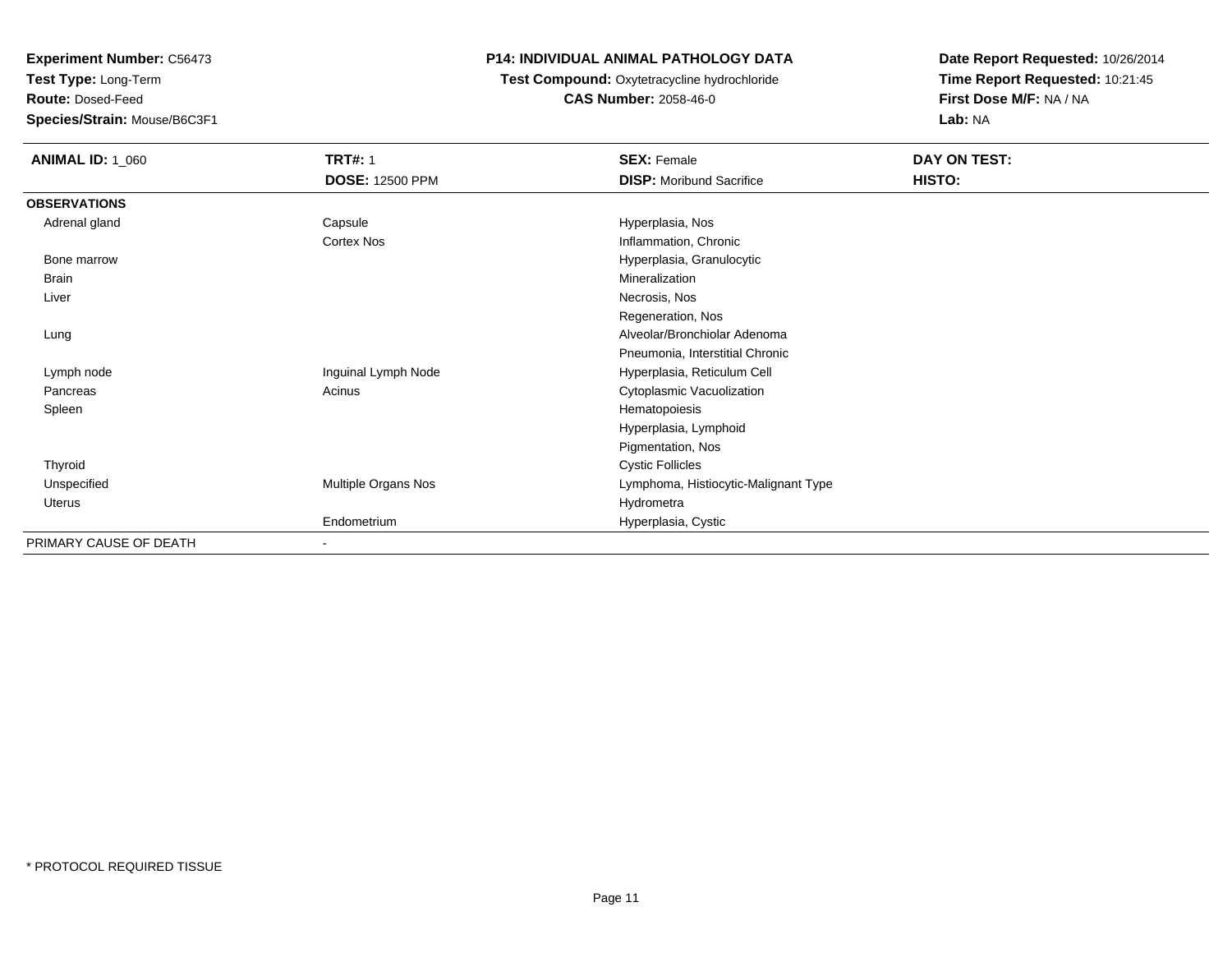**Experiment Number:** C56473
**Test Type:** Long-Term
**Route:** Dosed-Feed
**Species/Strain:** Mouse/B6C3F1

**P14: INDIVIDUAL ANIMAL PATHOLOGY DATA**
**Test Compound:** Oxytetracycline hydrochloride
**CAS Number:** 2058-46-0

**Date Report Requested:** 10/26/2014
**Time Report Requested:** 10:21:45
**First Dose M/F:** NA / NA
**Lab:** NA

| **ANIMAL ID:** 1_060 | **TRT#:** 1<br>**DOSE:** 12500 PPM | **SEX:** Female<br>**DISP:** Moribund Sacrifice | **DAY ON TEST:**<br>**HISTO:** |
|---|---|---|---|
| **OBSERVATIONS** | | | |
| Adrenal gland | Capsule | Hyperplasia, Nos | |
| | Cortex Nos | Inflammation, Chronic | |
| Bone marrow | | Hyperplasia, Granulocytic | |
| Brain | | Mineralization | |
| Liver | | Necrosis, Nos | |
| | | Regeneration, Nos | |
| Lung | | Alveolar/Bronchiolar Adenoma | |
| | | Pneumonia, Interstitial Chronic | |
| Lymph node | Inguinal Lymph Node | Hyperplasia, Reticulum Cell | |
| Pancreas | Acinus | Cytoplasmic Vacuolization | |
| Spleen | | Hematopoiesis | |
| | | Hyperplasia, Lymphoid | |
| | | Pigmentation, Nos | |
| Thyroid | | Cystic Follicles | |
| Unspecified | Multiple Organs Nos | Lymphoma, Histiocytic-Malignant Type | |
| Uterus | | Hydrometra | |
| | Endometrium | Hyperplasia, Cystic | |
| PRIMARY CAUSE OF DEATH | - | | |

\* PROTOCOL REQUIRED TISSUE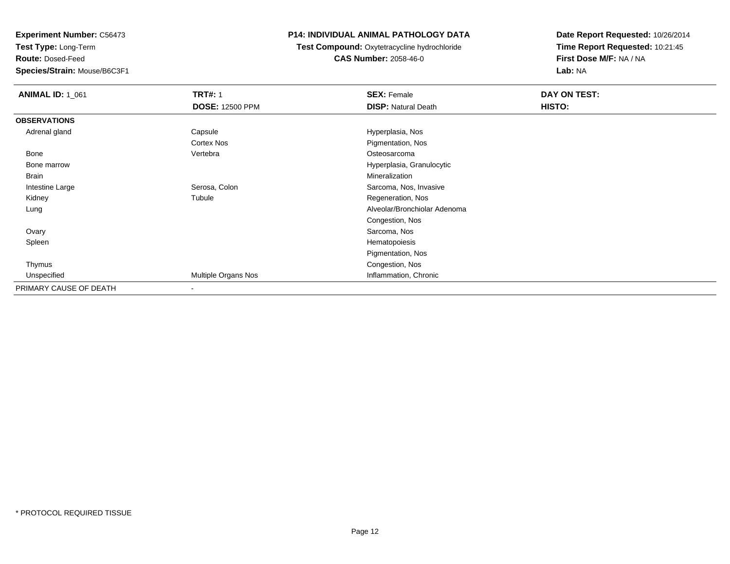**Experiment Number:** C56473
**Test Type:** Long-Term
**Route:** Dosed-Feed
**Species/Strain:** Mouse/B6C3F1

**P14: INDIVIDUAL ANIMAL PATHOLOGY DATA**
**Test Compound:** Oxytetracycline hydrochloride
**CAS Number:** 2058-46-0

**Date Report Requested:** 10/26/2014
**Time Report Requested:** 10:21:45
**First Dose M/F:** NA / NA
**Lab:** NA

| **ANIMAL ID:** 1_061 | **TRT#:** 1 | **SEX:** Female | **DAY ON TEST:** |
|---|---|---|---|
| | **DOSE:** 12500 PPM | **DISP:** Natural Death | **HISTO:** |
| **OBSERVATIONS** | | | |
| Adrenal gland | Capsule | Hyperplasia, Nos | |
| | Cortex Nos | Pigmentation, Nos | |
| Bone | Vertebra | Osteosarcoma | |
| Bone marrow | | Hyperplasia, Granulocytic | |
| Brain | | Mineralization | |
| Intestine Large | Serosa, Colon | Sarcoma, Nos, Invasive | |
| Kidney | Tubule | Regeneration, Nos | |
| Lung | | Alveolar/Bronchiolar Adenoma | |
| | | Congestion, Nos | |
| Ovary | | Sarcoma, Nos | |
| Spleen | | Hematopoiesis | |
| | | Pigmentation, Nos | |
| Thymus | | Congestion, Nos | |
| Unspecified | Multiple Organs Nos | Inflammation, Chronic | |
| PRIMARY CAUSE OF DEATH | - | | |

* PROTOCOL REQUIRED TISSUE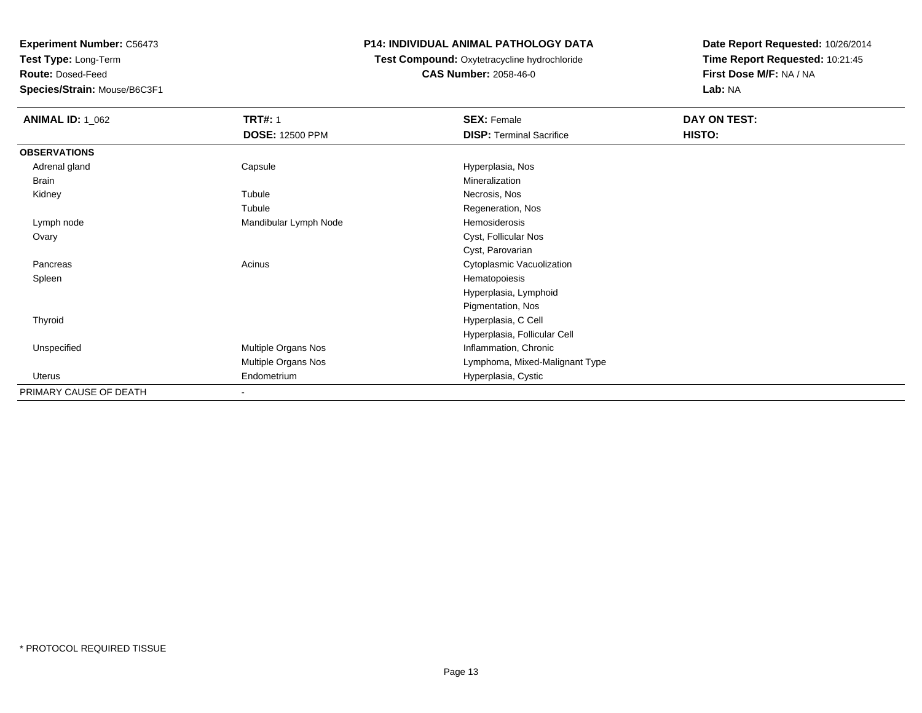**Experiment Number:** C56473
**Test Type:** Long-Term
**Route:** Dosed-Feed
**Species/Strain:** Mouse/B6C3F1

**P14: INDIVIDUAL ANIMAL PATHOLOGY DATA**
**Test Compound:** Oxytetracycline hydrochloride
**CAS Number:** 2058-46-0

**Date Report Requested:** 10/26/2014
**Time Report Requested:** 10:21:45
**First Dose M/F:** NA / NA
**Lab:** NA

| **ANIMAL ID:** 1_062 | **TRT#:** 1 | **SEX:** Female | **DAY ON TEST:** |
|---|---|---|---|
| | **DOSE:** 12500 PPM | **DISP:** Terminal Sacrifice | **HISTO:** |
| **OBSERVATIONS** | | | |
| Adrenal gland | Capsule | Hyperplasia, Nos | |
| Brain | | Mineralization | |
| Kidney | Tubule | Necrosis, Nos | |
| | Tubule | Regeneration, Nos | |
| Lymph node | Mandibular Lymph Node | Hemosiderosis | |
| Ovary | | Cyst, Follicular Nos | |
| | | Cyst, Parovarian | |
| Pancreas | Acinus | Cytoplasmic Vacuolization | |
| Spleen | | Hematopoiesis | |
| | | Hyperplasia, Lymphoid | |
| | | Pigmentation, Nos | |
| Thyroid | | Hyperplasia, C Cell | |
| | | Hyperplasia, Follicular Cell | |
| Unspecified | Multiple Organs Nos | Inflammation, Chronic | |
| | Multiple Organs Nos | Lymphoma, Mixed-Malignant Type | |
| Uterus | Endometrium | Hyperplasia, Cystic | |
| PRIMARY CAUSE OF DEATH | - | | |

* PROTOCOL REQUIRED TISSUE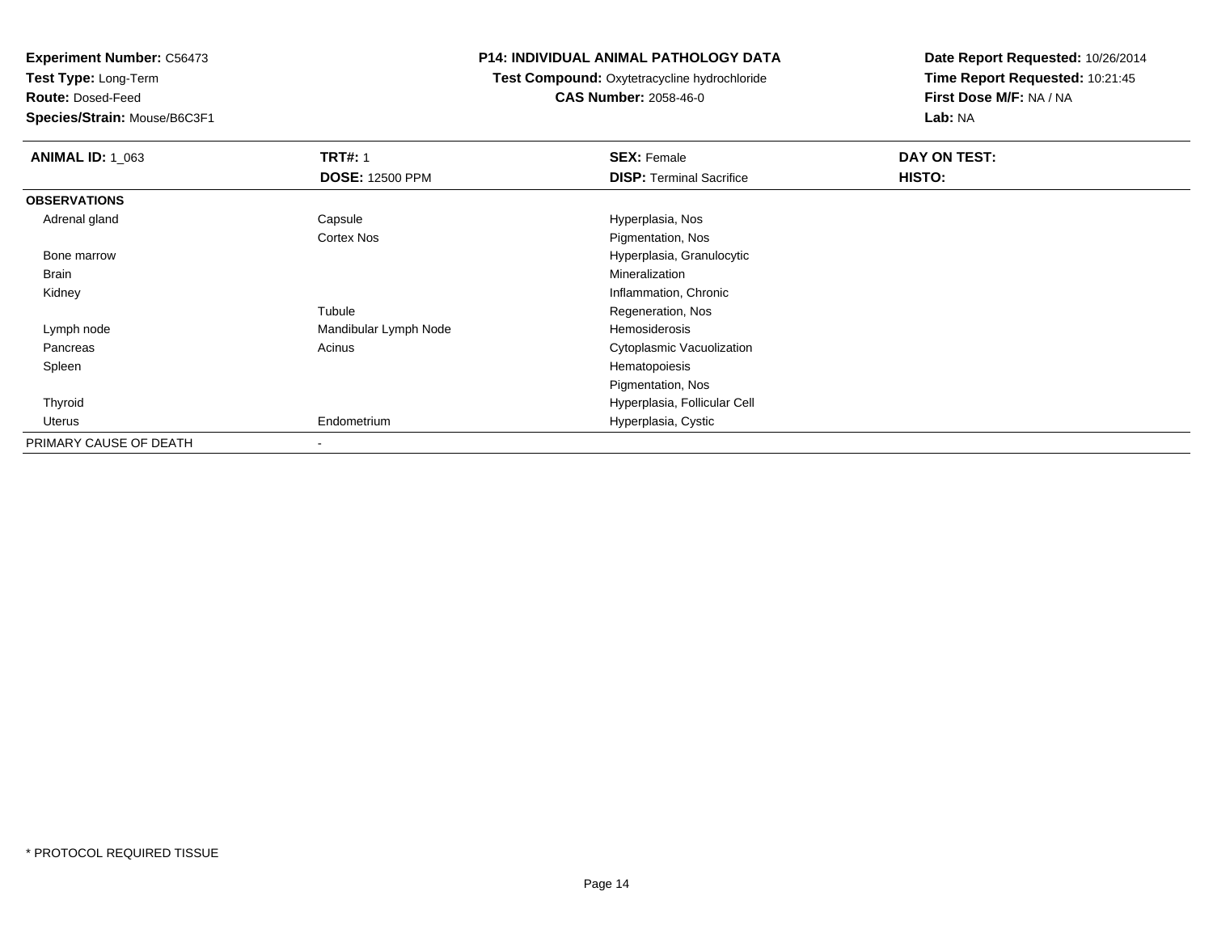**Experiment Number:** C56473
**Test Type:** Long-Term
**Route:** Dosed-Feed
**Species/Strain:** Mouse/B6C3F1

**P14: INDIVIDUAL ANIMAL PATHOLOGY DATA**
**Test Compound:** Oxytetracycline hydrochloride
**CAS Number:** 2058-46-0

**Date Report Requested:** 10/26/2014
**Time Report Requested:** 10:21:45
**First Dose M/F:** NA / NA
**Lab:** NA

| **ANIMAL ID:** 1_063 | **TRT#:** 1<br>**DOSE:** 12500 PPM | **SEX:** Female<br>**DISP:** Terminal Sacrifice | **DAY ON TEST:**<br>**HISTO:** |
|---|---|---|---|
| **OBSERVATIONS** | | | |
| Adrenal gland | Capsule | Hyperplasia, Nos | |
| | Cortex Nos | Pigmentation, Nos | |
| Bone marrow | | Hyperplasia, Granulocytic | |
| Brain | | Mineralization | |
| Kidney | | Inflammation, Chronic | |
| | Tubule | Regeneration, Nos | |
| Lymph node | Mandibular Lymph Node | Hemosiderosis | |
| Pancreas | Acinus | Cytoplasmic Vacuolization | |
| Spleen | | Hematopoiesis | |
| | | Pigmentation, Nos | |
| Thyroid | | Hyperplasia, Follicular Cell | |
| Uterus | Endometrium | Hyperplasia, Cystic | |
| PRIMARY CAUSE OF DEATH | - | | |

\* PROTOCOL REQUIRED TISSUE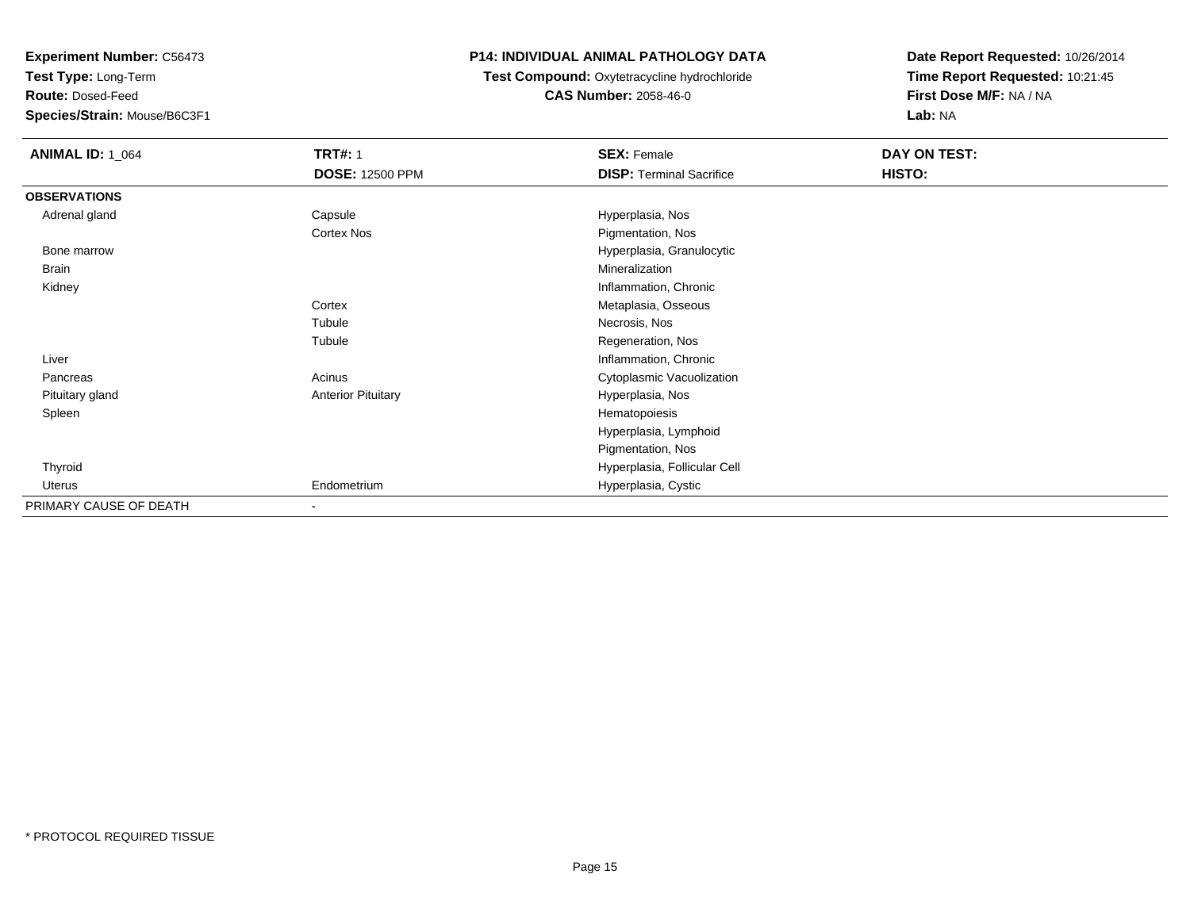**Experiment Number:** C56473
**Test Type:** Long-Term
**Route:** Dosed-Feed
**Species/Strain:** Mouse/B6C3F1

**P14: INDIVIDUAL ANIMAL PATHOLOGY DATA**
**Test Compound:** Oxytetracycline hydrochloride
**CAS Number:** 2058-46-0

**Date Report Requested:** 10/26/2014
**Time Report Requested:** 10:21:45
**First Dose M/F:** NA / NA
**Lab:** NA

| **ANIMAL ID:** 1_064 | **TRT#:** 1 | **SEX:** Female | **DAY ON TEST:** |
|---|---|---|---|
| | **DOSE:** 12500 PPM | **DISP:** Terminal Sacrifice | **HISTO:** |
| **OBSERVATIONS** | | | |
| Adrenal gland | Capsule | Hyperplasia, Nos | |
| | Cortex Nos | Pigmentation, Nos | |
| Bone marrow | | Hyperplasia, Granulocytic | |
| Brain | | Mineralization | |
| Kidney | | Inflammation, Chronic | |
| | Cortex | Metaplasia, Osseous | |
| | Tubule | Necrosis, Nos | |
| | Tubule | Regeneration, Nos | |
| Liver | | Inflammation, Chronic | |
| Pancreas | Acinus | Cytoplasmic Vacuolization | |
| Pituitary gland | Anterior Pituitary | Hyperplasia, Nos | |
| Spleen | | Hematopoiesis | |
| | | Hyperplasia, Lymphoid | |
| | | Pigmentation, Nos | |
| Thyroid | | Hyperplasia, Follicular Cell | |
| Uterus | Endometrium | Hyperplasia, Cystic | |
| PRIMARY CAUSE OF DEATH | - | | |

* PROTOCOL REQUIRED TISSUE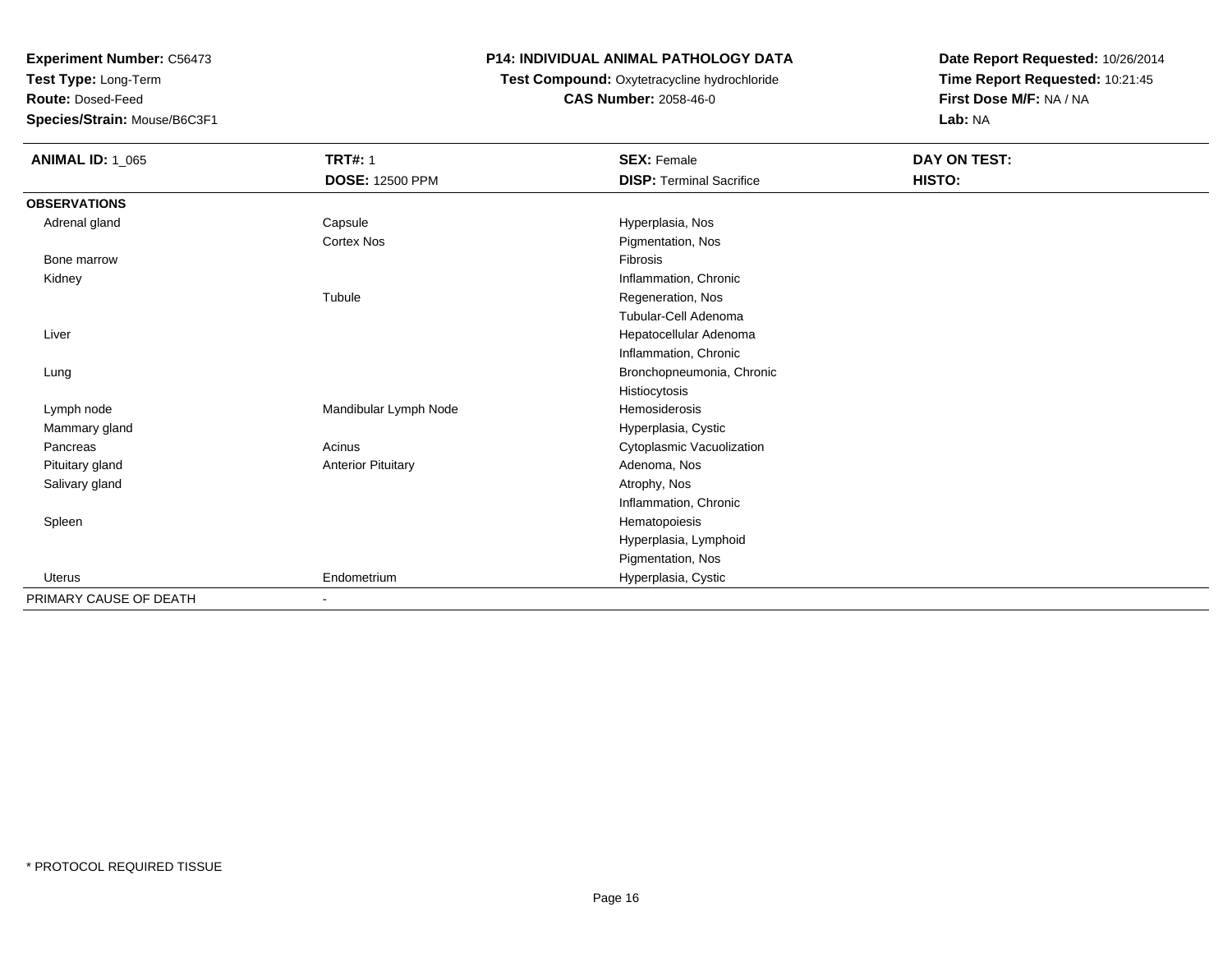**Experiment Number:** C56473
**Test Type:** Long-Term
**Route:** Dosed-Feed
**Species/Strain:** Mouse/B6C3F1

**P14: INDIVIDUAL ANIMAL PATHOLOGY DATA**
**Test Compound:** Oxytetracycline hydrochloride
**CAS Number:** 2058-46-0

**Date Report Requested:** 10/26/2014
**Time Report Requested:** 10:21:45
**First Dose M/F:** NA / NA
**Lab:** NA

| **ANIMAL ID:** 1_065 | **TRT#:** 1<br>**DOSE:** 12500 PPM | **SEX:** Female<br>**DISP:** Terminal Sacrifice | **DAY ON TEST:**<br>**HISTO:** |
|---|---|---|---|
| **OBSERVATIONS** | | | |
| Adrenal gland | Capsule | Hyperplasia, Nos | |
| | Cortex Nos | Pigmentation, Nos | |
| Bone marrow | | Fibrosis | |
| Kidney | | Inflammation, Chronic | |
| | Tubule | Regeneration, Nos | |
| | | Tubular-Cell Adenoma | |
| Liver | | Hepatocellular Adenoma | |
| | | Inflammation, Chronic | |
| Lung | | Bronchopneumonia, Chronic | |
| | | Histiocytosis | |
| Lymph node | Mandibular Lymph Node | Hemosiderosis | |
| Mammary gland | | Hyperplasia, Cystic | |
| Pancreas | Acinus | Cytoplasmic Vacuolization | |
| Pituitary gland | Anterior Pituitary | Adenoma, Nos | |
| Salivary gland | | Atrophy, Nos | |
| | | Inflammation, Chronic | |
| Spleen | | Hematopoiesis | |
| | | Hyperplasia, Lymphoid | |
| | | Pigmentation, Nos | |
| Uterus | Endometrium | Hyperplasia, Cystic | |
| PRIMARY CAUSE OF DEATH | - | | |

* PROTOCOL REQUIRED TISSUE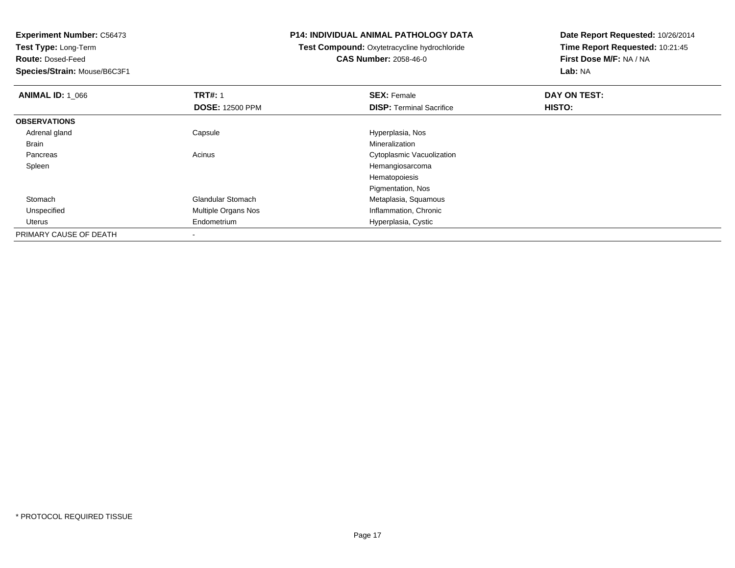**Experiment Number:** C56473
**Test Type:** Long-Term
**Route:** Dosed-Feed
**Species/Strain:** Mouse/B6C3F1

**P14: INDIVIDUAL ANIMAL PATHOLOGY DATA**
**Test Compound:** Oxytetracycline hydrochloride
**CAS Number:** 2058-46-0

**Date Report Requested:** 10/26/2014
**Time Report Requested:** 10:21:45
**First Dose M/F:** NA / NA
**Lab:** NA

| **ANIMAL ID:** 1_066 | **TRT#:** 1<br>**DOSE:** 12500 PPM | **SEX:** Female<br>**DISP:** Terminal Sacrifice | **DAY ON TEST:**<br>**HISTO:** |
|---|---|---|---|
| **OBSERVATIONS** | | | |
| Adrenal gland | Capsule | Hyperplasia, Nos | |
| Brain | | Mineralization | |
| Pancreas | Acinus | Cytoplasmic Vacuolization | |
| Spleen | | Hemangiosarcoma | |
| | | Hematopoiesis | |
| | | Pigmentation, Nos | |
| Stomach | Glandular Stomach | Metaplasia, Squamous | |
| Unspecified | Multiple Organs Nos | Inflammation, Chronic | |
| Uterus | Endometrium | Hyperplasia, Cystic | |
| PRIMARY CAUSE OF DEATH | - | | |

* PROTOCOL REQUIRED TISSUE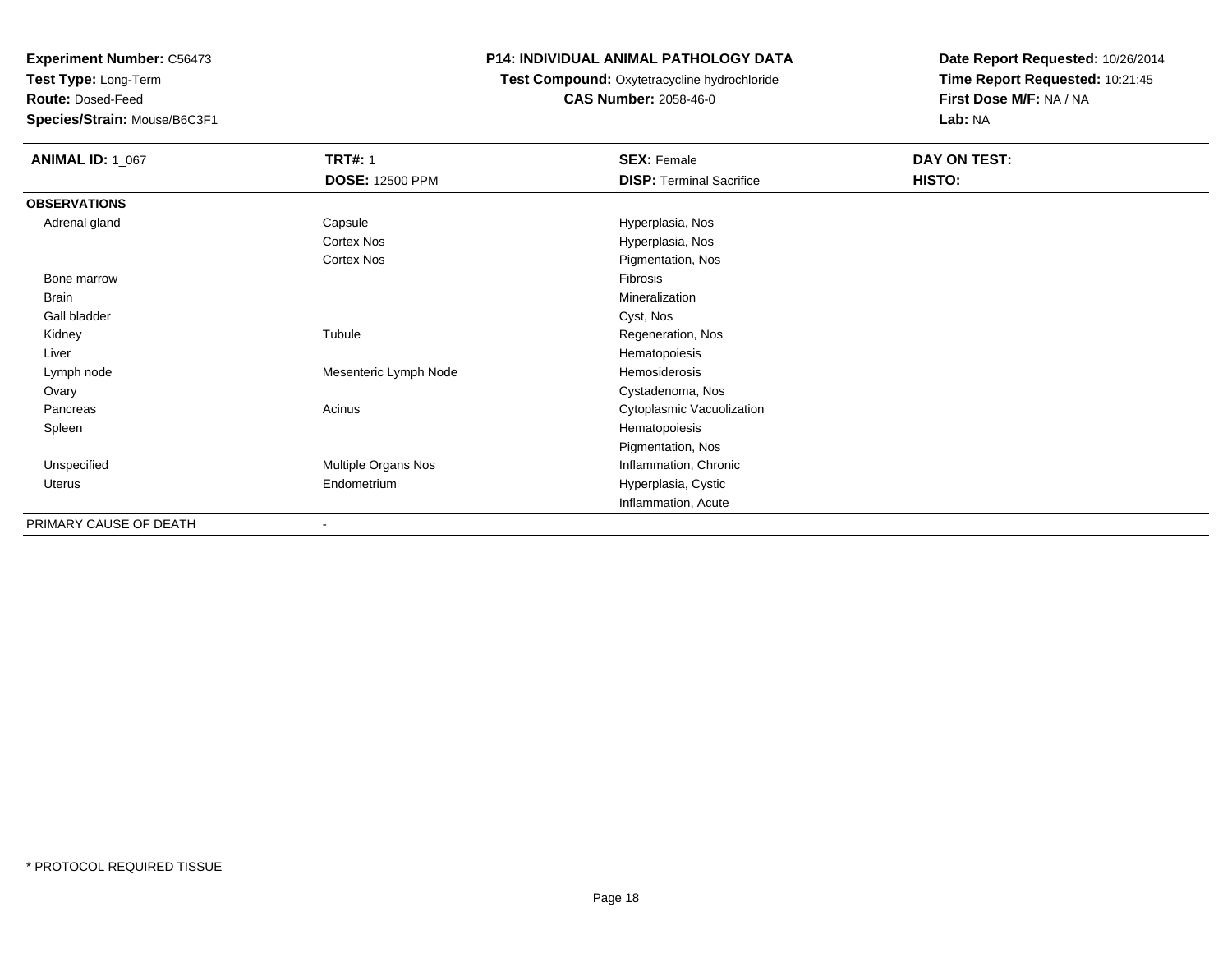**Experiment Number:** C56473
**Test Type:** Long-Term
**Route:** Dosed-Feed
**Species/Strain:** Mouse/B6C3F1

**P14: INDIVIDUAL ANIMAL PATHOLOGY DATA**
**Test Compound:** Oxytetracycline hydrochloride
**CAS Number:** 2058-46-0

**Date Report Requested:** 10/26/2014
**Time Report Requested:** 10:21:45
**First Dose M/F:** NA / NA
**Lab:** NA

| **ANIMAL ID:** 1_067 | **TRT#:** 1 | **SEX:** Female | **DAY ON TEST:** |
|---|---|---|---|
| | **DOSE:** 12500 PPM | **DISP:** Terminal Sacrifice | **HISTO:** |
| **OBSERVATIONS** | | | |
| Adrenal gland | Capsule | Hyperplasia, Nos | |
| | Cortex Nos | Hyperplasia, Nos | |
| | Cortex Nos | Pigmentation, Nos | |
| Bone marrow | | Fibrosis | |
| Brain | | Mineralization | |
| Gall bladder | | Cyst, Nos | |
| Kidney | Tubule | Regeneration, Nos | |
| Liver | | Hematopoiesis | |
| Lymph node | Mesenteric Lymph Node | Hemosiderosis | |
| Ovary | | Cystadenoma, Nos | |
| Pancreas | Acinus | Cytoplasmic Vacuolization | |
| Spleen | | Hematopoiesis | |
| | | Pigmentation, Nos | |
| Unspecified | Multiple Organs Nos | Inflammation, Chronic | |
| Uterus | Endometrium | Hyperplasia, Cystic | |
| | | Inflammation, Acute | |
| PRIMARY CAUSE OF DEATH | - | | |

* PROTOCOL REQUIRED TISSUE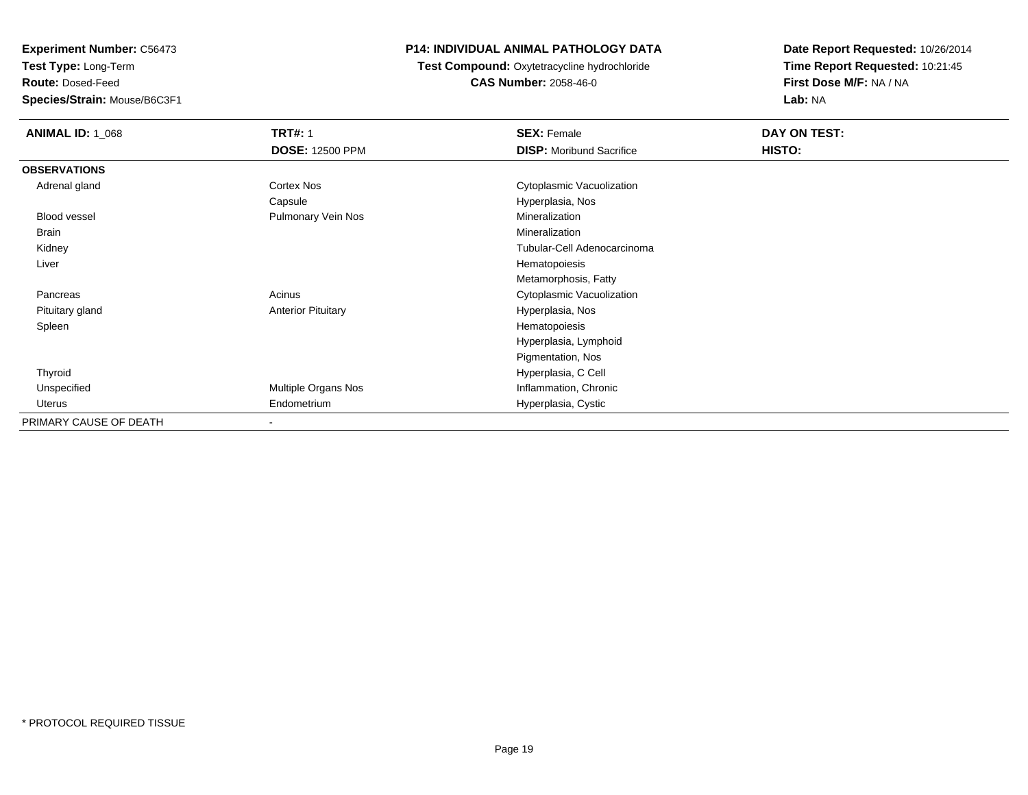**Experiment Number:** C56473
**Test Type:** Long-Term
**Route:** Dosed-Feed
**Species/Strain:** Mouse/B6C3F1

**P14: INDIVIDUAL ANIMAL PATHOLOGY DATA**
**Test Compound:** Oxytetracycline hydrochloride
**CAS Number:** 2058-46-0

**Date Report Requested:** 10/26/2014
**Time Report Requested:** 10:21:45
**First Dose M/F:** NA / NA
**Lab:** NA

| **ANIMAL ID:** 1_068 | **TRT#:** 1 | **SEX:** Female | **DAY ON TEST:** |
|---|---|---|---|
| | **DOSE:** 12500 PPM | **DISP:** Moribund Sacrifice | **HISTO:** |
| **OBSERVATIONS** | | | |
| Adrenal gland | Cortex Nos | Cytoplasmic Vacuolization | |
| | Capsule | Hyperplasia, Nos | |
| Blood vessel | Pulmonary Vein Nos | Mineralization | |
| Brain | | Mineralization | |
| Kidney | | Tubular-Cell Adenocarcinoma | |
| Liver | | Hematopoiesis | |
| | | Metamorphosis, Fatty | |
| Pancreas | Acinus | Cytoplasmic Vacuolization | |
| Pituitary gland | Anterior Pituitary | Hyperplasia, Nos | |
| Spleen | | Hematopoiesis | |
| | | Hyperplasia, Lymphoid | |
| | | Pigmentation, Nos | |
| Thyroid | | Hyperplasia, C Cell | |
| Unspecified | Multiple Organs Nos | Inflammation, Chronic | |
| Uterus | Endometrium | Hyperplasia, Cystic | |
| PRIMARY CAUSE OF DEATH | - | | |

* PROTOCOL REQUIRED TISSUE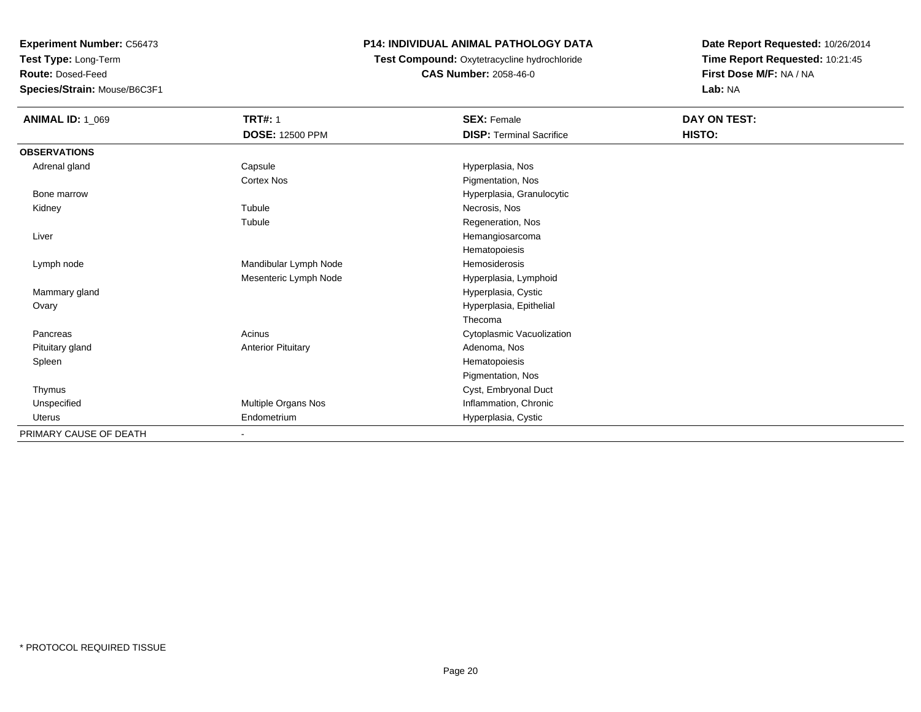**Experiment Number:** C56473
**Test Type:** Long-Term
**Route:** Dosed-Feed
**Species/Strain:** Mouse/B6C3F1

**P14: INDIVIDUAL ANIMAL PATHOLOGY DATA**
**Test Compound:** Oxytetracycline hydrochloride
**CAS Number:** 2058-46-0

**Date Report Requested:** 10/26/2014
**Time Report Requested:** 10:21:45
**First Dose M/F:** NA / NA
**Lab:** NA

| **ANIMAL ID:** 1_069 | **TRT#:** 1 | **SEX:** Female | **DAY ON TEST:** |
|---|---|---|---|
| | **DOSE:** 12500 PPM | **DISP:** Terminal Sacrifice | **HISTO:** |
| **OBSERVATIONS** | | | |
| Adrenal gland | Capsule | Hyperplasia, Nos | |
| | Cortex Nos | Pigmentation, Nos | |
| Bone marrow | | Hyperplasia, Granulocytic | |
| Kidney | Tubule | Necrosis, Nos | |
| | Tubule | Regeneration, Nos | |
| Liver | | Hemangiosarcoma | |
| | | Hematopoiesis | |
| Lymph node | Mandibular Lymph Node | Hemosiderosis | |
| | Mesenteric Lymph Node | Hyperplasia, Lymphoid | |
| Mammary gland | | Hyperplasia, Cystic | |
| Ovary | | Hyperplasia, Epithelial | |
| | | Thecoma | |
| Pancreas | Acinus | Cytoplasmic Vacuolization | |
| Pituitary gland | Anterior Pituitary | Adenoma, Nos | |
| Spleen | | Hematopoiesis | |
| | | Pigmentation, Nos | |
| Thymus | | Cyst, Embryonal Duct | |
| Unspecified | Multiple Organs Nos | Inflammation, Chronic | |
| Uterus | Endometrium | Hyperplasia, Cystic | |
| PRIMARY CAUSE OF DEATH | - | | |

* PROTOCOL REQUIRED TISSUE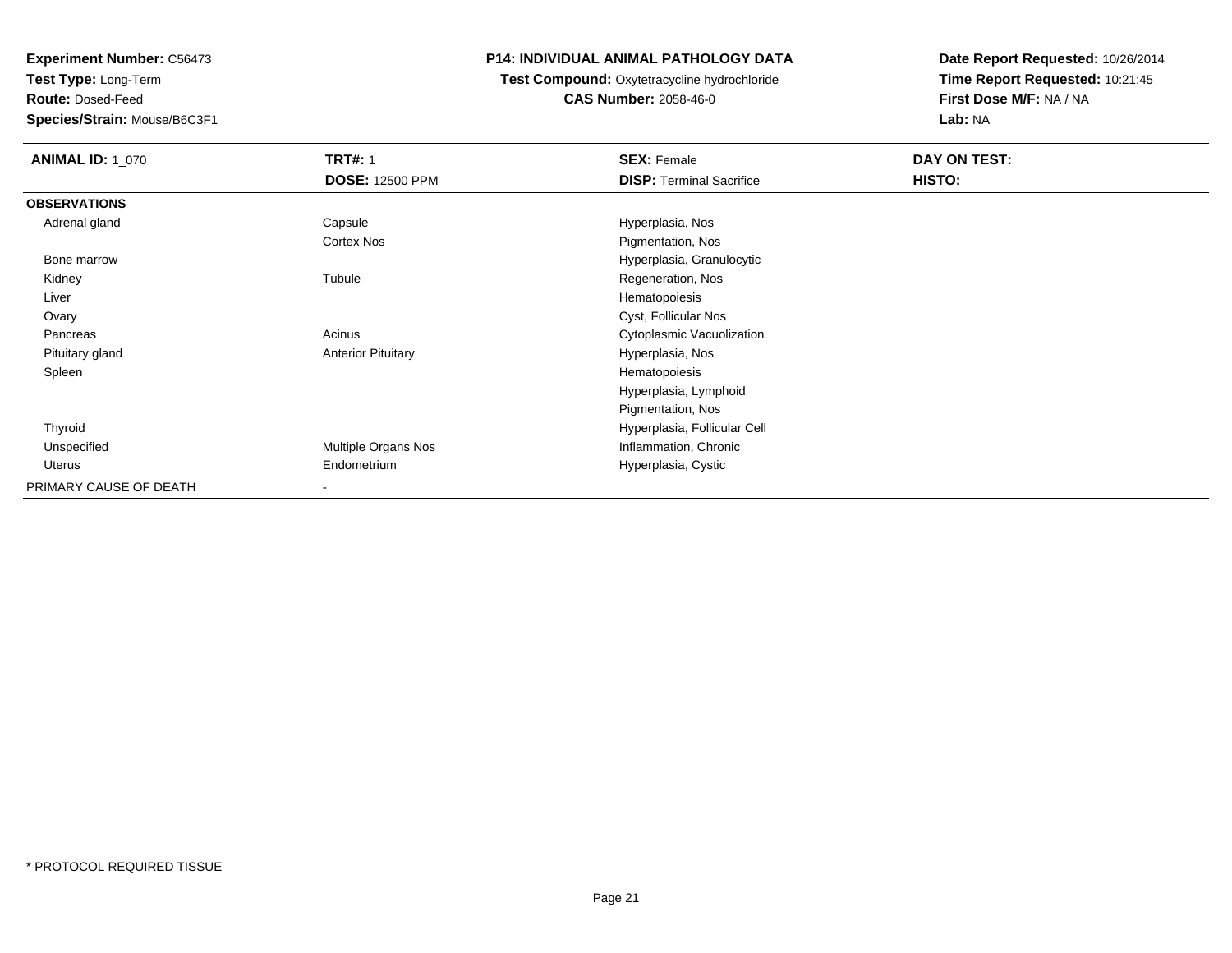**Experiment Number:** C56473
**Test Type:** Long-Term
**Route:** Dosed-Feed
**Species/Strain:** Mouse/B6C3F1

**P14: INDIVIDUAL ANIMAL PATHOLOGY DATA**
**Test Compound:** Oxytetracycline hydrochloride
**CAS Number:** 2058-46-0

**Date Report Requested:** 10/26/2014
**Time Report Requested:** 10:21:45
**First Dose M/F:** NA / NA
**Lab:** NA

| **ANIMAL ID:** 1_070 | **TRT#:** 1 | **SEX:** Female | **DAY ON TEST:** |
|---|---|---|---|
| | **DOSE:** 12500 PPM | **DISP:** Terminal Sacrifice | **HISTO:** |
| **OBSERVATIONS** | | | |
| Adrenal gland | Capsule | Hyperplasia, Nos | |
| | Cortex Nos | Pigmentation, Nos | |
| Bone marrow | | Hyperplasia, Granulocytic | |
| Kidney | Tubule | Regeneration, Nos | |
| Liver | | Hematopoiesis | |
| Ovary | | Cyst, Follicular Nos | |
| Pancreas | Acinus | Cytoplasmic Vacuolization | |
| Pituitary gland | Anterior Pituitary | Hyperplasia, Nos | |
| Spleen | | Hematopoiesis | |
| | | Hyperplasia, Lymphoid | |
| | | Pigmentation, Nos | |
| Thyroid | | Hyperplasia, Follicular Cell | |
| Unspecified | Multiple Organs Nos | Inflammation, Chronic | |
| Uterus | Endometrium | Hyperplasia, Cystic | |
| PRIMARY CAUSE OF DEATH | - | | |

* PROTOCOL REQUIRED TISSUE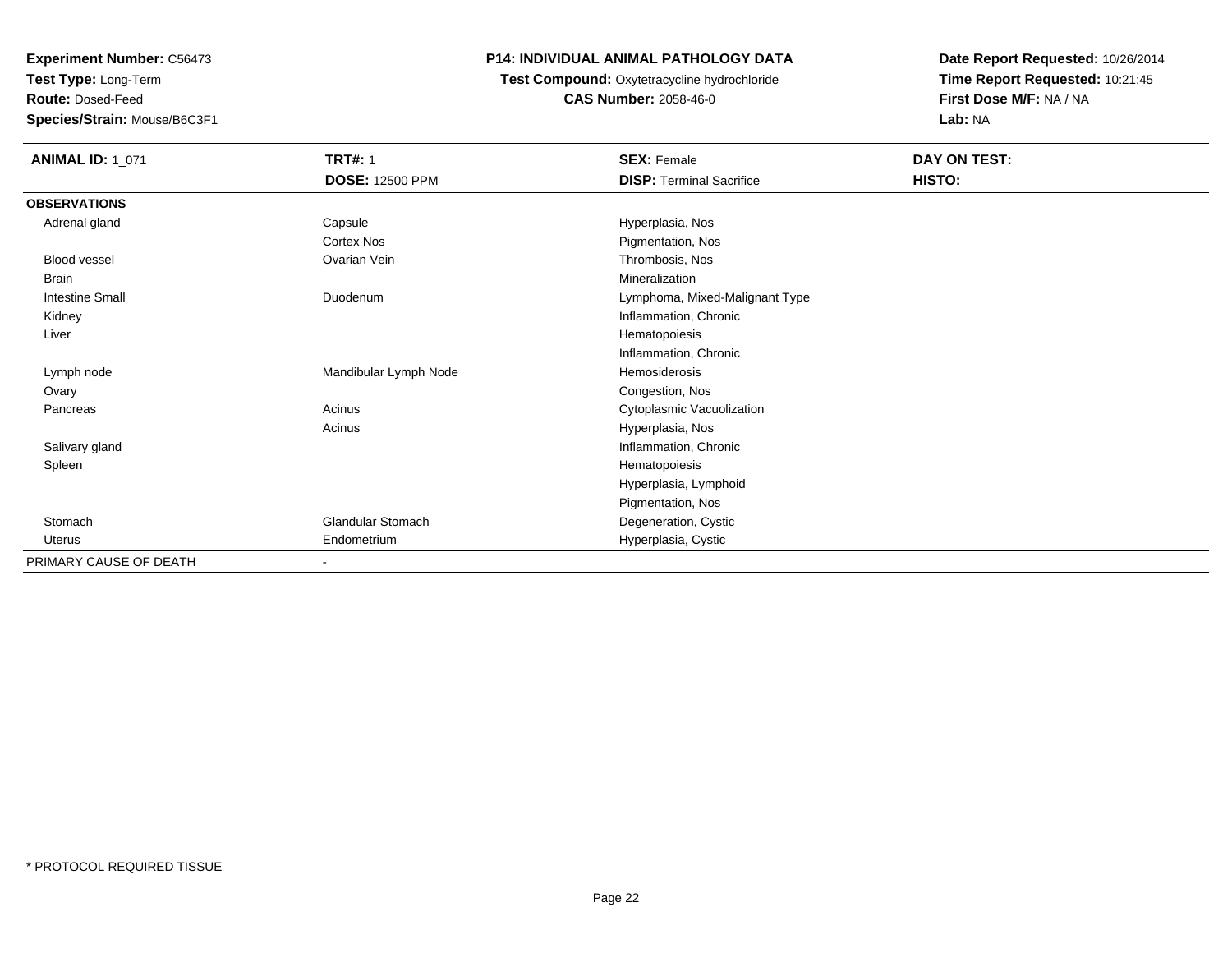**Experiment Number:** C56473
**Test Type:** Long-Term
**Route:** Dosed-Feed
**Species/Strain:** Mouse/B6C3F1

**P14: INDIVIDUAL ANIMAL PATHOLOGY DATA**
**Test Compound:** Oxytetracycline hydrochloride
**CAS Number:** 2058-46-0

**Date Report Requested:** 10/26/2014
**Time Report Requested:** 10:21:45
**First Dose M/F:** NA / NA
**Lab:** NA

| **ANIMAL ID:** 1_071 | **TRT#:** 1<br>**DOSE:** 12500 PPM | **SEX:** Female<br>**DISP:** Terminal Sacrifice | **DAY ON TEST:**<br>**HISTO:** |
|---|---|---|---|
| **OBSERVATIONS** | | | |
| Adrenal gland | Capsule | Hyperplasia, Nos | |
| | Cortex Nos | Pigmentation, Nos | |
| Blood vessel | Ovarian Vein | Thrombosis, Nos | |
| Brain | | Mineralization | |
| Intestine Small | Duodenum | Lymphoma, Mixed-Malignant Type | |
| Kidney | | Inflammation, Chronic | |
| Liver | | Hematopoiesis | |
| | | Inflammation, Chronic | |
| Lymph node | Mandibular Lymph Node | Hemosiderosis | |
| Ovary | | Congestion, Nos | |
| Pancreas | Acinus | Cytoplasmic Vacuolization | |
| | Acinus | Hyperplasia, Nos | |
| Salivary gland | | Inflammation, Chronic | |
| Spleen | | Hematopoiesis | |
| | | Hyperplasia, Lymphoid | |
| | | Pigmentation, Nos | |
| Stomach | Glandular Stomach | Degeneration, Cystic | |
| Uterus | Endometrium | Hyperplasia, Cystic | |
| PRIMARY CAUSE OF DEATH | - | | |

\* PROTOCOL REQUIRED TISSUE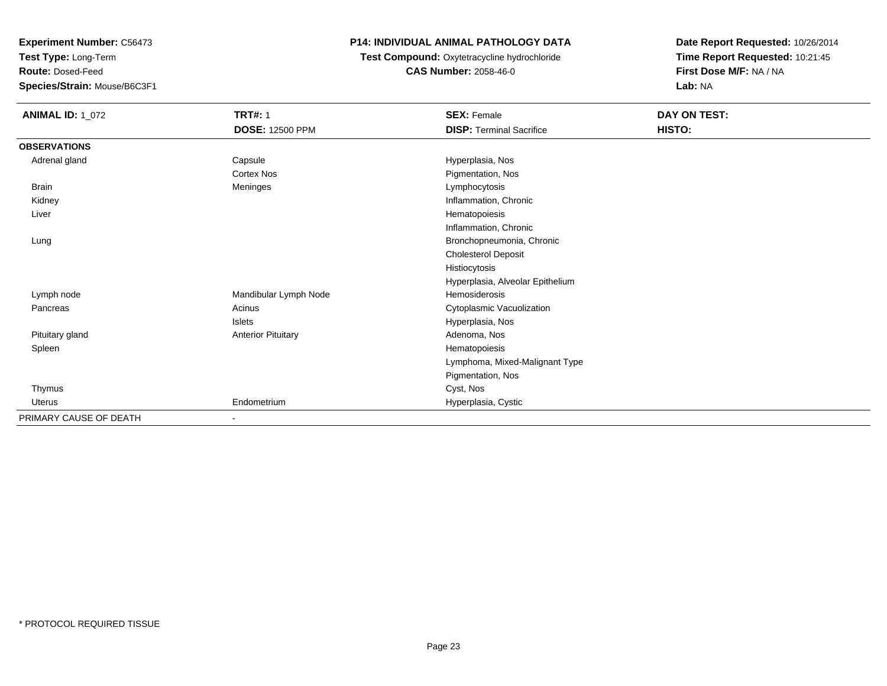**Experiment Number:** C56473
**Test Type:** Long-Term
**Route:** Dosed-Feed
**Species/Strain:** Mouse/B6C3F1

**P14: INDIVIDUAL ANIMAL PATHOLOGY DATA**
**Test Compound:** Oxytetracycline hydrochloride
**CAS Number:** 2058-46-0

**Date Report Requested:** 10/26/2014
**Time Report Requested:** 10:21:45
**First Dose M/F:** NA / NA
**Lab:** NA

| **ANIMAL ID:** 1_072 | **TRT#:** 1<br>**DOSE:** 12500 PPM | **SEX:** Female<br>**DISP:** Terminal Sacrifice | **DAY ON TEST:**<br>**HISTO:** |
|---|---|---|---|
| **OBSERVATIONS** | | | |
| Adrenal gland | Capsule | Hyperplasia, Nos | |
| | Cortex Nos | Pigmentation, Nos | |
| Brain | Meninges | Lymphocytosis | |
| Kidney | | Inflammation, Chronic | |
| Liver | | Hematopoiesis | |
| | | Inflammation, Chronic | |
| Lung | | Bronchopneumonia, Chronic | |
| | | Cholesterol Deposit | |
| | | Histiocytosis | |
| | | Hyperplasia, Alveolar Epithelium | |
| Lymph node | Mandibular Lymph Node | Hemosiderosis | |
| Pancreas | Acinus | Cytoplasmic Vacuolization | |
| | Islets | Hyperplasia, Nos | |
| Pituitary gland | Anterior Pituitary | Adenoma, Nos | |
| Spleen | | Hematopoiesis | |
| | | Lymphoma, Mixed-Malignant Type | |
| | | Pigmentation, Nos | |
| Thymus | | Cyst, Nos | |
| Uterus | Endometrium | Hyperplasia, Cystic | |
| PRIMARY CAUSE OF DEATH | - | | |

\* PROTOCOL REQUIRED TISSUE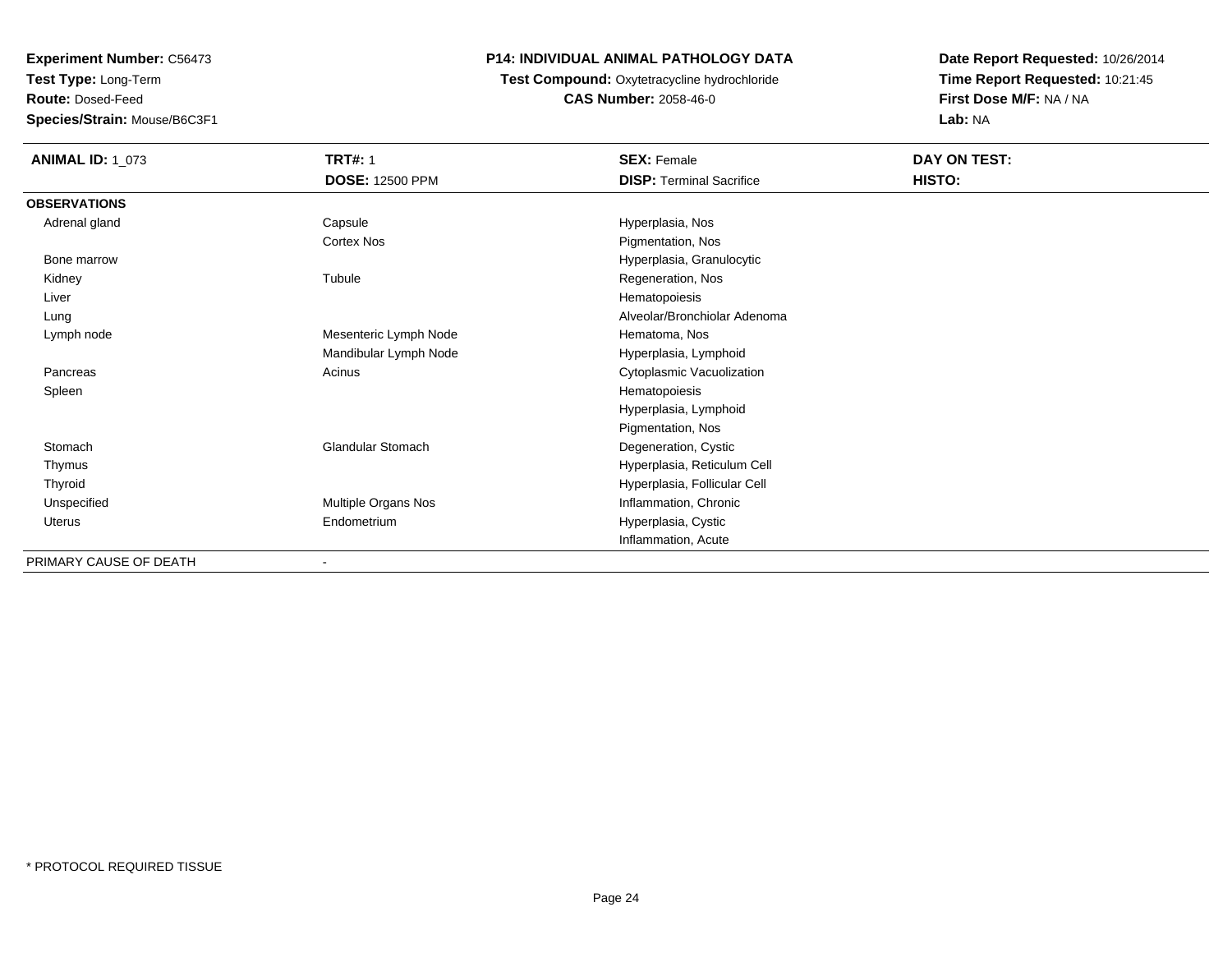**Experiment Number:** C56473
**Test Type:** Long-Term
**Route:** Dosed-Feed
**Species/Strain:** Mouse/B6C3F1

**P14: INDIVIDUAL ANIMAL PATHOLOGY DATA**
**Test Compound:** Oxytetracycline hydrochloride
**CAS Number:** 2058-46-0

**Date Report Requested:** 10/26/2014
**Time Report Requested:** 10:21:45
**First Dose M/F:** NA / NA
**Lab:** NA

| **ANIMAL ID:** 1_073 | **TRT#:** 1 | **SEX:** Female | **DAY ON TEST:** |
|---|---|---|---|
| | **DOSE:** 12500 PPM | **DISP:** Terminal Sacrifice | **HISTO:** |
| **OBSERVATIONS** | | | |
| Adrenal gland | Capsule | Hyperplasia, Nos | |
| | Cortex Nos | Pigmentation, Nos | |
| Bone marrow | | Hyperplasia, Granulocytic | |
| Kidney | Tubule | Regeneration, Nos | |
| Liver | | Hematopoiesis | |
| Lung | | Alveolar/Bronchiolar Adenoma | |
| Lymph node | Mesenteric Lymph Node | Hematoma, Nos | |
| | Mandibular Lymph Node | Hyperplasia, Lymphoid | |
| Pancreas | Acinus | Cytoplasmic Vacuolization | |
| Spleen | | Hematopoiesis | |
| | | Hyperplasia, Lymphoid | |
| | | Pigmentation, Nos | |
| Stomach | Glandular Stomach | Degeneration, Cystic | |
| Thymus | | Hyperplasia, Reticulum Cell | |
| Thyroid | | Hyperplasia, Follicular Cell | |
| Unspecified | Multiple Organs Nos | Inflammation, Chronic | |
| Uterus | Endometrium | Hyperplasia, Cystic | |
| | | Inflammation, Acute | |
| PRIMARY CAUSE OF DEATH | - | | |

\* PROTOCOL REQUIRED TISSUE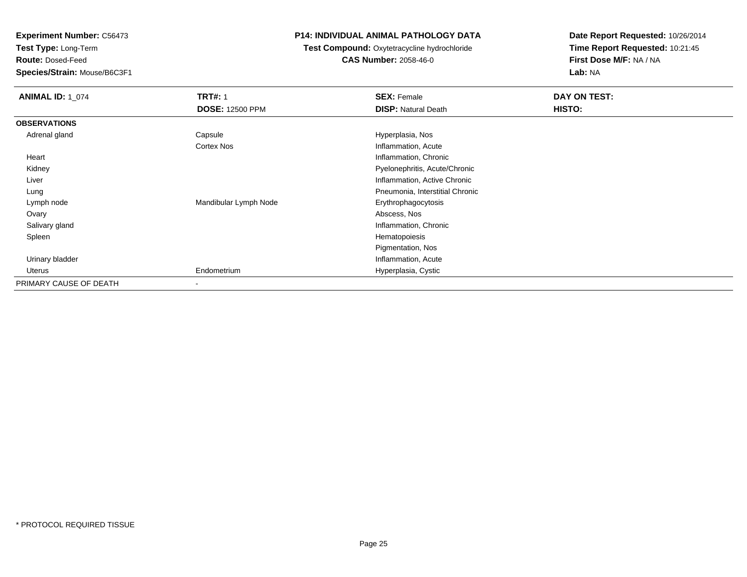**Experiment Number:** C56473
**Test Type:** Long-Term
**Route:** Dosed-Feed
**Species/Strain:** Mouse/B6C3F1

**P14: INDIVIDUAL ANIMAL PATHOLOGY DATA**
**Test Compound:** Oxytetracycline hydrochloride
**CAS Number:** 2058-46-0

**Date Report Requested:** 10/26/2014
**Time Report Requested:** 10:21:45
**First Dose M/F:** NA / NA
**Lab:** NA

| **ANIMAL ID:** 1_074 | **TRT#:** 1 | **SEX:** Female | **DAY ON TEST:** |
|---|---|---|---|
| | **DOSE:** 12500 PPM | **DISP:** Natural Death | **HISTO:** |
| **OBSERVATIONS** | | | |
| Adrenal gland | Capsule | Hyperplasia, Nos | |
| | Cortex Nos | Inflammation, Acute | |
| Heart | | Inflammation, Chronic | |
| Kidney | | Pyelonephritis, Acute/Chronic | |
| Liver | | Inflammation, Active Chronic | |
| Lung | | Pneumonia, Interstitial Chronic | |
| Lymph node | Mandibular Lymph Node | Erythrophagocytosis | |
| Ovary | | Abscess, Nos | |
| Salivary gland | | Inflammation, Chronic | |
| Spleen | | Hematopoiesis | |
| | | Pigmentation, Nos | |
| Urinary bladder | | Inflammation, Acute | |
| Uterus | Endometrium | Hyperplasia, Cystic | |
| PRIMARY CAUSE OF DEATH | - | | |

* PROTOCOL REQUIRED TISSUE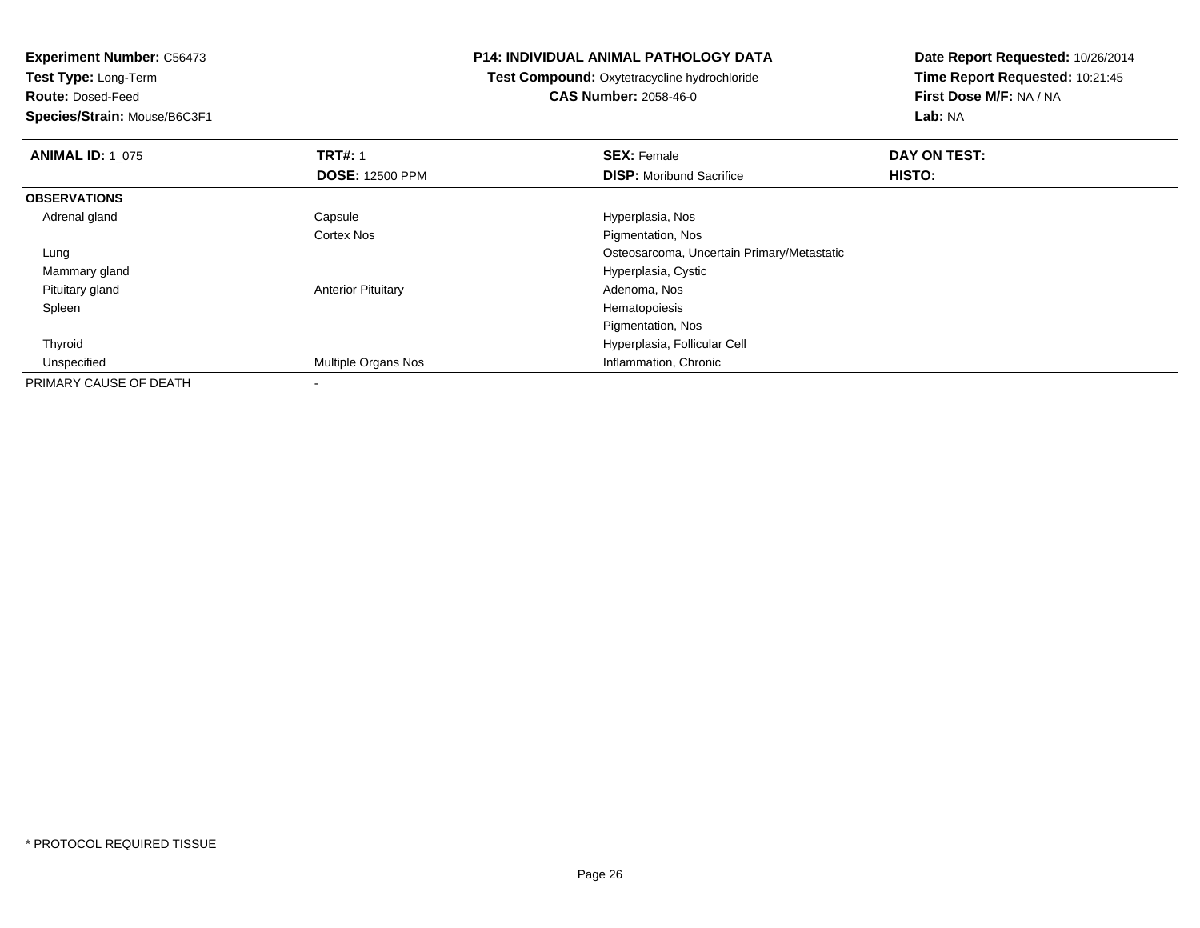**Experiment Number:** C56473
**Test Type:** Long-Term
**Route:** Dosed-Feed
**Species/Strain:** Mouse/B6C3F1

**P14: INDIVIDUAL ANIMAL PATHOLOGY DATA**
**Test Compound:** Oxytetracycline hydrochloride
**CAS Number:** 2058-46-0

**Date Report Requested:** 10/26/2014
**Time Report Requested:** 10:21:45
**First Dose M/F:** NA / NA
**Lab:** NA

| **ANIMAL ID:** 1_075 | **TRT#:** 1 | **SEX:** Female | **DAY ON TEST:** |
|---|---|---|---|
| | **DOSE:** 12500 PPM | **DISP:** Moribund Sacrifice | **HISTO:** |
| **OBSERVATIONS** | | | |
| Adrenal gland | Capsule | Hyperplasia, Nos | |
| | Cortex Nos | Pigmentation, Nos | |
| Lung | | Osteosarcoma, Uncertain Primary/Metastatic | |
| Mammary gland | | Hyperplasia, Cystic | |
| Pituitary gland | Anterior Pituitary | Adenoma, Nos | |
| Spleen | | Hematopoiesis | |
| | | Pigmentation, Nos | |
| Thyroid | | Hyperplasia, Follicular Cell | |
| Unspecified | Multiple Organs Nos | Inflammation, Chronic | |
| PRIMARY CAUSE OF DEATH | - | | |

\* PROTOCOL REQUIRED TISSUE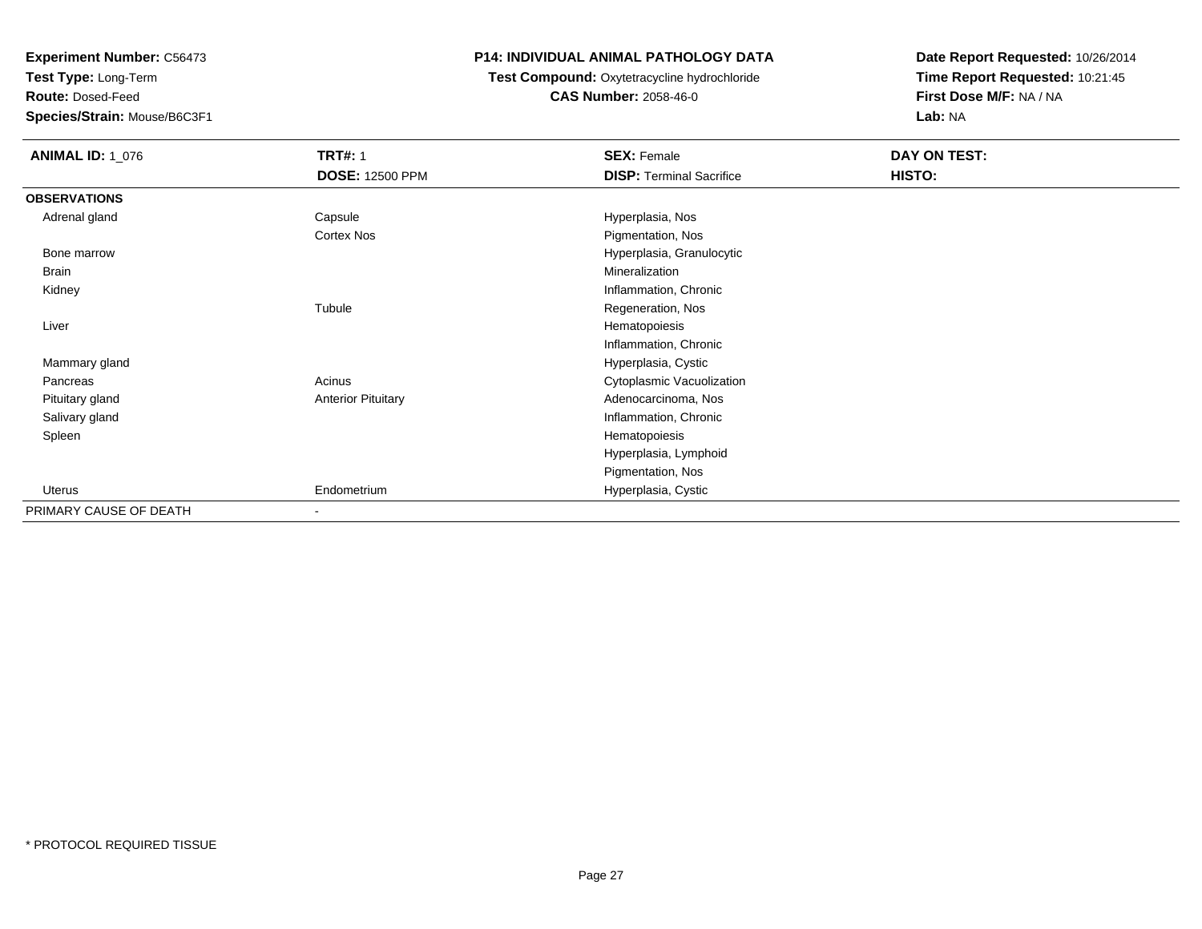**Experiment Number:** C56473
**Test Type:** Long-Term
**Route:** Dosed-Feed
**Species/Strain:** Mouse/B6C3F1

**P14: INDIVIDUAL ANIMAL PATHOLOGY DATA**
**Test Compound:** Oxytetracycline hydrochloride
**CAS Number:** 2058-46-0

**Date Report Requested:** 10/26/2014
**Time Report Requested:** 10:21:45
**First Dose M/F:** NA / NA
**Lab:** NA

| **ANIMAL ID:** 1_076 | **TRT#:** 1 | **SEX:** Female | **DAY ON TEST:** |
|---|---|---|---|
| | **DOSE:** 12500 PPM | **DISP:** Terminal Sacrifice | **HISTO:** |
| **OBSERVATIONS** | | | |
| Adrenal gland | Capsule | Hyperplasia, Nos | |
| | Cortex Nos | Pigmentation, Nos | |
| Bone marrow | | Hyperplasia, Granulocytic | |
| Brain | | Mineralization | |
| Kidney | | Inflammation, Chronic | |
| | Tubule | Regeneration, Nos | |
| Liver | | Hematopoiesis | |
| | | Inflammation, Chronic | |
| Mammary gland | | Hyperplasia, Cystic | |
| Pancreas | Acinus | Cytoplasmic Vacuolization | |
| Pituitary gland | Anterior Pituitary | Adenocarcinoma, Nos | |
| Salivary gland | | Inflammation, Chronic | |
| Spleen | | Hematopoiesis | |
| | | Hyperplasia, Lymphoid | |
| | | Pigmentation, Nos | |
| Uterus | Endometrium | Hyperplasia, Cystic | |
| PRIMARY CAUSE OF DEATH | - | | |

* PROTOCOL REQUIRED TISSUE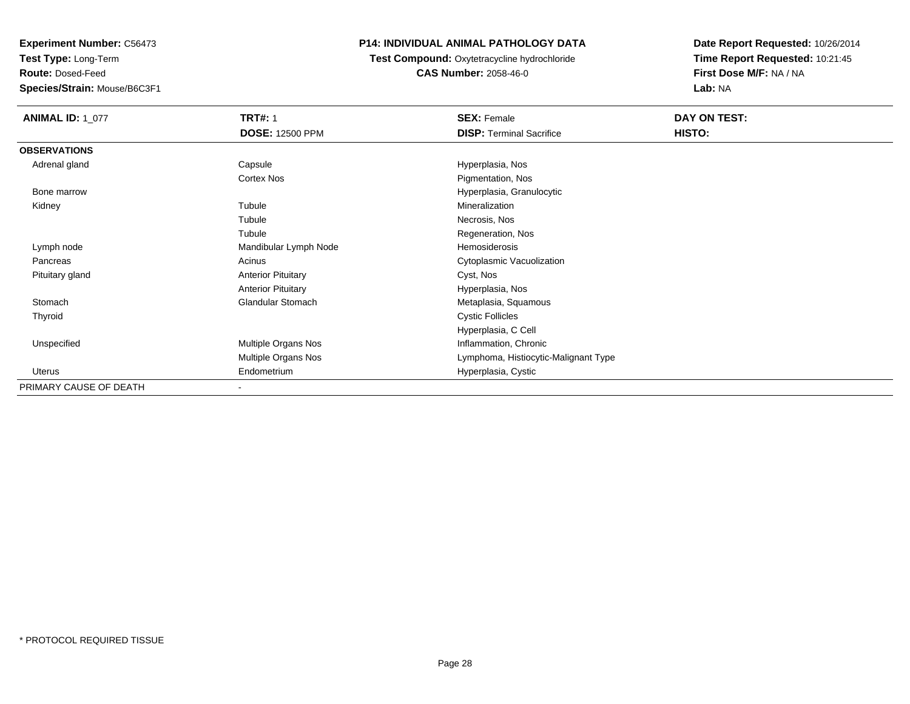**Experiment Number:** C56473
**Test Type:** Long-Term
**Route:** Dosed-Feed
**Species/Strain:** Mouse/B6C3F1

**P14: INDIVIDUAL ANIMAL PATHOLOGY DATA**
**Test Compound:** Oxytetracycline hydrochloride
**CAS Number:** 2058-46-0

**Date Report Requested:** 10/26/2014
**Time Report Requested:** 10:21:45
**First Dose M/F:** NA / NA
**Lab:** NA

| **ANIMAL ID:** 1_077 | **TRT#:** 1 | **SEX:** Female | **DAY ON TEST:** |
|---|---|---|---|
| | **DOSE:** 12500 PPM | **DISP:** Terminal Sacrifice | **HISTO:** |
| **OBSERVATIONS** | | | |
| Adrenal gland | Capsule | Hyperplasia, Nos | |
| | Cortex Nos | Pigmentation, Nos | |
| Bone marrow | | Hyperplasia, Granulocytic | |
| Kidney | Tubule | Mineralization | |
| | Tubule | Necrosis, Nos | |
| | Tubule | Regeneration, Nos | |
| Lymph node | Mandibular Lymph Node | Hemosiderosis | |
| Pancreas | Acinus | Cytoplasmic Vacuolization | |
| Pituitary gland | Anterior Pituitary | Cyst, Nos | |
| | Anterior Pituitary | Hyperplasia, Nos | |
| Stomach | Glandular Stomach | Metaplasia, Squamous | |
| Thyroid | | Cystic Follicles | |
| | | Hyperplasia, C Cell | |
| Unspecified | Multiple Organs Nos | Inflammation, Chronic | |
| | Multiple Organs Nos | Lymphoma, Histiocytic-Malignant Type | |
| Uterus | Endometrium | Hyperplasia, Cystic | |
| PRIMARY CAUSE OF DEATH | - | | |

* PROTOCOL REQUIRED TISSUE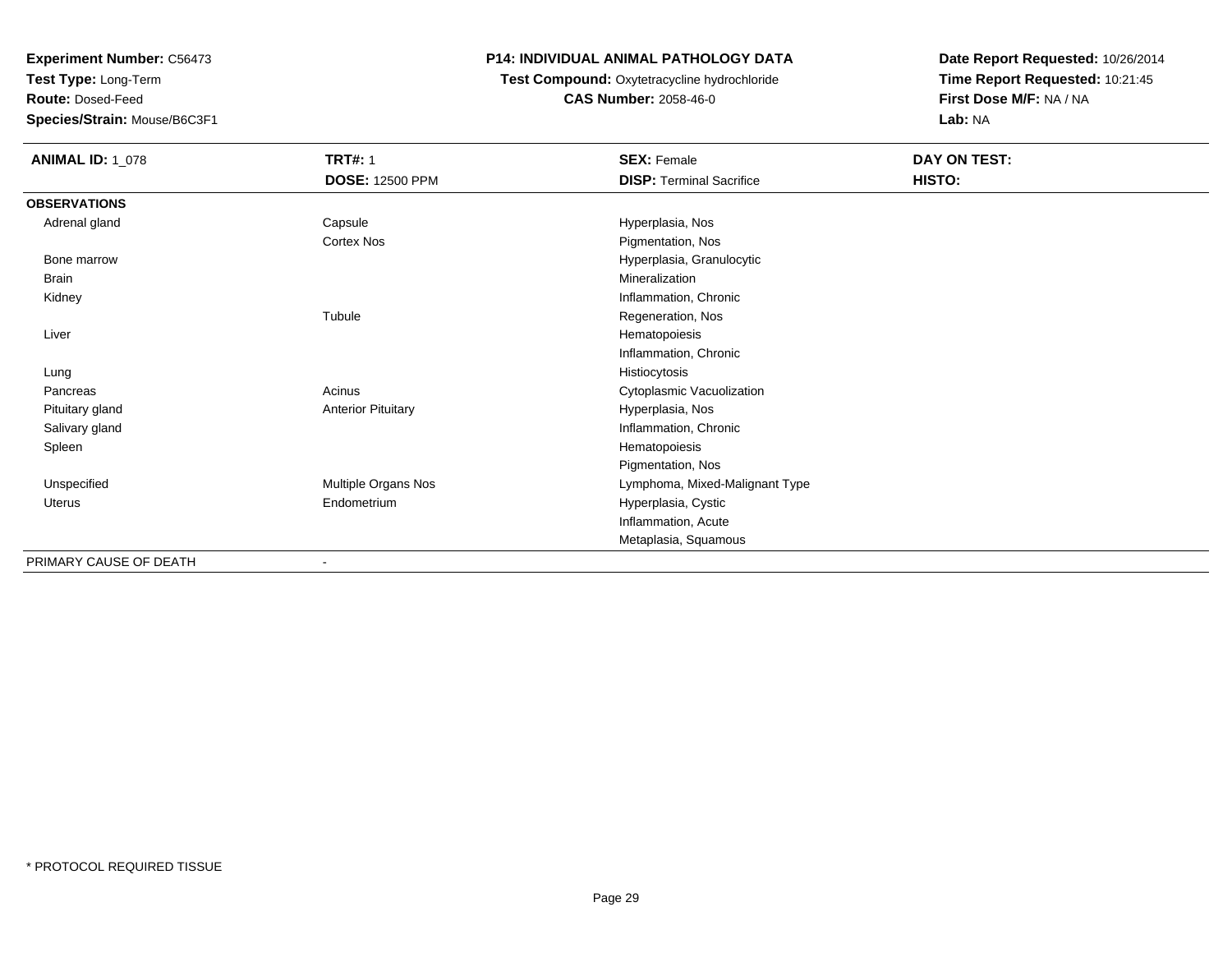**Experiment Number:** C56473
**Test Type:** Long-Term
**Route:** Dosed-Feed
**Species/Strain:** Mouse/B6C3F1

**P14: INDIVIDUAL ANIMAL PATHOLOGY DATA**
**Test Compound:** Oxytetracycline hydrochloride
**CAS Number:** 2058-46-0

**Date Report Requested:** 10/26/2014
**Time Report Requested:** 10:21:45
**First Dose M/F:** NA / NA
**Lab:** NA

| **ANIMAL ID:** 1_078 | **TRT#:** 1 | **SEX:** Female | **DAY ON TEST:** |
|---|---|---|---|
| | **DOSE:** 12500 PPM | **DISP:** Terminal Sacrifice | **HISTO:** |
| **OBSERVATIONS** | | | |
| Adrenal gland | Capsule | Hyperplasia, Nos | |
| | Cortex Nos | Pigmentation, Nos | |
| Bone marrow | | Hyperplasia, Granulocytic | |
| Brain | | Mineralization | |
| Kidney | | Inflammation, Chronic | |
| | Tubule | Regeneration, Nos | |
| Liver | | Hematopoiesis | |
| | | Inflammation, Chronic | |
| Lung | | Histiocytosis | |
| Pancreas | Acinus | Cytoplasmic Vacuolization | |
| Pituitary gland | Anterior Pituitary | Hyperplasia, Nos | |
| Salivary gland | | Inflammation, Chronic | |
| Spleen | | Hematopoiesis | |
| | | Pigmentation, Nos | |
| Unspecified | Multiple Organs Nos | Lymphoma, Mixed-Malignant Type | |
| Uterus | Endometrium | Hyperplasia, Cystic | |
| | | Inflammation, Acute | |
| | | Metaplasia, Squamous | |
| PRIMARY CAUSE OF DEATH | - | | |

* PROTOCOL REQUIRED TISSUE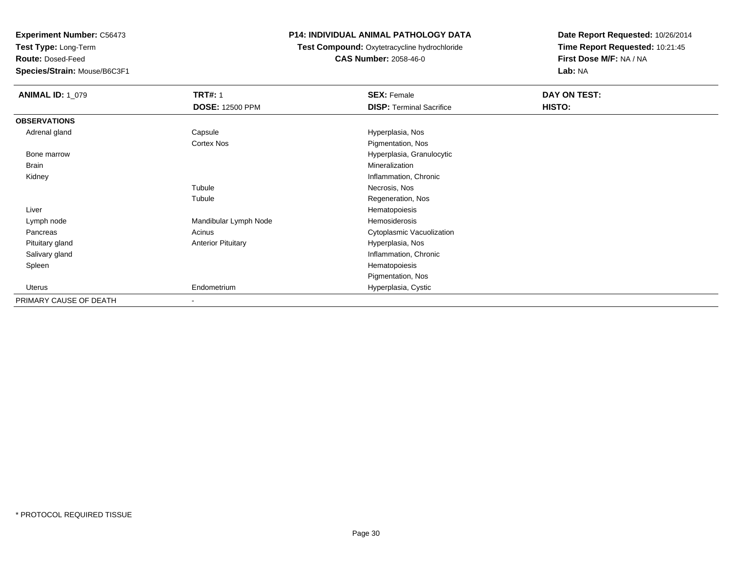**Experiment Number:** C56473
**Test Type:** Long-Term
**Route:** Dosed-Feed
**Species/Strain:** Mouse/B6C3F1

**P14: INDIVIDUAL ANIMAL PATHOLOGY DATA**
**Test Compound:** Oxytetracycline hydrochloride
**CAS Number:** 2058-46-0

**Date Report Requested:** 10/26/2014
**Time Report Requested:** 10:21:45
**First Dose M/F:** NA / NA
**Lab:** NA

| **ANIMAL ID:** 1_079 | **TRT#:** 1 | **SEX:** Female | **DAY ON TEST:** |
|---|---|---|---|
| | **DOSE:** 12500 PPM | **DISP:** Terminal Sacrifice | **HISTO:** |
| **OBSERVATIONS** | | | |
| Adrenal gland | Capsule | Hyperplasia, Nos | |
| | Cortex Nos | Pigmentation, Nos | |
| Bone marrow | | Hyperplasia, Granulocytic | |
| Brain | | Mineralization | |
| Kidney | | Inflammation, Chronic | |
| | Tubule | Necrosis, Nos | |
| | Tubule | Regeneration, Nos | |
| Liver | | Hematopoiesis | |
| Lymph node | Mandibular Lymph Node | Hemosiderosis | |
| Pancreas | Acinus | Cytoplasmic Vacuolization | |
| Pituitary gland | Anterior Pituitary | Hyperplasia, Nos | |
| Salivary gland | | Inflammation, Chronic | |
| Spleen | | Hematopoiesis | |
| | | Pigmentation, Nos | |
| Uterus | Endometrium | Hyperplasia, Cystic | |
| PRIMARY CAUSE OF DEATH | - | | |

* PROTOCOL REQUIRED TISSUE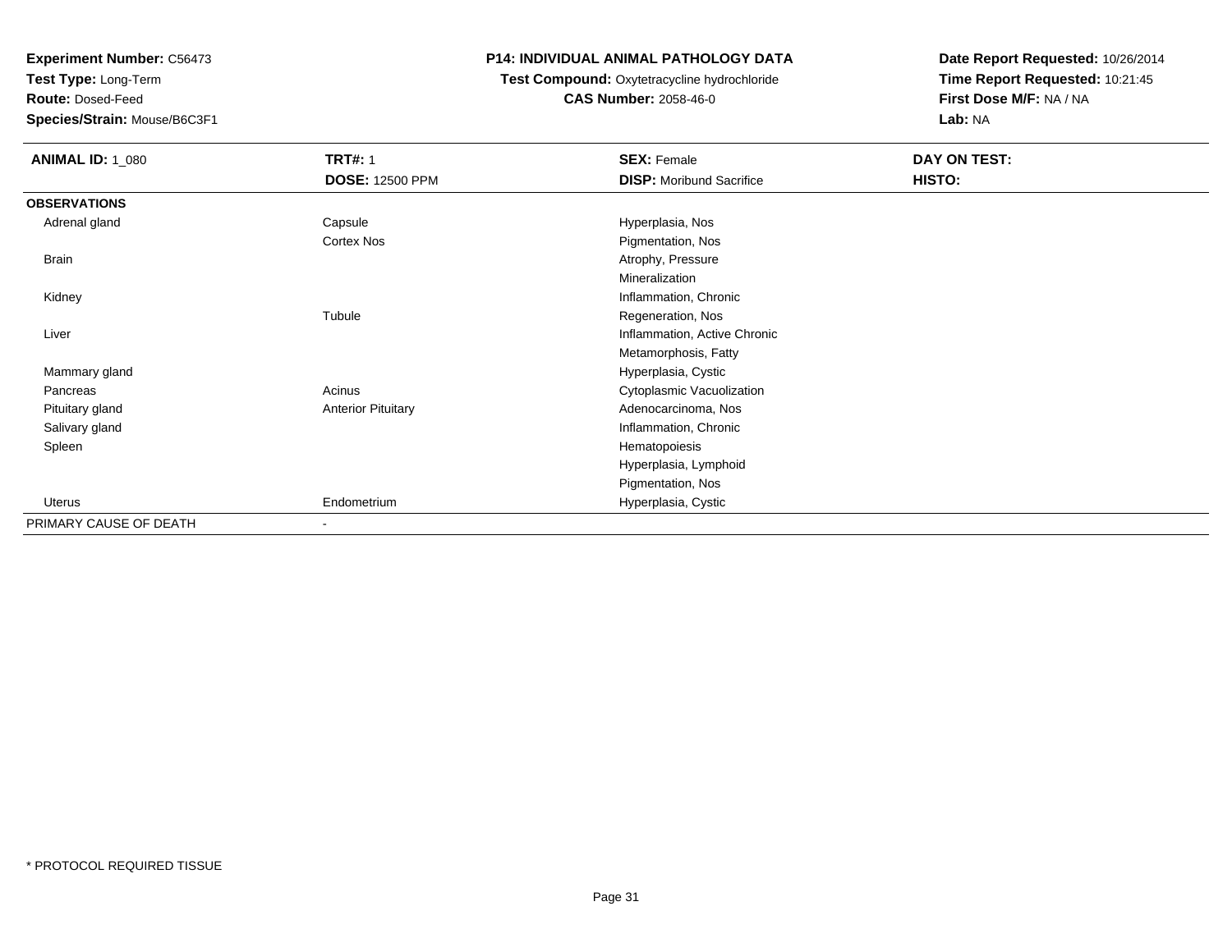**Experiment Number:** C56473
**Test Type:** Long-Term
**Route:** Dosed-Feed
**Species/Strain:** Mouse/B6C3F1

**P14: INDIVIDUAL ANIMAL PATHOLOGY DATA**
**Test Compound:** Oxytetracycline hydrochloride
**CAS Number:** 2058-46-0

**Date Report Requested:** 10/26/2014
**Time Report Requested:** 10:21:45
**First Dose M/F:** NA / NA
**Lab:** NA

| **ANIMAL ID:** 1_080 | **TRT#:** 1 | **SEX:** Female | **DAY ON TEST:** |
|---|---|---|---|
| | **DOSE:** 12500 PPM | **DISP:** Moribund Sacrifice | **HISTO:** |
| **OBSERVATIONS** | | | |
| Adrenal gland | Capsule | Hyperplasia, Nos | |
| | Cortex Nos | Pigmentation, Nos | |
| Brain | | Atrophy, Pressure | |
| | | Mineralization | |
| Kidney | | Inflammation, Chronic | |
| | Tubule | Regeneration, Nos | |
| Liver | | Inflammation, Active Chronic | |
| | | Metamorphosis, Fatty | |
| Mammary gland | | Hyperplasia, Cystic | |
| Pancreas | Acinus | Cytoplasmic Vacuolization | |
| Pituitary gland | Anterior Pituitary | Adenocarcinoma, Nos | |
| Salivary gland | | Inflammation, Chronic | |
| Spleen | | Hematopoiesis | |
| | | Hyperplasia, Lymphoid | |
| | | Pigmentation, Nos | |
| Uterus | Endometrium | Hyperplasia, Cystic | |
| PRIMARY CAUSE OF DEATH | - | | |

* PROTOCOL REQUIRED TISSUE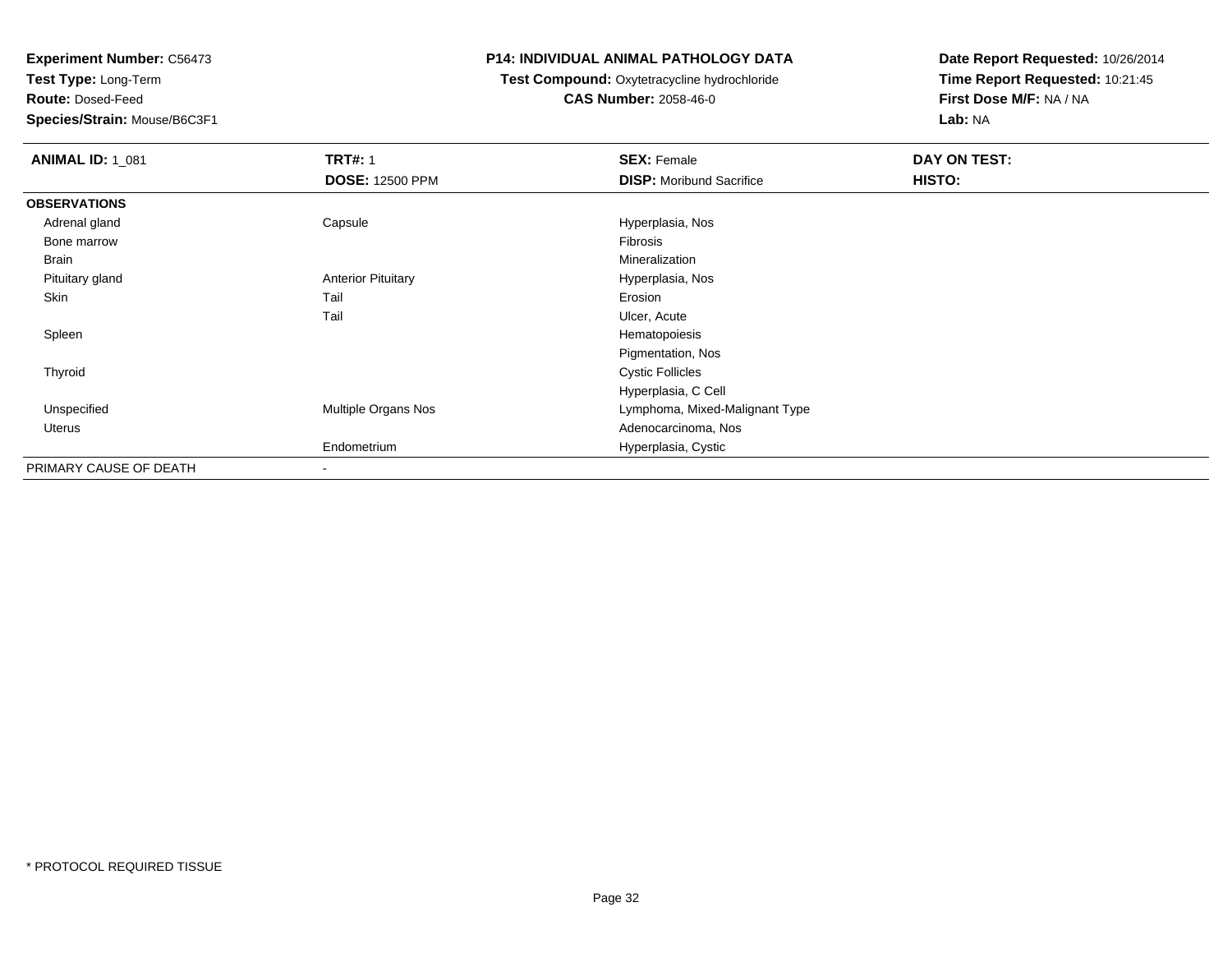**Experiment Number:** C56473
**Test Type:** Long-Term
**Route:** Dosed-Feed
**Species/Strain:** Mouse/B6C3F1

**P14: INDIVIDUAL ANIMAL PATHOLOGY DATA**
**Test Compound:** Oxytetracycline hydrochloride
**CAS Number:** 2058-46-0

**Date Report Requested:** 10/26/2014
**Time Report Requested:** 10:21:45
**First Dose M/F:** NA / NA
**Lab:** NA

| **ANIMAL ID:** 1_081 | **TRT#:** 1 | **SEX:** Female | **DAY ON TEST:** |
|---|---|---|---|
| | **DOSE:** 12500 PPM | **DISP:** Moribund Sacrifice | **HISTO:** |
| **OBSERVATIONS** | | | |
| Adrenal gland | Capsule | Hyperplasia, Nos | |
| Bone marrow | | Fibrosis | |
| Brain | | Mineralization | |
| Pituitary gland | Anterior Pituitary | Hyperplasia, Nos | |
| Skin | Tail | Erosion | |
| | Tail | Ulcer, Acute | |
| Spleen | | Hematopoiesis | |
| | | Pigmentation, Nos | |
| Thyroid | | Cystic Follicles | |
| | | Hyperplasia, C Cell | |
| Unspecified | Multiple Organs Nos | Lymphoma, Mixed-Malignant Type | |
| Uterus | | Adenocarcinoma, Nos | |
| | Endometrium | Hyperplasia, Cystic | |
| PRIMARY CAUSE OF DEATH | - | | |

\* PROTOCOL REQUIRED TISSUE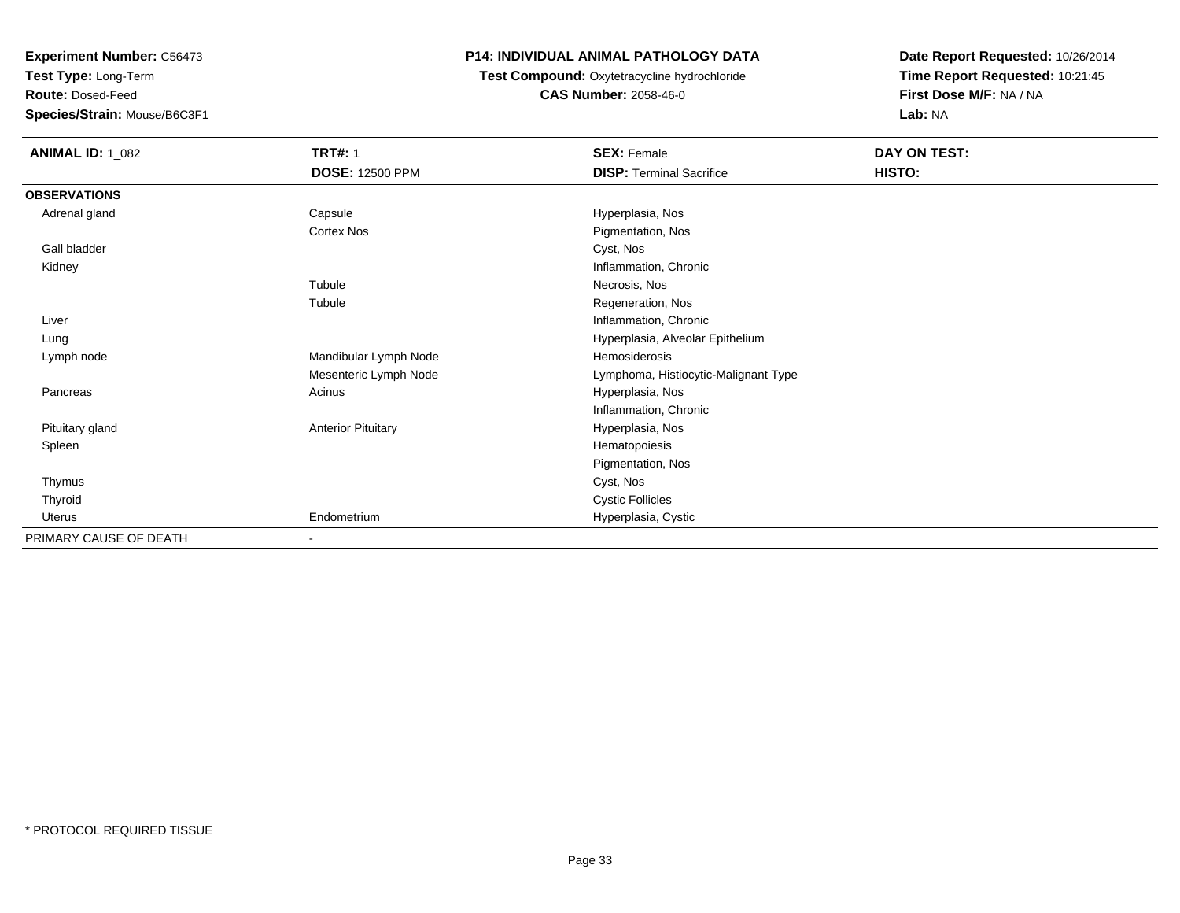**Experiment Number:** C56473
**Test Type:** Long-Term
**Route:** Dosed-Feed
**Species/Strain:** Mouse/B6C3F1

**P14: INDIVIDUAL ANIMAL PATHOLOGY DATA**
**Test Compound:** Oxytetracycline hydrochloride
**CAS Number:** 2058-46-0

**Date Report Requested:** 10/26/2014
**Time Report Requested:** 10:21:45
**First Dose M/F:** NA / NA
**Lab:** NA

| **ANIMAL ID:** 1_082 | **TRT#:** 1<br>**DOSE:** 12500 PPM | **SEX:** Female<br>**DISP:** Terminal Sacrifice | **DAY ON TEST:**<br>**HISTO:** |
|---|---|---|---|
| **OBSERVATIONS** | | | |
| Adrenal gland | Capsule | Hyperplasia, Nos | |
| | Cortex Nos | Pigmentation, Nos | |
| Gall bladder | | Cyst, Nos | |
| Kidney | | Inflammation, Chronic | |
| | Tubule | Necrosis, Nos | |
| | Tubule | Regeneration, Nos | |
| Liver | | Inflammation, Chronic | |
| Lung | | Hyperplasia, Alveolar Epithelium | |
| Lymph node | Mandibular Lymph Node | Hemosiderosis | |
| | Mesenteric Lymph Node | Lymphoma, Histiocytic-Malignant Type | |
| Pancreas | Acinus | Hyperplasia, Nos | |
| | | Inflammation, Chronic | |
| Pituitary gland | Anterior Pituitary | Hyperplasia, Nos | |
| Spleen | | Hematopoiesis | |
| | | Pigmentation, Nos | |
| Thymus | | Cyst, Nos | |
| Thyroid | | Cystic Follicles | |
| Uterus | Endometrium | Hyperplasia, Cystic | |
| PRIMARY CAUSE OF DEATH | - | | |

* PROTOCOL REQUIRED TISSUE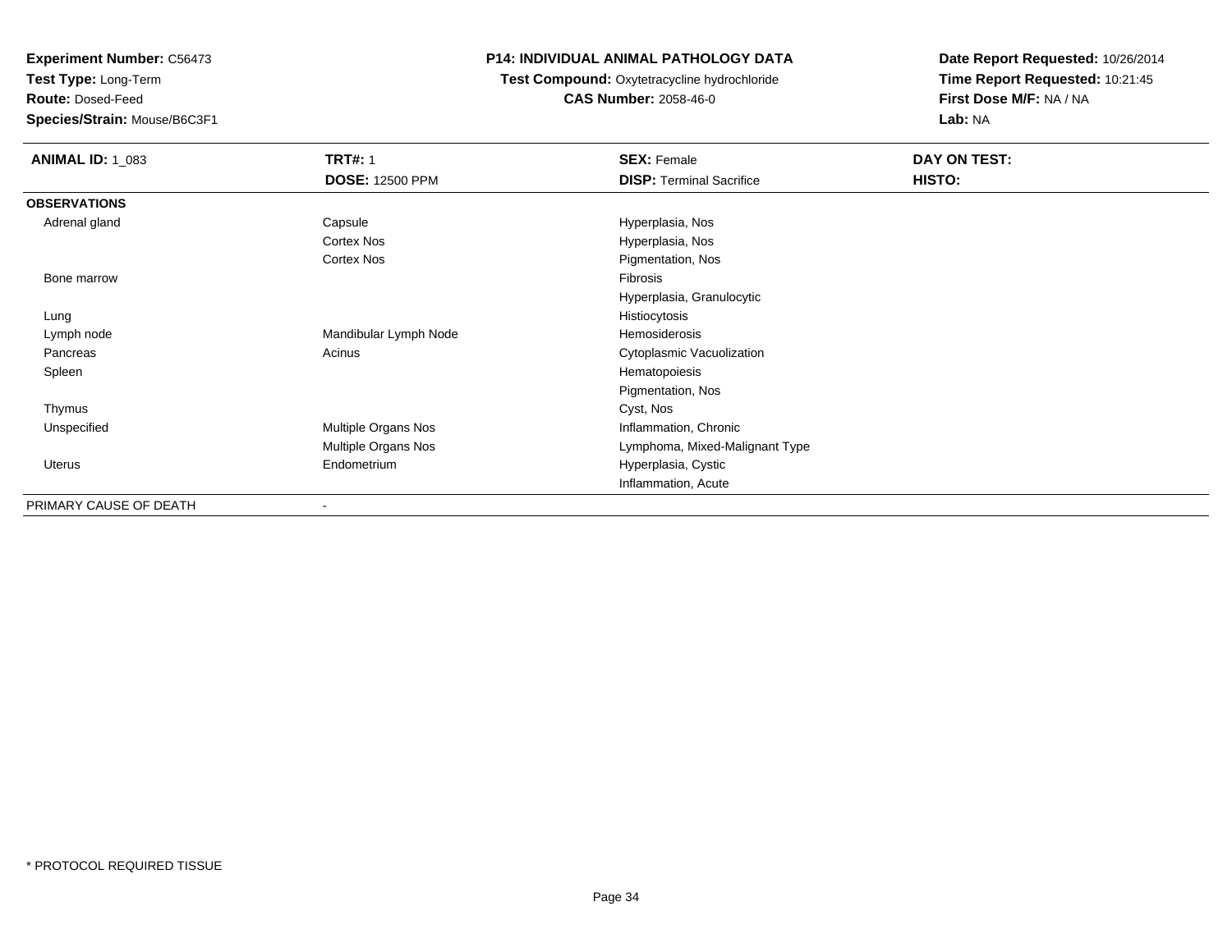**Experiment Number:** C56473
**Test Type:** Long-Term
**Route:** Dosed-Feed
**Species/Strain:** Mouse/B6C3F1

**P14: INDIVIDUAL ANIMAL PATHOLOGY DATA**
**Test Compound:** Oxytetracycline hydrochloride
**CAS Number:** 2058-46-0

**Date Report Requested:** 10/26/2014
**Time Report Requested:** 10:21:45
**First Dose M/F:** NA / NA
**Lab:** NA

| **ANIMAL ID:** 1_083 | **TRT#:** 1 | **SEX:** Female | **DAY ON TEST:** |
|---|---|---|---|
| | **DOSE:** 12500 PPM | **DISP:** Terminal Sacrifice | **HISTO:** |
| **OBSERVATIONS** | | | |
| Adrenal gland | Capsule | Hyperplasia, Nos | |
| | Cortex Nos | Hyperplasia, Nos | |
| | Cortex Nos | Pigmentation, Nos | |
| Bone marrow | | Fibrosis | |
| | | Hyperplasia, Granulocytic | |
| Lung | | Histiocytosis | |
| Lymph node | Mandibular Lymph Node | Hemosiderosis | |
| Pancreas | Acinus | Cytoplasmic Vacuolization | |
| Spleen | | Hematopoiesis | |
| | | Pigmentation, Nos | |
| Thymus | | Cyst, Nos | |
| Unspecified | Multiple Organs Nos | Inflammation, Chronic | |
| | Multiple Organs Nos | Lymphoma, Mixed-Malignant Type | |
| Uterus | Endometrium | Hyperplasia, Cystic | |
| | | Inflammation, Acute | |
| PRIMARY CAUSE OF DEATH | - | | |

* PROTOCOL REQUIRED TISSUE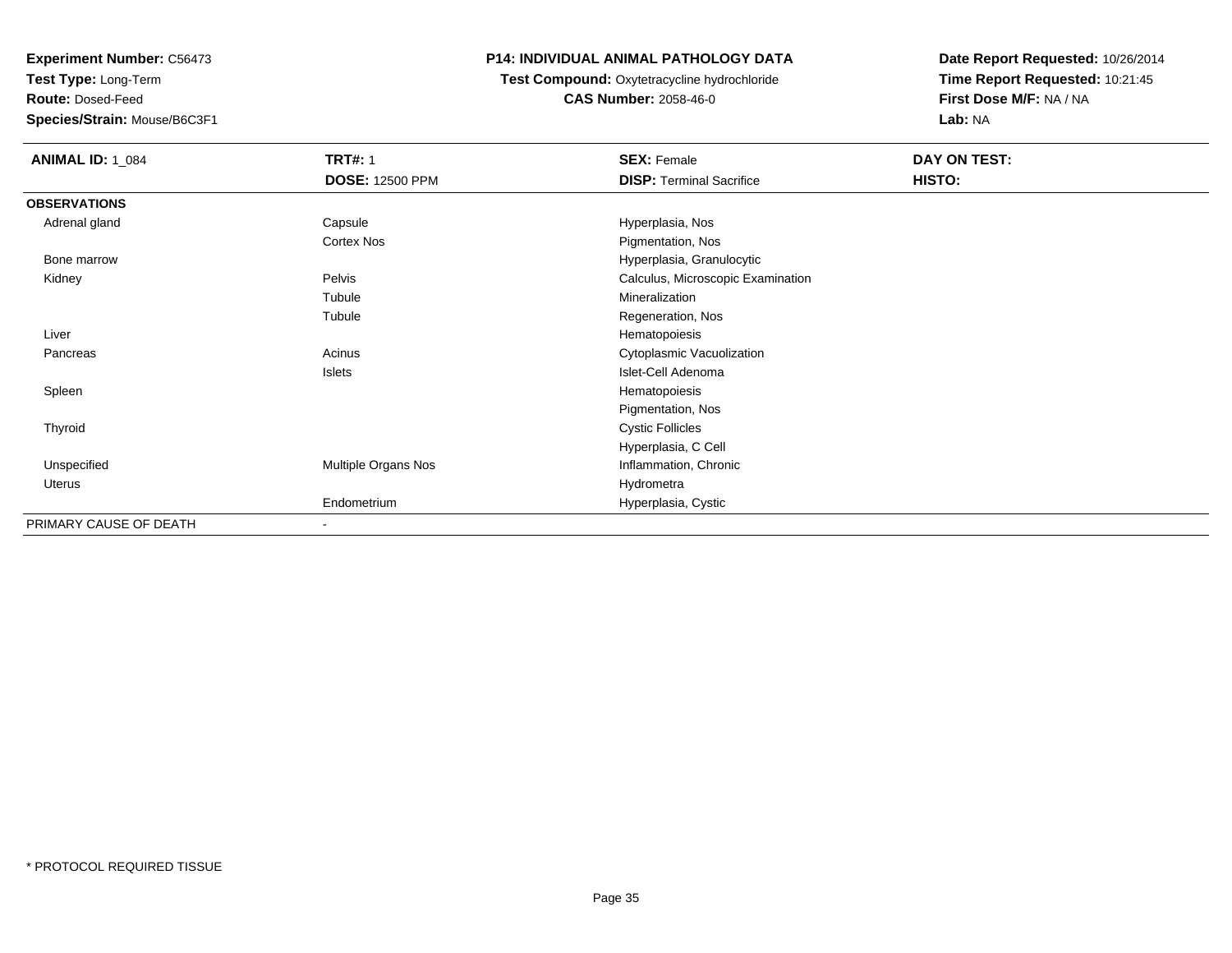**Experiment Number:** C56473
**Test Type:** Long-Term
**Route:** Dosed-Feed
**Species/Strain:** Mouse/B6C3F1

**P14: INDIVIDUAL ANIMAL PATHOLOGY DATA**
**Test Compound:** Oxytetracycline hydrochloride
**CAS Number:** 2058-46-0

**Date Report Requested:** 10/26/2014
**Time Report Requested:** 10:21:45
**First Dose M/F:** NA / NA
**Lab:** NA

| **ANIMAL ID:** 1_084 | **TRT#:** 1 | **SEX:** Female | **DAY ON TEST:** |
|---|---|---|---|
| | **DOSE:** 12500 PPM | **DISP:** Terminal Sacrifice | **HISTO:** |
| **OBSERVATIONS** | | | |
| Adrenal gland | Capsule | Hyperplasia, Nos | |
| | Cortex Nos | Pigmentation, Nos | |
| Bone marrow | | Hyperplasia, Granulocytic | |
| Kidney | Pelvis | Calculus, Microscopic Examination | |
| | Tubule | Mineralization | |
| | Tubule | Regeneration, Nos | |
| Liver | | Hematopoiesis | |
| Pancreas | Acinus | Cytoplasmic Vacuolization | |
| | Islets | Islet-Cell Adenoma | |
| Spleen | | Hematopoiesis | |
| | | Pigmentation, Nos | |
| Thyroid | | Cystic Follicles | |
| | | Hyperplasia, C Cell | |
| Unspecified | Multiple Organs Nos | Inflammation, Chronic | |
| Uterus | | Hydrometra | |
| | Endometrium | Hyperplasia, Cystic | |
| PRIMARY CAUSE OF DEATH | - | | |

* PROTOCOL REQUIRED TISSUE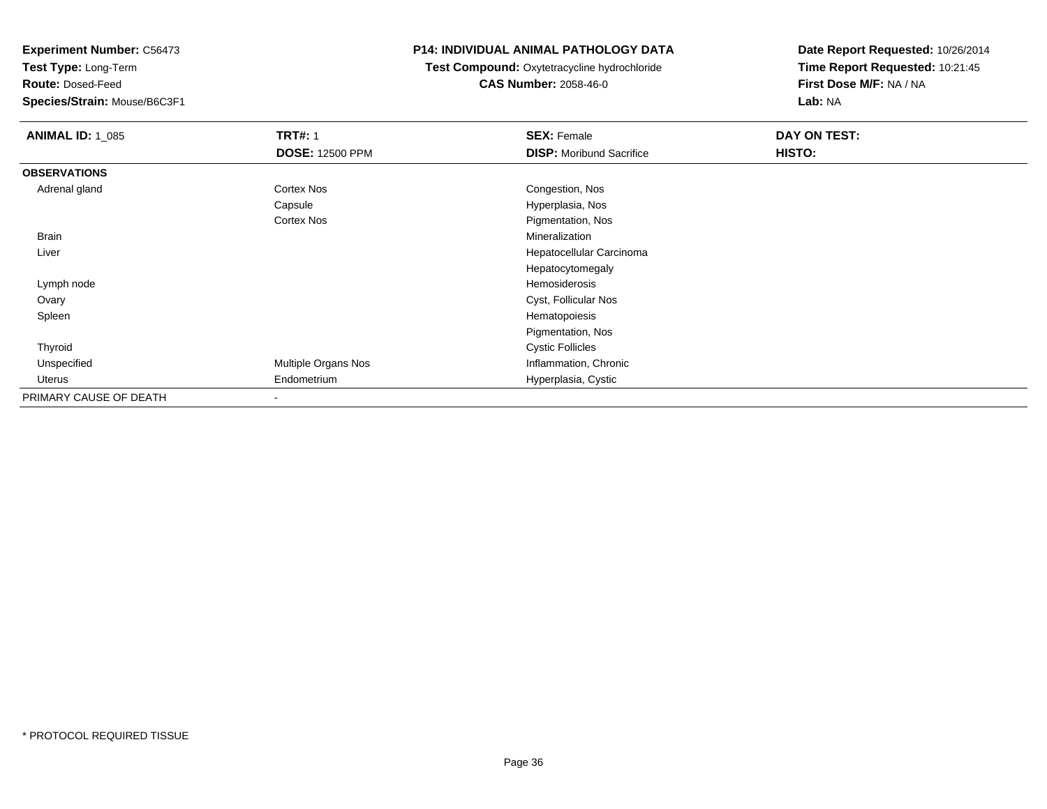**Experiment Number:** C56473
**Test Type:** Long-Term
**Route:** Dosed-Feed
**Species/Strain:** Mouse/B6C3F1

# P14: INDIVIDUAL ANIMAL PATHOLOGY DATA

**Test Compound:** Oxytetracycline hydrochloride
**CAS Number:** 2058-46-0

**Date Report Requested:** 10/26/2014
**Time Report Requested:** 10:21:45
**First Dose M/F:** NA / NA
**Lab:** NA

| **ANIMAL ID:** 1_085 | **TRT#:** 1 | **SEX:** Female | **DAY ON TEST:** |
|---|---|---|---|
| | **DOSE:** 12500 PPM | **DISP:** Moribund Sacrifice | **HISTO:** |
| **OBSERVATIONS** | | | |
| Adrenal gland | Cortex Nos | Congestion, Nos | |
| | Capsule | Hyperplasia, Nos | |
| | Cortex Nos | Pigmentation, Nos | |
| Brain | | Mineralization | |
| Liver | | Hepatocellular Carcinoma | |
| | | Hepatocytomegaly | |
| Lymph node | | Hemosiderosis | |
| Ovary | | Cyst, Follicular Nos | |
| Spleen | | Hematopoiesis | |
| | | Pigmentation, Nos | |
| Thyroid | | Cystic Follicles | |
| Unspecified | Multiple Organs Nos | Inflammation, Chronic | |
| Uterus | Endometrium | Hyperplasia, Cystic | |
| PRIMARY CAUSE OF DEATH | - | | |

* PROTOCOL REQUIRED TISSUE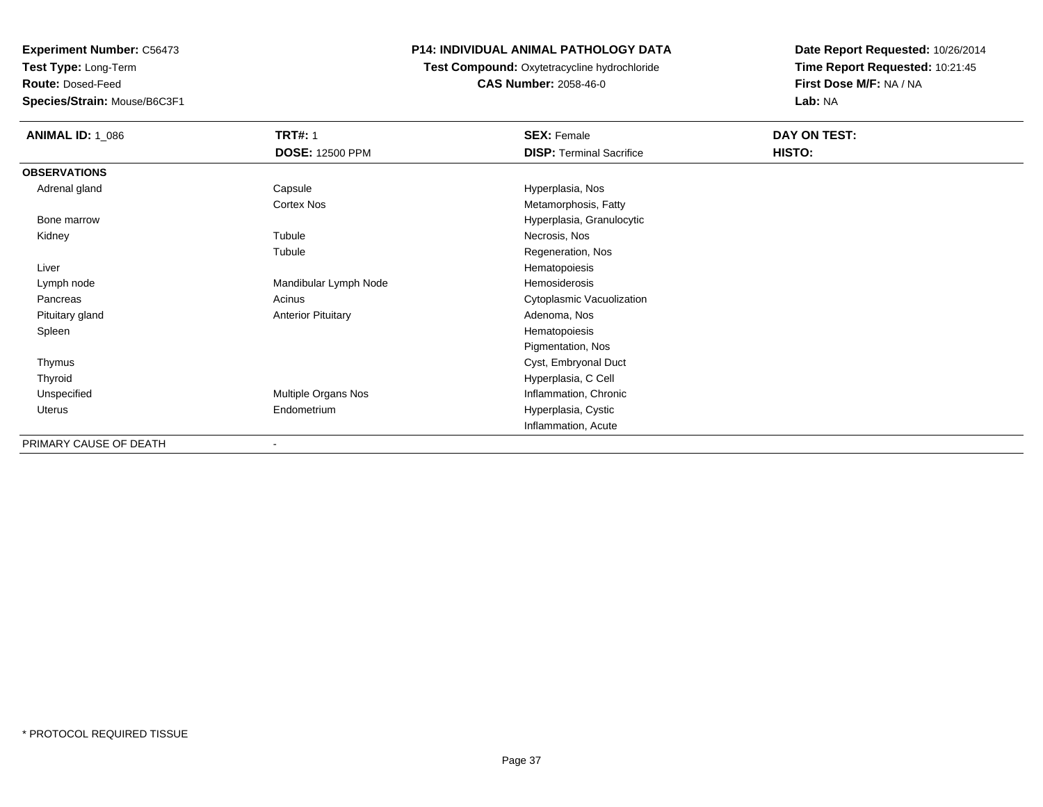**Experiment Number:** C56473
**Test Type:** Long-Term
**Route:** Dosed-Feed
**Species/Strain:** Mouse/B6C3F1

**P14: INDIVIDUAL ANIMAL PATHOLOGY DATA**
**Test Compound:** Oxytetracycline hydrochloride
**CAS Number:** 2058-46-0

**Date Report Requested:** 10/26/2014
**Time Report Requested:** 10:21:45
**First Dose M/F:** NA / NA
**Lab:** NA

| **ANIMAL ID:** 1_086 | **TRT#:** 1 | **SEX:** Female | **DAY ON TEST:** |
|---|---|---|---|
| | **DOSE:** 12500 PPM | **DISP:** Terminal Sacrifice | **HISTO:** |
| **OBSERVATIONS** | | | |
| Adrenal gland | Capsule | Hyperplasia, Nos | |
| | Cortex Nos | Metamorphosis, Fatty | |
| Bone marrow | | Hyperplasia, Granulocytic | |
| Kidney | Tubule | Necrosis, Nos | |
| | Tubule | Regeneration, Nos | |
| Liver | | Hematopoiesis | |
| Lymph node | Mandibular Lymph Node | Hemosiderosis | |
| Pancreas | Acinus | Cytoplasmic Vacuolization | |
| Pituitary gland | Anterior Pituitary | Adenoma, Nos | |
| Spleen | | Hematopoiesis | |
| | | Pigmentation, Nos | |
| Thymus | | Cyst, Embryonal Duct | |
| Thyroid | | Hyperplasia, C Cell | |
| Unspecified | Multiple Organs Nos | Inflammation, Chronic | |
| Uterus | Endometrium | Hyperplasia, Cystic | |
| | | Inflammation, Acute | |
| PRIMARY CAUSE OF DEATH | - | | |

* PROTOCOL REQUIRED TISSUE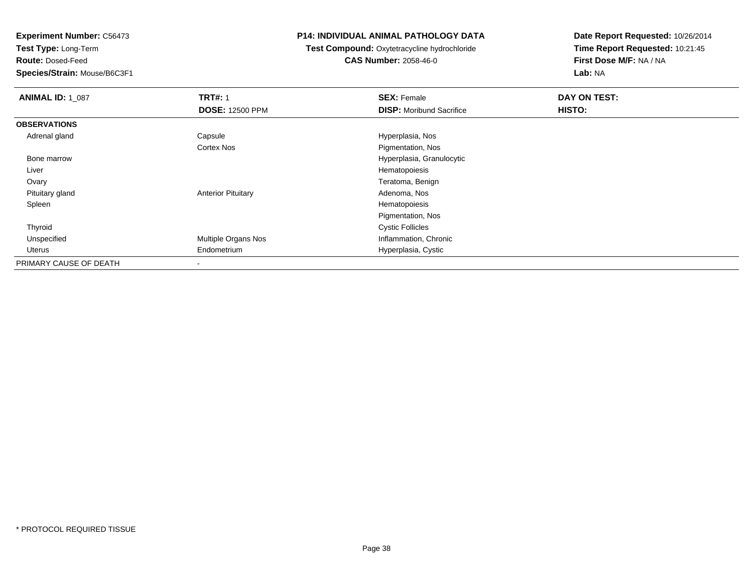**Experiment Number:** C56473
**Test Type:** Long-Term
**Route:** Dosed-Feed
**Species/Strain:** Mouse/B6C3F1

**P14: INDIVIDUAL ANIMAL PATHOLOGY DATA**
**Test Compound:** Oxytetracycline hydrochloride
**CAS Number:** 2058-46-0

**Date Report Requested:** 10/26/2014
**Time Report Requested:** 10:21:45
**First Dose M/F:** NA / NA
**Lab:** NA

| **ANIMAL ID:** 1_087 | **TRT#:** 1 | **SEX:** Female | **DAY ON TEST:** |
|---|---|---|---|
| | **DOSE:** 12500 PPM | **DISP:** Moribund Sacrifice | **HISTO:** |
| **OBSERVATIONS** | | | |
| Adrenal gland | Capsule | Hyperplasia, Nos | |
| | Cortex Nos | Pigmentation, Nos | |
| Bone marrow | | Hyperplasia, Granulocytic | |
| Liver | | Hematopoiesis | |
| Ovary | | Teratoma, Benign | |
| Pituitary gland | Anterior Pituitary | Adenoma, Nos | |
| Spleen | | Hematopoiesis | |
| | | Pigmentation, Nos | |
| Thyroid | | Cystic Follicles | |
| Unspecified | Multiple Organs Nos | Inflammation, Chronic | |
| Uterus | Endometrium | Hyperplasia, Cystic | |
| PRIMARY CAUSE OF DEATH | - | | |

\* PROTOCOL REQUIRED TISSUE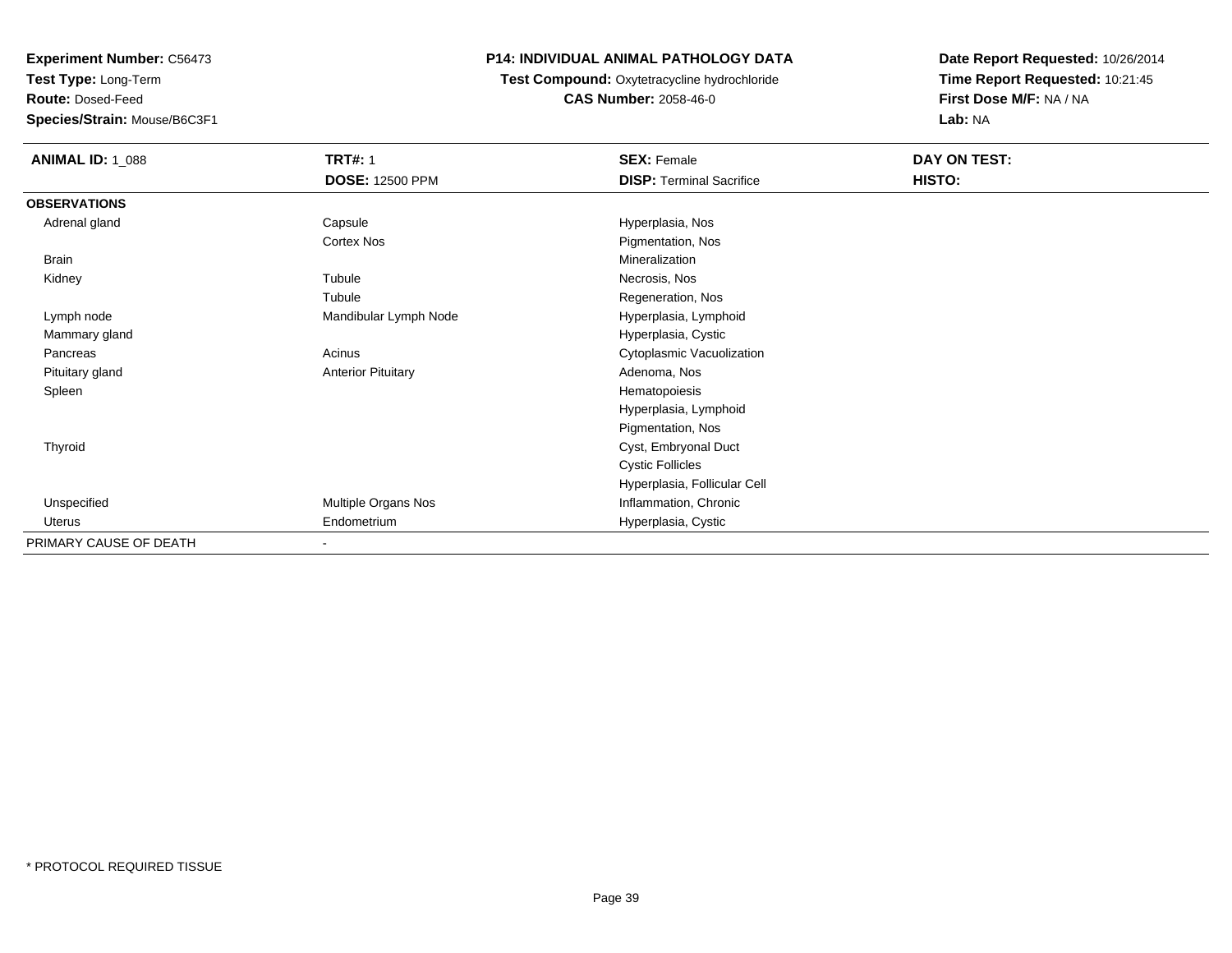**Experiment Number:** C56473
**Test Type:** Long-Term
**Route:** Dosed-Feed
**Species/Strain:** Mouse/B6C3F1

**P14: INDIVIDUAL ANIMAL PATHOLOGY DATA**
**Test Compound:** Oxytetracycline hydrochloride
**CAS Number:** 2058-46-0

**Date Report Requested:** 10/26/2014
**Time Report Requested:** 10:21:45
**First Dose M/F:** NA / NA
**Lab:** NA

| **ANIMAL ID:** 1_088 | **TRT#:** 1<br>**DOSE:** 12500 PPM | **SEX:** Female<br>**DISP:** Terminal Sacrifice | **DAY ON TEST:**<br>**HISTO:** |
|---|---|---|---|
| **OBSERVATIONS** | | | |
| Adrenal gland | Capsule | Hyperplasia, Nos | |
| | Cortex Nos | Pigmentation, Nos | |
| Brain | | Mineralization | |
| Kidney | Tubule | Necrosis, Nos | |
| | Tubule | Regeneration, Nos | |
| Lymph node | Mandibular Lymph Node | Hyperplasia, Lymphoid | |
| Mammary gland | | Hyperplasia, Cystic | |
| Pancreas | Acinus | Cytoplasmic Vacuolization | |
| Pituitary gland | Anterior Pituitary | Adenoma, Nos | |
| Spleen | | Hematopoiesis | |
| | | Hyperplasia, Lymphoid | |
| | | Pigmentation, Nos | |
| Thyroid | | Cyst, Embryonal Duct | |
| | | Cystic Follicles | |
| | | Hyperplasia, Follicular Cell | |
| Unspecified | Multiple Organs Nos | Inflammation, Chronic | |
| Uterus | Endometrium | Hyperplasia, Cystic | |
| PRIMARY CAUSE OF DEATH | - | | |

* PROTOCOL REQUIRED TISSUE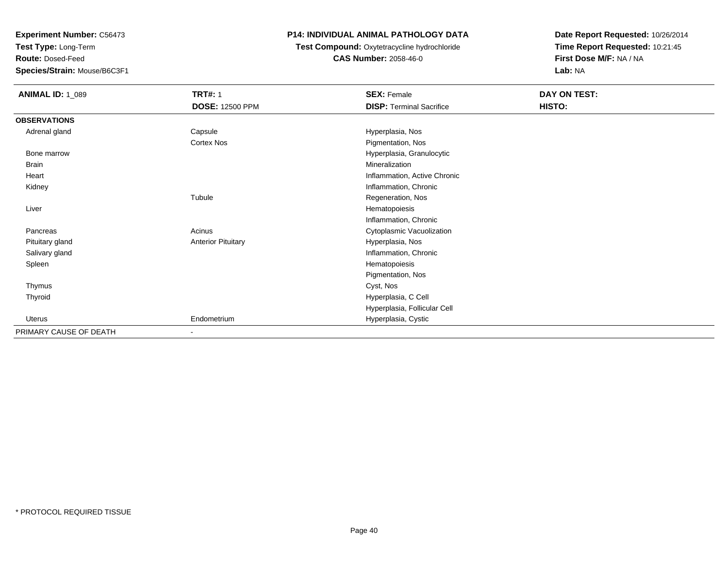**Experiment Number:** C56473
**Test Type:** Long-Term
**Route:** Dosed-Feed
**Species/Strain:** Mouse/B6C3F1

**P14: INDIVIDUAL ANIMAL PATHOLOGY DATA**
**Test Compound:** Oxytetracycline hydrochloride
**CAS Number:** 2058-46-0

**Date Report Requested:** 10/26/2014
**Time Report Requested:** 10:21:45
**First Dose M/F:** NA / NA
**Lab:** NA

| **ANIMAL ID:** 1_089 | **TRT#:** 1 | **SEX:** Female | **DAY ON TEST:** |
|---|---|---|---|
| | **DOSE:** 12500 PPM | **DISP:** Terminal Sacrifice | **HISTO:** |
| **OBSERVATIONS** | | | |
| Adrenal gland | Capsule | Hyperplasia, Nos | |
| | Cortex Nos | Pigmentation, Nos | |
| Bone marrow | | Hyperplasia, Granulocytic | |
| Brain | | Mineralization | |
| Heart | | Inflammation, Active Chronic | |
| Kidney | | Inflammation, Chronic | |
| | Tubule | Regeneration, Nos | |
| Liver | | Hematopoiesis | |
| | | Inflammation, Chronic | |
| Pancreas | Acinus | Cytoplasmic Vacuolization | |
| Pituitary gland | Anterior Pituitary | Hyperplasia, Nos | |
| Salivary gland | | Inflammation, Chronic | |
| Spleen | | Hematopoiesis | |
| | | Pigmentation, Nos | |
| Thymus | | Cyst, Nos | |
| Thyroid | | Hyperplasia, C Cell | |
| | | Hyperplasia, Follicular Cell | |
| Uterus | Endometrium | Hyperplasia, Cystic | |
| PRIMARY CAUSE OF DEATH | - | | |

* PROTOCOL REQUIRED TISSUE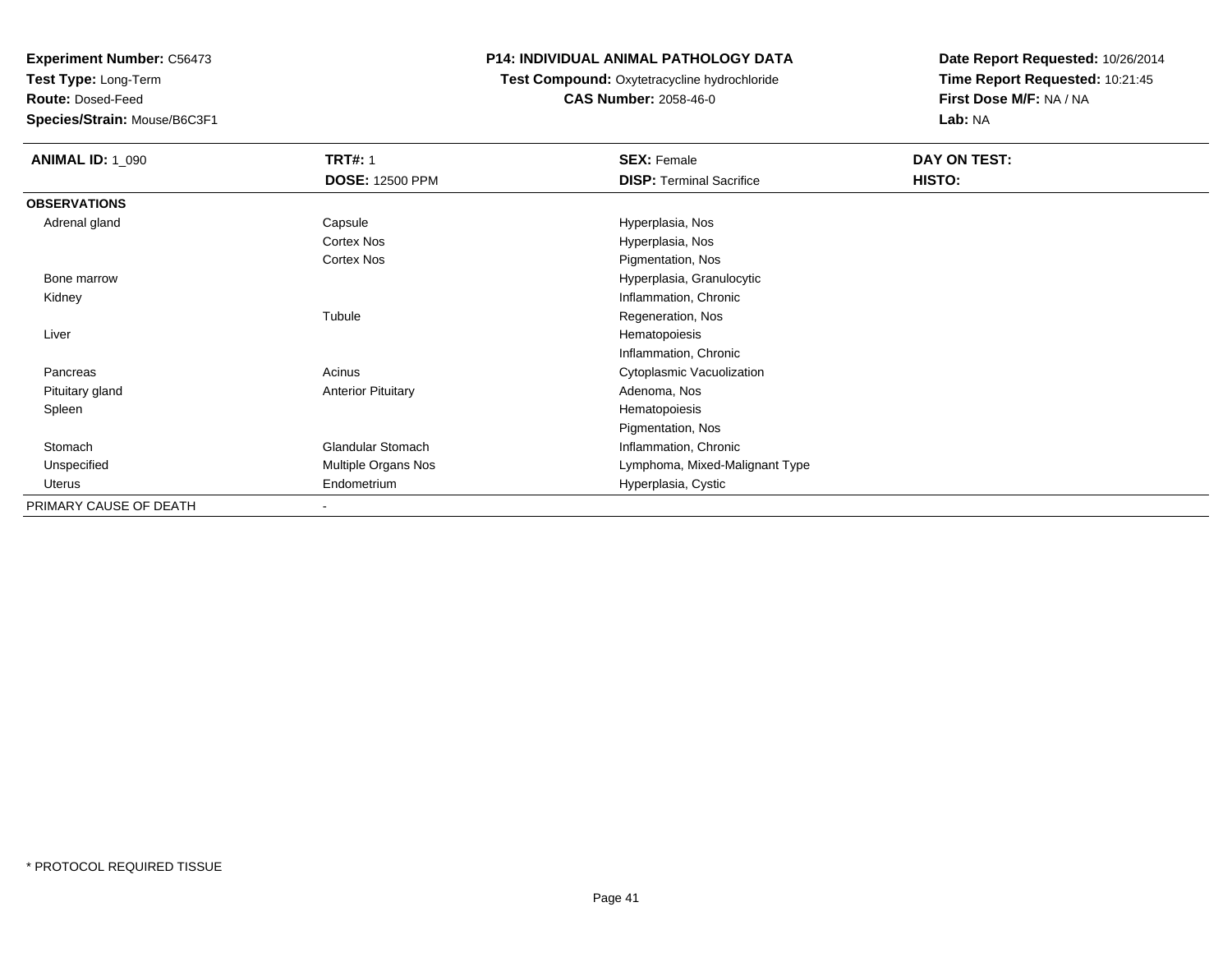**Experiment Number:** C56473
**Test Type:** Long-Term
**Route:** Dosed-Feed
**Species/Strain:** Mouse/B6C3F1

**P14: INDIVIDUAL ANIMAL PATHOLOGY DATA**
**Test Compound:** Oxytetracycline hydrochloride
**CAS Number:** 2058-46-0

**Date Report Requested:** 10/26/2014
**Time Report Requested:** 10:21:45
**First Dose M/F:** NA / NA
**Lab:** NA

| **ANIMAL ID:** 1_090 | **TRT#:** 1 | **SEX:** Female | **DAY ON TEST:** |
|---|---|---|---|
| | **DOSE:** 12500 PPM | **DISP:** Terminal Sacrifice | **HISTO:** |
| **OBSERVATIONS** | | | |
| Adrenal gland | Capsule | Hyperplasia, Nos | |
| | Cortex Nos | Hyperplasia, Nos | |
| | Cortex Nos | Pigmentation, Nos | |
| Bone marrow | | Hyperplasia, Granulocytic | |
| Kidney | | Inflammation, Chronic | |
| | Tubule | Regeneration, Nos | |
| Liver | | Hematopoiesis | |
| | | Inflammation, Chronic | |
| Pancreas | Acinus | Cytoplasmic Vacuolization | |
| Pituitary gland | Anterior Pituitary | Adenoma, Nos | |
| Spleen | | Hematopoiesis | |
| | | Pigmentation, Nos | |
| Stomach | Glandular Stomach | Inflammation, Chronic | |
| Unspecified | Multiple Organs Nos | Lymphoma, Mixed-Malignant Type | |
| Uterus | Endometrium | Hyperplasia, Cystic | |
| PRIMARY CAUSE OF DEATH | - | | |

* PROTOCOL REQUIRED TISSUE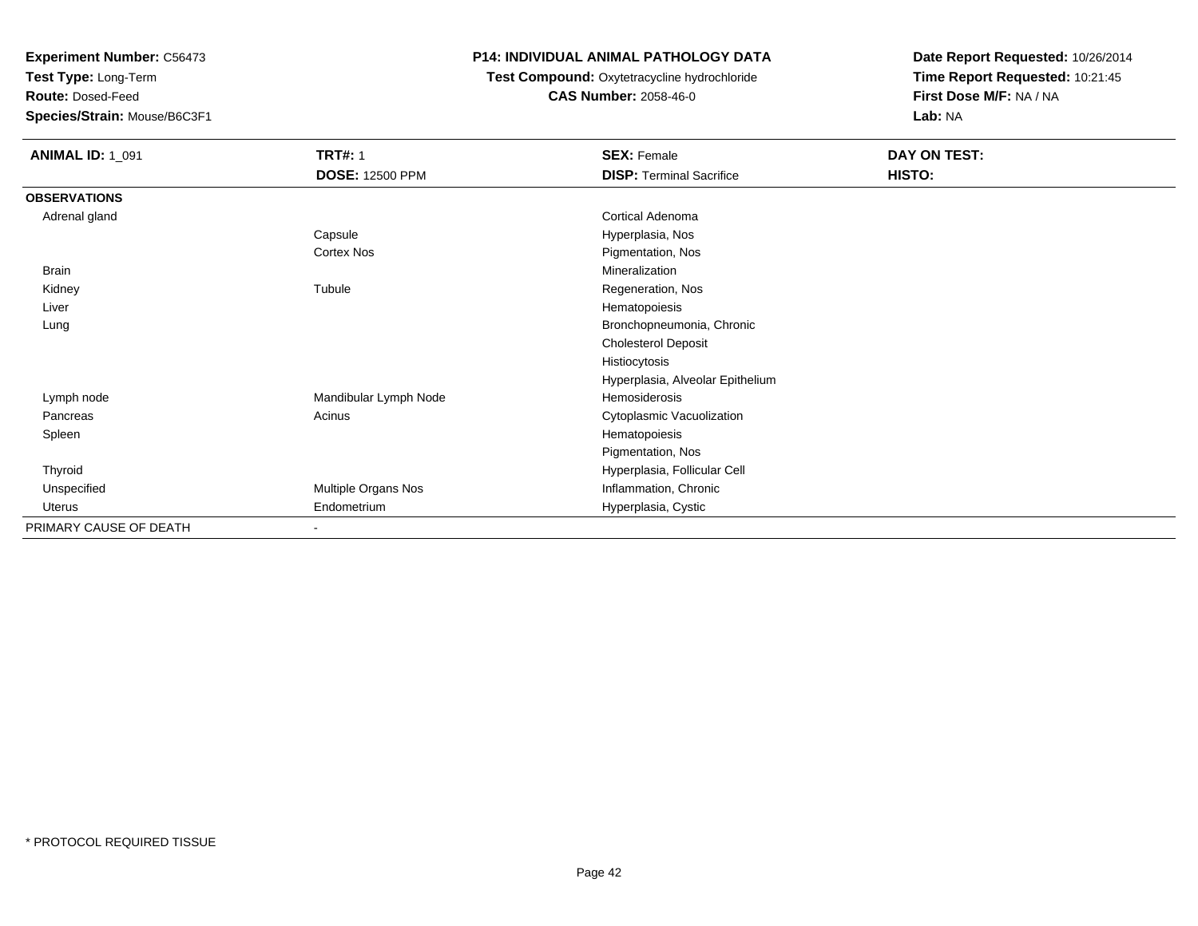**Experiment Number:** C56473
**Test Type:** Long-Term
**Route:** Dosed-Feed
**Species/Strain:** Mouse/B6C3F1

**P14: INDIVIDUAL ANIMAL PATHOLOGY DATA**
**Test Compound:** Oxytetracycline hydrochloride
**CAS Number:** 2058-46-0

**Date Report Requested:** 10/26/2014
**Time Report Requested:** 10:21:45
**First Dose M/F:** NA / NA
**Lab:** NA

| **ANIMAL ID:** 1_091 | **TRT#:** 1 | **SEX:** Female | **DAY ON TEST:** |
|---|---|---|---|
| | **DOSE:** 12500 PPM | **DISP:** Terminal Sacrifice | **HISTO:** |
| **OBSERVATIONS** | | | |
| Adrenal gland | | Cortical Adenoma | |
| | Capsule | Hyperplasia, Nos | |
| | Cortex Nos | Pigmentation, Nos | |
| Brain | | Mineralization | |
| Kidney | Tubule | Regeneration, Nos | |
| Liver | | Hematopoiesis | |
| Lung | | Bronchopneumonia, Chronic | |
| | | Cholesterol Deposit | |
| | | Histiocytosis | |
| | | Hyperplasia, Alveolar Epithelium | |
| Lymph node | Mandibular Lymph Node | Hemosiderosis | |
| Pancreas | Acinus | Cytoplasmic Vacuolization | |
| Spleen | | Hematopoiesis | |
| | | Pigmentation, Nos | |
| Thyroid | | Hyperplasia, Follicular Cell | |
| Unspecified | Multiple Organs Nos | Inflammation, Chronic | |
| Uterus | Endometrium | Hyperplasia, Cystic | |
| PRIMARY CAUSE OF DEATH | - | | |

* PROTOCOL REQUIRED TISSUE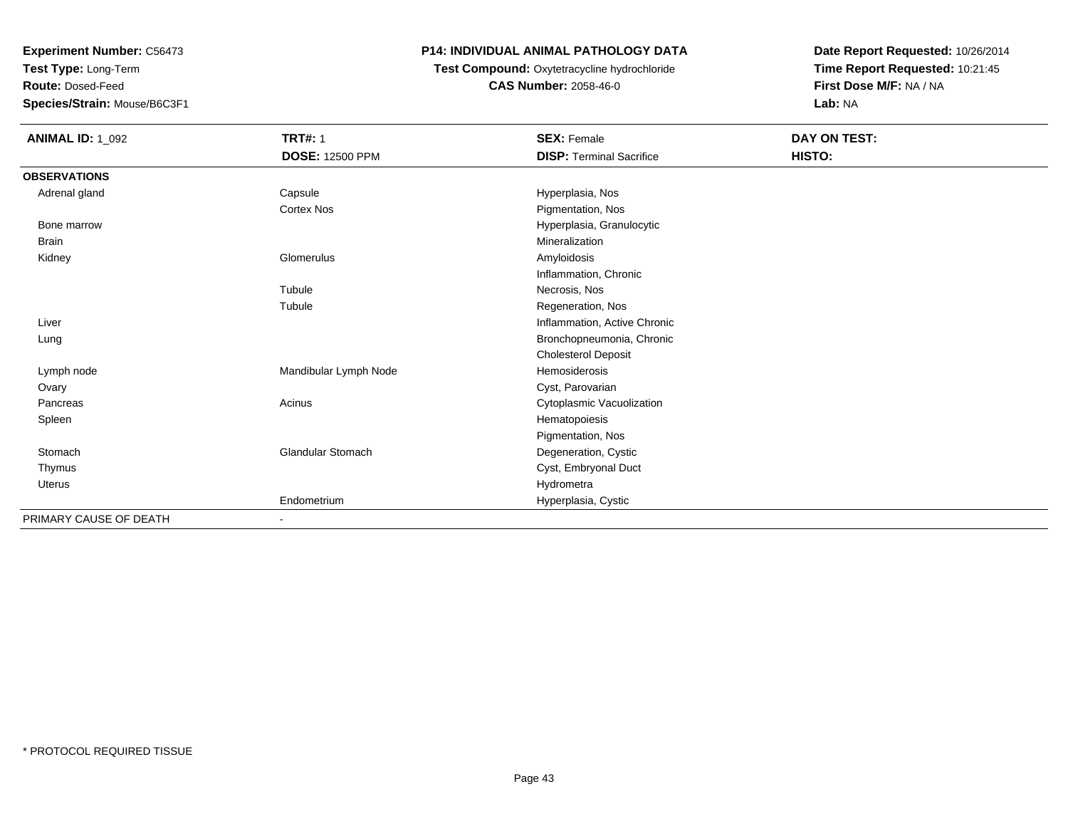**Experiment Number:** C56473
**Test Type:** Long-Term
**Route:** Dosed-Feed
**Species/Strain:** Mouse/B6C3F1

**P14: INDIVIDUAL ANIMAL PATHOLOGY DATA**
**Test Compound:** Oxytetracycline hydrochloride
**CAS Number:** 2058-46-0

**Date Report Requested:** 10/26/2014
**Time Report Requested:** 10:21:45
**First Dose M/F:** NA / NA
**Lab:** NA

| **ANIMAL ID:** 1_092 | **TRT#:** 1 | **SEX:** Female | **DAY ON TEST:** |
|---|---|---|---|
| | **DOSE:** 12500 PPM | **DISP:** Terminal Sacrifice | **HISTO:** |
| **OBSERVATIONS** | | | |
| Adrenal gland | Capsule | Hyperplasia, Nos | |
| | Cortex Nos | Pigmentation, Nos | |
| Bone marrow | | Hyperplasia, Granulocytic | |
| Brain | | Mineralization | |
| Kidney | Glomerulus | Amyloidosis | |
| | | Inflammation, Chronic | |
| | Tubule | Necrosis, Nos | |
| | Tubule | Regeneration, Nos | |
| Liver | | Inflammation, Active Chronic | |
| Lung | | Bronchopneumonia, Chronic | |
| | | Cholesterol Deposit | |
| Lymph node | Mandibular Lymph Node | Hemosiderosis | |
| Ovary | | Cyst, Parovarian | |
| Pancreas | Acinus | Cytoplasmic Vacuolization | |
| Spleen | | Hematopoiesis | |
| | | Pigmentation, Nos | |
| Stomach | Glandular Stomach | Degeneration, Cystic | |
| Thymus | | Cyst, Embryonal Duct | |
| Uterus | | Hydrometra | |
| | Endometrium | Hyperplasia, Cystic | |
| PRIMARY CAUSE OF DEATH | - | | |

* PROTOCOL REQUIRED TISSUE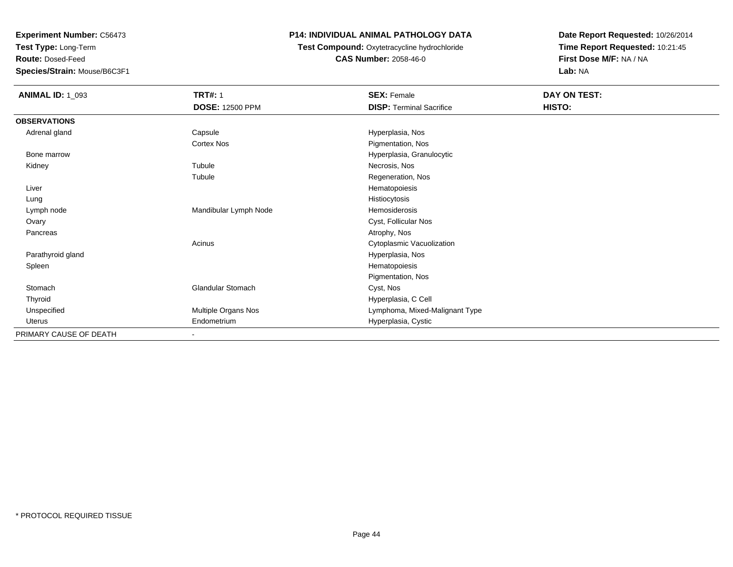**Experiment Number:** C56473
**Test Type:** Long-Term
**Route:** Dosed-Feed
**Species/Strain:** Mouse/B6C3F1

**P14: INDIVIDUAL ANIMAL PATHOLOGY DATA**
**Test Compound:** Oxytetracycline hydrochloride
**CAS Number:** 2058-46-0

**Date Report Requested:** 10/26/2014
**Time Report Requested:** 10:21:45
**First Dose M/F:** NA / NA
**Lab:** NA

| **ANIMAL ID:** 1_093 | **TRT#:** 1 | **SEX:** Female | **DAY ON TEST:** |
|---|---|---|---|
| | **DOSE:** 12500 PPM | **DISP:** Terminal Sacrifice | **HISTO:** |
| **OBSERVATIONS** | | | |
| Adrenal gland | Capsule | Hyperplasia, Nos | |
| | Cortex Nos | Pigmentation, Nos | |
| Bone marrow | | Hyperplasia, Granulocytic | |
| Kidney | Tubule | Necrosis, Nos | |
| | Tubule | Regeneration, Nos | |
| Liver | | Hematopoiesis | |
| Lung | | Histiocytosis | |
| Lymph node | Mandibular Lymph Node | Hemosiderosis | |
| Ovary | | Cyst, Follicular Nos | |
| Pancreas | | Atrophy, Nos | |
| | Acinus | Cytoplasmic Vacuolization | |
| Parathyroid gland | | Hyperplasia, Nos | |
| Spleen | | Hematopoiesis | |
| | | Pigmentation, Nos | |
| Stomach | Glandular Stomach | Cyst, Nos | |
| Thyroid | | Hyperplasia, C Cell | |
| Unspecified | Multiple Organs Nos | Lymphoma, Mixed-Malignant Type | |
| Uterus | Endometrium | Hyperplasia, Cystic | |
| PRIMARY CAUSE OF DEATH | - | | |

\* PROTOCOL REQUIRED TISSUE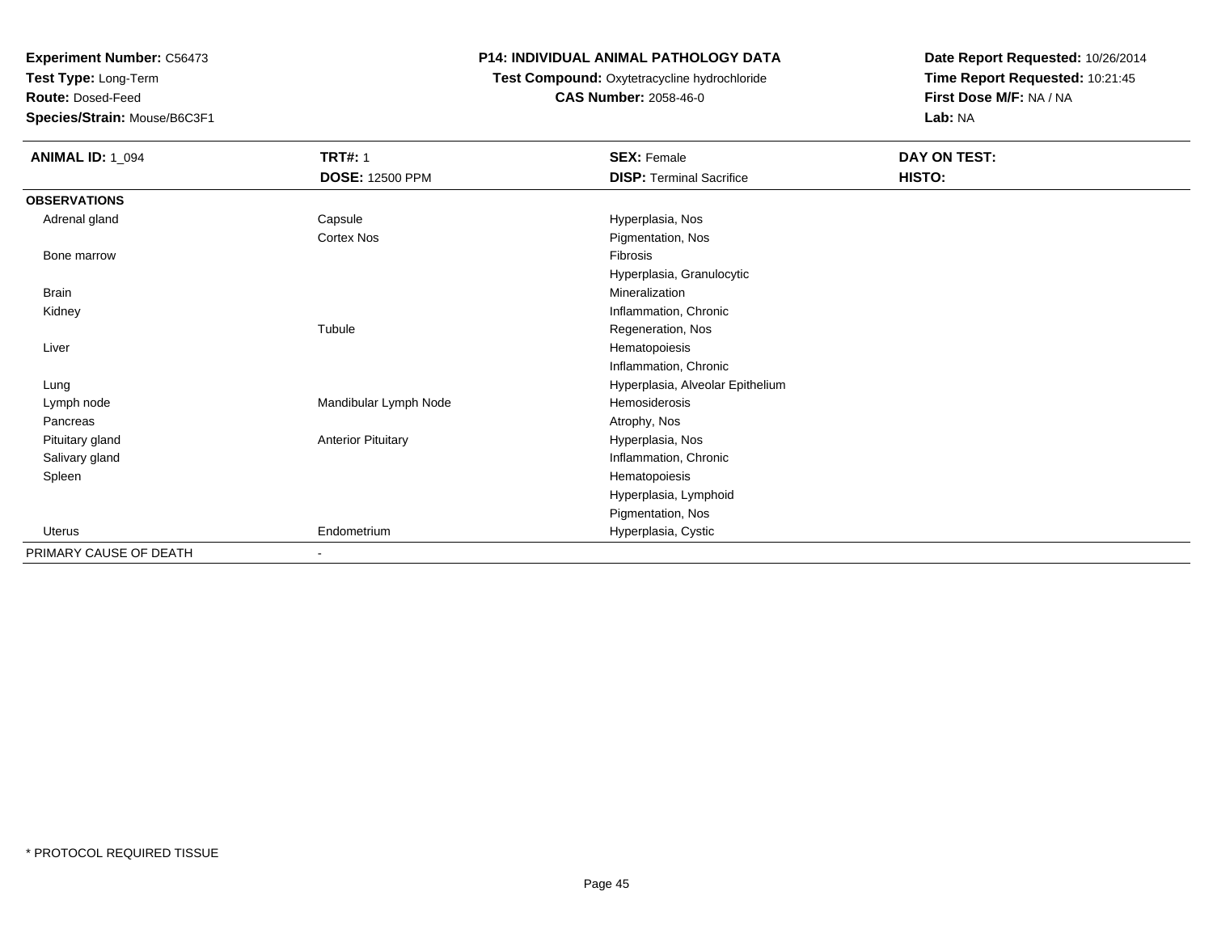**Experiment Number:** C56473
**Test Type:** Long-Term
**Route:** Dosed-Feed
**Species/Strain:** Mouse/B6C3F1

**P14: INDIVIDUAL ANIMAL PATHOLOGY DATA**
**Test Compound:** Oxytetracycline hydrochloride
**CAS Number:** 2058-46-0

**Date Report Requested:** 10/26/2014
**Time Report Requested:** 10:21:45
**First Dose M/F:** NA / NA
**Lab:** NA

| **ANIMAL ID:** 1_094 | **TRT#:** 1 | **SEX:** Female | **DAY ON TEST:** |
|---|---|---|---|
| | **DOSE:** 12500 PPM | **DISP:** Terminal Sacrifice | **HISTO:** |
| **OBSERVATIONS** | | | |
| Adrenal gland | Capsule | Hyperplasia, Nos | |
| | Cortex Nos | Pigmentation, Nos | |
| Bone marrow | | Fibrosis | |
| | | Hyperplasia, Granulocytic | |
| Brain | | Mineralization | |
| Kidney | | Inflammation, Chronic | |
| | Tubule | Regeneration, Nos | |
| Liver | | Hematopoiesis | |
| | | Inflammation, Chronic | |
| Lung | | Hyperplasia, Alveolar Epithelium | |
| Lymph node | Mandibular Lymph Node | Hemosiderosis | |
| Pancreas | | Atrophy, Nos | |
| Pituitary gland | Anterior Pituitary | Hyperplasia, Nos | |
| Salivary gland | | Inflammation, Chronic | |
| Spleen | | Hematopoiesis | |
| | | Hyperplasia, Lymphoid | |
| | | Pigmentation, Nos | |
| Uterus | Endometrium | Hyperplasia, Cystic | |
| PRIMARY CAUSE OF DEATH | - | | |

* PROTOCOL REQUIRED TISSUE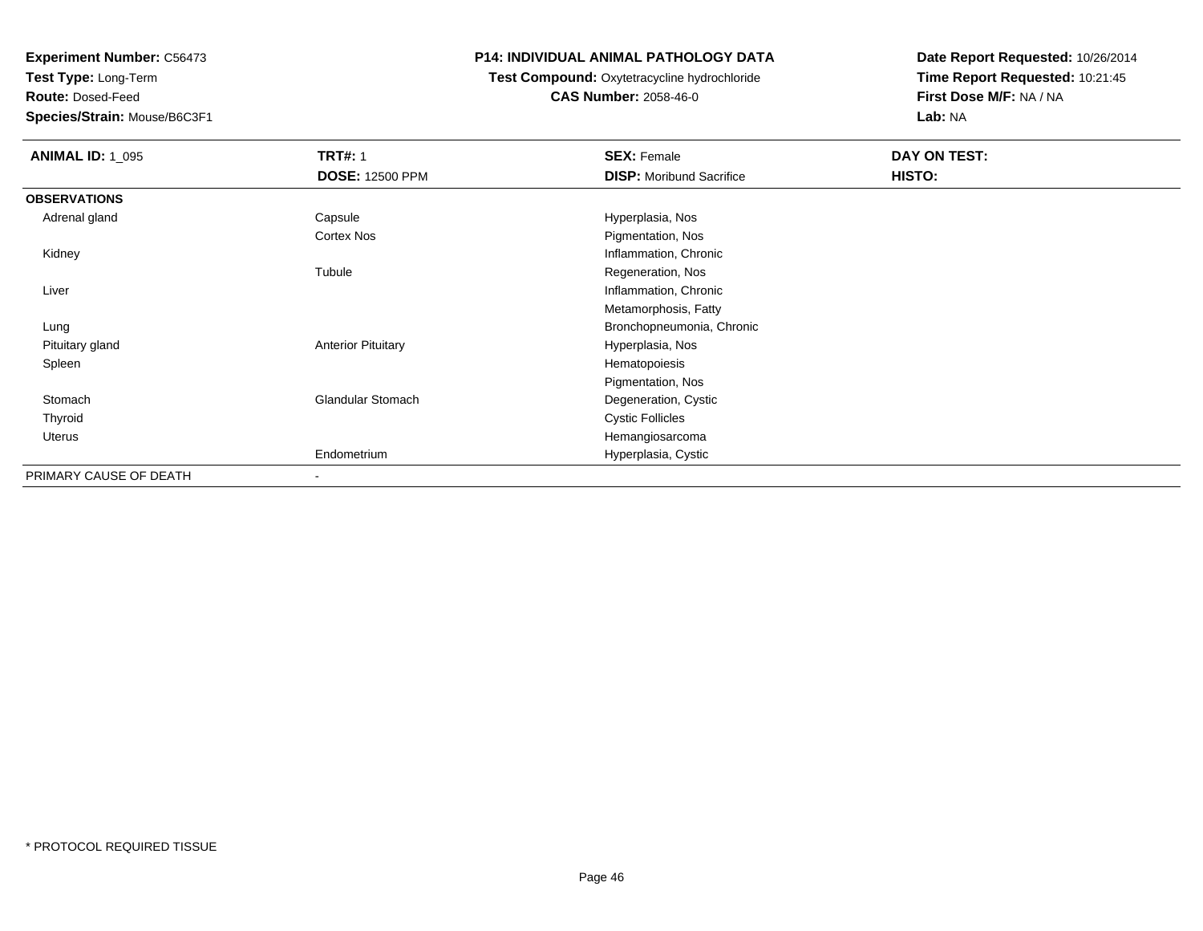**Experiment Number:** C56473
**Test Type:** Long-Term
**Route:** Dosed-Feed
**Species/Strain:** Mouse/B6C3F1

**P14: INDIVIDUAL ANIMAL PATHOLOGY DATA**
**Test Compound:** Oxytetracycline hydrochloride
**CAS Number:** 2058-46-0

**Date Report Requested:** 10/26/2014
**Time Report Requested:** 10:21:45
**First Dose M/F:** NA / NA
**Lab:** NA

| **ANIMAL ID:** 1_095 | **TRT#:** 1 | **SEX:** Female | **DAY ON TEST:** |
|---|---|---|---|
| | **DOSE:** 12500 PPM | **DISP:** Moribund Sacrifice | **HISTO:** |
| **OBSERVATIONS** | | | |
| Adrenal gland | Capsule | Hyperplasia, Nos | |
| | Cortex Nos | Pigmentation, Nos | |
| Kidney | | Inflammation, Chronic | |
| | Tubule | Regeneration, Nos | |
| Liver | | Inflammation, Chronic | |
| | | Metamorphosis, Fatty | |
| Lung | | Bronchopneumonia, Chronic | |
| Pituitary gland | Anterior Pituitary | Hyperplasia, Nos | |
| Spleen | | Hematopoiesis | |
| | | Pigmentation, Nos | |
| Stomach | Glandular Stomach | Degeneration, Cystic | |
| Thyroid | | Cystic Follicles | |
| Uterus | | Hemangiosarcoma | |
| | Endometrium | Hyperplasia, Cystic | |
| PRIMARY CAUSE OF DEATH | - | | |

* PROTOCOL REQUIRED TISSUE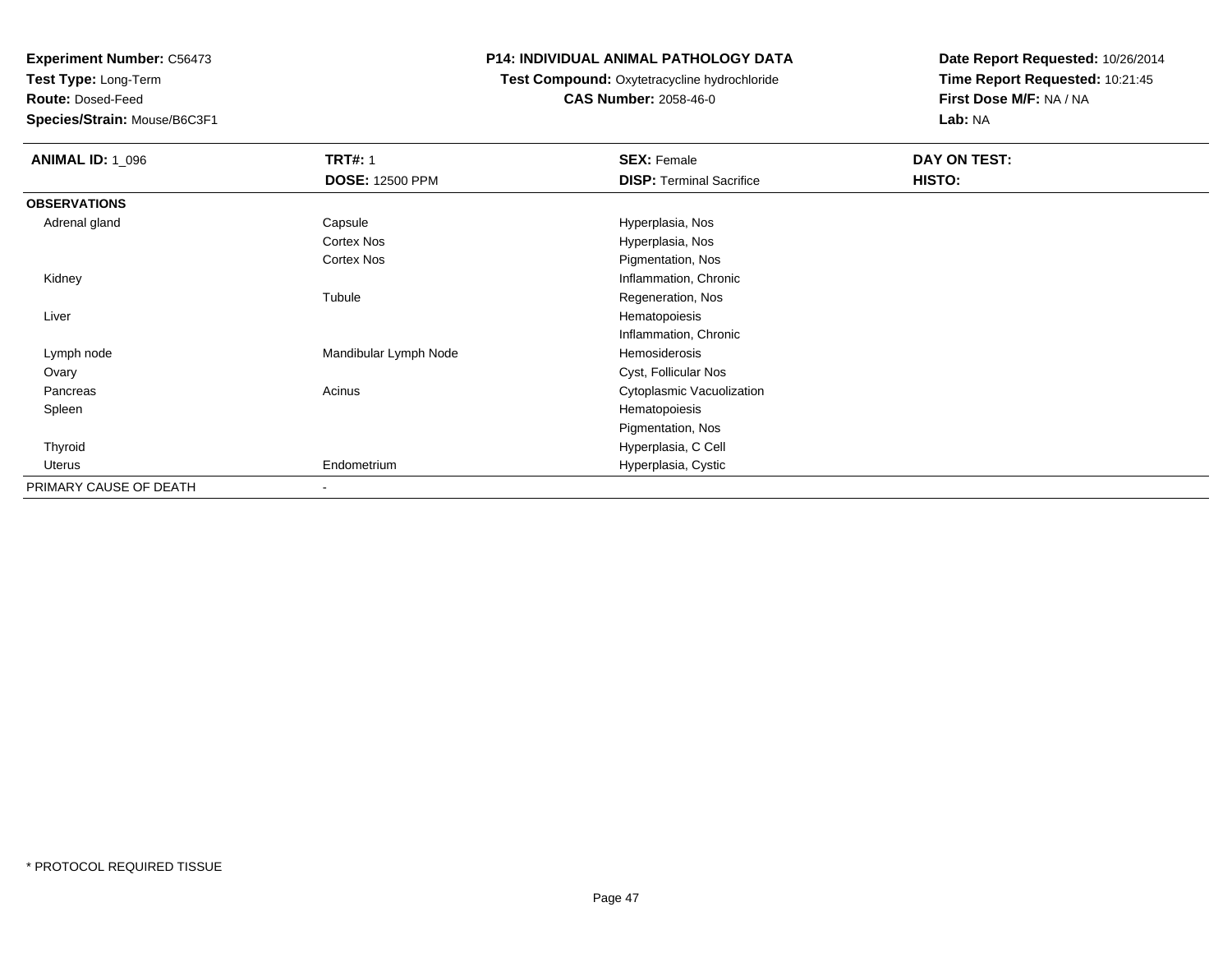**Experiment Number:** C56473
**Test Type:** Long-Term
**Route:** Dosed-Feed
**Species/Strain:** Mouse/B6C3F1

**P14: INDIVIDUAL ANIMAL PATHOLOGY DATA**
**Test Compound:** Oxytetracycline hydrochloride
**CAS Number:** 2058-46-0

**Date Report Requested:** 10/26/2014
**Time Report Requested:** 10:21:45
**First Dose M/F:** NA / NA
**Lab:** NA

| **ANIMAL ID:** 1_096 | **TRT#:** 1 | **SEX:** Female | **DAY ON TEST:** |
|---|---|---|---|
| | **DOSE:** 12500 PPM | **DISP:** Terminal Sacrifice | **HISTO:** |
| **OBSERVATIONS** | | | |
| Adrenal gland | Capsule | Hyperplasia, Nos | |
| | Cortex Nos | Hyperplasia, Nos | |
| | Cortex Nos | Pigmentation, Nos | |
| Kidney | | Inflammation, Chronic | |
| | Tubule | Regeneration, Nos | |
| Liver | | Hematopoiesis | |
| | | Inflammation, Chronic | |
| Lymph node | Mandibular Lymph Node | Hemosiderosis | |
| Ovary | | Cyst, Follicular Nos | |
| Pancreas | Acinus | Cytoplasmic Vacuolization | |
| Spleen | | Hematopoiesis | |
| | | Pigmentation, Nos | |
| Thyroid | | Hyperplasia, C Cell | |
| Uterus | Endometrium | Hyperplasia, Cystic | |
| PRIMARY CAUSE OF DEATH | - | | |

\* PROTOCOL REQUIRED TISSUE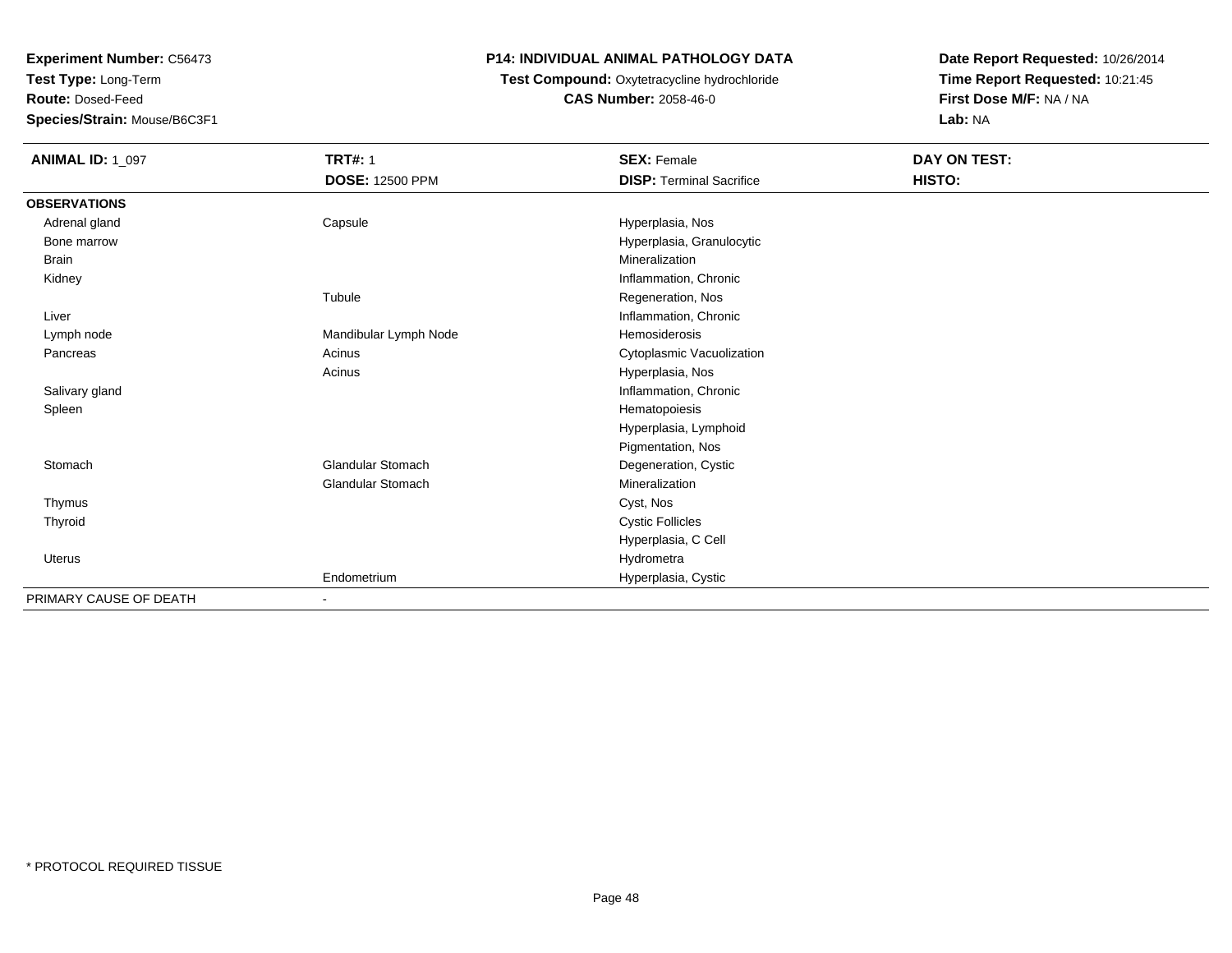**Experiment Number:** C56473
**Test Type:** Long-Term
**Route:** Dosed-Feed
**Species/Strain:** Mouse/B6C3F1

**P14: INDIVIDUAL ANIMAL PATHOLOGY DATA**
**Test Compound:** Oxytetracycline hydrochloride
**CAS Number:** 2058-46-0

**Date Report Requested:** 10/26/2014
**Time Report Requested:** 10:21:45
**First Dose M/F:** NA / NA
**Lab:** NA

| **ANIMAL ID:** 1_097 | **TRT#:** 1<br>**DOSE:** 12500 PPM | **SEX:** Female<br>**DISP:** Terminal Sacrifice | **DAY ON TEST:**<br>**HISTO:** |
|---|---|---|---|
| **OBSERVATIONS** | | | |
| Adrenal gland | Capsule | Hyperplasia, Nos | |
| Bone marrow | | Hyperplasia, Granulocytic | |
| Brain | | Mineralization | |
| Kidney | | Inflammation, Chronic | |
| | Tubule | Regeneration, Nos | |
| Liver | | Inflammation, Chronic | |
| Lymph node | Mandibular Lymph Node | Hemosiderosis | |
| Pancreas | Acinus | Cytoplasmic Vacuolization | |
| | Acinus | Hyperplasia, Nos | |
| Salivary gland | | Inflammation, Chronic | |
| Spleen | | Hematopoiesis | |
| | | Hyperplasia, Lymphoid | |
| | | Pigmentation, Nos | |
| Stomach | Glandular Stomach | Degeneration, Cystic | |
| | Glandular Stomach | Mineralization | |
| Thymus | | Cyst, Nos | |
| Thyroid | | Cystic Follicles | |
| | | Hyperplasia, C Cell | |
| Uterus | | Hydrometra | |
| | Endometrium | Hyperplasia, Cystic | |
| PRIMARY CAUSE OF DEATH | - | | |

* PROTOCOL REQUIRED TISSUE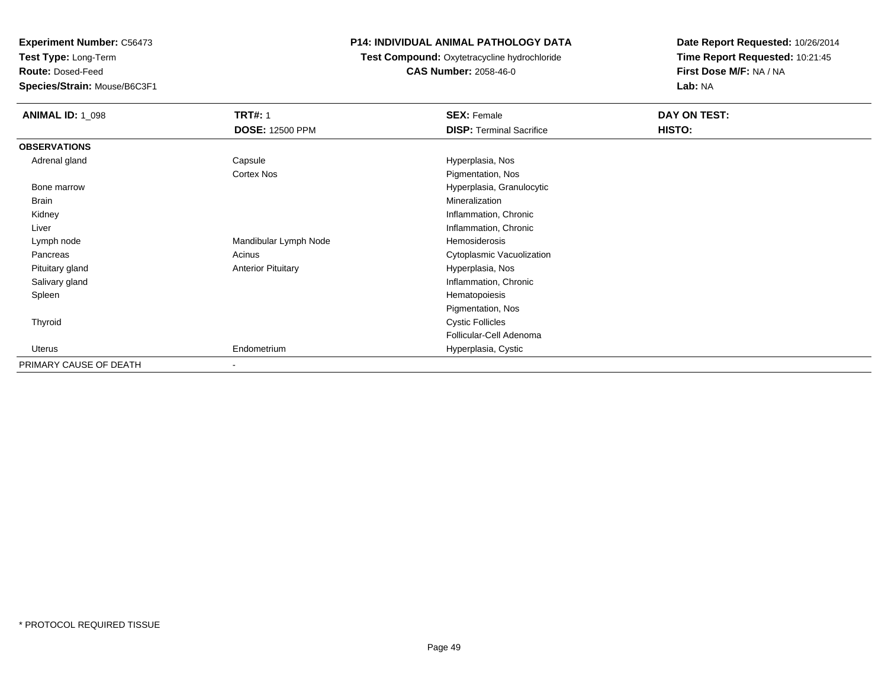**Experiment Number:** C56473
**Test Type:** Long-Term
**Route:** Dosed-Feed
**Species/Strain:** Mouse/B6C3F1

**P14: INDIVIDUAL ANIMAL PATHOLOGY DATA**
**Test Compound:** Oxytetracycline hydrochloride
**CAS Number:** 2058-46-0

**Date Report Requested:** 10/26/2014
**Time Report Requested:** 10:21:45
**First Dose M/F:** NA / NA
**Lab:** NA

| **ANIMAL ID:** 1_098 | **TRT#:** 1 | **SEX:** Female | **DAY ON TEST:** |
|---|---|---|---|
| | **DOSE:** 12500 PPM | **DISP:** Terminal Sacrifice | **HISTO:** |
| **OBSERVATIONS** | | | |
| Adrenal gland | Capsule | Hyperplasia, Nos | |
| | Cortex Nos | Pigmentation, Nos | |
| Bone marrow | | Hyperplasia, Granulocytic | |
| Brain | | Mineralization | |
| Kidney | | Inflammation, Chronic | |
| Liver | | Inflammation, Chronic | |
| Lymph node | Mandibular Lymph Node | Hemosiderosis | |
| Pancreas | Acinus | Cytoplasmic Vacuolization | |
| Pituitary gland | Anterior Pituitary | Hyperplasia, Nos | |
| Salivary gland | | Inflammation, Chronic | |
| Spleen | | Hematopoiesis | |
| | | Pigmentation, Nos | |
| Thyroid | | Cystic Follicles | |
| | | Follicular-Cell Adenoma | |
| Uterus | Endometrium | Hyperplasia, Cystic | |
| PRIMARY CAUSE OF DEATH | - | | |

* PROTOCOL REQUIRED TISSUE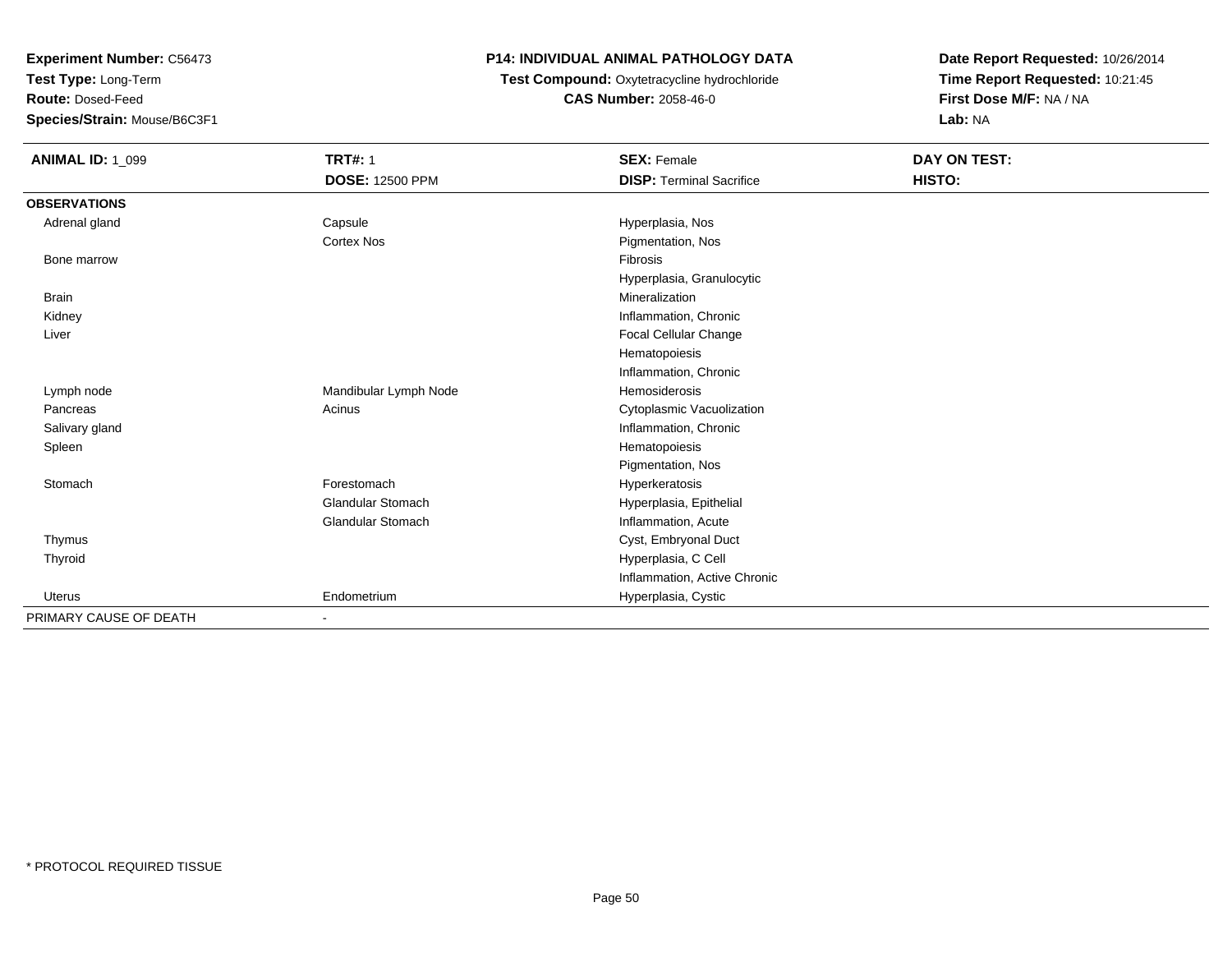**Experiment Number:** C56473
**Test Type:** Long-Term
**Route:** Dosed-Feed
**Species/Strain:** Mouse/B6C3F1

**P14: INDIVIDUAL ANIMAL PATHOLOGY DATA**
**Test Compound:** Oxytetracycline hydrochloride
**CAS Number:** 2058-46-0

**Date Report Requested:** 10/26/2014
**Time Report Requested:** 10:21:45
**First Dose M/F:** NA / NA
**Lab:** NA

| **ANIMAL ID:** 1_099 | **TRT#:** 1 | **SEX:** Female | **DAY ON TEST:** |
|---|---|---|---|
| | **DOSE:** 12500 PPM | **DISP:** Terminal Sacrifice | **HISTO:** |
| **OBSERVATIONS** | | | |
| Adrenal gland | Capsule | Hyperplasia, Nos | |
| | Cortex Nos | Pigmentation, Nos | |
| Bone marrow | | Fibrosis | |
| | | Hyperplasia, Granulocytic | |
| Brain | | Mineralization | |
| Kidney | | Inflammation, Chronic | |
| Liver | | Focal Cellular Change | |
| | | Hematopoiesis | |
| | | Inflammation, Chronic | |
| Lymph node | Mandibular Lymph Node | Hemosiderosis | |
| Pancreas | Acinus | Cytoplasmic Vacuolization | |
| Salivary gland | | Inflammation, Chronic | |
| Spleen | | Hematopoiesis | |
| | | Pigmentation, Nos | |
| Stomach | Forestomach | Hyperkeratosis | |
| | Glandular Stomach | Hyperplasia, Epithelial | |
| | Glandular Stomach | Inflammation, Acute | |
| Thymus | | Cyst, Embryonal Duct | |
| Thyroid | | Hyperplasia, C Cell | |
| | | Inflammation, Active Chronic | |
| Uterus | Endometrium | Hyperplasia, Cystic | |
| PRIMARY CAUSE OF DEATH | - | | |

\* PROTOCOL REQUIRED TISSUE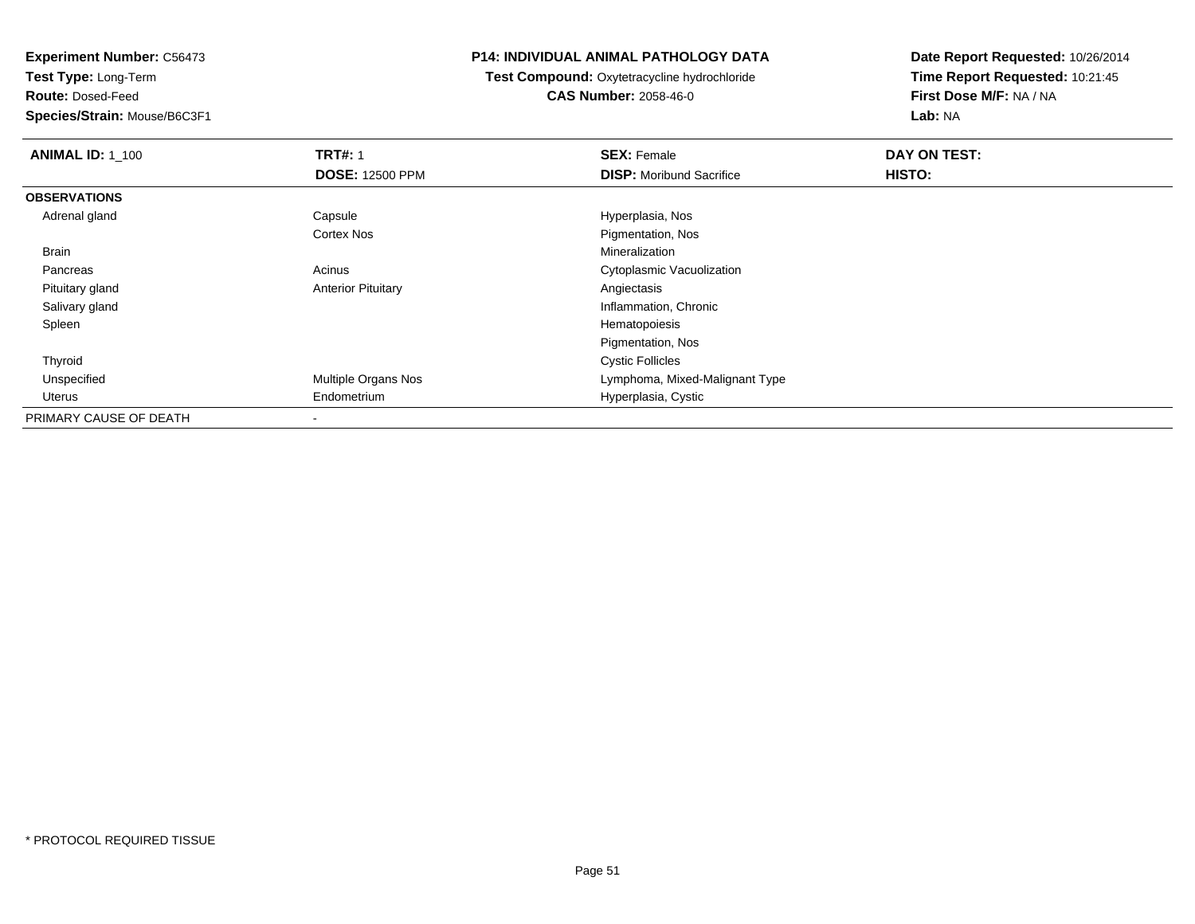**Experiment Number:** C56473
**Test Type:** Long-Term
**Route:** Dosed-Feed
**Species/Strain:** Mouse/B6C3F1

**P14: INDIVIDUAL ANIMAL PATHOLOGY DATA**
**Test Compound:** Oxytetracycline hydrochloride
**CAS Number:** 2058-46-0

**Date Report Requested:** 10/26/2014
**Time Report Requested:** 10:21:45
**First Dose M/F:** NA / NA
**Lab:** NA

| **ANIMAL ID:** 1_100 | **TRT#:** 1 | **SEX:** Female | **DAY ON TEST:** |
|---|---|---|---|
| | **DOSE:** 12500 PPM | **DISP:** Moribund Sacrifice | **HISTO:** |
| **OBSERVATIONS** | | | |
| Adrenal gland | Capsule | Hyperplasia, Nos | |
| | Cortex Nos | Pigmentation, Nos | |
| Brain | | Mineralization | |
| Pancreas | Acinus | Cytoplasmic Vacuolization | |
| Pituitary gland | Anterior Pituitary | Angiectasis | |
| Salivary gland | | Inflammation, Chronic | |
| Spleen | | Hematopoiesis | |
| | | Pigmentation, Nos | |
| Thyroid | | Cystic Follicles | |
| Unspecified | Multiple Organs Nos | Lymphoma, Mixed-Malignant Type | |
| Uterus | Endometrium | Hyperplasia, Cystic | |
| PRIMARY CAUSE OF DEATH | - | | |

* PROTOCOL REQUIRED TISSUE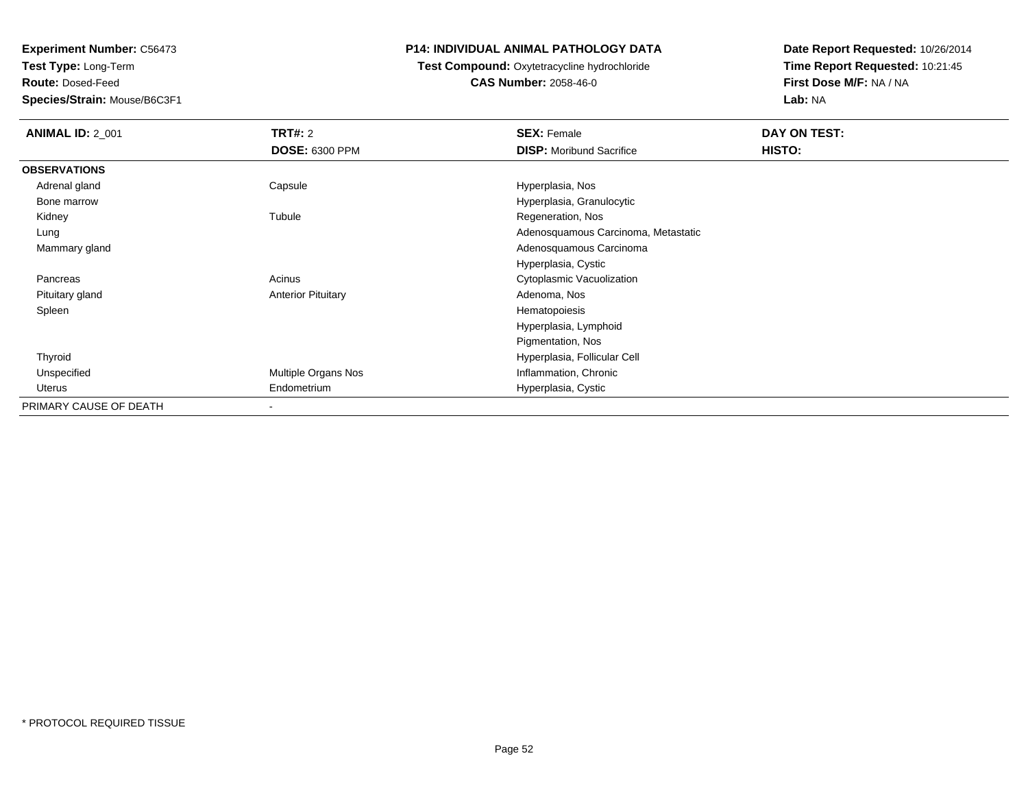**Experiment Number:** C56473
**Test Type:** Long-Term
**Route:** Dosed-Feed
**Species/Strain:** Mouse/B6C3F1

**P14: INDIVIDUAL ANIMAL PATHOLOGY DATA**
**Test Compound:** Oxytetracycline hydrochloride
**CAS Number:** 2058-46-0

**Date Report Requested:** 10/26/2014
**Time Report Requested:** 10:21:45
**First Dose M/F:** NA / NA
**Lab:** NA

| **ANIMAL ID:** 2_001 | **TRT#:** 2<br>**DOSE:** 6300 PPM | **SEX:** Female<br>**DISP:** Moribund Sacrifice | **DAY ON TEST:**<br>**HISTO:** |
|---|---|---|---|
| **OBSERVATIONS** | | | |
| Adrenal gland | Capsule | Hyperplasia, Nos | |
| Bone marrow | | Hyperplasia, Granulocytic | |
| Kidney | Tubule | Regeneration, Nos | |
| Lung | | Adenosquamous Carcinoma, Metastatic | |
| Mammary gland | | Adenosquamous Carcinoma | |
| | | Hyperplasia, Cystic | |
| Pancreas | Acinus | Cytoplasmic Vacuolization | |
| Pituitary gland | Anterior Pituitary | Adenoma, Nos | |
| Spleen | | Hematopoiesis | |
| | | Hyperplasia, Lymphoid | |
| | | Pigmentation, Nos | |
| Thyroid | | Hyperplasia, Follicular Cell | |
| Unspecified | Multiple Organs Nos | Inflammation, Chronic | |
| Uterus | Endometrium | Hyperplasia, Cystic | |
| PRIMARY CAUSE OF DEATH | - | | |

* PROTOCOL REQUIRED TISSUE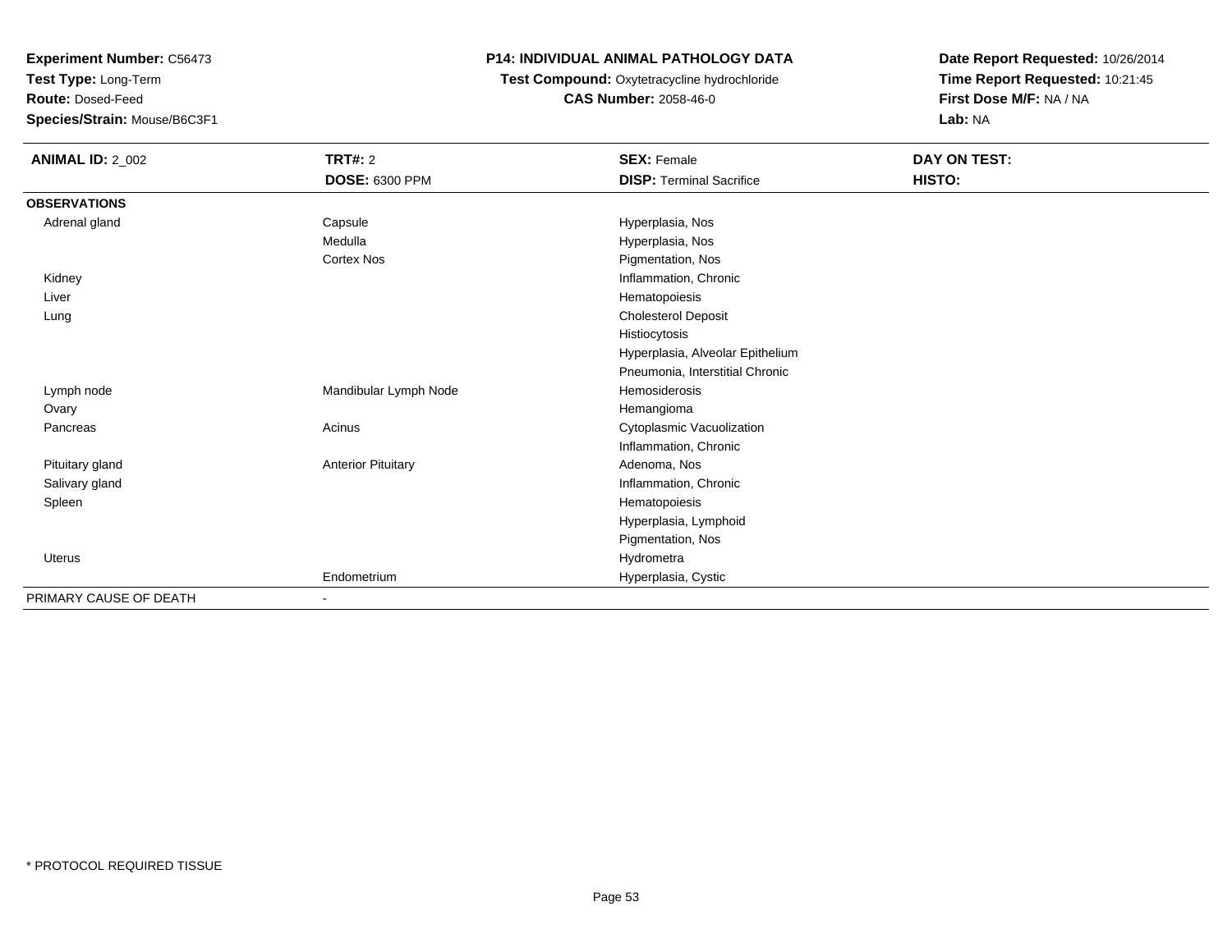**Experiment Number:** C56473
**Test Type:** Long-Term
**Route:** Dosed-Feed
**Species/Strain:** Mouse/B6C3F1

**P14: INDIVIDUAL ANIMAL PATHOLOGY DATA**
**Test Compound:** Oxytetracycline hydrochloride
**CAS Number:** 2058-46-0

**Date Report Requested:** 10/26/2014
**Time Report Requested:** 10:21:45
**First Dose M/F:** NA / NA
**Lab:** NA

| **ANIMAL ID:** 2_002 | **TRT#:** 2<br>**DOSE:** 6300 PPM | **SEX:** Female<br>**DISP:** Terminal Sacrifice | **DAY ON TEST:**<br>**HISTO:** |
|---|---|---|---|
| **OBSERVATIONS** | | | |
| Adrenal gland | Capsule | Hyperplasia, Nos | |
| | Medulla | Hyperplasia, Nos | |
| | Cortex Nos | Pigmentation, Nos | |
| Kidney | | Inflammation, Chronic | |
| Liver | | Hematopoiesis | |
| Lung | | Cholesterol Deposit | |
| | | Histiocytosis | |
| | | Hyperplasia, Alveolar Epithelium | |
| | | Pneumonia, Interstitial Chronic | |
| Lymph node | Mandibular Lymph Node | Hemosiderosis | |
| Ovary | | Hemangioma | |
| Pancreas | Acinus | Cytoplasmic Vacuolization | |
| | | Inflammation, Chronic | |
| Pituitary gland | Anterior Pituitary | Adenoma, Nos | |
| Salivary gland | | Inflammation, Chronic | |
| Spleen | | Hematopoiesis | |
| | | Hyperplasia, Lymphoid | |
| | | Pigmentation, Nos | |
| Uterus | | Hydrometra | |
| | Endometrium | Hyperplasia, Cystic | |
| PRIMARY CAUSE OF DEATH | - | | |

\* PROTOCOL REQUIRED TISSUE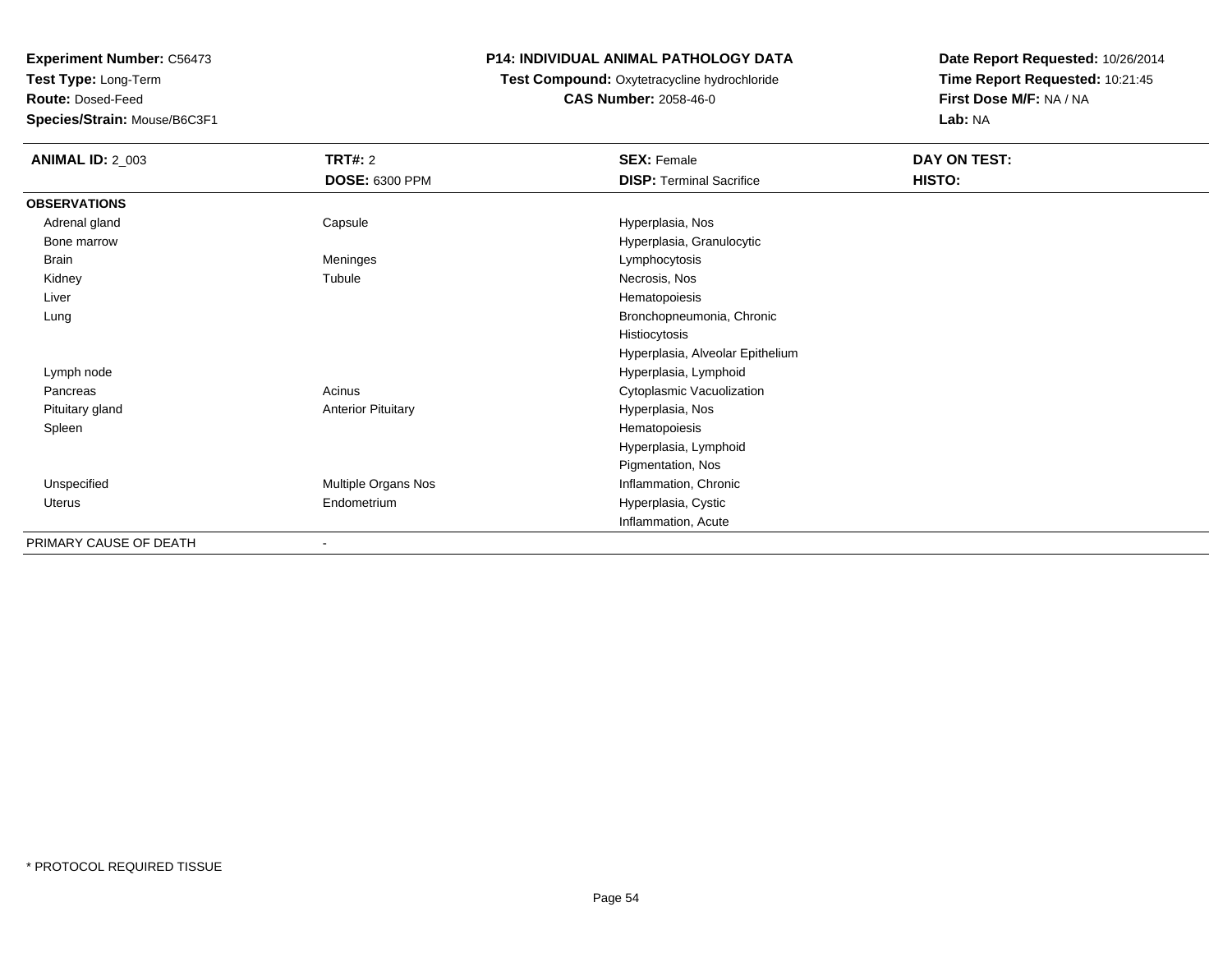**Experiment Number:** C56473
**Test Type:** Long-Term
**Route:** Dosed-Feed
**Species/Strain:** Mouse/B6C3F1

**P14: INDIVIDUAL ANIMAL PATHOLOGY DATA**
**Test Compound:** Oxytetracycline hydrochloride
**CAS Number:** 2058-46-0

**Date Report Requested:** 10/26/2014
**Time Report Requested:** 10:21:45
**First Dose M/F:** NA / NA
**Lab:** NA

| **ANIMAL ID:** 2_003 | **TRT#:** 2 | **SEX:** Female | **DAY ON TEST:** |
|---|---|---|---|
| | **DOSE:** 6300 PPM | **DISP:** Terminal Sacrifice | **HISTO:** |
| **OBSERVATIONS** | | | |
| Adrenal gland | Capsule | Hyperplasia, Nos | |
| Bone marrow | | Hyperplasia, Granulocytic | |
| Brain | Meninges | Lymphocytosis | |
| Kidney | Tubule | Necrosis, Nos | |
| Liver | | Hematopoiesis | |
| Lung | | Bronchopneumonia, Chronic | |
| | | Histiocytosis | |
| | | Hyperplasia, Alveolar Epithelium | |
| Lymph node | | Hyperplasia, Lymphoid | |
| Pancreas | Acinus | Cytoplasmic Vacuolization | |
| Pituitary gland | Anterior Pituitary | Hyperplasia, Nos | |
| Spleen | | Hematopoiesis | |
| | | Hyperplasia, Lymphoid | |
| | | Pigmentation, Nos | |
| Unspecified | Multiple Organs Nos | Inflammation, Chronic | |
| Uterus | Endometrium | Hyperplasia, Cystic | |
| | | Inflammation, Acute | |
| PRIMARY CAUSE OF DEATH | - | | |

* PROTOCOL REQUIRED TISSUE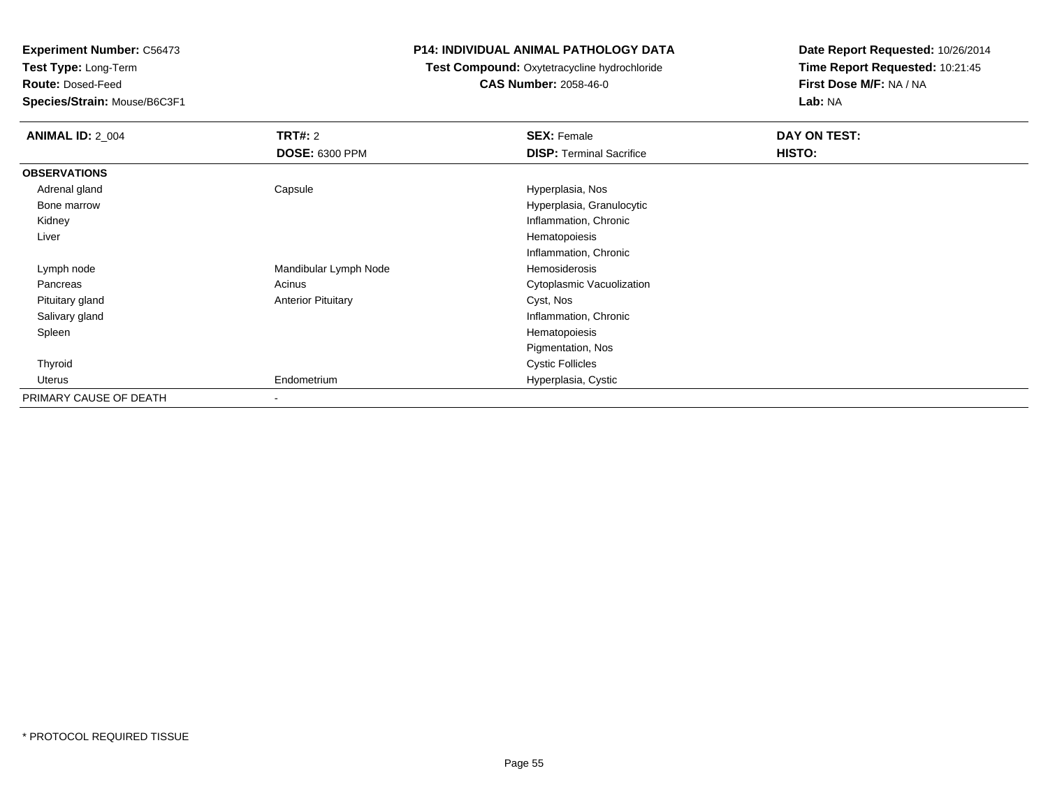**Experiment Number:** C56473
**Test Type:** Long-Term
**Route:** Dosed-Feed
**Species/Strain:** Mouse/B6C3F1

**P14: INDIVIDUAL ANIMAL PATHOLOGY DATA**
**Test Compound:** Oxytetracycline hydrochloride
**CAS Number:** 2058-46-0

**Date Report Requested:** 10/26/2014
**Time Report Requested:** 10:21:45
**First Dose M/F:** NA / NA
**Lab:** NA

| **ANIMAL ID:** 2_004 | **TRT#:** 2 | **SEX:** Female | **DAY ON TEST:** |
|---|---|---|---|
| | **DOSE:** 6300 PPM | **DISP:** Terminal Sacrifice | **HISTO:** |
| **OBSERVATIONS** | | | |
| Adrenal gland | Capsule | Hyperplasia, Nos | |
| Bone marrow | | Hyperplasia, Granulocytic | |
| Kidney | | Inflammation, Chronic | |
| Liver | | Hematopoiesis | |
| | | Inflammation, Chronic | |
| Lymph node | Mandibular Lymph Node | Hemosiderosis | |
| Pancreas | Acinus | Cytoplasmic Vacuolization | |
| Pituitary gland | Anterior Pituitary | Cyst, Nos | |
| Salivary gland | | Inflammation, Chronic | |
| Spleen | | Hematopoiesis | |
| | | Pigmentation, Nos | |
| Thyroid | | Cystic Follicles | |
| Uterus | Endometrium | Hyperplasia, Cystic | |
| PRIMARY CAUSE OF DEATH | - | | |

* PROTOCOL REQUIRED TISSUE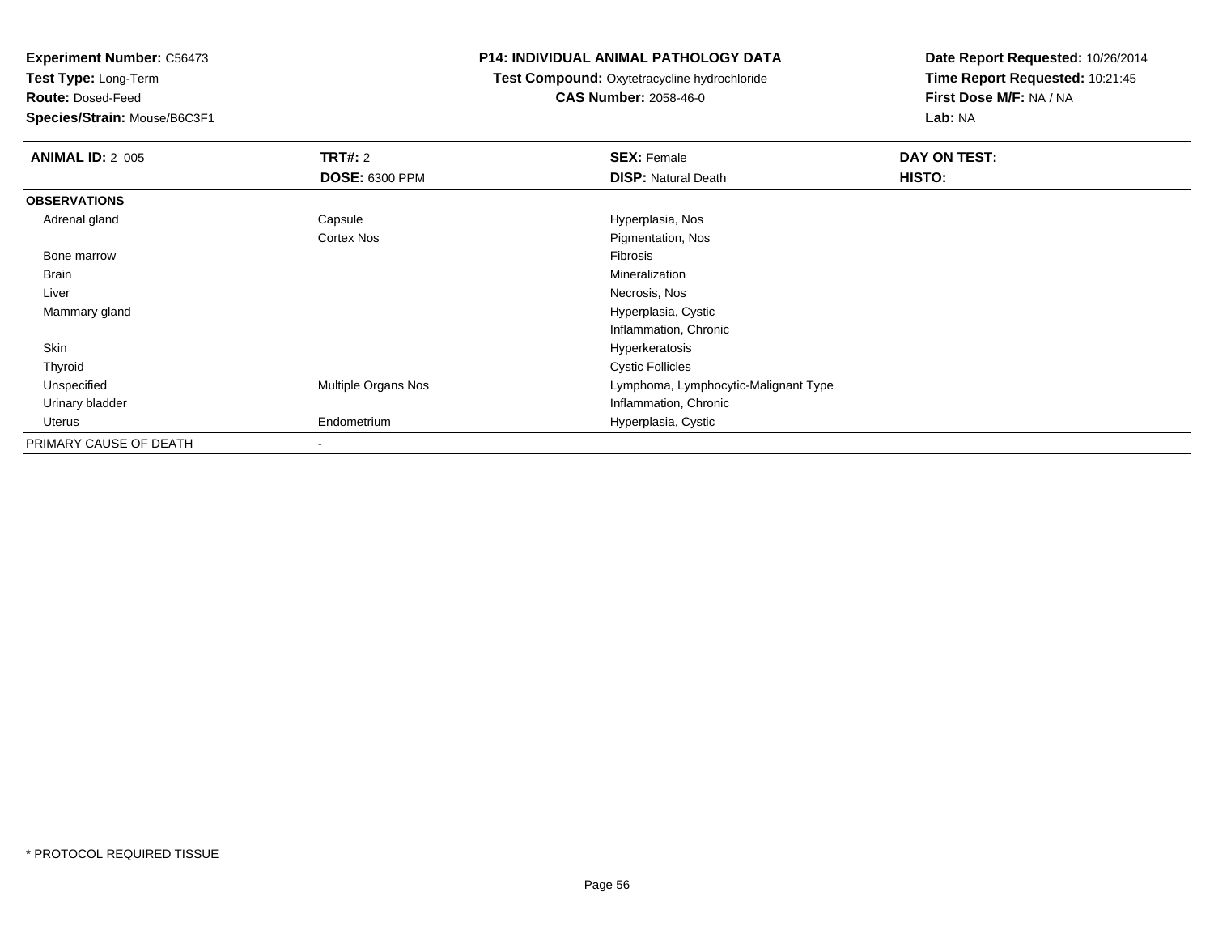**Experiment Number:** C56473
**Test Type:** Long-Term
**Route:** Dosed-Feed
**Species/Strain:** Mouse/B6C3F1

**P14: INDIVIDUAL ANIMAL PATHOLOGY DATA**
**Test Compound:** Oxytetracycline hydrochloride
**CAS Number:** 2058-46-0

**Date Report Requested:** 10/26/2014
**Time Report Requested:** 10:21:45
**First Dose M/F:** NA / NA
**Lab:** NA

| **ANIMAL ID:** 2_005 | **TRT#:** 2<br>**DOSE:** 6300 PPM | **SEX:** Female<br>**DISP:** Natural Death | **DAY ON TEST:**<br>**HISTO:** |
|---|---|---|---|
| **OBSERVATIONS** | | | |
| Adrenal gland | Capsule | Hyperplasia, Nos | |
| | Cortex Nos | Pigmentation, Nos | |
| Bone marrow | | Fibrosis | |
| Brain | | Mineralization | |
| Liver | | Necrosis, Nos | |
| Mammary gland | | Hyperplasia, Cystic | |
| | | Inflammation, Chronic | |
| Skin | | Hyperkeratosis | |
| Thyroid | | Cystic Follicles | |
| Unspecified | Multiple Organs Nos | Lymphoma, Lymphocytic-Malignant Type | |
| Urinary bladder | | Inflammation, Chronic | |
| Uterus | Endometrium | Hyperplasia, Cystic | |
| PRIMARY CAUSE OF DEATH | - | | |

\* PROTOCOL REQUIRED TISSUE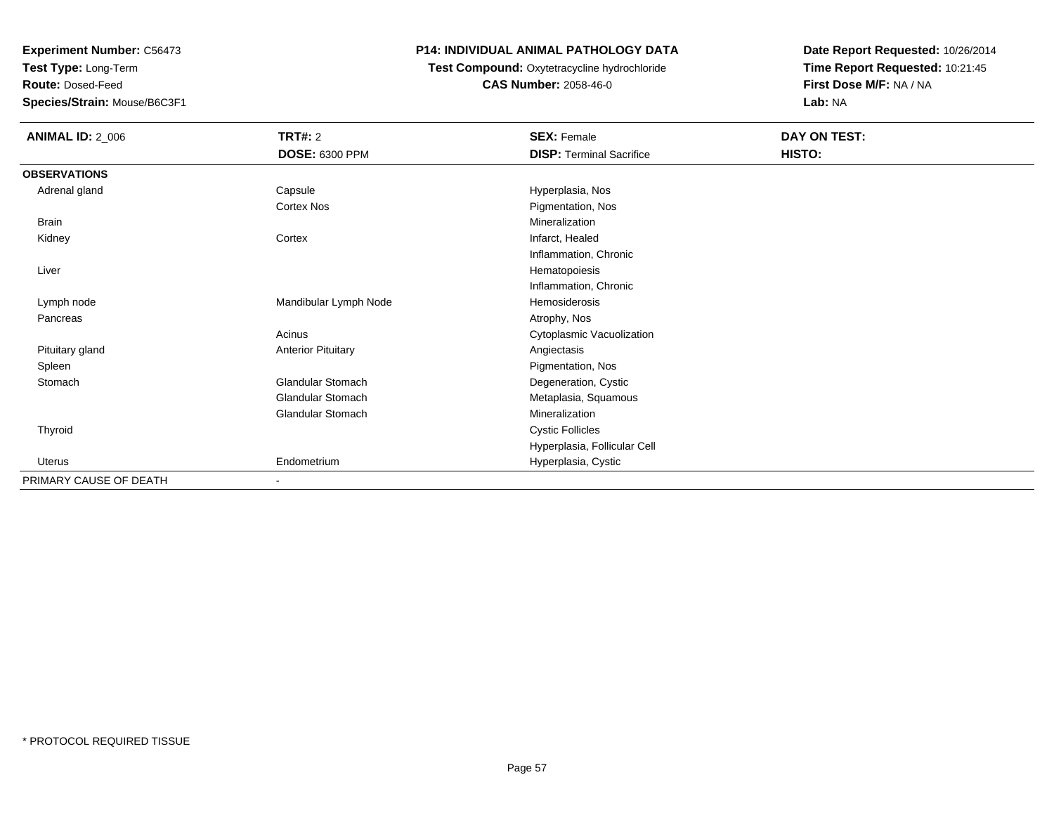**Experiment Number:** C56473
**Test Type:** Long-Term
**Route:** Dosed-Feed
**Species/Strain:** Mouse/B6C3F1

**P14: INDIVIDUAL ANIMAL PATHOLOGY DATA**
**Test Compound:** Oxytetracycline hydrochloride
**CAS Number:** 2058-46-0

**Date Report Requested:** 10/26/2014
**Time Report Requested:** 10:21:45
**First Dose M/F:** NA / NA
**Lab:** NA

| **ANIMAL ID:** 2_006 | **TRT#:** 2 | **SEX:** Female | **DAY ON TEST:** |
|---|---|---|---|
| | **DOSE:** 6300 PPM | **DISP:** Terminal Sacrifice | **HISTO:** |
| **OBSERVATIONS** | | | |
| Adrenal gland | Capsule | Hyperplasia, Nos | |
| | Cortex Nos | Pigmentation, Nos | |
| Brain | | Mineralization | |
| Kidney | Cortex | Infarct, Healed | |
| | | Inflammation, Chronic | |
| Liver | | Hematopoiesis | |
| | | Inflammation, Chronic | |
| Lymph node | Mandibular Lymph Node | Hemosiderosis | |
| Pancreas | | Atrophy, Nos | |
| | Acinus | Cytoplasmic Vacuolization | |
| Pituitary gland | Anterior Pituitary | Angiectasis | |
| Spleen | | Pigmentation, Nos | |
| Stomach | Glandular Stomach | Degeneration, Cystic | |
| | Glandular Stomach | Metaplasia, Squamous | |
| | Glandular Stomach | Mineralization | |
| Thyroid | | Cystic Follicles | |
| | | Hyperplasia, Follicular Cell | |
| Uterus | Endometrium | Hyperplasia, Cystic | |
| PRIMARY CAUSE OF DEATH | - | | |

* PROTOCOL REQUIRED TISSUE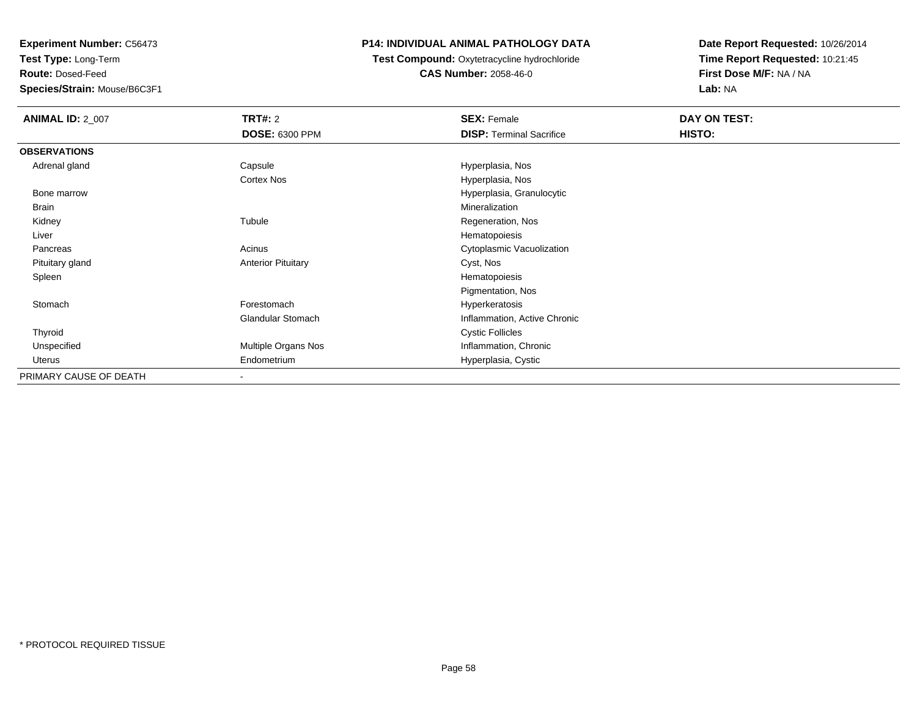**Experiment Number:** C56473
**Test Type:** Long-Term
**Route:** Dosed-Feed
**Species/Strain:** Mouse/B6C3F1

**P14: INDIVIDUAL ANIMAL PATHOLOGY DATA**
**Test Compound:** Oxytetracycline hydrochloride
**CAS Number:** 2058-46-0

**Date Report Requested:** 10/26/2014
**Time Report Requested:** 10:21:45
**First Dose M/F:** NA / NA
**Lab:** NA

| **ANIMAL ID:** 2_007 | **TRT#:** 2 | **SEX:** Female | **DAY ON TEST:** |
|---|---|---|---|
| | **DOSE:** 6300 PPM | **DISP:** Terminal Sacrifice | **HISTO:** |
| **OBSERVATIONS** | | | |
| Adrenal gland | Capsule | Hyperplasia, Nos | |
| | Cortex Nos | Hyperplasia, Nos | |
| Bone marrow | | Hyperplasia, Granulocytic | |
| Brain | | Mineralization | |
| Kidney | Tubule | Regeneration, Nos | |
| Liver | | Hematopoiesis | |
| Pancreas | Acinus | Cytoplasmic Vacuolization | |
| Pituitary gland | Anterior Pituitary | Cyst, Nos | |
| Spleen | | Hematopoiesis | |
| | | Pigmentation, Nos | |
| Stomach | Forestomach | Hyperkeratosis | |
| | Glandular Stomach | Inflammation, Active Chronic | |
| Thyroid | | Cystic Follicles | |
| Unspecified | Multiple Organs Nos | Inflammation, Chronic | |
| Uterus | Endometrium | Hyperplasia, Cystic | |
| PRIMARY CAUSE OF DEATH | - | | |

* PROTOCOL REQUIRED TISSUE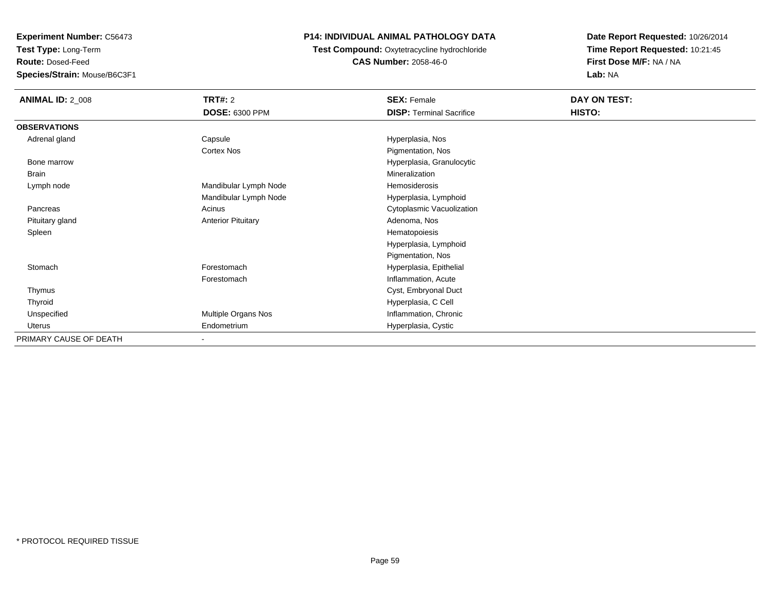**Experiment Number:** C56473
**Test Type:** Long-Term
**Route:** Dosed-Feed
**Species/Strain:** Mouse/B6C3F1

**P14: INDIVIDUAL ANIMAL PATHOLOGY DATA**
**Test Compound:** Oxytetracycline hydrochloride
**CAS Number:** 2058-46-0

**Date Report Requested:** 10/26/2014
**Time Report Requested:** 10:21:45
**First Dose M/F:** NA / NA
**Lab:** NA

| **ANIMAL ID:** 2_008 | **TRT#:** 2 | **SEX:** Female | **DAY ON TEST:** |
|---|---|---|---|
| | **DOSE:** 6300 PPM | **DISP:** Terminal Sacrifice | **HISTO:** |
| **OBSERVATIONS** | | | |
| Adrenal gland | Capsule | Hyperplasia, Nos | |
| | Cortex Nos | Pigmentation, Nos | |
| Bone marrow | | Hyperplasia, Granulocytic | |
| Brain | | Mineralization | |
| Lymph node | Mandibular Lymph Node | Hemosiderosis | |
| | Mandibular Lymph Node | Hyperplasia, Lymphoid | |
| Pancreas | Acinus | Cytoplasmic Vacuolization | |
| Pituitary gland | Anterior Pituitary | Adenoma, Nos | |
| Spleen | | Hematopoiesis | |
| | | Hyperplasia, Lymphoid | |
| | | Pigmentation, Nos | |
| Stomach | Forestomach | Hyperplasia, Epithelial | |
| | Forestomach | Inflammation, Acute | |
| Thymus | | Cyst, Embryonal Duct | |
| Thyroid | | Hyperplasia, C Cell | |
| Unspecified | Multiple Organs Nos | Inflammation, Chronic | |
| Uterus | Endometrium | Hyperplasia, Cystic | |
| PRIMARY CAUSE OF DEATH | - | | |

* PROTOCOL REQUIRED TISSUE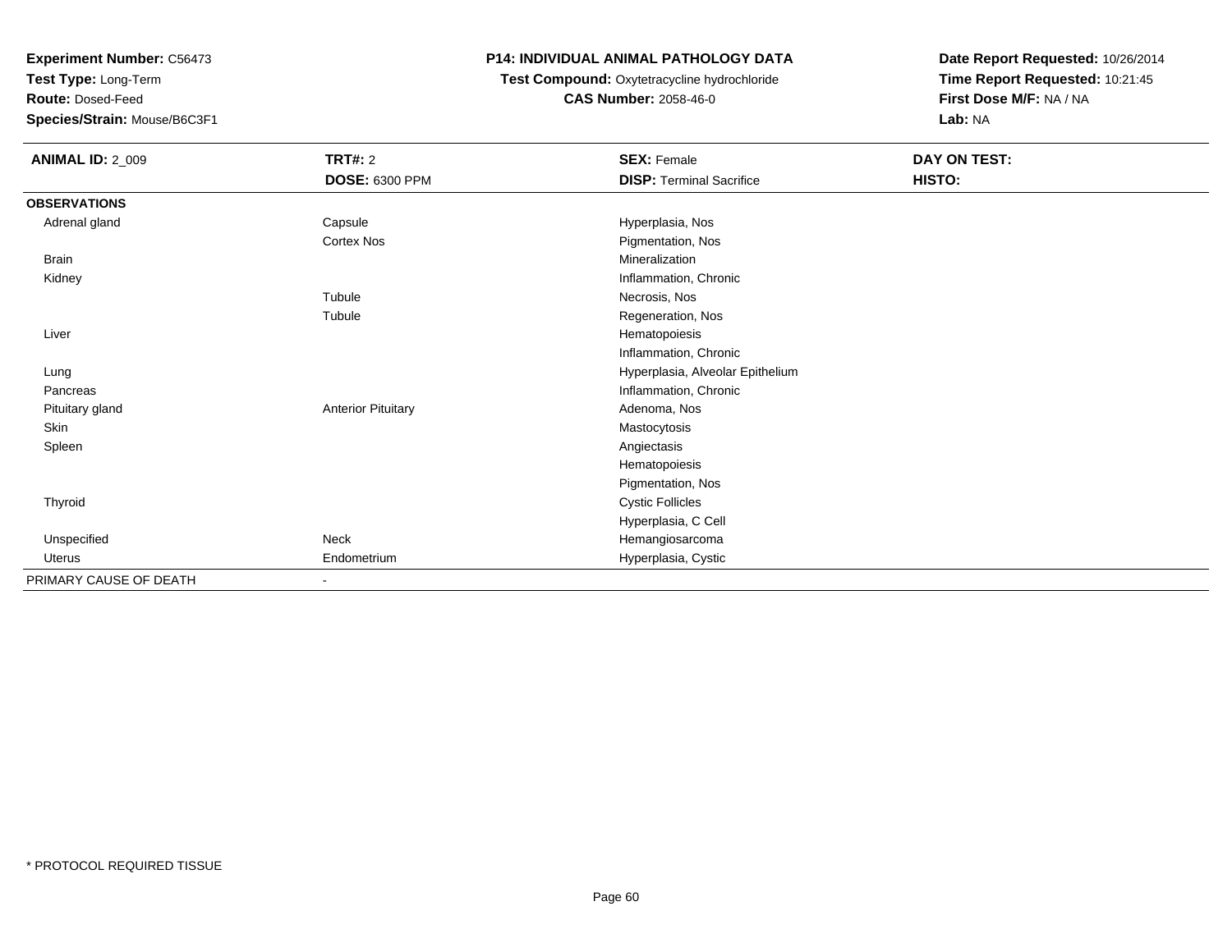**Experiment Number:** C56473
**Test Type:** Long-Term
**Route:** Dosed-Feed
**Species/Strain:** Mouse/B6C3F1

**P14: INDIVIDUAL ANIMAL PATHOLOGY DATA**
**Test Compound:** Oxytetracycline hydrochloride
**CAS Number:** 2058-46-0

**Date Report Requested:** 10/26/2014
**Time Report Requested:** 10:21:45
**First Dose M/F:** NA / NA
**Lab:** NA

| **ANIMAL ID:** 2_009 | **TRT#:** 2 | **SEX:** Female | **DAY ON TEST:** |
|---|---|---|---|
| | **DOSE:** 6300 PPM | **DISP:** Terminal Sacrifice | **HISTO:** |
| **OBSERVATIONS** | | | |
| Adrenal gland | Capsule | Hyperplasia, Nos | |
| | Cortex Nos | Pigmentation, Nos | |
| Brain | | Mineralization | |
| Kidney | | Inflammation, Chronic | |
| | Tubule | Necrosis, Nos | |
| | Tubule | Regeneration, Nos | |
| Liver | | Hematopoiesis | |
| | | Inflammation, Chronic | |
| Lung | | Hyperplasia, Alveolar Epithelium | |
| Pancreas | | Inflammation, Chronic | |
| Pituitary gland | Anterior Pituitary | Adenoma, Nos | |
| Skin | | Mastocytosis | |
| Spleen | | Angiectasis | |
| | | Hematopoiesis | |
| | | Pigmentation, Nos | |
| Thyroid | | Cystic Follicles | |
| | | Hyperplasia, C Cell | |
| Unspecified | Neck | Hemangiosarcoma | |
| Uterus | Endometrium | Hyperplasia, Cystic | |
| PRIMARY CAUSE OF DEATH | - | | |

* PROTOCOL REQUIRED TISSUE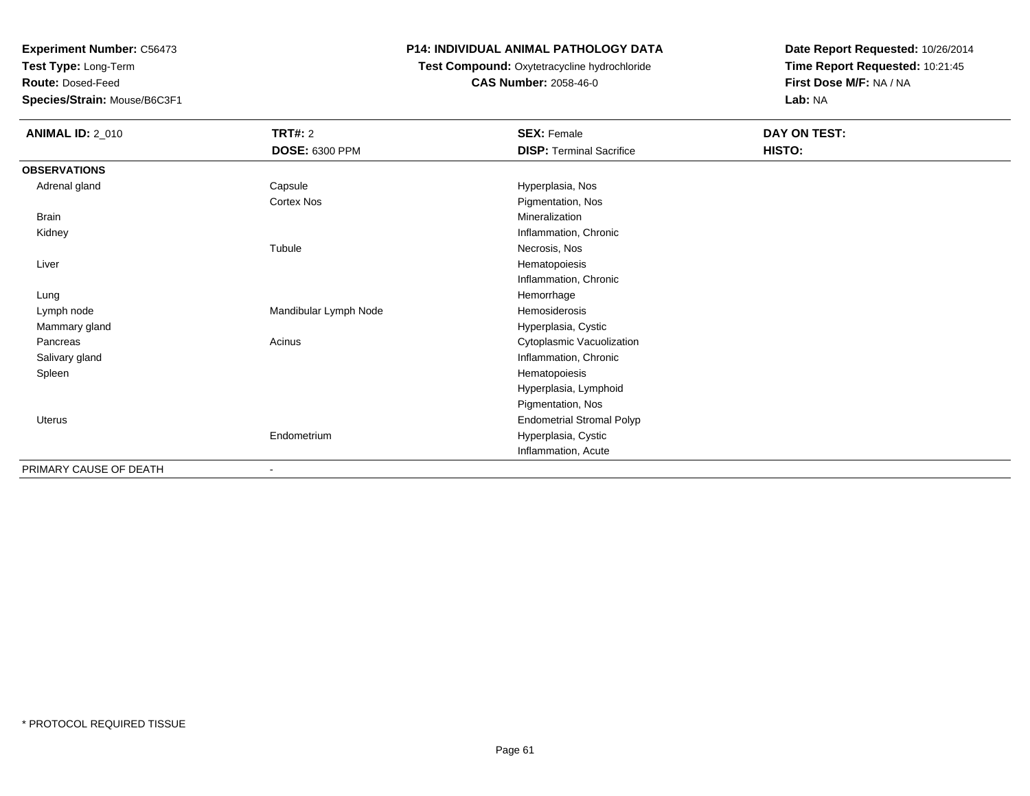**Experiment Number:** C56473
**Test Type:** Long-Term
**Route:** Dosed-Feed
**Species/Strain:** Mouse/B6C3F1

**P14: INDIVIDUAL ANIMAL PATHOLOGY DATA**
**Test Compound:** Oxytetracycline hydrochloride
**CAS Number:** 2058-46-0

**Date Report Requested:** 10/26/2014
**Time Report Requested:** 10:21:45
**First Dose M/F:** NA / NA
**Lab:** NA

| **ANIMAL ID:** 2_010 | **TRT#:** 2 | **SEX:** Female | **DAY ON TEST:** |
|---|---|---|---|
| | **DOSE:** 6300 PPM | **DISP:** Terminal Sacrifice | **HISTO:** |
| **OBSERVATIONS** | | | |
| Adrenal gland | Capsule | Hyperplasia, Nos | |
| | Cortex Nos | Pigmentation, Nos | |
| Brain | | Mineralization | |
| Kidney | | Inflammation, Chronic | |
| | Tubule | Necrosis, Nos | |
| Liver | | Hematopoiesis | |
| | | Inflammation, Chronic | |
| Lung | | Hemorrhage | |
| Lymph node | Mandibular Lymph Node | Hemosiderosis | |
| Mammary gland | | Hyperplasia, Cystic | |
| Pancreas | Acinus | Cytoplasmic Vacuolization | |
| Salivary gland | | Inflammation, Chronic | |
| Spleen | | Hematopoiesis | |
| | | Hyperplasia, Lymphoid | |
| | | Pigmentation, Nos | |
| Uterus | | Endometrial Stromal Polyp | |
| | Endometrium | Hyperplasia, Cystic | |
| | | Inflammation, Acute | |
| PRIMARY CAUSE OF DEATH | - | | |

* PROTOCOL REQUIRED TISSUE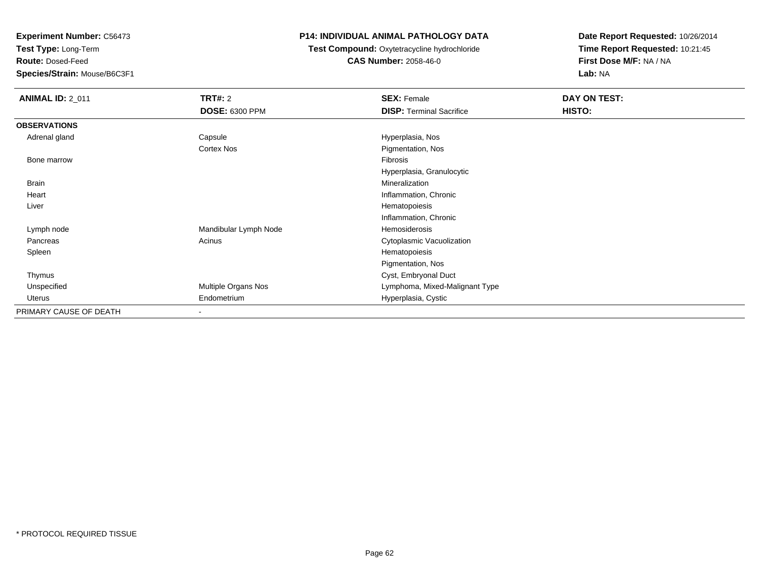**Experiment Number:** C56473
**Test Type:** Long-Term
**Route:** Dosed-Feed
**Species/Strain:** Mouse/B6C3F1

**P14: INDIVIDUAL ANIMAL PATHOLOGY DATA**
**Test Compound:** Oxytetracycline hydrochloride
**CAS Number:** 2058-46-0

**Date Report Requested:** 10/26/2014
**Time Report Requested:** 10:21:45
**First Dose M/F:** NA / NA
**Lab:** NA

| **ANIMAL ID:** 2_011 | **TRT#:** 2 | **SEX:** Female | **DAY ON TEST:** |
|---|---|---|---|
| | **DOSE:** 6300 PPM | **DISP:** Terminal Sacrifice | **HISTO:** |
| **OBSERVATIONS** | | | |
| Adrenal gland | Capsule | Hyperplasia, Nos | |
| | Cortex Nos | Pigmentation, Nos | |
| Bone marrow | | Fibrosis | |
| | | Hyperplasia, Granulocytic | |
| Brain | | Mineralization | |
| Heart | | Inflammation, Chronic | |
| Liver | | Hematopoiesis | |
| | | Inflammation, Chronic | |
| Lymph node | Mandibular Lymph Node | Hemosiderosis | |
| Pancreas | Acinus | Cytoplasmic Vacuolization | |
| Spleen | | Hematopoiesis | |
| | | Pigmentation, Nos | |
| Thymus | | Cyst, Embryonal Duct | |
| Unspecified | Multiple Organs Nos | Lymphoma, Mixed-Malignant Type | |
| Uterus | Endometrium | Hyperplasia, Cystic | |
| PRIMARY CAUSE OF DEATH | - | | |

* PROTOCOL REQUIRED TISSUE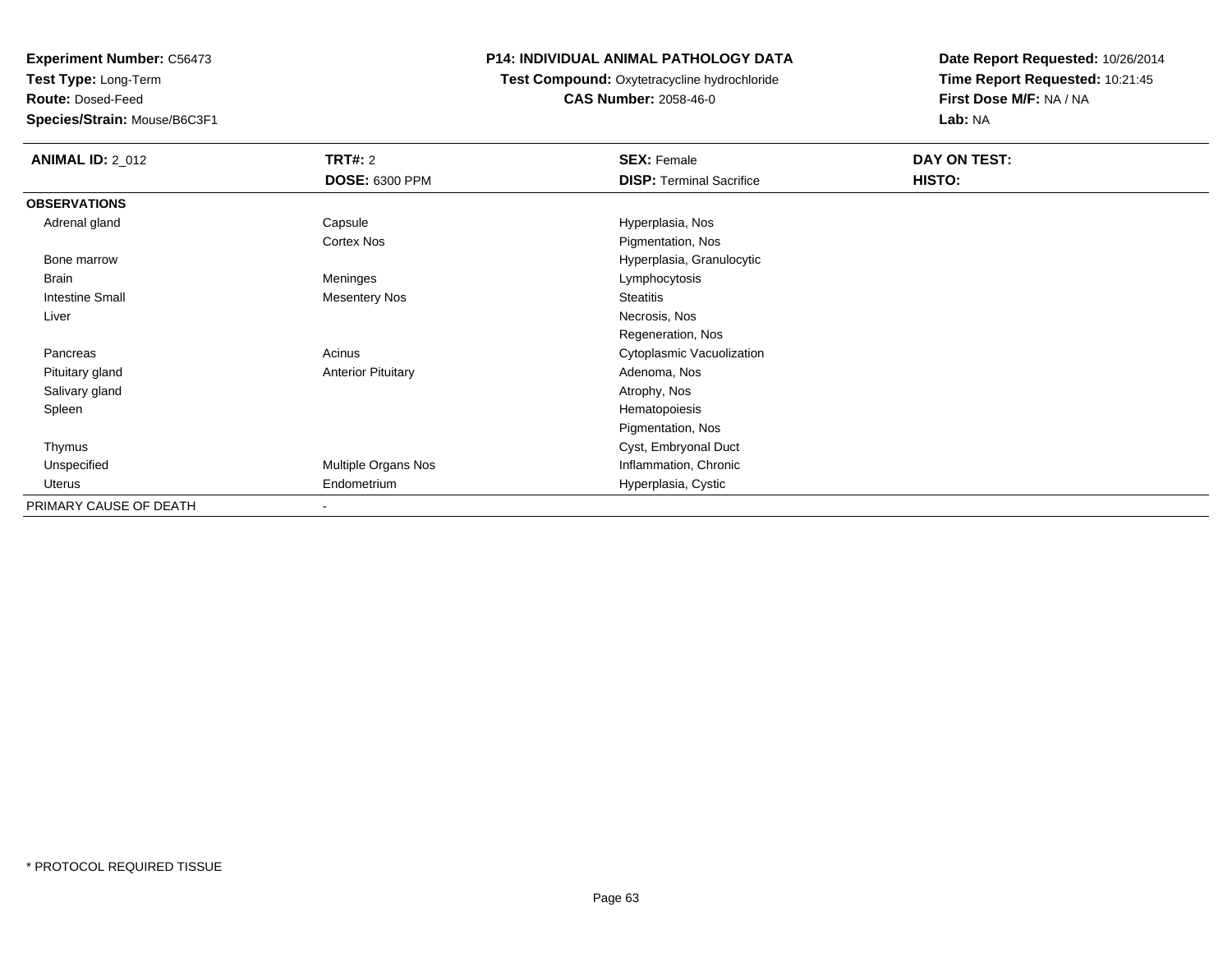**Experiment Number:** C56473
**Test Type:** Long-Term
**Route:** Dosed-Feed
**Species/Strain:** Mouse/B6C3F1

**P14: INDIVIDUAL ANIMAL PATHOLOGY DATA**
**Test Compound:** Oxytetracycline hydrochloride
**CAS Number:** 2058-46-0

**Date Report Requested:** 10/26/2014
**Time Report Requested:** 10:21:45
**First Dose M/F:** NA / NA
**Lab:** NA

| **ANIMAL ID:** 2_012 | **TRT#:** 2 | **SEX:** Female | **DAY ON TEST:** |
|---|---|---|---|
| | **DOSE:** 6300 PPM | **DISP:** Terminal Sacrifice | **HISTO:** |
| **OBSERVATIONS** | | | |
| Adrenal gland | Capsule | Hyperplasia, Nos | |
| | Cortex Nos | Pigmentation, Nos | |
| Bone marrow | | Hyperplasia, Granulocytic | |
| Brain | Meninges | Lymphocytosis | |
| Intestine Small | Mesentery Nos | Steatitis | |
| Liver | | Necrosis, Nos | |
| | | Regeneration, Nos | |
| Pancreas | Acinus | Cytoplasmic Vacuolization | |
| Pituitary gland | Anterior Pituitary | Adenoma, Nos | |
| Salivary gland | | Atrophy, Nos | |
| Spleen | | Hematopoiesis | |
| | | Pigmentation, Nos | |
| Thymus | | Cyst, Embryonal Duct | |
| Unspecified | Multiple Organs Nos | Inflammation, Chronic | |
| Uterus | Endometrium | Hyperplasia, Cystic | |
| PRIMARY CAUSE OF DEATH | - | | |

* PROTOCOL REQUIRED TISSUE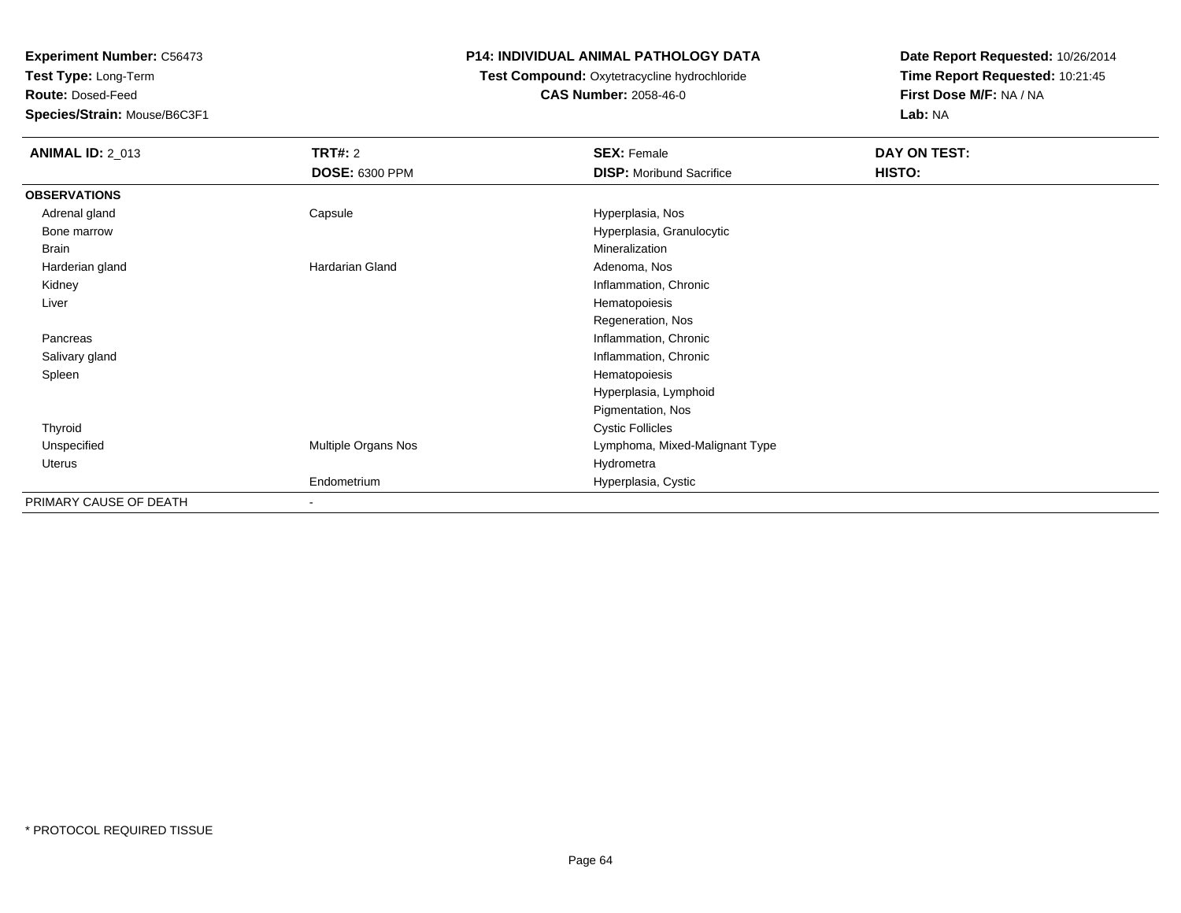**Experiment Number:** C56473
**Test Type:** Long-Term
**Route:** Dosed-Feed
**Species/Strain:** Mouse/B6C3F1

**P14: INDIVIDUAL ANIMAL PATHOLOGY DATA**
**Test Compound:** Oxytetracycline hydrochloride
**CAS Number:** 2058-46-0

**Date Report Requested:** 10/26/2014
**Time Report Requested:** 10:21:45
**First Dose M/F:** NA / NA
**Lab:** NA

| **ANIMAL ID:** 2_013 | **TRT#:** 2 | **SEX:** Female | **DAY ON TEST:** |
|---|---|---|---|
| | **DOSE:** 6300 PPM | **DISP:** Moribund Sacrifice | **HISTO:** |
| **OBSERVATIONS** | | | |
| Adrenal gland | Capsule | Hyperplasia, Nos | |
| Bone marrow | | Hyperplasia, Granulocytic | |
| Brain | | Mineralization | |
| Harderian gland | Hardarian Gland | Adenoma, Nos | |
| Kidney | | Inflammation, Chronic | |
| Liver | | Hematopoiesis | |
| | | Regeneration, Nos | |
| Pancreas | | Inflammation, Chronic | |
| Salivary gland | | Inflammation, Chronic | |
| Spleen | | Hematopoiesis | |
| | | Hyperplasia, Lymphoid | |
| | | Pigmentation, Nos | |
| Thyroid | | Cystic Follicles | |
| Unspecified | Multiple Organs Nos | Lymphoma, Mixed-Malignant Type | |
| Uterus | | Hydrometra | |
| | Endometrium | Hyperplasia, Cystic | |
| PRIMARY CAUSE OF DEATH | - | | |

* PROTOCOL REQUIRED TISSUE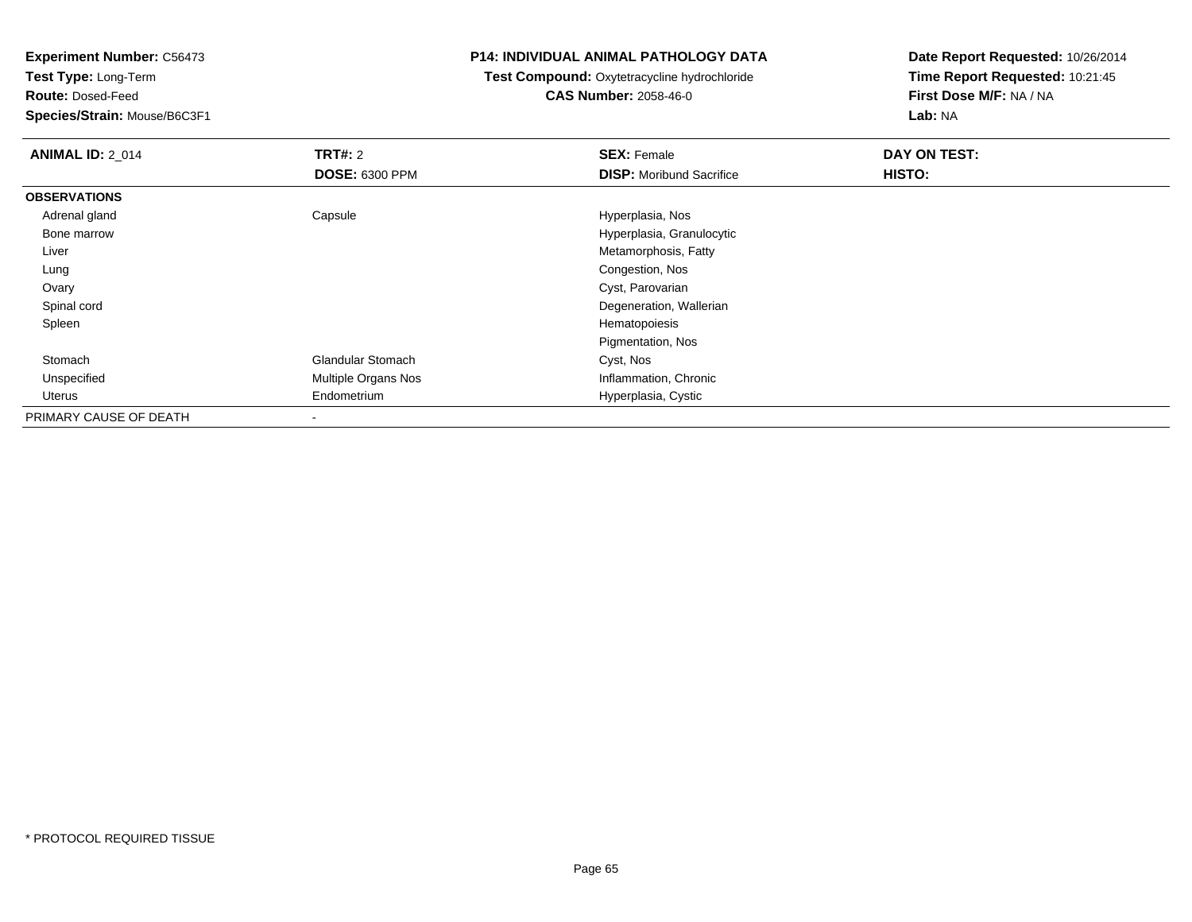**Experiment Number:** C56473
**Test Type:** Long-Term
**Route:** Dosed-Feed
**Species/Strain:** Mouse/B6C3F1

**P14: INDIVIDUAL ANIMAL PATHOLOGY DATA**
**Test Compound:** Oxytetracycline hydrochloride
**CAS Number:** 2058-46-0

**Date Report Requested:** 10/26/2014
**Time Report Requested:** 10:21:45
**First Dose M/F:** NA / NA
**Lab:** NA

| **ANIMAL ID:** 2_014 | **TRT#:** 2 | **SEX:** Female | **DAY ON TEST:** |
|---|---|---|---|
| | **DOSE:** 6300 PPM | **DISP:** Moribund Sacrifice | **HISTO:** |
| **OBSERVATIONS** | | | |
| Adrenal gland | Capsule | Hyperplasia, Nos | |
| Bone marrow | | Hyperplasia, Granulocytic | |
| Liver | | Metamorphosis, Fatty | |
| Lung | | Congestion, Nos | |
| Ovary | | Cyst, Parovarian | |
| Spinal cord | | Degeneration, Wallerian | |
| Spleen | | Hematopoiesis | |
| | | Pigmentation, Nos | |
| Stomach | Glandular Stomach | Cyst, Nos | |
| Unspecified | Multiple Organs Nos | Inflammation, Chronic | |
| Uterus | Endometrium | Hyperplasia, Cystic | |
| PRIMARY CAUSE OF DEATH | - | | |

* PROTOCOL REQUIRED TISSUE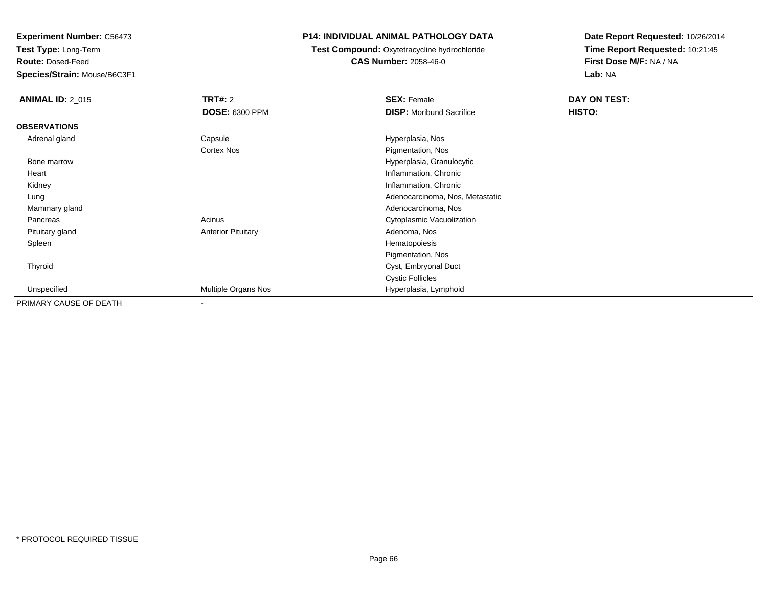**Experiment Number:** C56473
**Test Type:** Long-Term
**Route:** Dosed-Feed
**Species/Strain:** Mouse/B6C3F1

**P14: INDIVIDUAL ANIMAL PATHOLOGY DATA**
**Test Compound:** Oxytetracycline hydrochloride
**CAS Number:** 2058-46-0

**Date Report Requested:** 10/26/2014
**Time Report Requested:** 10:21:45
**First Dose M/F:** NA / NA
**Lab:** NA

| **ANIMAL ID:** 2_015 | **TRT#:** 2 | **SEX:** Female | **DAY ON TEST:** |
|---|---|---|---|
| | **DOSE:** 6300 PPM | **DISP:** Moribund Sacrifice | **HISTO:** |
| **OBSERVATIONS** | | | |
| Adrenal gland | Capsule | Hyperplasia, Nos | |
| | Cortex Nos | Pigmentation, Nos | |
| Bone marrow | | Hyperplasia, Granulocytic | |
| Heart | | Inflammation, Chronic | |
| Kidney | | Inflammation, Chronic | |
| Lung | | Adenocarcinoma, Nos, Metastatic | |
| Mammary gland | | Adenocarcinoma, Nos | |
| Pancreas | Acinus | Cytoplasmic Vacuolization | |
| Pituitary gland | Anterior Pituitary | Adenoma, Nos | |
| Spleen | | Hematopoiesis | |
| | | Pigmentation, Nos | |
| Thyroid | | Cyst, Embryonal Duct | |
| | | Cystic Follicles | |
| Unspecified | Multiple Organs Nos | Hyperplasia, Lymphoid | |
| PRIMARY CAUSE OF DEATH | - | | |

\* PROTOCOL REQUIRED TISSUE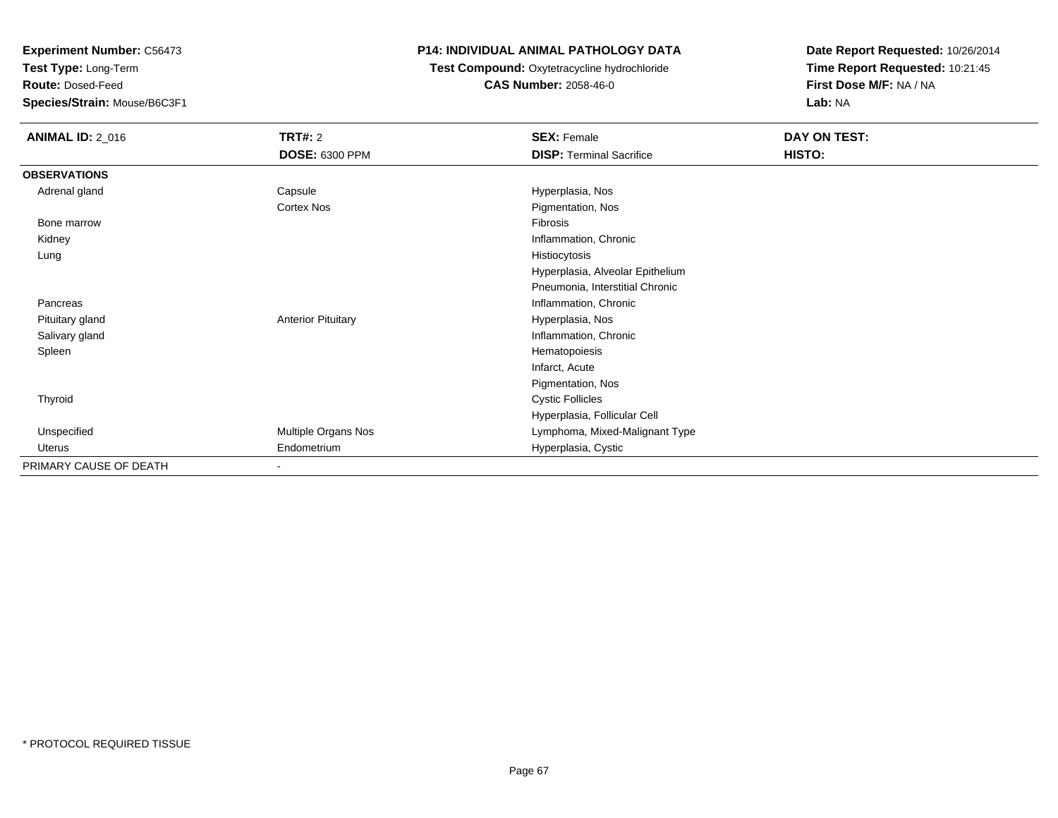**Experiment Number:** C56473
**Test Type:** Long-Term
**Route:** Dosed-Feed
**Species/Strain:** Mouse/B6C3F1

**P14: INDIVIDUAL ANIMAL PATHOLOGY DATA**
**Test Compound:** Oxytetracycline hydrochloride
**CAS Number:** 2058-46-0

**Date Report Requested:** 10/26/2014
**Time Report Requested:** 10:21:45
**First Dose M/F:** NA / NA
**Lab:** NA

| **ANIMAL ID:** 2_016 | **TRT#:** 2 | **SEX:** Female | **DAY ON TEST:** |
|---|---|---|---|
| | **DOSE:** 6300 PPM | **DISP:** Terminal Sacrifice | **HISTO:** |
| **OBSERVATIONS** | | | |
| Adrenal gland | Capsule | Hyperplasia, Nos | |
| | Cortex Nos | Pigmentation, Nos | |
| Bone marrow | | Fibrosis | |
| Kidney | | Inflammation, Chronic | |
| Lung | | Histiocytosis | |
| | | Hyperplasia, Alveolar Epithelium | |
| | | Pneumonia, Interstitial Chronic | |
| Pancreas | | Inflammation, Chronic | |
| Pituitary gland | Anterior Pituitary | Hyperplasia, Nos | |
| Salivary gland | | Inflammation, Chronic | |
| Spleen | | Hematopoiesis | |
| | | Infarct, Acute | |
| | | Pigmentation, Nos | |
| Thyroid | | Cystic Follicles | |
| | | Hyperplasia, Follicular Cell | |
| Unspecified | Multiple Organs Nos | Lymphoma, Mixed-Malignant Type | |
| Uterus | Endometrium | Hyperplasia, Cystic | |
| PRIMARY CAUSE OF DEATH | - | | |

* PROTOCOL REQUIRED TISSUE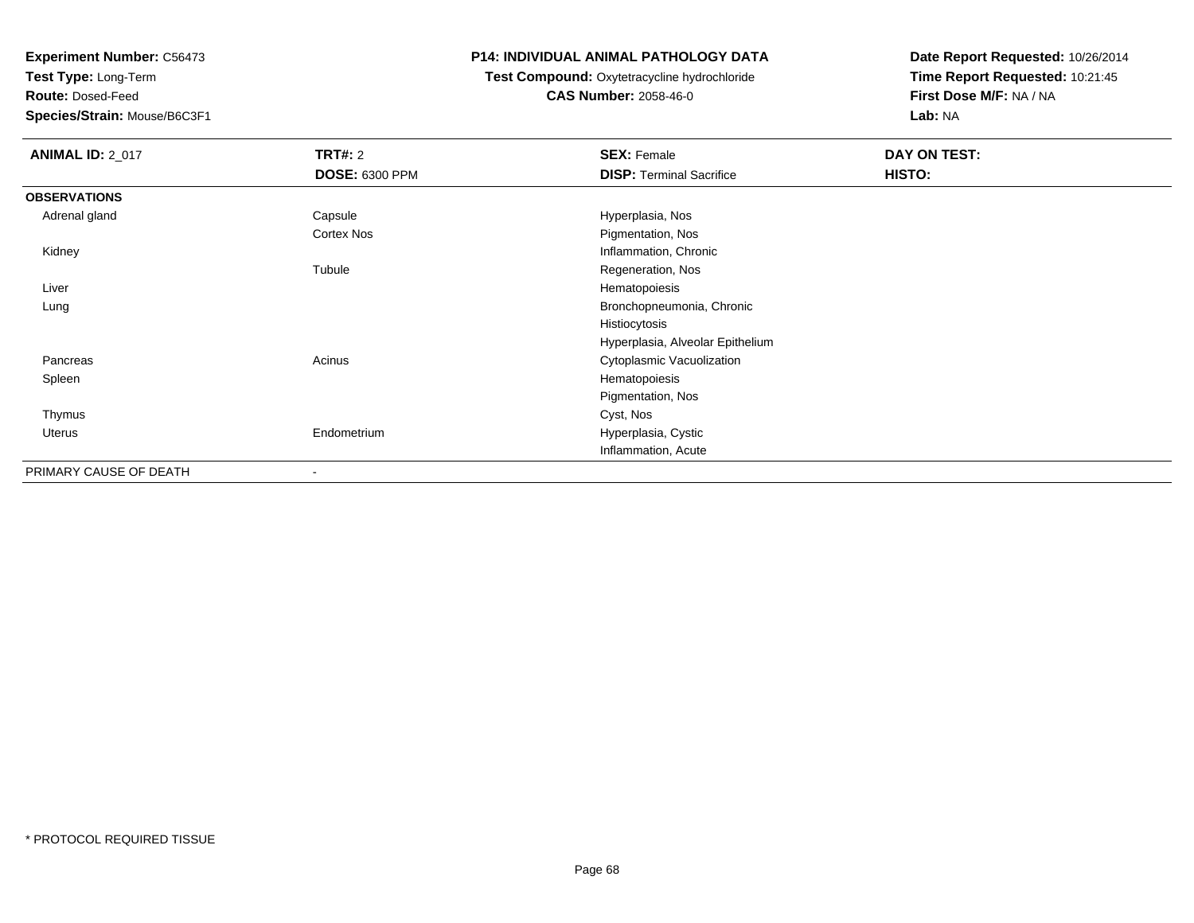**Experiment Number:** C56473
**Test Type:** Long-Term
**Route:** Dosed-Feed
**Species/Strain:** Mouse/B6C3F1

**P14: INDIVIDUAL ANIMAL PATHOLOGY DATA**
**Test Compound:** Oxytetracycline hydrochloride
**CAS Number:** 2058-46-0

**Date Report Requested:** 10/26/2014
**Time Report Requested:** 10:21:45
**First Dose M/F:** NA / NA
**Lab:** NA

| **ANIMAL ID:** 2_017 | **TRT#:** 2 | **SEX:** Female | **DAY ON TEST:** |
|---|---|---|---|
| | **DOSE:** 6300 PPM | **DISP:** Terminal Sacrifice | **HISTO:** |
| **OBSERVATIONS** | | | |
| Adrenal gland | Capsule | Hyperplasia, Nos | |
| | Cortex Nos | Pigmentation, Nos | |
| Kidney | | Inflammation, Chronic | |
| | Tubule | Regeneration, Nos | |
| Liver | | Hematopoiesis | |
| Lung | | Bronchopneumonia, Chronic | |
| | | Histiocytosis | |
| | | Hyperplasia, Alveolar Epithelium | |
| Pancreas | Acinus | Cytoplasmic Vacuolization | |
| Spleen | | Hematopoiesis | |
| | | Pigmentation, Nos | |
| Thymus | | Cyst, Nos | |
| Uterus | Endometrium | Hyperplasia, Cystic | |
| | | Inflammation, Acute | |
| PRIMARY CAUSE OF DEATH | - | | |

* PROTOCOL REQUIRED TISSUE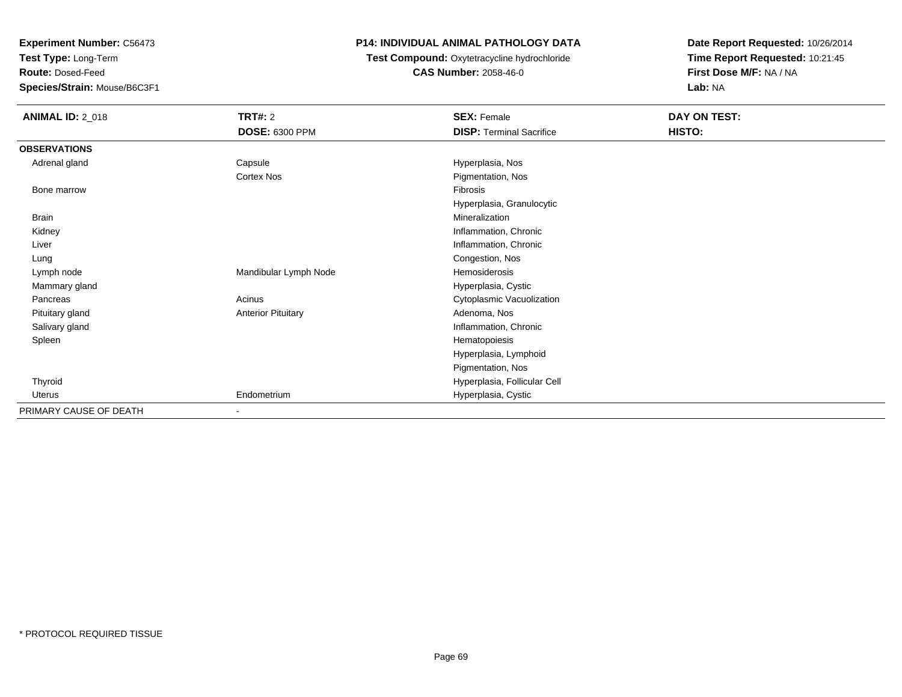**Experiment Number:** C56473
**Test Type:** Long-Term
**Route:** Dosed-Feed
**Species/Strain:** Mouse/B6C3F1

**P14: INDIVIDUAL ANIMAL PATHOLOGY DATA**
**Test Compound:** Oxytetracycline hydrochloride
**CAS Number:** 2058-46-0

**Date Report Requested:** 10/26/2014
**Time Report Requested:** 10:21:45
**First Dose M/F:** NA / NA
**Lab:** NA

| **ANIMAL ID:** 2_018 | **TRT#:** 2 | **SEX:** Female | **DAY ON TEST:** |
|---|---|---|---|
| | **DOSE:** 6300 PPM | **DISP:** Terminal Sacrifice | **HISTO:** |
| **OBSERVATIONS** | | | |
| Adrenal gland | Capsule | Hyperplasia, Nos | |
| | Cortex Nos | Pigmentation, Nos | |
| Bone marrow | | Fibrosis | |
| | | Hyperplasia, Granulocytic | |
| Brain | | Mineralization | |
| Kidney | | Inflammation, Chronic | |
| Liver | | Inflammation, Chronic | |
| Lung | | Congestion, Nos | |
| Lymph node | Mandibular Lymph Node | Hemosiderosis | |
| Mammary gland | | Hyperplasia, Cystic | |
| Pancreas | Acinus | Cytoplasmic Vacuolization | |
| Pituitary gland | Anterior Pituitary | Adenoma, Nos | |
| Salivary gland | | Inflammation, Chronic | |
| Spleen | | Hematopoiesis | |
| | | Hyperplasia, Lymphoid | |
| | | Pigmentation, Nos | |
| Thyroid | | Hyperplasia, Follicular Cell | |
| Uterus | Endometrium | Hyperplasia, Cystic | |
| PRIMARY CAUSE OF DEATH | - | | |

* PROTOCOL REQUIRED TISSUE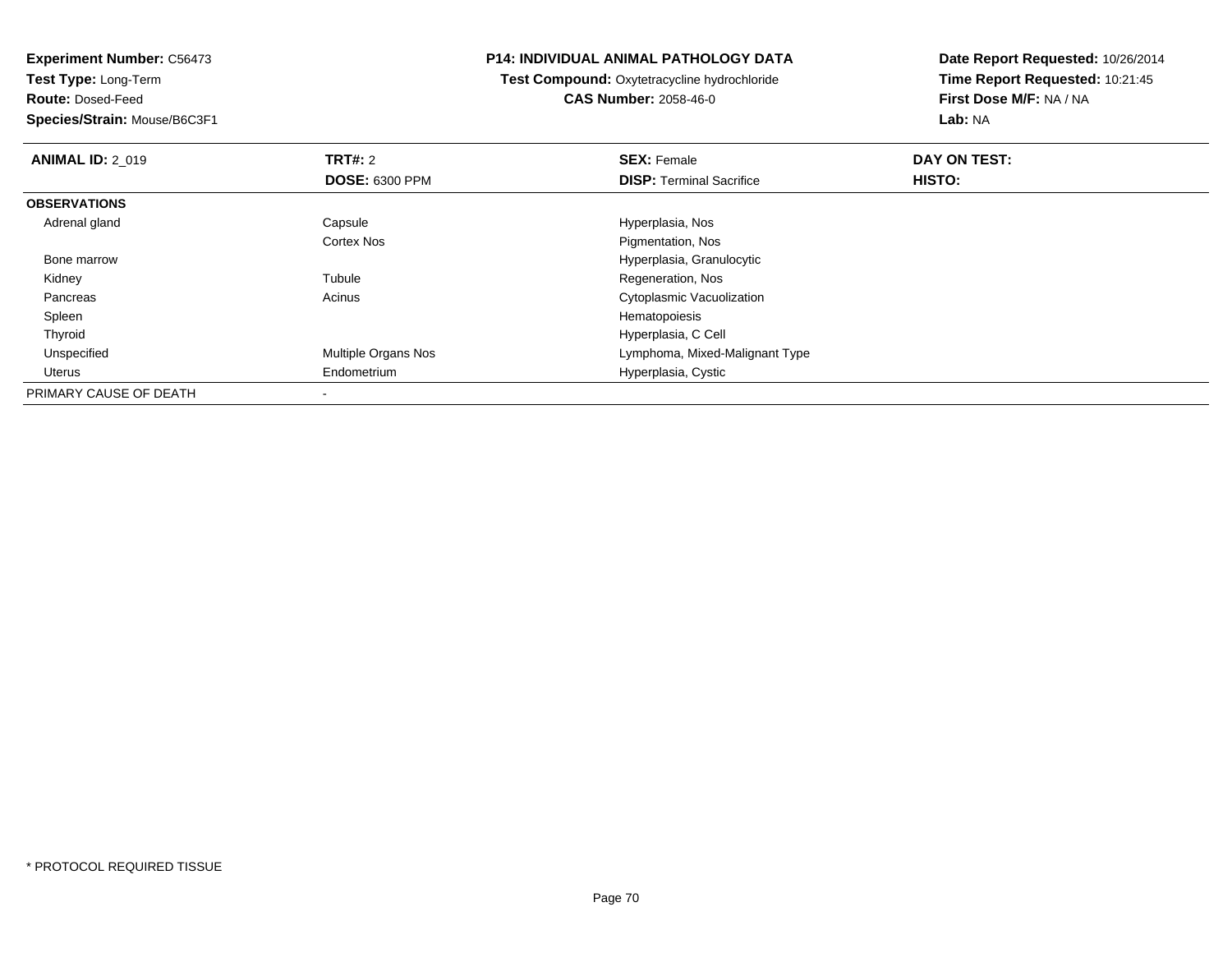**Experiment Number:** C56473
**Test Type:** Long-Term
**Route:** Dosed-Feed
**Species/Strain:** Mouse/B6C3F1

**P14: INDIVIDUAL ANIMAL PATHOLOGY DATA**
**Test Compound:** Oxytetracycline hydrochloride
**CAS Number:** 2058-46-0

**Date Report Requested:** 10/26/2014
**Time Report Requested:** 10:21:45
**First Dose M/F:** NA / NA
**Lab:** NA

| **ANIMAL ID:** 2_019 | **TRT#:** 2 | **SEX:** Female | **DAY ON TEST:** |
|---|---|---|---|
| | **DOSE:** 6300 PPM | **DISP:** Terminal Sacrifice | **HISTO:** |
| **OBSERVATIONS** | | | |
| Adrenal gland | Capsule | Hyperplasia, Nos | |
| | Cortex Nos | Pigmentation, Nos | |
| Bone marrow | | Hyperplasia, Granulocytic | |
| Kidney | Tubule | Regeneration, Nos | |
| Pancreas | Acinus | Cytoplasmic Vacuolization | |
| Spleen | | Hematopoiesis | |
| Thyroid | | Hyperplasia, C Cell | |
| Unspecified | Multiple Organs Nos | Lymphoma, Mixed-Malignant Type | |
| Uterus | Endometrium | Hyperplasia, Cystic | |
| PRIMARY CAUSE OF DEATH | - | | |

* PROTOCOL REQUIRED TISSUE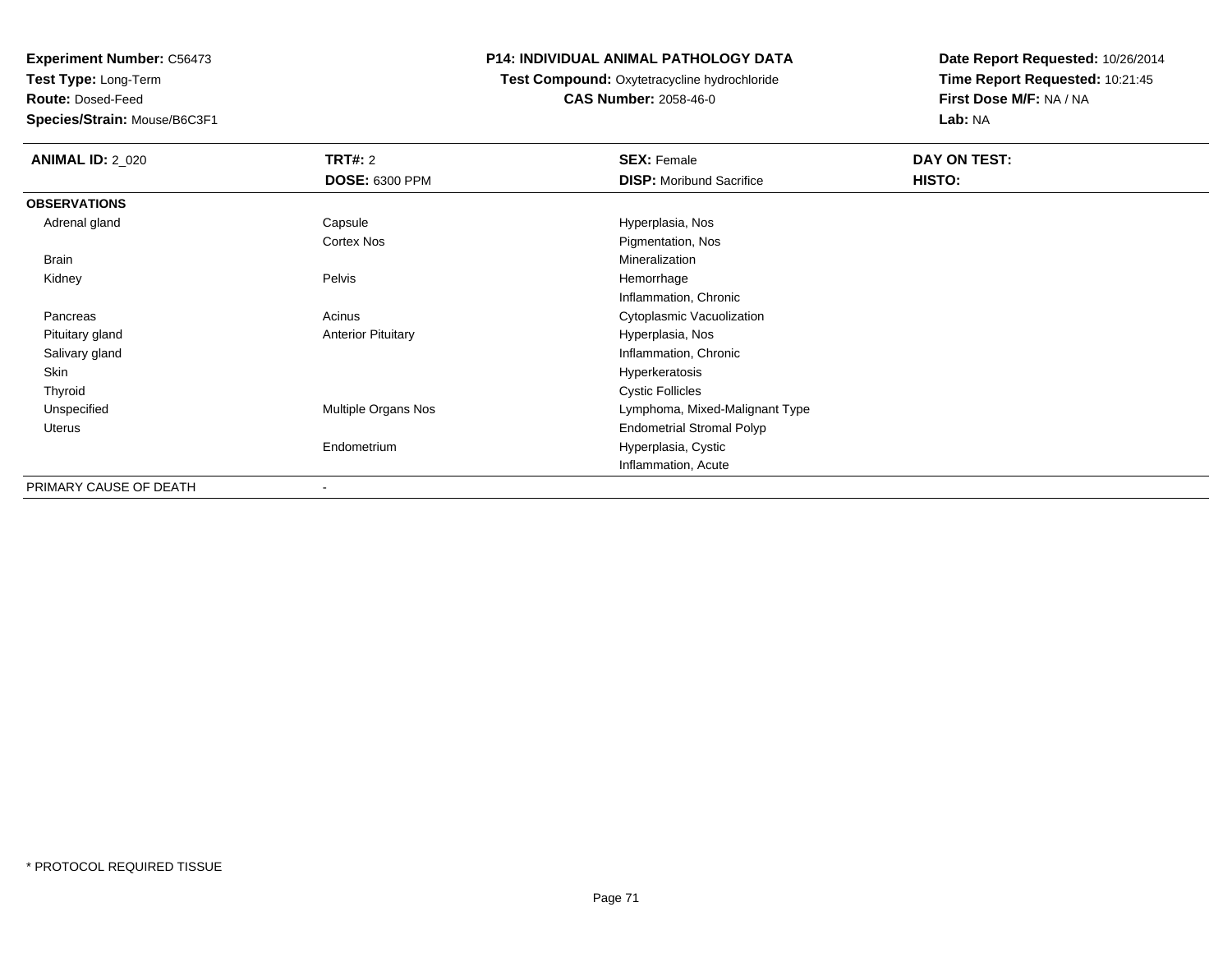**Experiment Number:** C56473
**Test Type:** Long-Term
**Route:** Dosed-Feed
**Species/Strain:** Mouse/B6C3F1

**P14: INDIVIDUAL ANIMAL PATHOLOGY DATA**
**Test Compound:** Oxytetracycline hydrochloride
**CAS Number:** 2058-46-0

**Date Report Requested:** 10/26/2014
**Time Report Requested:** 10:21:45
**First Dose M/F:** NA / NA
**Lab:** NA

| **ANIMAL ID:** 2_020 | **TRT#:** 2 | **SEX:** Female | **DAY ON TEST:** |
|---|---|---|---|
| | **DOSE:** 6300 PPM | **DISP:** Moribund Sacrifice | **HISTO:** |
| **OBSERVATIONS** | | | |
| Adrenal gland | Capsule | Hyperplasia, Nos | |
| | Cortex Nos | Pigmentation, Nos | |
| Brain | | Mineralization | |
| Kidney | Pelvis | Hemorrhage | |
| | | Inflammation, Chronic | |
| Pancreas | Acinus | Cytoplasmic Vacuolization | |
| Pituitary gland | Anterior Pituitary | Hyperplasia, Nos | |
| Salivary gland | | Inflammation, Chronic | |
| Skin | | Hyperkeratosis | |
| Thyroid | | Cystic Follicles | |
| Unspecified | Multiple Organs Nos | Lymphoma, Mixed-Malignant Type | |
| Uterus | | Endometrial Stromal Polyp | |
| | Endometrium | Hyperplasia, Cystic | |
| | | Inflammation, Acute | |
| PRIMARY CAUSE OF DEATH | - | | |

* PROTOCOL REQUIRED TISSUE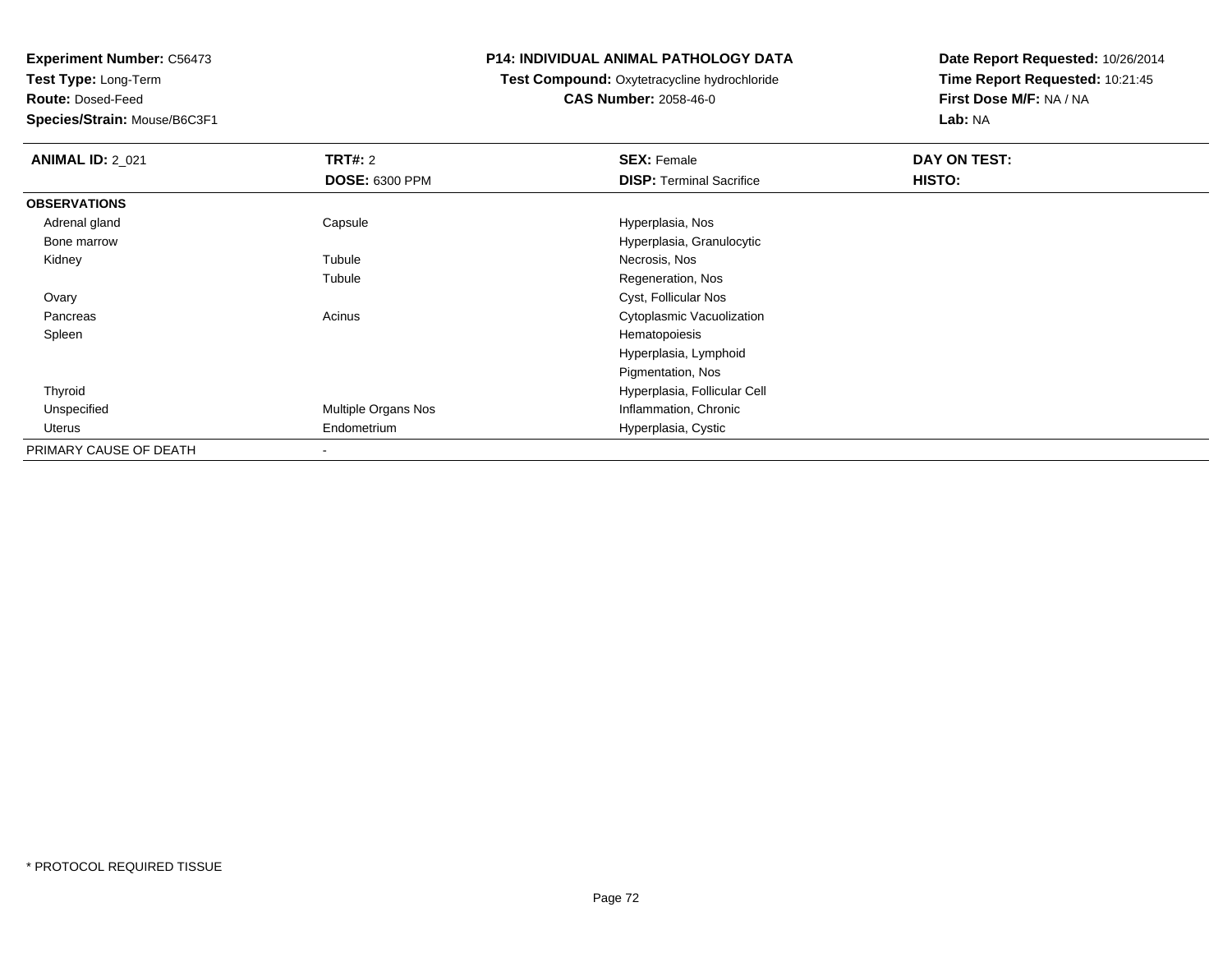**Experiment Number:** C56473
**Test Type:** Long-Term
**Route:** Dosed-Feed
**Species/Strain:** Mouse/B6C3F1

**P14: INDIVIDUAL ANIMAL PATHOLOGY DATA**
**Test Compound:** Oxytetracycline hydrochloride
**CAS Number:** 2058-46-0

**Date Report Requested:** 10/26/2014
**Time Report Requested:** 10:21:45
**First Dose M/F:** NA / NA
**Lab:** NA

| **ANIMAL ID:** 2_021 | **TRT#:** 2 | **SEX:** Female | **DAY ON TEST:** |
|---|---|---|---|
| | **DOSE:** 6300 PPM | **DISP:** Terminal Sacrifice | **HISTO:** |
| **OBSERVATIONS** | | | |
| Adrenal gland | Capsule | Hyperplasia, Nos | |
| Bone marrow | | Hyperplasia, Granulocytic | |
| Kidney | Tubule | Necrosis, Nos | |
| | Tubule | Regeneration, Nos | |
| Ovary | | Cyst, Follicular Nos | |
| Pancreas | Acinus | Cytoplasmic Vacuolization | |
| Spleen | | Hematopoiesis | |
| | | Hyperplasia, Lymphoid | |
| | | Pigmentation, Nos | |
| Thyroid | | Hyperplasia, Follicular Cell | |
| Unspecified | Multiple Organs Nos | Inflammation, Chronic | |
| Uterus | Endometrium | Hyperplasia, Cystic | |
| PRIMARY CAUSE OF DEATH | - | | |

* PROTOCOL REQUIRED TISSUE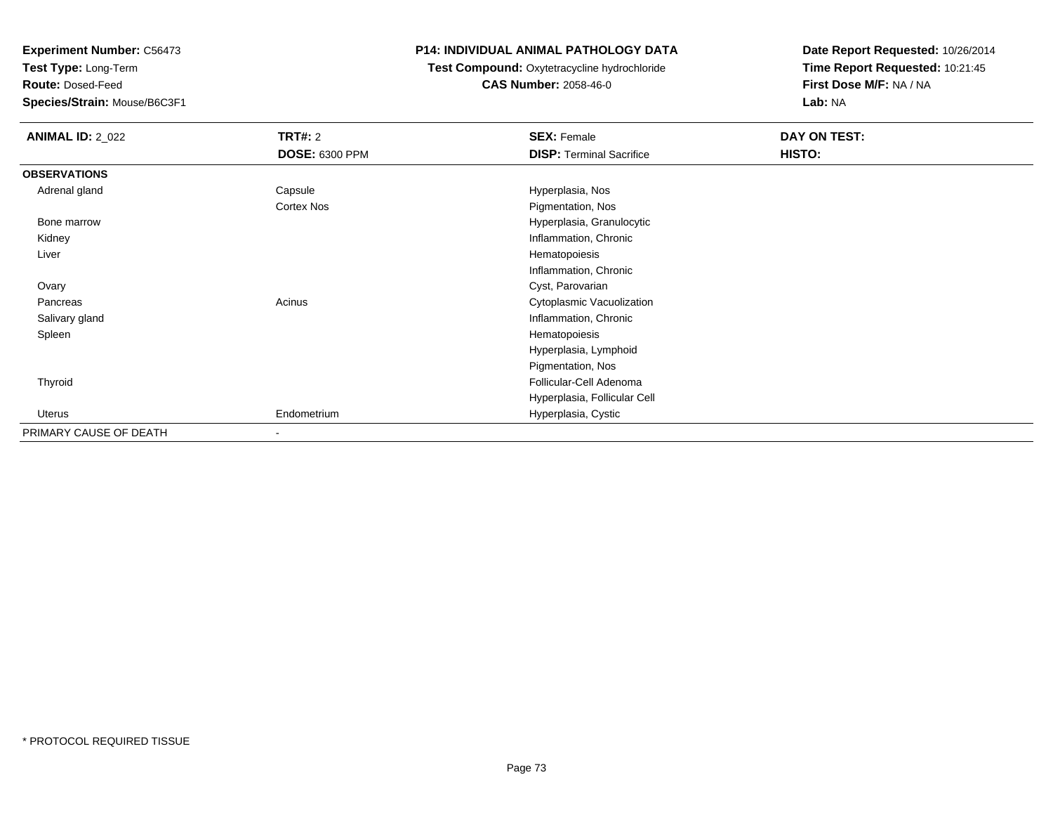**Experiment Number:** C56473

**Test Type:** Long-Term

**Route:** Dosed-Feed

**Species/Strain:** Mouse/B6C3F1

**P14: INDIVIDUAL ANIMAL PATHOLOGY DATA**

**Test Compound:** Oxytetracycline hydrochloride

**CAS Number:** 2058-46-0

**Date Report Requested:** 10/26/2014

**Time Report Requested:** 10:21:45

**First Dose M/F:** NA / NA

**Lab:** NA

| **ANIMAL ID:** 2_022 | **TRT#:** 2 | **SEX:** Female | **DAY ON TEST:** |
|---|---|---|---|
| | **DOSE:** 6300 PPM | **DISP:** Terminal Sacrifice | **HISTO:** |
| **OBSERVATIONS** | | | |
| Adrenal gland | Capsule | Hyperplasia, Nos | |
| | Cortex Nos | Pigmentation, Nos | |
| Bone marrow | | Hyperplasia, Granulocytic | |
| Kidney | | Inflammation, Chronic | |
| Liver | | Hematopoiesis | |
| | | Inflammation, Chronic | |
| Ovary | | Cyst, Parovarian | |
| Pancreas | Acinus | Cytoplasmic Vacuolization | |
| Salivary gland | | Inflammation, Chronic | |
| Spleen | | Hematopoiesis | |
| | | Hyperplasia, Lymphoid | |
| | | Pigmentation, Nos | |
| Thyroid | | Follicular-Cell Adenoma | |
| | | Hyperplasia, Follicular Cell | |
| Uterus | Endometrium | Hyperplasia, Cystic | |
| PRIMARY CAUSE OF DEATH | - | | |

\* PROTOCOL REQUIRED TISSUE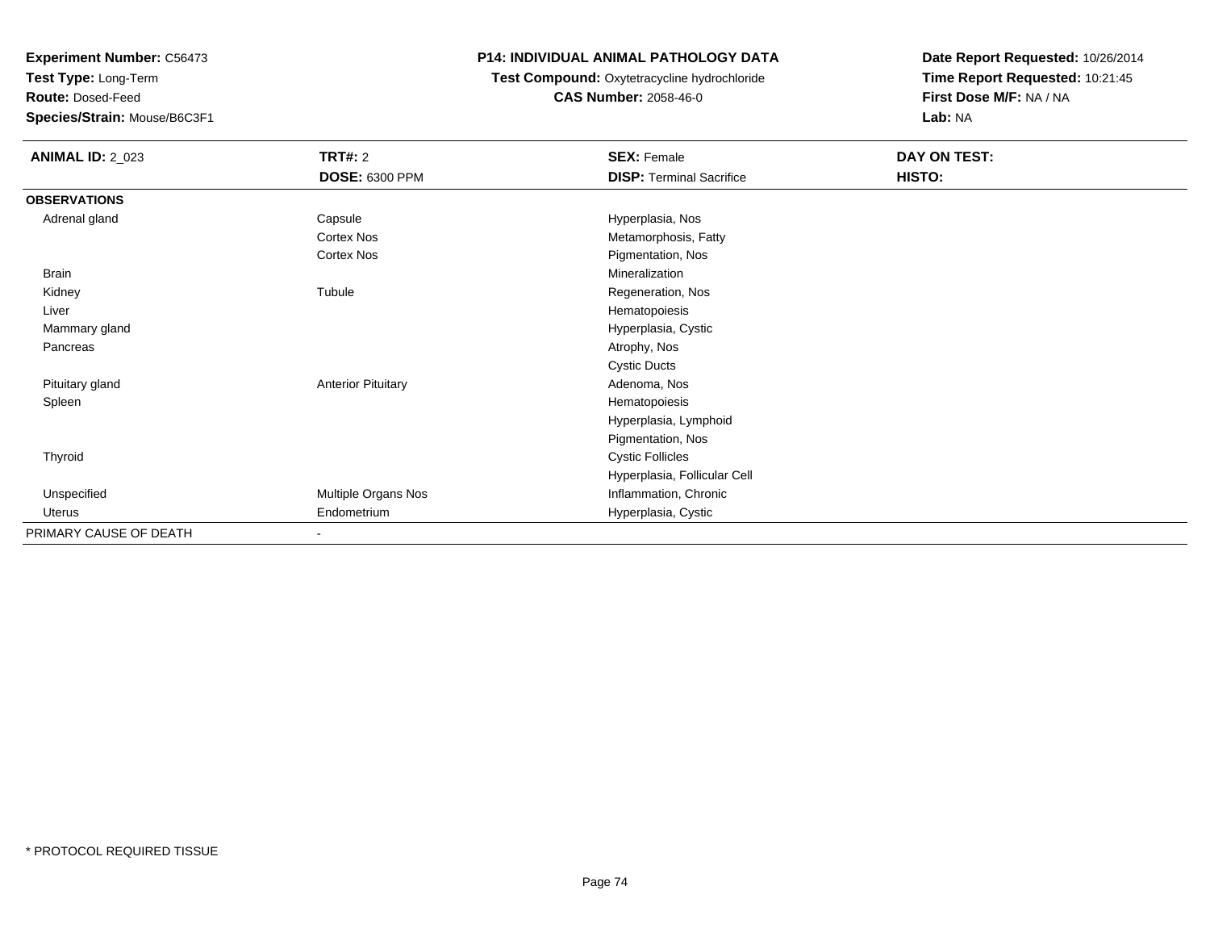**Experiment Number:** C56473
**Test Type:** Long-Term
**Route:** Dosed-Feed
**Species/Strain:** Mouse/B6C3F1

**P14: INDIVIDUAL ANIMAL PATHOLOGY DATA**
**Test Compound:** Oxytetracycline hydrochloride
**CAS Number:** 2058-46-0

**Date Report Requested:** 10/26/2014
**Time Report Requested:** 10:21:45
**First Dose M/F:** NA / NA
**Lab:** NA

| **ANIMAL ID:** 2_023 | **TRT#:** 2 | **SEX:** Female | **DAY ON TEST:** |
|---|---|---|---|
| | **DOSE:** 6300 PPM | **DISP:** Terminal Sacrifice | **HISTO:** |
| **OBSERVATIONS** | | | |
| Adrenal gland | Capsule | Hyperplasia, Nos | |
| | Cortex Nos | Metamorphosis, Fatty | |
| | Cortex Nos | Pigmentation, Nos | |
| Brain | | Mineralization | |
| Kidney | Tubule | Regeneration, Nos | |
| Liver | | Hematopoiesis | |
| Mammary gland | | Hyperplasia, Cystic | |
| Pancreas | | Atrophy, Nos | |
| | | Cystic Ducts | |
| Pituitary gland | Anterior Pituitary | Adenoma, Nos | |
| Spleen | | Hematopoiesis | |
| | | Hyperplasia, Lymphoid | |
| | | Pigmentation, Nos | |
| Thyroid | | Cystic Follicles | |
| | | Hyperplasia, Follicular Cell | |
| Unspecified | Multiple Organs Nos | Inflammation, Chronic | |
| Uterus | Endometrium | Hyperplasia, Cystic | |
| PRIMARY CAUSE OF DEATH | - | | |

* PROTOCOL REQUIRED TISSUE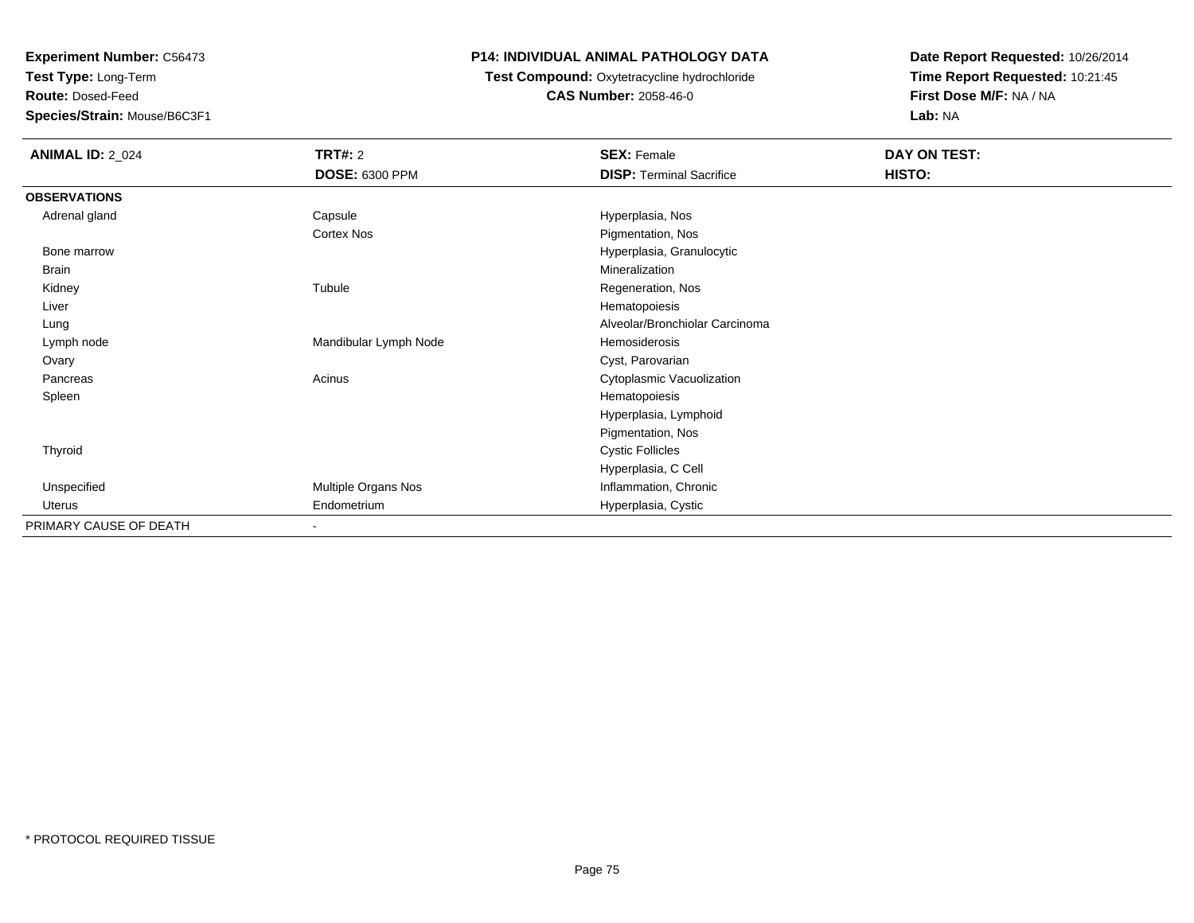**Experiment Number:** C56473
**Test Type:** Long-Term
**Route:** Dosed-Feed
**Species/Strain:** Mouse/B6C3F1

**P14: INDIVIDUAL ANIMAL PATHOLOGY DATA**
**Test Compound:** Oxytetracycline hydrochloride
**CAS Number:** 2058-46-0

**Date Report Requested:** 10/26/2014
**Time Report Requested:** 10:21:45
**First Dose M/F:** NA / NA
**Lab:** NA

| **ANIMAL ID:** 2_024 | **TRT#:** 2 | **SEX:** Female | **DAY ON TEST:** |
|---|---|---|---|
| | **DOSE:** 6300 PPM | **DISP:** Terminal Sacrifice | **HISTO:** |
| **OBSERVATIONS** | | | |
| Adrenal gland | Capsule | Hyperplasia, Nos | |
| | Cortex Nos | Pigmentation, Nos | |
| Bone marrow | | Hyperplasia, Granulocytic | |
| Brain | | Mineralization | |
| Kidney | Tubule | Regeneration, Nos | |
| Liver | | Hematopoiesis | |
| Lung | | Alveolar/Bronchiolar Carcinoma | |
| Lymph node | Mandibular Lymph Node | Hemosiderosis | |
| Ovary | | Cyst, Parovarian | |
| Pancreas | Acinus | Cytoplasmic Vacuolization | |
| Spleen | | Hematopoiesis | |
| | | Hyperplasia, Lymphoid | |
| | | Pigmentation, Nos | |
| Thyroid | | Cystic Follicles | |
| | | Hyperplasia, C Cell | |
| Unspecified | Multiple Organs Nos | Inflammation, Chronic | |
| Uterus | Endometrium | Hyperplasia, Cystic | |
| PRIMARY CAUSE OF DEATH | - | | |

* PROTOCOL REQUIRED TISSUE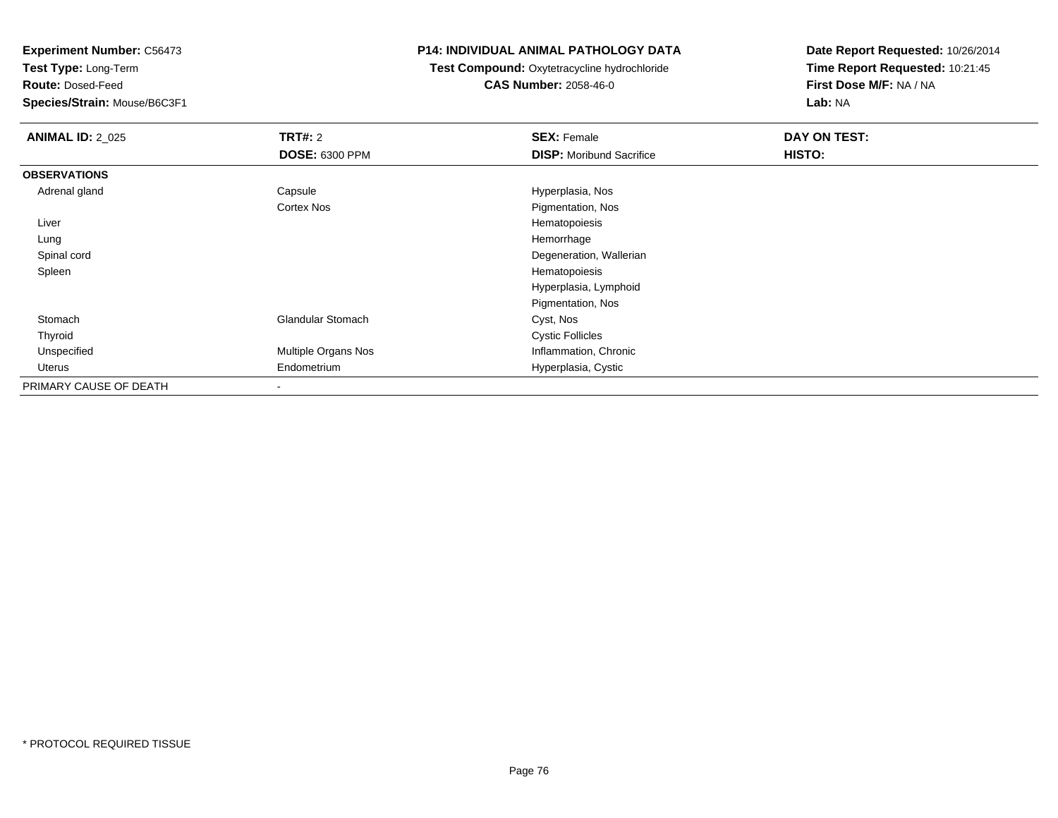**Experiment Number:** C56473
**Test Type:** Long-Term
**Route:** Dosed-Feed
**Species/Strain:** Mouse/B6C3F1

**P14: INDIVIDUAL ANIMAL PATHOLOGY DATA**
**Test Compound:** Oxytetracycline hydrochloride
**CAS Number:** 2058-46-0

**Date Report Requested:** 10/26/2014
**Time Report Requested:** 10:21:45
**First Dose M/F:** NA / NA
**Lab:** NA

| **ANIMAL ID:** 2_025 | **TRT#:** 2 | **SEX:** Female | **DAY ON TEST:** |
|---|---|---|---|
| | **DOSE:** 6300 PPM | **DISP:** Moribund Sacrifice | **HISTO:** |
| **OBSERVATIONS** | | | |
| Adrenal gland | Capsule | Hyperplasia, Nos | |
| | Cortex Nos | Pigmentation, Nos | |
| Liver | | Hematopoiesis | |
| Lung | | Hemorrhage | |
| Spinal cord | | Degeneration, Wallerian | |
| Spleen | | Hematopoiesis | |
| | | Hyperplasia, Lymphoid | |
| | | Pigmentation, Nos | |
| Stomach | Glandular Stomach | Cyst, Nos | |
| Thyroid | | Cystic Follicles | |
| Unspecified | Multiple Organs Nos | Inflammation, Chronic | |
| Uterus | Endometrium | Hyperplasia, Cystic | |
| PRIMARY CAUSE OF DEATH | - | | |

* PROTOCOL REQUIRED TISSUE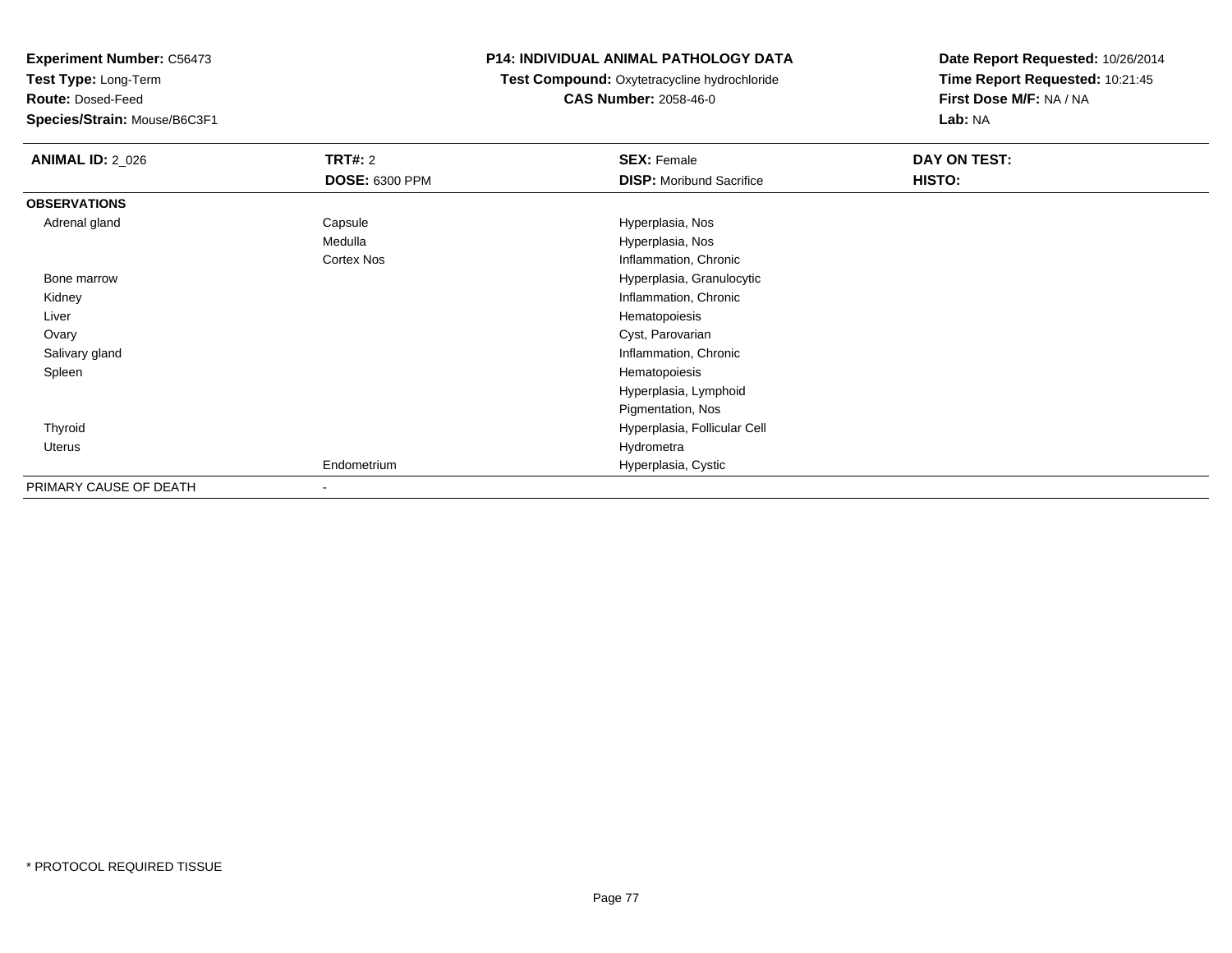**Experiment Number:** C56473
**Test Type:** Long-Term
**Route:** Dosed-Feed
**Species/Strain:** Mouse/B6C3F1

**P14: INDIVIDUAL ANIMAL PATHOLOGY DATA**
**Test Compound:** Oxytetracycline hydrochloride
**CAS Number:** 2058-46-0

**Date Report Requested:** 10/26/2014
**Time Report Requested:** 10:21:45
**First Dose M/F:** NA / NA
**Lab:** NA

| **ANIMAL ID:** 2_026 | **TRT#:** 2 | **SEX:** Female | **DAY ON TEST:** |
|---|---|---|---|
| | **DOSE:** 6300 PPM | **DISP:** Moribund Sacrifice | **HISTO:** |
| **OBSERVATIONS** | | | |
| Adrenal gland | Capsule | Hyperplasia, Nos | |
| | Medulla | Hyperplasia, Nos | |
| | Cortex Nos | Inflammation, Chronic | |
| Bone marrow | | Hyperplasia, Granulocytic | |
| Kidney | | Inflammation, Chronic | |
| Liver | | Hematopoiesis | |
| Ovary | | Cyst, Parovarian | |
| Salivary gland | | Inflammation, Chronic | |
| Spleen | | Hematopoiesis | |
| | | Hyperplasia, Lymphoid | |
| | | Pigmentation, Nos | |
| Thyroid | | Hyperplasia, Follicular Cell | |
| Uterus | | Hydrometra | |
| | Endometrium | Hyperplasia, Cystic | |
| PRIMARY CAUSE OF DEATH | - | | |

* PROTOCOL REQUIRED TISSUE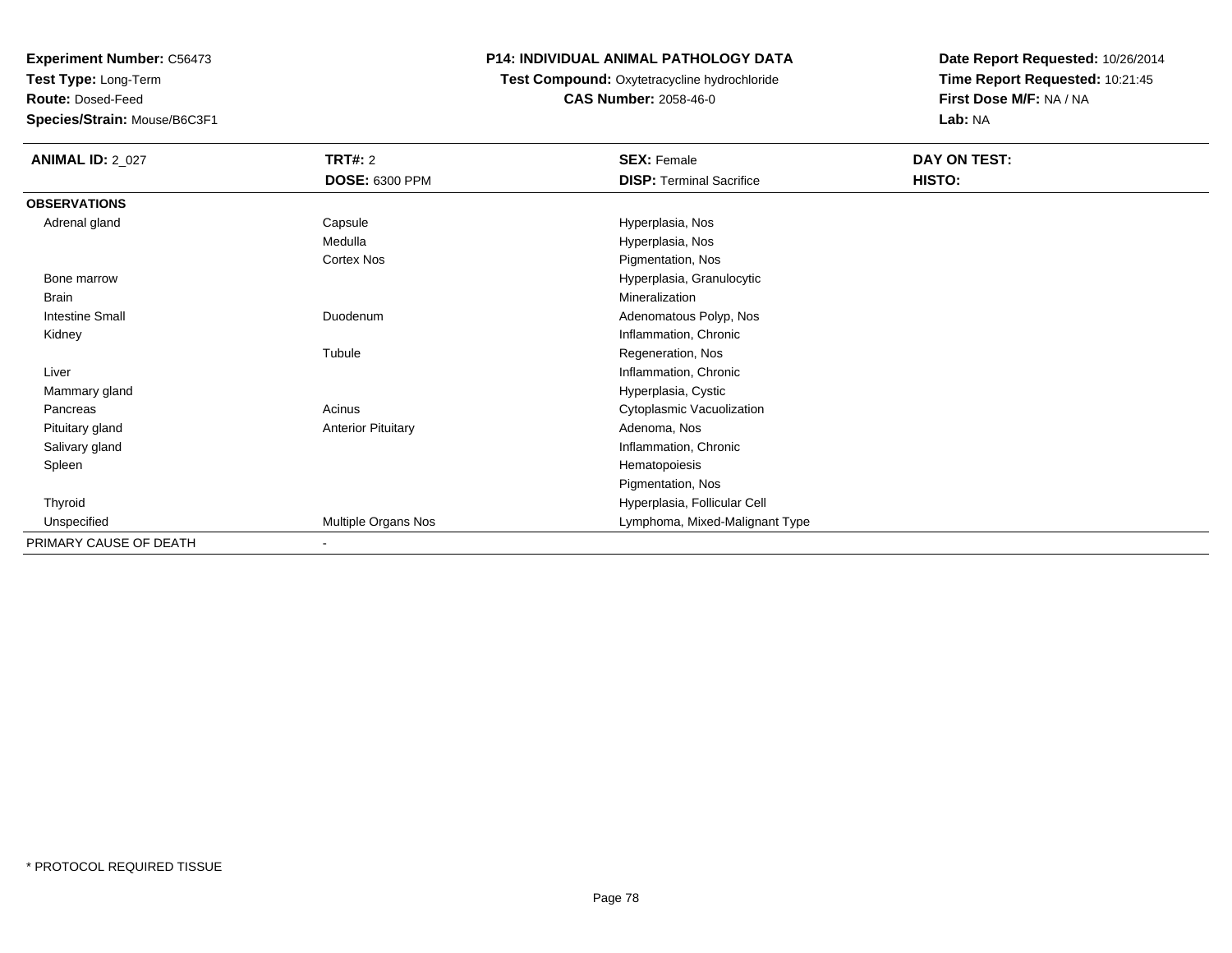**Experiment Number:** C56473
**Test Type:** Long-Term
**Route:** Dosed-Feed
**Species/Strain:** Mouse/B6C3F1

**P14: INDIVIDUAL ANIMAL PATHOLOGY DATA**
**Test Compound:** Oxytetracycline hydrochloride
**CAS Number:** 2058-46-0

**Date Report Requested:** 10/26/2014
**Time Report Requested:** 10:21:45
**First Dose M/F:** NA / NA
**Lab:** NA

| **ANIMAL ID:** 2_027 | **TRT#:** 2 | **SEX:** Female | **DAY ON TEST:** |
|---|---|---|---|
| | **DOSE:** 6300 PPM | **DISP:** Terminal Sacrifice | **HISTO:** |
| **OBSERVATIONS** | | | |
| Adrenal gland | Capsule | Hyperplasia, Nos | |
| | Medulla | Hyperplasia, Nos | |
| | Cortex Nos | Pigmentation, Nos | |
| Bone marrow | | Hyperplasia, Granulocytic | |
| Brain | | Mineralization | |
| Intestine Small | Duodenum | Adenomatous Polyp, Nos | |
| Kidney | | Inflammation, Chronic | |
| | Tubule | Regeneration, Nos | |
| Liver | | Inflammation, Chronic | |
| Mammary gland | | Hyperplasia, Cystic | |
| Pancreas | Acinus | Cytoplasmic Vacuolization | |
| Pituitary gland | Anterior Pituitary | Adenoma, Nos | |
| Salivary gland | | Inflammation, Chronic | |
| Spleen | | Hematopoiesis | |
| | | Pigmentation, Nos | |
| Thyroid | | Hyperplasia, Follicular Cell | |
| Unspecified | Multiple Organs Nos | Lymphoma, Mixed-Malignant Type | |
| PRIMARY CAUSE OF DEATH | - | | |

* PROTOCOL REQUIRED TISSUE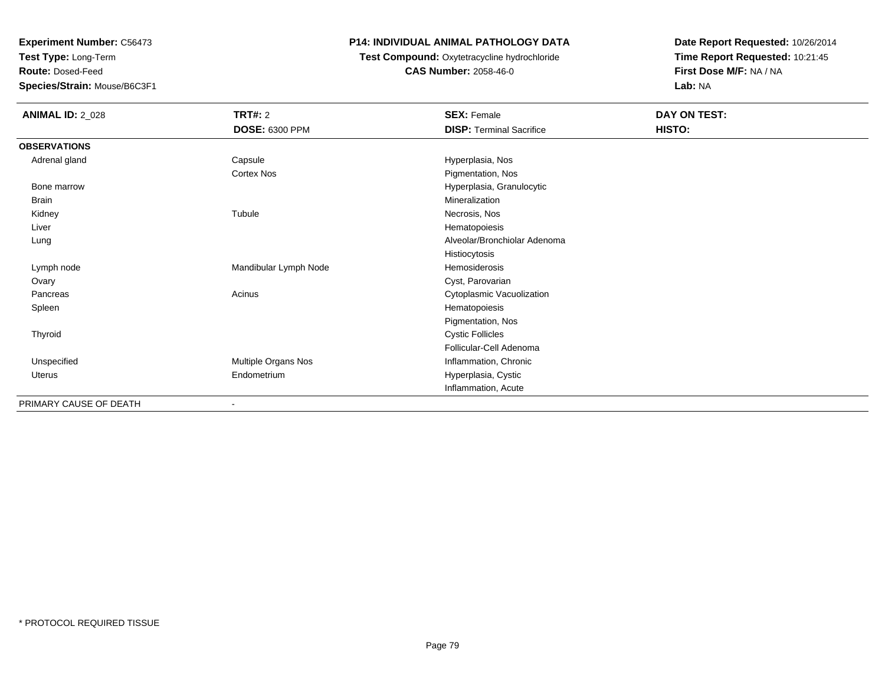**Experiment Number:** C56473
**Test Type:** Long-Term
**Route:** Dosed-Feed
**Species/Strain:** Mouse/B6C3F1

**P14: INDIVIDUAL ANIMAL PATHOLOGY DATA**
**Test Compound:** Oxytetracycline hydrochloride
**CAS Number:** 2058-46-0

**Date Report Requested:** 10/26/2014
**Time Report Requested:** 10:21:45
**First Dose M/F:** NA / NA
**Lab:** NA

| **ANIMAL ID:** 2_028 | **TRT#:** 2 | **SEX:** Female | **DAY ON TEST:** |
|---|---|---|---|
| | **DOSE:** 6300 PPM | **DISP:** Terminal Sacrifice | **HISTO:** |
| **OBSERVATIONS** | | | |
| Adrenal gland | Capsule | Hyperplasia, Nos | |
| | Cortex Nos | Pigmentation, Nos | |
| Bone marrow | | Hyperplasia, Granulocytic | |
| Brain | | Mineralization | |
| Kidney | Tubule | Necrosis, Nos | |
| Liver | | Hematopoiesis | |
| Lung | | Alveolar/Bronchiolar Adenoma | |
| | | Histiocytosis | |
| Lymph node | Mandibular Lymph Node | Hemosiderosis | |
| Ovary | | Cyst, Parovarian | |
| Pancreas | Acinus | Cytoplasmic Vacuolization | |
| Spleen | | Hematopoiesis | |
| | | Pigmentation, Nos | |
| Thyroid | | Cystic Follicles | |
| | | Follicular-Cell Adenoma | |
| Unspecified | Multiple Organs Nos | Inflammation, Chronic | |
| Uterus | Endometrium | Hyperplasia, Cystic | |
| | | Inflammation, Acute | |
| PRIMARY CAUSE OF DEATH | - | | |

\* PROTOCOL REQUIRED TISSUE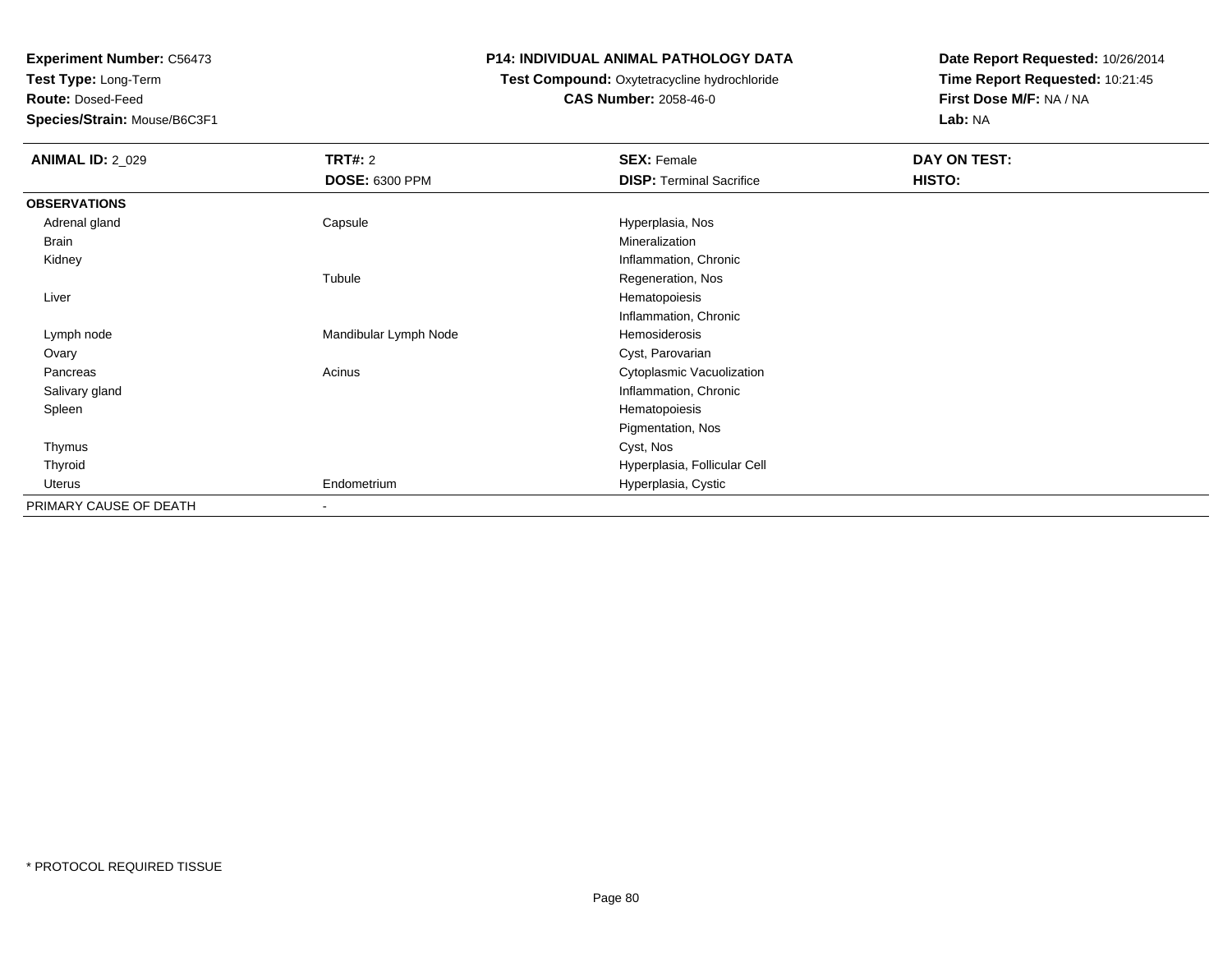**Experiment Number:** C56473
**Test Type:** Long-Term
**Route:** Dosed-Feed
**Species/Strain:** Mouse/B6C3F1

**P14: INDIVIDUAL ANIMAL PATHOLOGY DATA**
**Test Compound:** Oxytetracycline hydrochloride
**CAS Number:** 2058-46-0

**Date Report Requested:** 10/26/2014
**Time Report Requested:** 10:21:45
**First Dose M/F:** NA / NA
**Lab:** NA

| **ANIMAL ID:** 2_029 | **TRT#:** 2<br>**DOSE:** 6300 PPM | **SEX:** Female<br>**DISP:** Terminal Sacrifice | **DAY ON TEST:**<br>**HISTO:** |
|---|---|---|---|
| **OBSERVATIONS** | | | |
| Adrenal gland | Capsule | Hyperplasia, Nos | |
| Brain | | Mineralization | |
| Kidney | | Inflammation, Chronic | |
| | Tubule | Regeneration, Nos | |
| Liver | | Hematopoiesis | |
| | | Inflammation, Chronic | |
| Lymph node | Mandibular Lymph Node | Hemosiderosis | |
| Ovary | | Cyst, Parovarian | |
| Pancreas | Acinus | Cytoplasmic Vacuolization | |
| Salivary gland | | Inflammation, Chronic | |
| Spleen | | Hematopoiesis | |
| | | Pigmentation, Nos | |
| Thymus | | Cyst, Nos | |
| Thyroid | | Hyperplasia, Follicular Cell | |
| Uterus | Endometrium | Hyperplasia, Cystic | |
| PRIMARY CAUSE OF DEATH | - | | |

* PROTOCOL REQUIRED TISSUE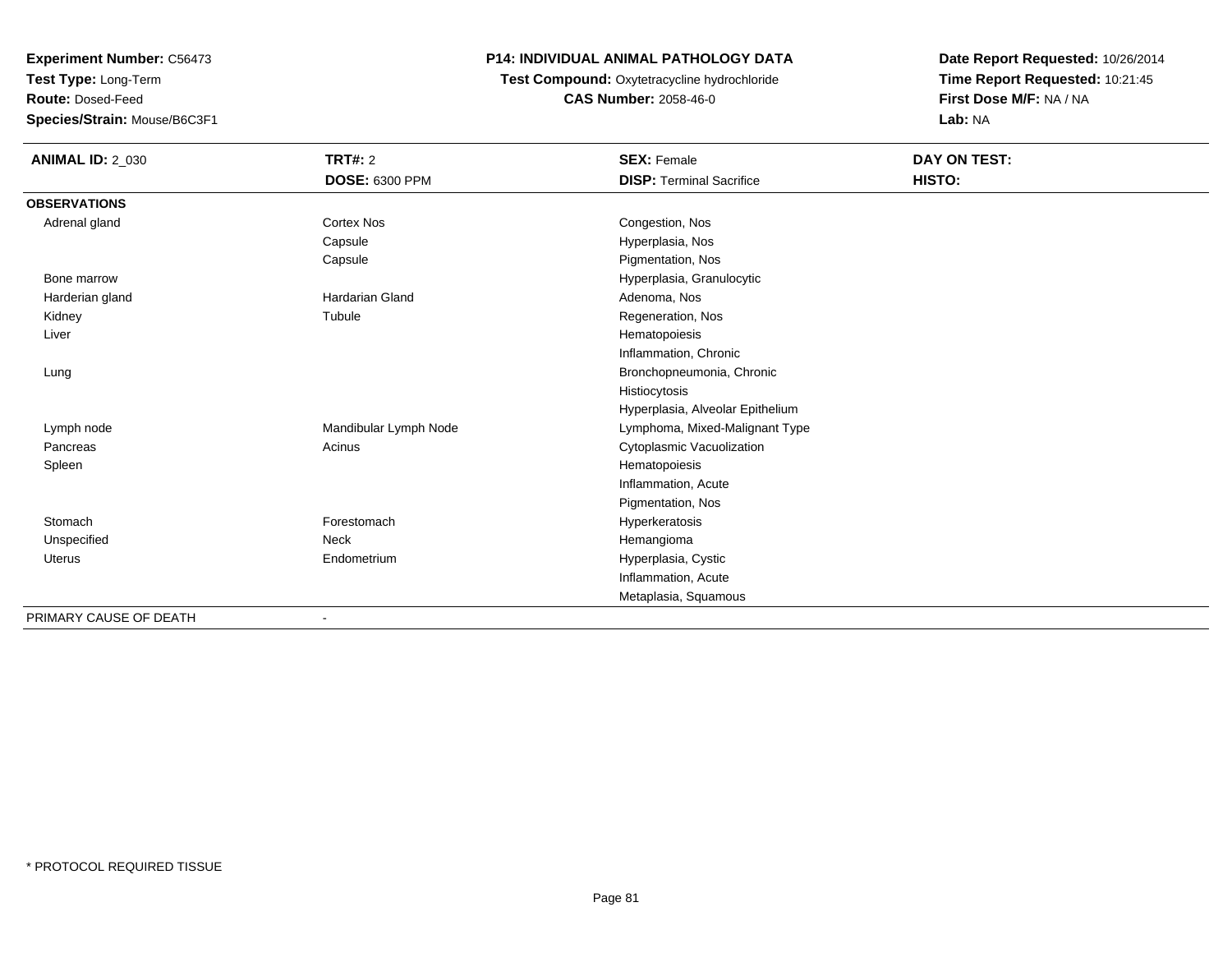**Experiment Number:** C56473
**Test Type:** Long-Term
**Route:** Dosed-Feed
**Species/Strain:** Mouse/B6C3F1

# P14: INDIVIDUAL ANIMAL PATHOLOGY DATA

**Test Compound:** Oxytetracycline hydrochloride
**CAS Number:** 2058-46-0

**Date Report Requested:** 10/26/2014
**Time Report Requested:** 10:21:45
**First Dose M/F:** NA / NA
**Lab:** NA

| **ANIMAL ID:** 2_030 | **TRT#:** 2 | **SEX:** Female | **DAY ON TEST:** |
|---|---|---|---|
| | **DOSE:** 6300 PPM | **DISP:** Terminal Sacrifice | **HISTO:** |
| **OBSERVATIONS** | | | |
| Adrenal gland | Cortex Nos | Congestion, Nos | |
| | Capsule | Hyperplasia, Nos | |
| | Capsule | Pigmentation, Nos | |
| Bone marrow | | Hyperplasia, Granulocytic | |
| Harderian gland | Hardarian Gland | Adenoma, Nos | |
| Kidney | Tubule | Regeneration, Nos | |
| Liver | | Hematopoiesis | |
| | | Inflammation, Chronic | |
| Lung | | Bronchopneumonia, Chronic | |
| | | Histiocytosis | |
| | | Hyperplasia, Alveolar Epithelium | |
| Lymph node | Mandibular Lymph Node | Lymphoma, Mixed-Malignant Type | |
| Pancreas | Acinus | Cytoplasmic Vacuolization | |
| Spleen | | Hematopoiesis | |
| | | Inflammation, Acute | |
| | | Pigmentation, Nos | |
| Stomach | Forestomach | Hyperkeratosis | |
| Unspecified | Neck | Hemangioma | |
| Uterus | Endometrium | Hyperplasia, Cystic | |
| | | Inflammation, Acute | |
| | | Metaplasia, Squamous | |
| PRIMARY CAUSE OF DEATH | - | | |

* PROTOCOL REQUIRED TISSUE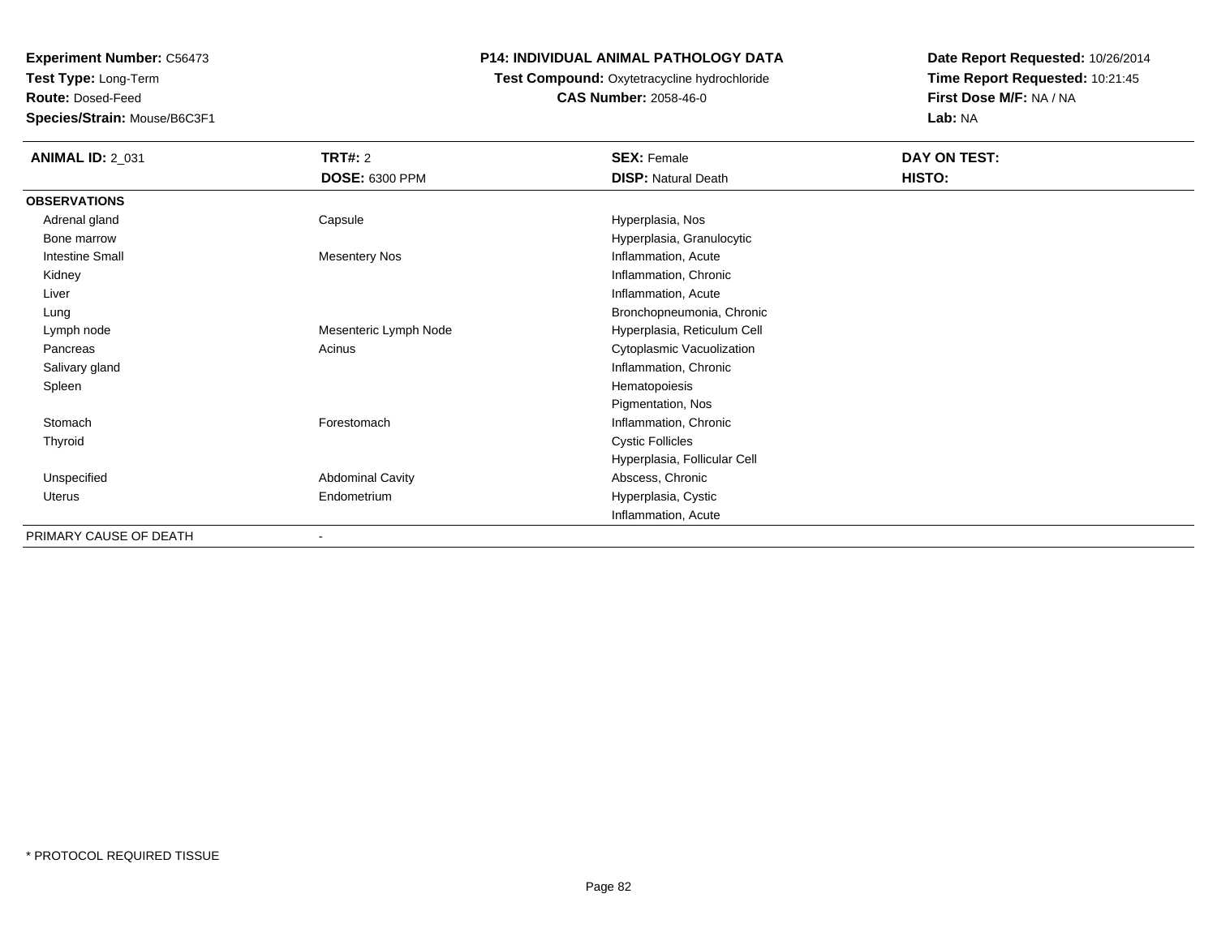**Experiment Number:** C56473
**Test Type:** Long-Term
**Route:** Dosed-Feed
**Species/Strain:** Mouse/B6C3F1

**P14: INDIVIDUAL ANIMAL PATHOLOGY DATA**
**Test Compound:** Oxytetracycline hydrochloride
**CAS Number:** 2058-46-0

**Date Report Requested:** 10/26/2014
**Time Report Requested:** 10:21:45
**First Dose M/F:** NA / NA
**Lab:** NA

| **ANIMAL ID:** 2_031 | **TRT#:** 2<br>**DOSE:** 6300 PPM | **SEX:** Female<br>**DISP:** Natural Death | **DAY ON TEST:**<br>**HISTO:** |
|---|---|---|---|
| **OBSERVATIONS** | | | |
| Adrenal gland | Capsule | Hyperplasia, Nos | |
| Bone marrow | | Hyperplasia, Granulocytic | |
| Intestine Small | Mesentery Nos | Inflammation, Acute | |
| Kidney | | Inflammation, Chronic | |
| Liver | | Inflammation, Acute | |
| Lung | | Bronchopneumonia, Chronic | |
| Lymph node | Mesenteric Lymph Node | Hyperplasia, Reticulum Cell | |
| Pancreas | Acinus | Cytoplasmic Vacuolization | |
| Salivary gland | | Inflammation, Chronic | |
| Spleen | | Hematopoiesis | |
| | | Pigmentation, Nos | |
| Stomach | Forestomach | Inflammation, Chronic | |
| Thyroid | | Cystic Follicles | |
| | | Hyperplasia, Follicular Cell | |
| Unspecified | Abdominal Cavity | Abscess, Chronic | |
| Uterus | Endometrium | Hyperplasia, Cystic | |
| | | Inflammation, Acute | |
| PRIMARY CAUSE OF DEATH | - | | |

* PROTOCOL REQUIRED TISSUE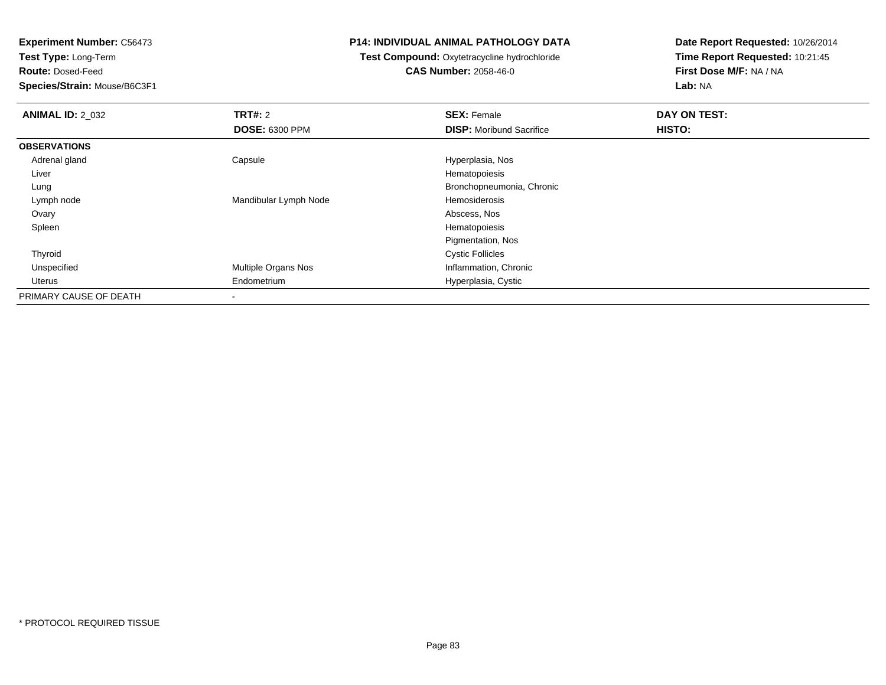**Experiment Number:** C56473
**Test Type:** Long-Term
**Route:** Dosed-Feed
**Species/Strain:** Mouse/B6C3F1

**P14: INDIVIDUAL ANIMAL PATHOLOGY DATA**
**Test Compound:** Oxytetracycline hydrochloride
**CAS Number:** 2058-46-0

**Date Report Requested:** 10/26/2014
**Time Report Requested:** 10:21:45
**First Dose M/F:** NA / NA
**Lab:** NA

| **ANIMAL ID:** 2_032 | **TRT#:** 2 | **SEX:** Female | **DAY ON TEST:** |
|---|---|---|---|
| | **DOSE:** 6300 PPM | **DISP:** Moribund Sacrifice | **HISTO:** |
| **OBSERVATIONS** | | | |
| Adrenal gland | Capsule | Hyperplasia, Nos | |
| Liver | | Hematopoiesis | |
| Lung | | Bronchopneumonia, Chronic | |
| Lymph node | Mandibular Lymph Node | Hemosiderosis | |
| Ovary | | Abscess, Nos | |
| Spleen | | Hematopoiesis | |
| | | Pigmentation, Nos | |
| Thyroid | | Cystic Follicles | |
| Unspecified | Multiple Organs Nos | Inflammation, Chronic | |
| Uterus | Endometrium | Hyperplasia, Cystic | |
| PRIMARY CAUSE OF DEATH | - | | |

* PROTOCOL REQUIRED TISSUE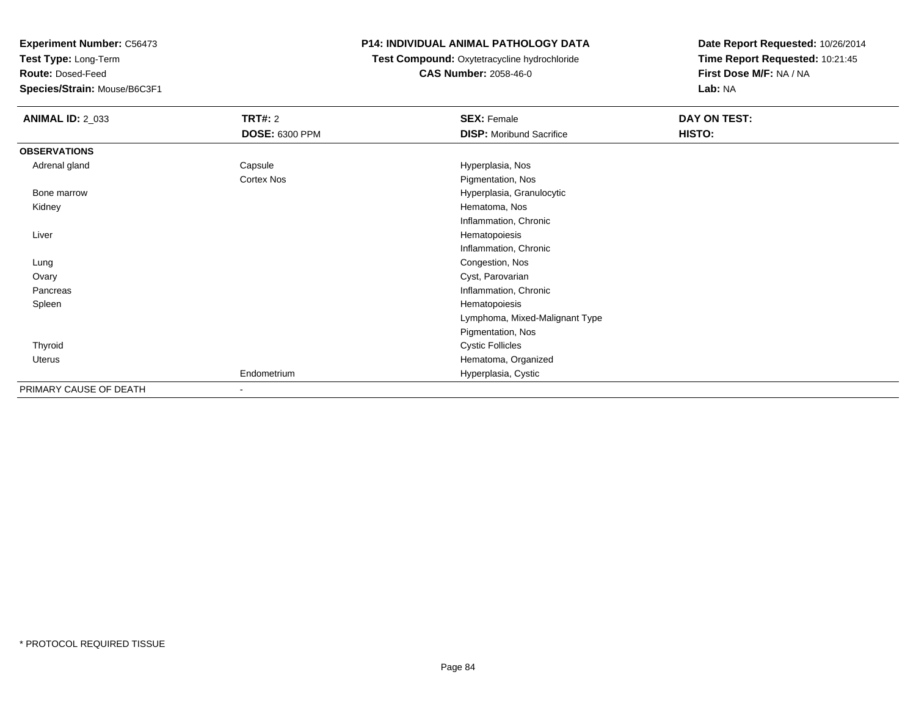**Experiment Number:** C56473
**Test Type:** Long-Term
**Route:** Dosed-Feed
**Species/Strain:** Mouse/B6C3F1

**P14: INDIVIDUAL ANIMAL PATHOLOGY DATA**
**Test Compound:** Oxytetracycline hydrochloride
**CAS Number:** 2058-46-0

**Date Report Requested:** 10/26/2014
**Time Report Requested:** 10:21:45
**First Dose M/F:** NA / NA
**Lab:** NA

| **ANIMAL ID:** 2_033 | **TRT#:** 2 | **SEX:** Female | **DAY ON TEST:** |
|---|---|---|---|
| | **DOSE:** 6300 PPM | **DISP:** Moribund Sacrifice | **HISTO:** |
| **OBSERVATIONS** | | | |
| Adrenal gland | Capsule | Hyperplasia, Nos | |
| | Cortex Nos | Pigmentation, Nos | |
| Bone marrow | | Hyperplasia, Granulocytic | |
| Kidney | | Hematoma, Nos | |
| | | Inflammation, Chronic | |
| Liver | | Hematopoiesis | |
| | | Inflammation, Chronic | |
| Lung | | Congestion, Nos | |
| Ovary | | Cyst, Parovarian | |
| Pancreas | | Inflammation, Chronic | |
| Spleen | | Hematopoiesis | |
| | | Lymphoma, Mixed-Malignant Type | |
| | | Pigmentation, Nos | |
| Thyroid | | Cystic Follicles | |
| Uterus | | Hematoma, Organized | |
| | Endometrium | Hyperplasia, Cystic | |
| PRIMARY CAUSE OF DEATH | - | | |

* PROTOCOL REQUIRED TISSUE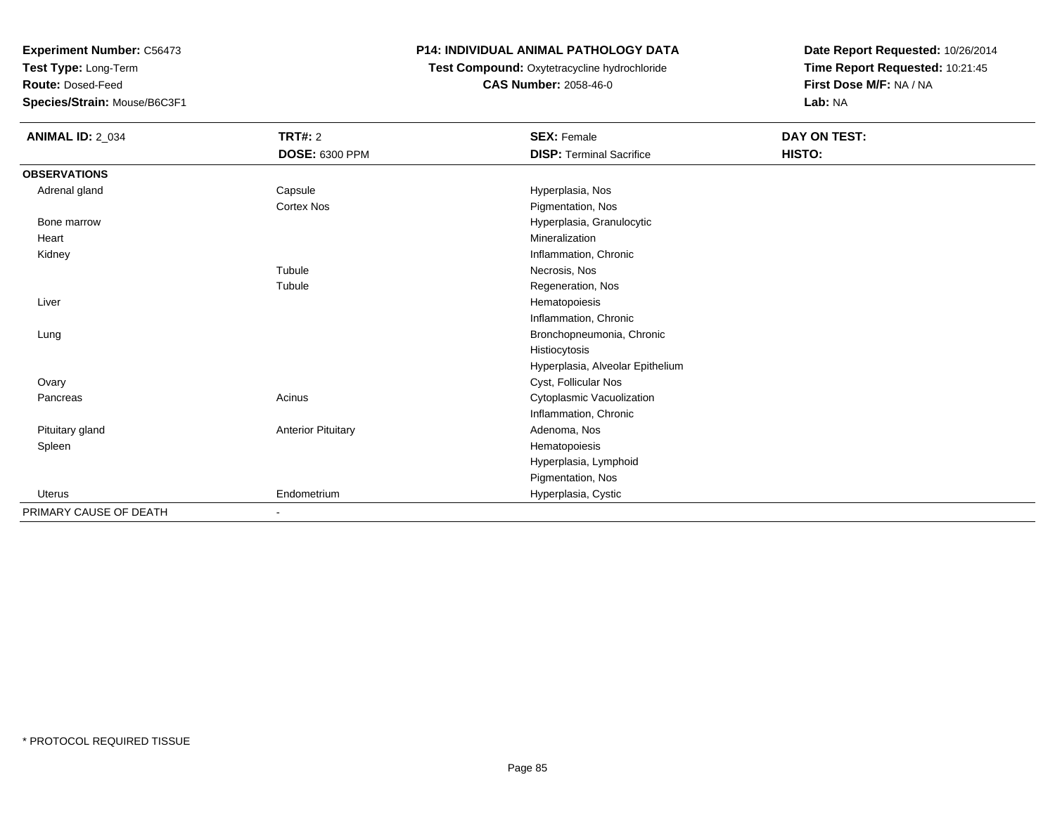**Experiment Number:** C56473
**Test Type:** Long-Term
**Route:** Dosed-Feed
**Species/Strain:** Mouse/B6C3F1

**P14: INDIVIDUAL ANIMAL PATHOLOGY DATA**
**Test Compound:** Oxytetracycline hydrochloride
**CAS Number:** 2058-46-0

**Date Report Requested:** 10/26/2014
**Time Report Requested:** 10:21:45
**First Dose M/F:** NA / NA
**Lab:** NA

| **ANIMAL ID:** 2_034 | **TRT#:** 2 | **SEX:** Female | **DAY ON TEST:** |
|---|---|---|---|
| | **DOSE:** 6300 PPM | **DISP:** Terminal Sacrifice | **HISTO:** |
| **OBSERVATIONS** | | | |
| Adrenal gland | Capsule | Hyperplasia, Nos | |
| | Cortex Nos | Pigmentation, Nos | |
| Bone marrow | | Hyperplasia, Granulocytic | |
| Heart | | Mineralization | |
| Kidney | | Inflammation, Chronic | |
| | Tubule | Necrosis, Nos | |
| | Tubule | Regeneration, Nos | |
| Liver | | Hematopoiesis | |
| | | Inflammation, Chronic | |
| Lung | | Bronchopneumonia, Chronic | |
| | | Histiocytosis | |
| | | Hyperplasia, Alveolar Epithelium | |
| Ovary | | Cyst, Follicular Nos | |
| Pancreas | Acinus | Cytoplasmic Vacuolization | |
| | | Inflammation, Chronic | |
| Pituitary gland | Anterior Pituitary | Adenoma, Nos | |
| Spleen | | Hematopoiesis | |
| | | Hyperplasia, Lymphoid | |
| | | Pigmentation, Nos | |
| Uterus | Endometrium | Hyperplasia, Cystic | |
| PRIMARY CAUSE OF DEATH | - | | |

* PROTOCOL REQUIRED TISSUE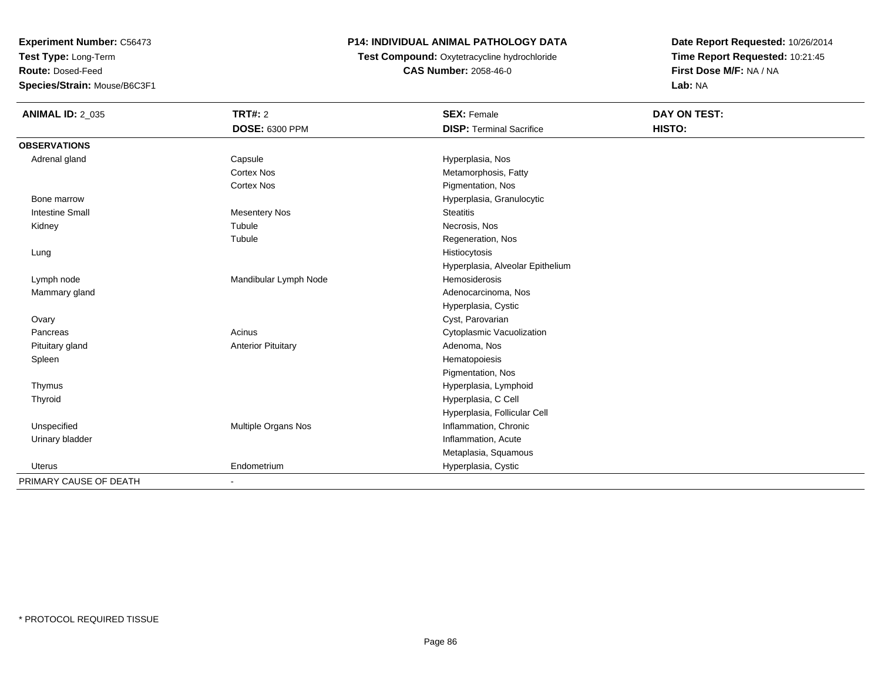**Experiment Number:** C56473
**Test Type:** Long-Term
**Route:** Dosed-Feed
**Species/Strain:** Mouse/B6C3F1

**P14: INDIVIDUAL ANIMAL PATHOLOGY DATA**
**Test Compound:** Oxytetracycline hydrochloride
**CAS Number:** 2058-46-0

**Date Report Requested:** 10/26/2014
**Time Report Requested:** 10:21:45
**First Dose M/F:** NA / NA
**Lab:** NA

| **ANIMAL ID:** 2_035 | **TRT#:** 2<br>**DOSE:** 6300 PPM | **SEX:** Female<br>**DISP:** Terminal Sacrifice | **DAY ON TEST:**<br>**HISTO:** |
|---|---|---|---|
| **OBSERVATIONS** | | | |
| Adrenal gland | Capsule | Hyperplasia, Nos | |
| | Cortex Nos | Metamorphosis, Fatty | |
| | Cortex Nos | Pigmentation, Nos | |
| Bone marrow | | Hyperplasia, Granulocytic | |
| Intestine Small | Mesentery Nos | Steatitis | |
| Kidney | Tubule | Necrosis, Nos | |
| | Tubule | Regeneration, Nos | |
| Lung | | Histiocytosis | |
| | | Hyperplasia, Alveolar Epithelium | |
| Lymph node | Mandibular Lymph Node | Hemosiderosis | |
| Mammary gland | | Adenocarcinoma, Nos | |
| | | Hyperplasia, Cystic | |
| Ovary | | Cyst, Parovarian | |
| Pancreas | Acinus | Cytoplasmic Vacuolization | |
| Pituitary gland | Anterior Pituitary | Adenoma, Nos | |
| Spleen | | Hematopoiesis | |
| | | Pigmentation, Nos | |
| Thymus | | Hyperplasia, Lymphoid | |
| Thyroid | | Hyperplasia, C Cell | |
| | | Hyperplasia, Follicular Cell | |
| Unspecified | Multiple Organs Nos | Inflammation, Chronic | |
| Urinary bladder | | Inflammation, Acute | |
| | | Metaplasia, Squamous | |
| Uterus | Endometrium | Hyperplasia, Cystic | |
| PRIMARY CAUSE OF DEATH | - | | |

* PROTOCOL REQUIRED TISSUE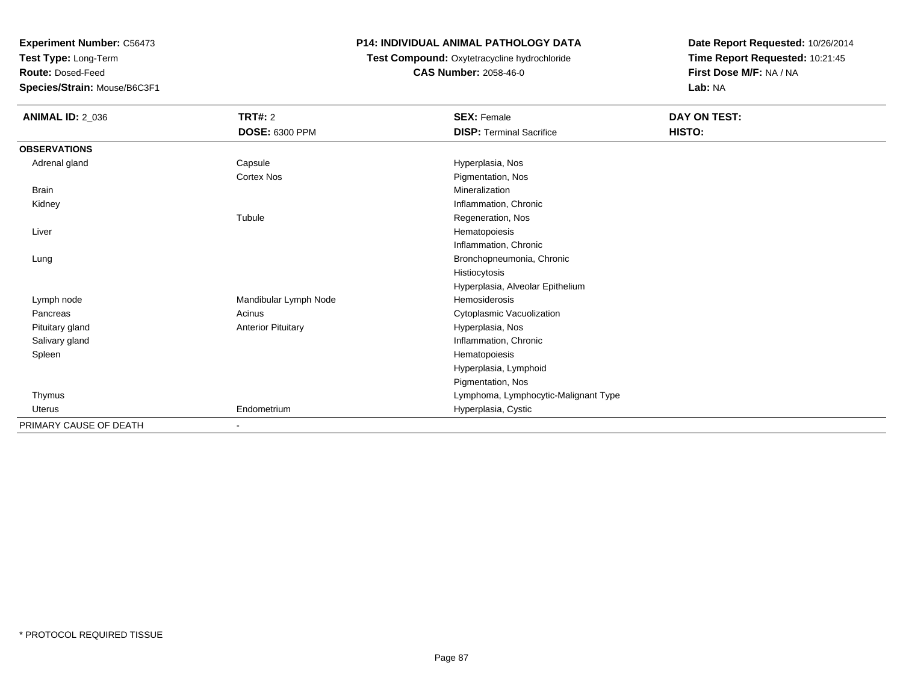**Experiment Number:** C56473
**Test Type:** Long-Term
**Route:** Dosed-Feed
**Species/Strain:** Mouse/B6C3F1

**P14: INDIVIDUAL ANIMAL PATHOLOGY DATA**
**Test Compound:** Oxytetracycline hydrochloride
**CAS Number:** 2058-46-0

**Date Report Requested:** 10/26/2014
**Time Report Requested:** 10:21:45
**First Dose M/F:** NA / NA
**Lab:** NA

| **ANIMAL ID:** 2_036 | **TRT#:** 2<br>**DOSE:** 6300 PPM | **SEX:** Female<br>**DISP:** Terminal Sacrifice | **DAY ON TEST:**<br>**HISTO:** |
|---|---|---|---|
| **OBSERVATIONS** | | | |
| Adrenal gland | Capsule | Hyperplasia, Nos | |
| | Cortex Nos | Pigmentation, Nos | |
| Brain | | Mineralization | |
| Kidney | | Inflammation, Chronic | |
| | Tubule | Regeneration, Nos | |
| Liver | | Hematopoiesis | |
| | | Inflammation, Chronic | |
| Lung | | Bronchopneumonia, Chronic | |
| | | Histiocytosis | |
| | | Hyperplasia, Alveolar Epithelium | |
| Lymph node | Mandibular Lymph Node | Hemosiderosis | |
| Pancreas | Acinus | Cytoplasmic Vacuolization | |
| Pituitary gland | Anterior Pituitary | Hyperplasia, Nos | |
| Salivary gland | | Inflammation, Chronic | |
| Spleen | | Hematopoiesis | |
| | | Hyperplasia, Lymphoid | |
| | | Pigmentation, Nos | |
| Thymus | | Lymphoma, Lymphocytic-Malignant Type | |
| Uterus | Endometrium | Hyperplasia, Cystic | |
| PRIMARY CAUSE OF DEATH | - | | |

\* PROTOCOL REQUIRED TISSUE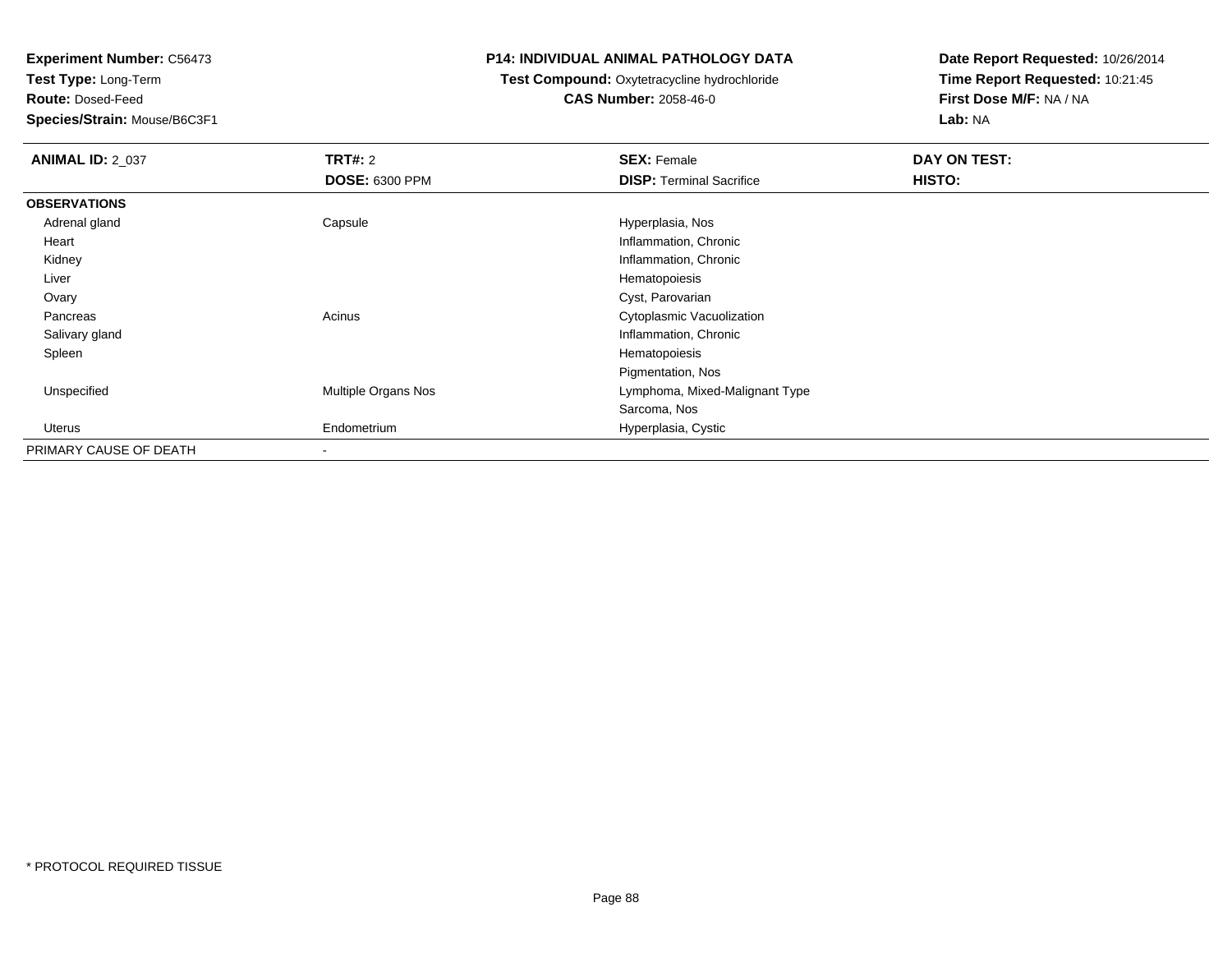**Experiment Number:** C56473
**Test Type:** Long-Term
**Route:** Dosed-Feed
**Species/Strain:** Mouse/B6C3F1

**P14: INDIVIDUAL ANIMAL PATHOLOGY DATA**
**Test Compound:** Oxytetracycline hydrochloride
**CAS Number:** 2058-46-0

**Date Report Requested:** 10/26/2014
**Time Report Requested:** 10:21:45
**First Dose M/F:** NA / NA
**Lab:** NA

| **ANIMAL ID:** 2_037 | **TRT#:** 2 | **SEX:** Female | **DAY ON TEST:** |
|---|---|---|---|
| | **DOSE:** 6300 PPM | **DISP:** Terminal Sacrifice | **HISTO:** |
| **OBSERVATIONS** | | | |
| Adrenal gland | Capsule | Hyperplasia, Nos | |
| Heart | | Inflammation, Chronic | |
| Kidney | | Inflammation, Chronic | |
| Liver | | Hematopoiesis | |
| Ovary | | Cyst, Parovarian | |
| Pancreas | Acinus | Cytoplasmic Vacuolization | |
| Salivary gland | | Inflammation, Chronic | |
| Spleen | | Hematopoiesis | |
| | | Pigmentation, Nos | |
| Unspecified | Multiple Organs Nos | Lymphoma, Mixed-Malignant Type | |
| | | Sarcoma, Nos | |
| Uterus | Endometrium | Hyperplasia, Cystic | |
| PRIMARY CAUSE OF DEATH | - | | |

* PROTOCOL REQUIRED TISSUE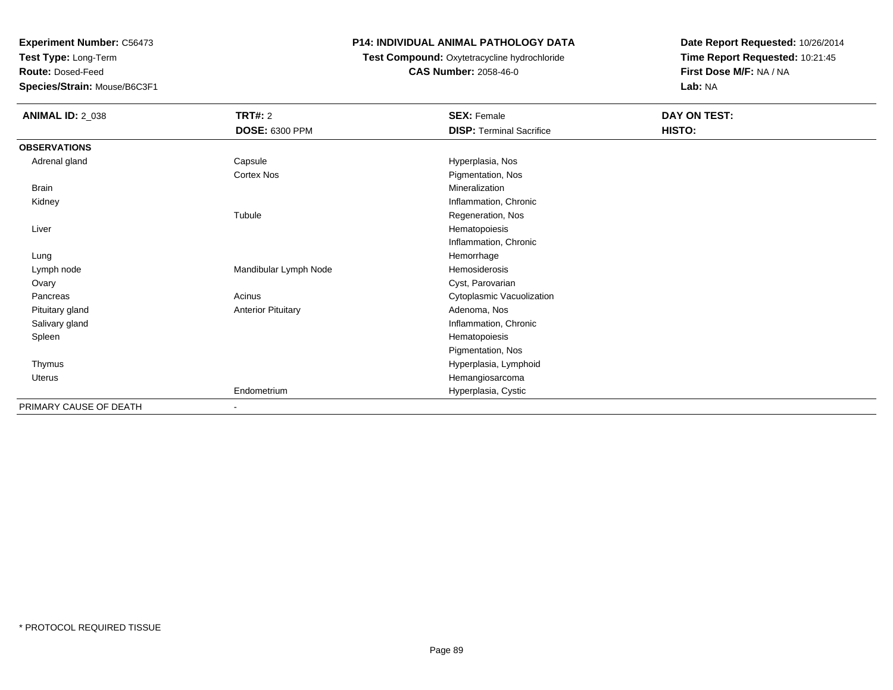**Experiment Number:** C56473
**Test Type:** Long-Term
**Route:** Dosed-Feed
**Species/Strain:** Mouse/B6C3F1

**P14: INDIVIDUAL ANIMAL PATHOLOGY DATA**
**Test Compound:** Oxytetracycline hydrochloride
**CAS Number:** 2058-46-0

**Date Report Requested:** 10/26/2014
**Time Report Requested:** 10:21:45
**First Dose M/F:** NA / NA
**Lab:** NA

| **ANIMAL ID:** 2_038 | **TRT#:** 2 | **SEX:** Female | **DAY ON TEST:** |
|---|---|---|---|
| | **DOSE:** 6300 PPM | **DISP:** Terminal Sacrifice | **HISTO:** |
| **OBSERVATIONS** | | | |
| Adrenal gland | Capsule | Hyperplasia, Nos | |
| | Cortex Nos | Pigmentation, Nos | |
| Brain | | Mineralization | |
| Kidney | | Inflammation, Chronic | |
| | Tubule | Regeneration, Nos | |
| Liver | | Hematopoiesis | |
| | | Inflammation, Chronic | |
| Lung | | Hemorrhage | |
| Lymph node | Mandibular Lymph Node | Hemosiderosis | |
| Ovary | | Cyst, Parovarian | |
| Pancreas | Acinus | Cytoplasmic Vacuolization | |
| Pituitary gland | Anterior Pituitary | Adenoma, Nos | |
| Salivary gland | | Inflammation, Chronic | |
| Spleen | | Hematopoiesis | |
| | | Pigmentation, Nos | |
| Thymus | | Hyperplasia, Lymphoid | |
| Uterus | | Hemangiosarcoma | |
| | Endometrium | Hyperplasia, Cystic | |
| PRIMARY CAUSE OF DEATH | - | | |

* PROTOCOL REQUIRED TISSUE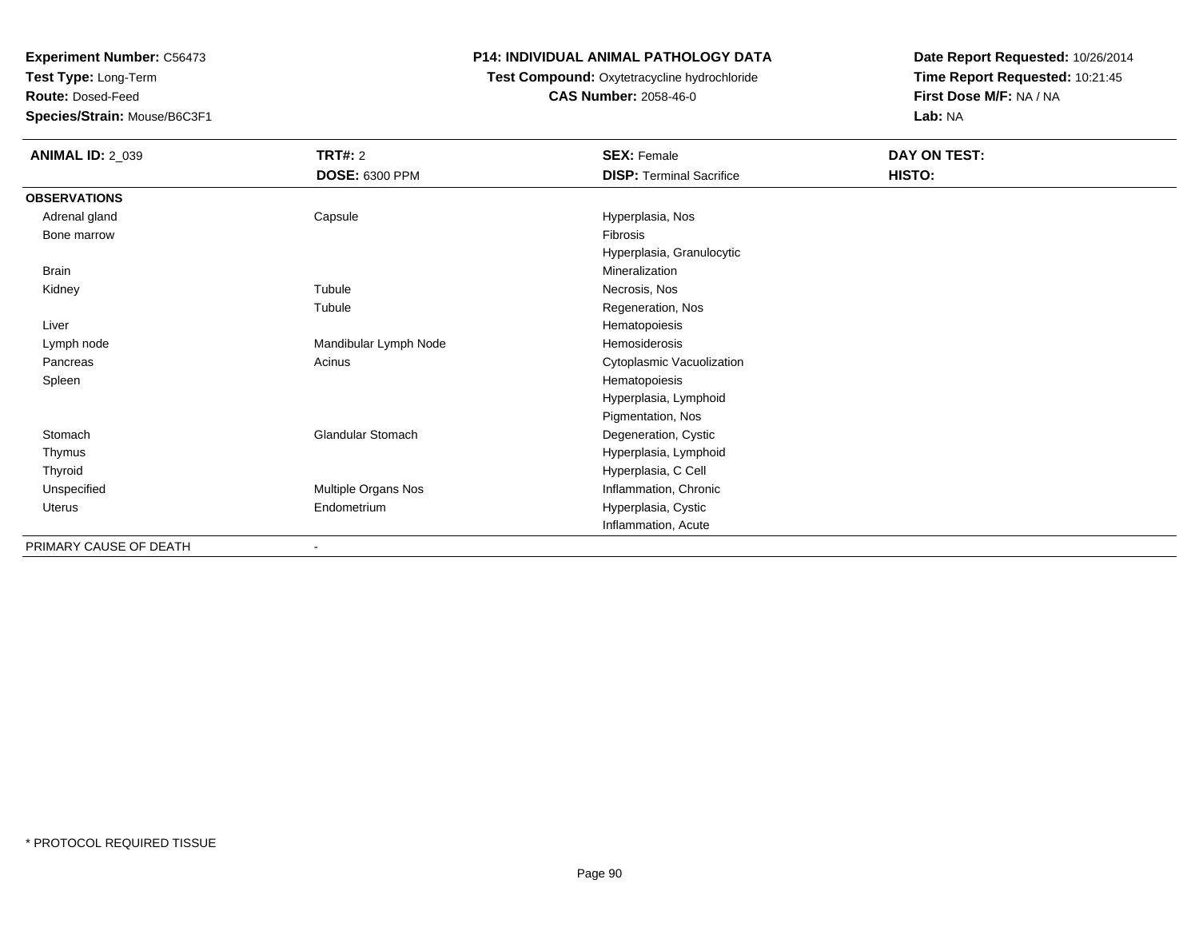**Experiment Number:** C56473
**Test Type:** Long-Term
**Route:** Dosed-Feed
**Species/Strain:** Mouse/B6C3F1

# P14: INDIVIDUAL ANIMAL PATHOLOGY DATA

**Test Compound:** Oxytetracycline hydrochloride
**CAS Number:** 2058-46-0

**Date Report Requested:** 10/26/2014
**Time Report Requested:** 10:21:45
**First Dose M/F:** NA / NA
**Lab:** NA

| **ANIMAL ID:** 2_039 | **TRT#:** 2 | **SEX:** Female | **DAY ON TEST:** |
|---|---|---|---|
| | **DOSE:** 6300 PPM | **DISP:** Terminal Sacrifice | **HISTO:** |
| **OBSERVATIONS** | | | |
| Adrenal gland | Capsule | Hyperplasia, Nos | |
| Bone marrow | | Fibrosis | |
| | | Hyperplasia, Granulocytic | |
| Brain | | Mineralization | |
| Kidney | Tubule | Necrosis, Nos | |
| | Tubule | Regeneration, Nos | |
| Liver | | Hematopoiesis | |
| Lymph node | Mandibular Lymph Node | Hemosiderosis | |
| Pancreas | Acinus | Cytoplasmic Vacuolization | |
| Spleen | | Hematopoiesis | |
| | | Hyperplasia, Lymphoid | |
| | | Pigmentation, Nos | |
| Stomach | Glandular Stomach | Degeneration, Cystic | |
| Thymus | | Hyperplasia, Lymphoid | |
| Thyroid | | Hyperplasia, C Cell | |
| Unspecified | Multiple Organs Nos | Inflammation, Chronic | |
| Uterus | Endometrium | Hyperplasia, Cystic | |
| | | Inflammation, Acute | |
| PRIMARY CAUSE OF DEATH | - | | |

* PROTOCOL REQUIRED TISSUE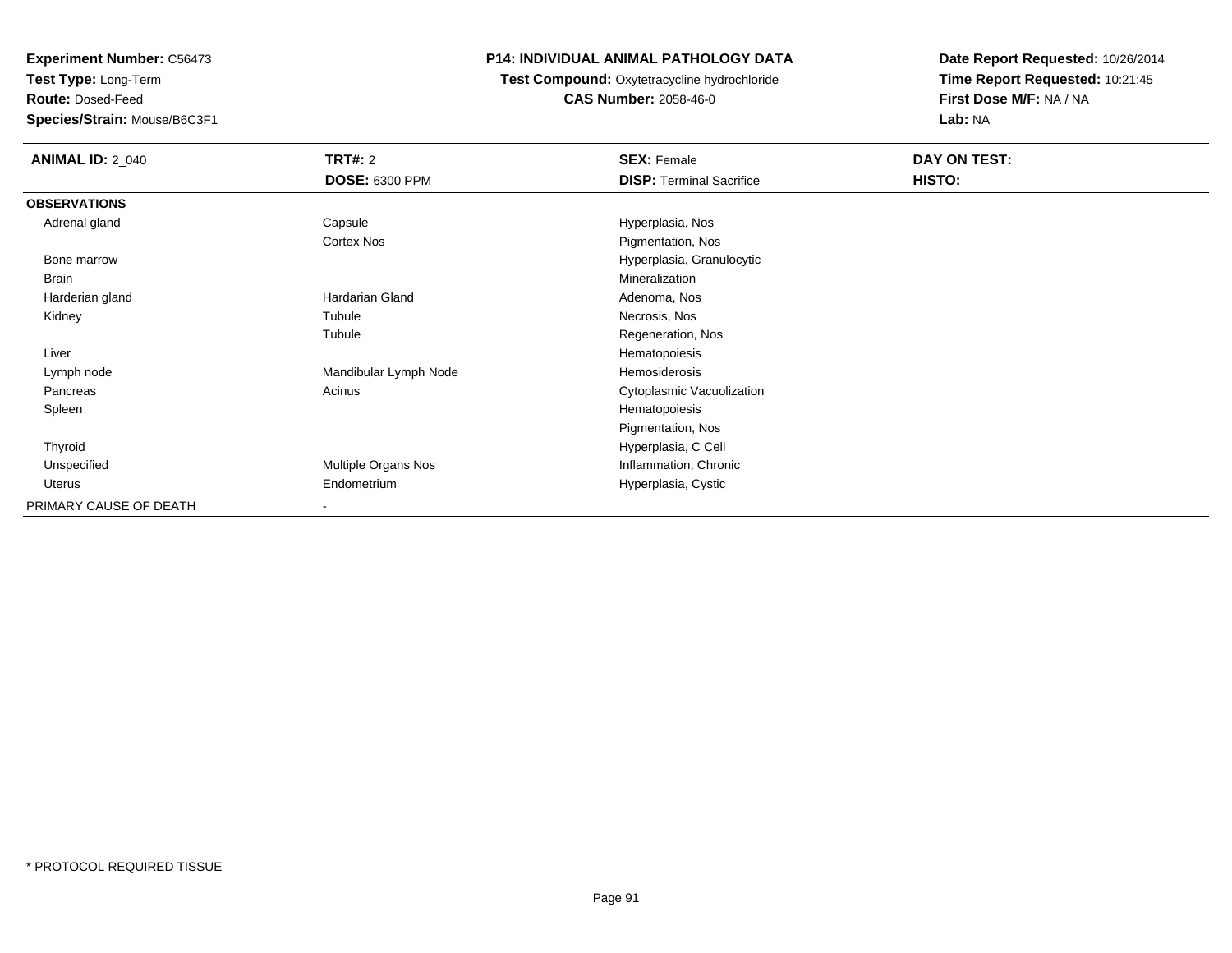**Experiment Number:** C56473
**Test Type:** Long-Term
**Route:** Dosed-Feed
**Species/Strain:** Mouse/B6C3F1

**P14: INDIVIDUAL ANIMAL PATHOLOGY DATA**
**Test Compound:** Oxytetracycline hydrochloride
**CAS Number:** 2058-46-0

**Date Report Requested:** 10/26/2014
**Time Report Requested:** 10:21:45
**First Dose M/F:** NA / NA
**Lab:** NA

| **ANIMAL ID:** 2_040 | **TRT#:** 2 | **SEX:** Female | **DAY ON TEST:** |
|---|---|---|---|
| | **DOSE:** 6300 PPM | **DISP:** Terminal Sacrifice | **HISTO:** |
| **OBSERVATIONS** | | | |
| Adrenal gland | Capsule | Hyperplasia, Nos | |
| | Cortex Nos | Pigmentation, Nos | |
| Bone marrow | | Hyperplasia, Granulocytic | |
| Brain | | Mineralization | |
| Harderian gland | Hardarian Gland | Adenoma, Nos | |
| Kidney | Tubule | Necrosis, Nos | |
| | Tubule | Regeneration, Nos | |
| Liver | | Hematopoiesis | |
| Lymph node | Mandibular Lymph Node | Hemosiderosis | |
| Pancreas | Acinus | Cytoplasmic Vacuolization | |
| Spleen | | Hematopoiesis | |
| | | Pigmentation, Nos | |
| Thyroid | | Hyperplasia, C Cell | |
| Unspecified | Multiple Organs Nos | Inflammation, Chronic | |
| Uterus | Endometrium | Hyperplasia, Cystic | |
| PRIMARY CAUSE OF DEATH | - | | |

* PROTOCOL REQUIRED TISSUE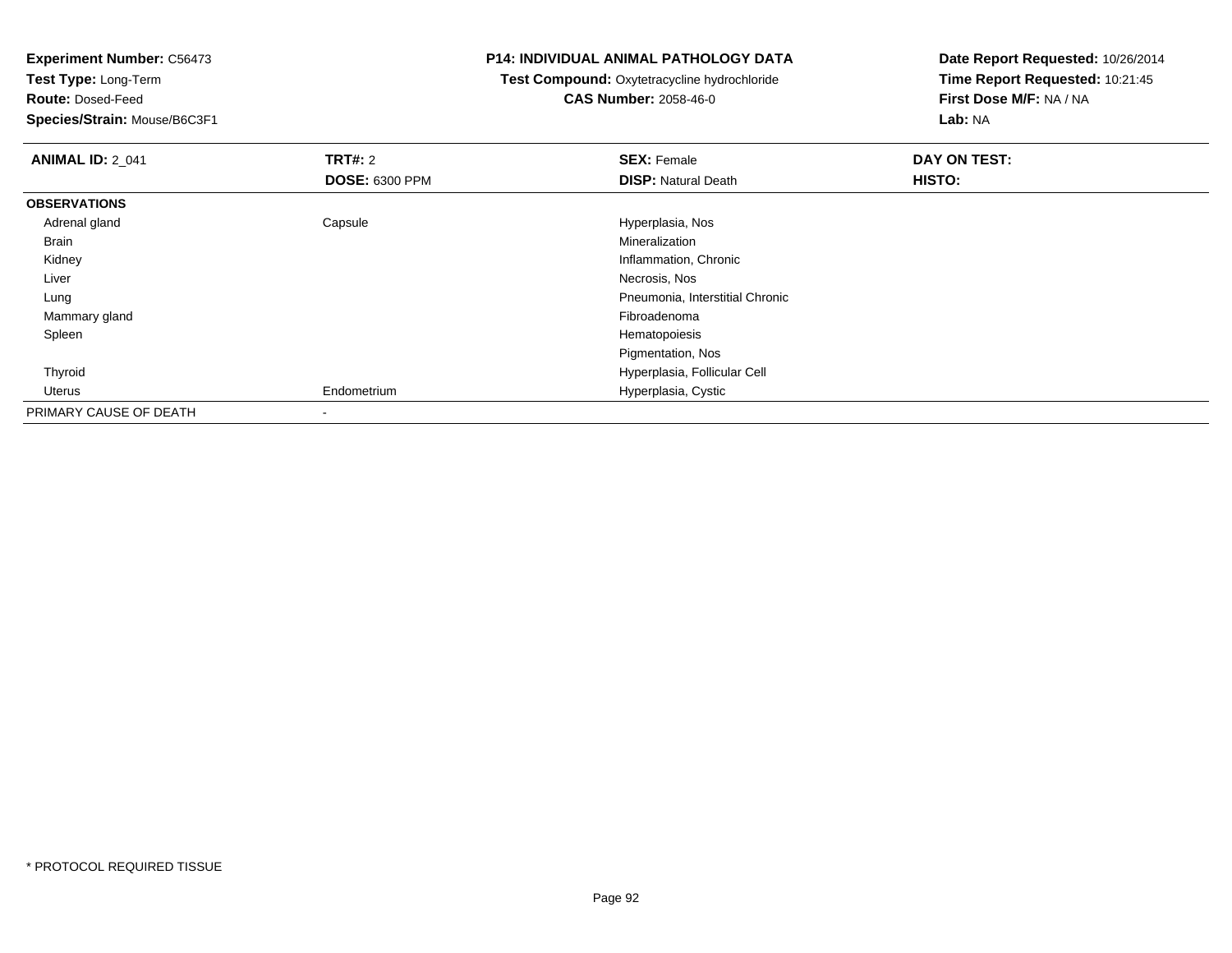**Experiment Number:** C56473
**Test Type:** Long-Term
**Route:** Dosed-Feed
**Species/Strain:** Mouse/B6C3F1

**P14: INDIVIDUAL ANIMAL PATHOLOGY DATA**
**Test Compound:** Oxytetracycline hydrochloride
**CAS Number:** 2058-46-0

**Date Report Requested:** 10/26/2014
**Time Report Requested:** 10:21:45
**First Dose M/F:** NA / NA
**Lab:** NA

| **ANIMAL ID:** 2_041 | **TRT#:** 2 | **SEX:** Female | **DAY ON TEST:** |
|---|---|---|---|
| | **DOSE:** 6300 PPM | **DISP:** Natural Death | **HISTO:** |
| **OBSERVATIONS** | | | |
| Adrenal gland | Capsule | Hyperplasia, Nos | |
| Brain | | Mineralization | |
| Kidney | | Inflammation, Chronic | |
| Liver | | Necrosis, Nos | |
| Lung | | Pneumonia, Interstitial Chronic | |
| Mammary gland | | Fibroadenoma | |
| Spleen | | Hematopoiesis | |
| | | Pigmentation, Nos | |
| Thyroid | | Hyperplasia, Follicular Cell | |
| Uterus | Endometrium | Hyperplasia, Cystic | |
| PRIMARY CAUSE OF DEATH | - | | |

\* PROTOCOL REQUIRED TISSUE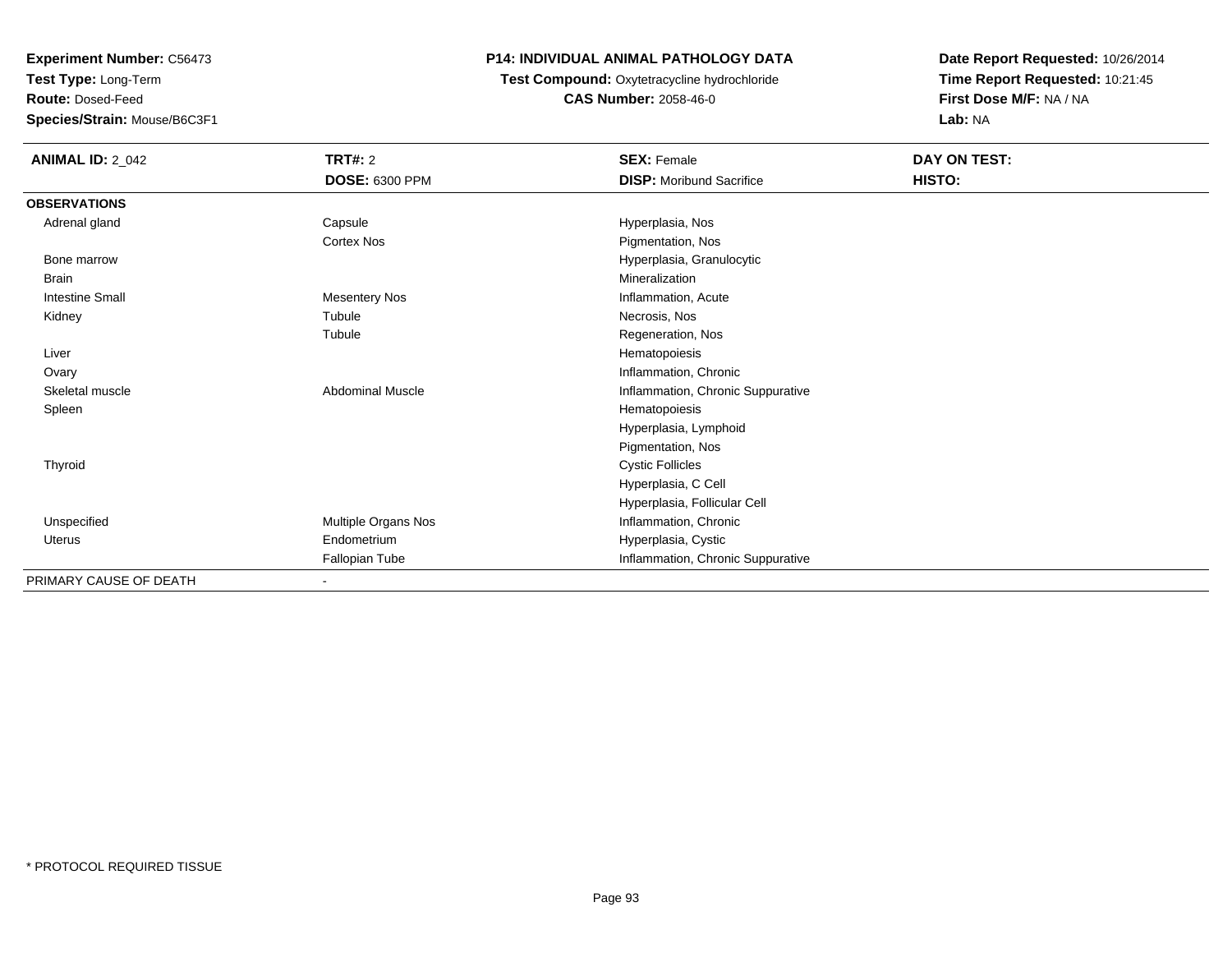**Experiment Number:** C56473
**Test Type:** Long-Term
**Route:** Dosed-Feed
**Species/Strain:** Mouse/B6C3F1

**P14: INDIVIDUAL ANIMAL PATHOLOGY DATA**
**Test Compound:** Oxytetracycline hydrochloride
**CAS Number:** 2058-46-0

**Date Report Requested:** 10/26/2014
**Time Report Requested:** 10:21:45
**First Dose M/F:** NA / NA
**Lab:** NA

| **ANIMAL ID:** 2_042 | **TRT#:** 2 | **SEX:** Female | **DAY ON TEST:** |
|---|---|---|---|
| | **DOSE:** 6300 PPM | **DISP:** Moribund Sacrifice | **HISTO:** |
| **OBSERVATIONS** | | | |
| Adrenal gland | Capsule | Hyperplasia, Nos | |
| | Cortex Nos | Pigmentation, Nos | |
| Bone marrow | | Hyperplasia, Granulocytic | |
| Brain | | Mineralization | |
| Intestine Small | Mesentery Nos | Inflammation, Acute | |
| Kidney | Tubule | Necrosis, Nos | |
| | Tubule | Regeneration, Nos | |
| Liver | | Hematopoiesis | |
| Ovary | | Inflammation, Chronic | |
| Skeletal muscle | Abdominal Muscle | Inflammation, Chronic Suppurative | |
| Spleen | | Hematopoiesis | |
| | | Hyperplasia, Lymphoid | |
| | | Pigmentation, Nos | |
| Thyroid | | Cystic Follicles | |
| | | Hyperplasia, C Cell | |
| | | Hyperplasia, Follicular Cell | |
| Unspecified | Multiple Organs Nos | Inflammation, Chronic | |
| Uterus | Endometrium | Hyperplasia, Cystic | |
| | Fallopian Tube | Inflammation, Chronic Suppurative | |
| PRIMARY CAUSE OF DEATH | - | | |

* PROTOCOL REQUIRED TISSUE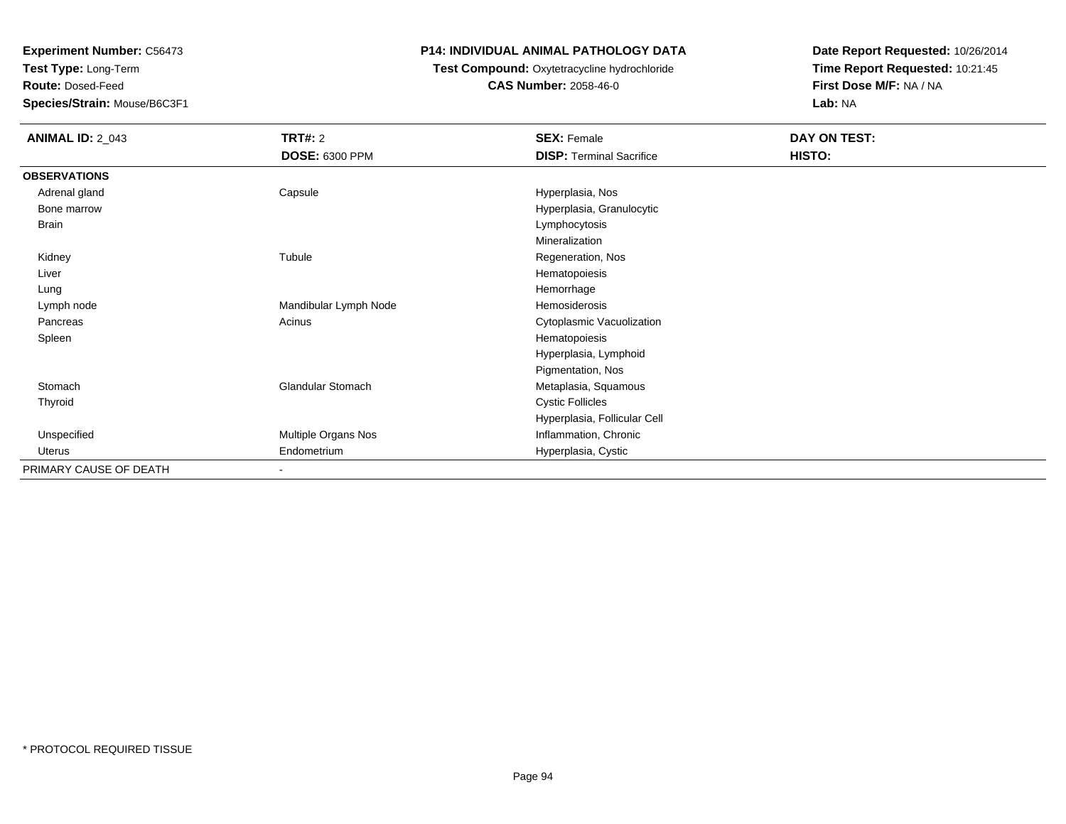**Experiment Number:** C56473
**Test Type:** Long-Term
**Route:** Dosed-Feed
**Species/Strain:** Mouse/B6C3F1

**P14: INDIVIDUAL ANIMAL PATHOLOGY DATA**
**Test Compound:** Oxytetracycline hydrochloride
**CAS Number:** 2058-46-0

**Date Report Requested:** 10/26/2014
**Time Report Requested:** 10:21:45
**First Dose M/F:** NA / NA
**Lab:** NA

| **ANIMAL ID:** 2_043 | **TRT#:** 2 | **SEX:** Female | **DAY ON TEST:** |
|---|---|---|---|
| | **DOSE:** 6300 PPM | **DISP:** Terminal Sacrifice | **HISTO:** |
| **OBSERVATIONS** | | | |
| Adrenal gland | Capsule | Hyperplasia, Nos | |
| Bone marrow | | Hyperplasia, Granulocytic | |
| Brain | | Lymphocytosis | |
| | | Mineralization | |
| Kidney | Tubule | Regeneration, Nos | |
| Liver | | Hematopoiesis | |
| Lung | | Hemorrhage | |
| Lymph node | Mandibular Lymph Node | Hemosiderosis | |
| Pancreas | Acinus | Cytoplasmic Vacuolization | |
| Spleen | | Hematopoiesis | |
| | | Hyperplasia, Lymphoid | |
| | | Pigmentation, Nos | |
| Stomach | Glandular Stomach | Metaplasia, Squamous | |
| Thyroid | | Cystic Follicles | |
| | | Hyperplasia, Follicular Cell | |
| Unspecified | Multiple Organs Nos | Inflammation, Chronic | |
| Uterus | Endometrium | Hyperplasia, Cystic | |
| PRIMARY CAUSE OF DEATH | - | | |

* PROTOCOL REQUIRED TISSUE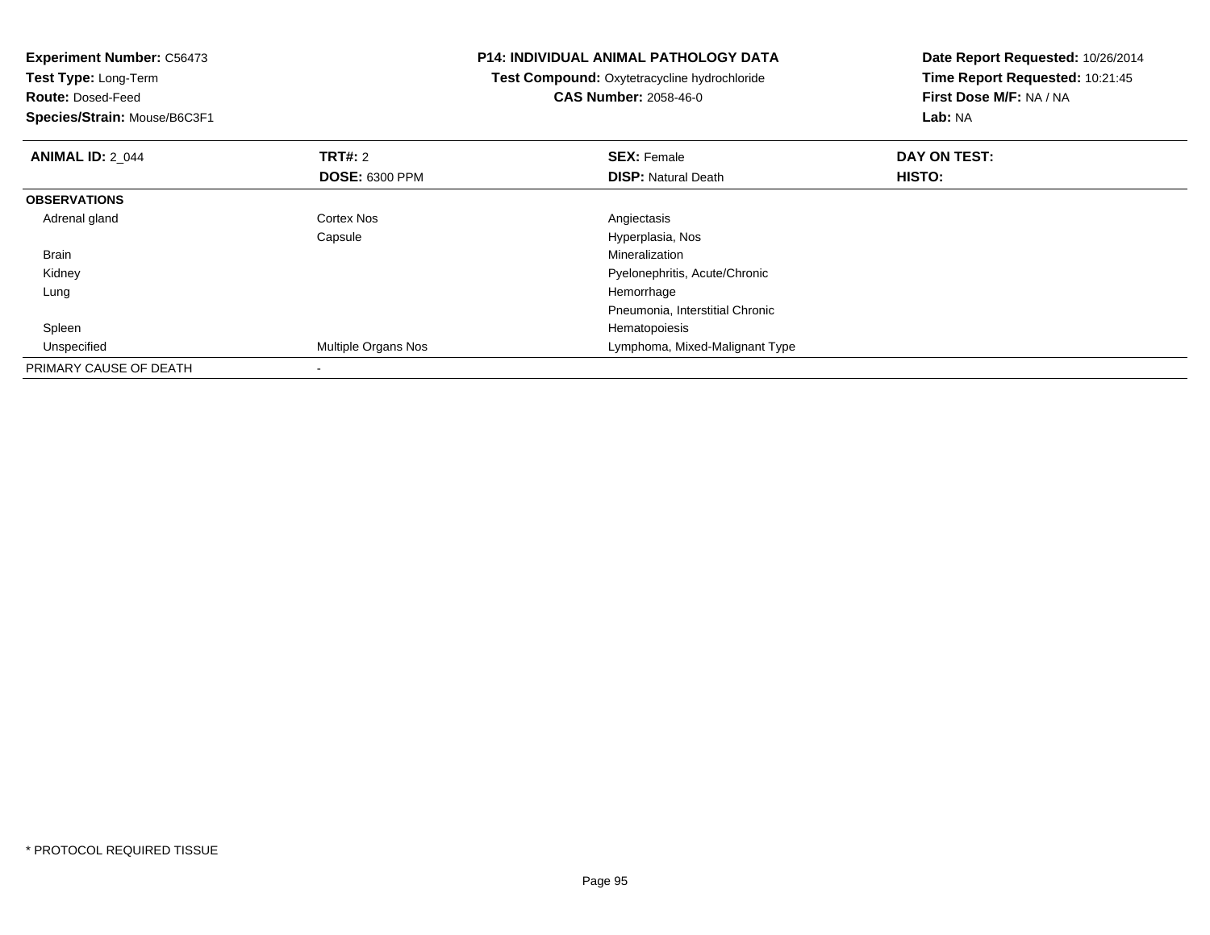**Experiment Number:** C56473
**Test Type:** Long-Term
**Route:** Dosed-Feed
**Species/Strain:** Mouse/B6C3F1

**P14: INDIVIDUAL ANIMAL PATHOLOGY DATA**
**Test Compound:** Oxytetracycline hydrochloride
**CAS Number:** 2058-46-0

**Date Report Requested:** 10/26/2014
**Time Report Requested:** 10:21:45
**First Dose M/F:** NA / NA
**Lab:** NA

| **ANIMAL ID:** 2_044 | **TRT#:** 2 | **SEX:** Female | **DAY ON TEST:** |
|---|---|---|---|
| | **DOSE:** 6300 PPM | **DISP:** Natural Death | **HISTO:** |
| **OBSERVATIONS** | | | |
| Adrenal gland | Cortex Nos | Angiectasis | |
| | Capsule | Hyperplasia, Nos | |
| Brain | | Mineralization | |
| Kidney | | Pyelonephritis, Acute/Chronic | |
| Lung | | Hemorrhage | |
| | | Pneumonia, Interstitial Chronic | |
| Spleen | | Hematopoiesis | |
| Unspecified | Multiple Organs Nos | Lymphoma, Mixed-Malignant Type | |
| PRIMARY CAUSE OF DEATH | - | | |

* PROTOCOL REQUIRED TISSUE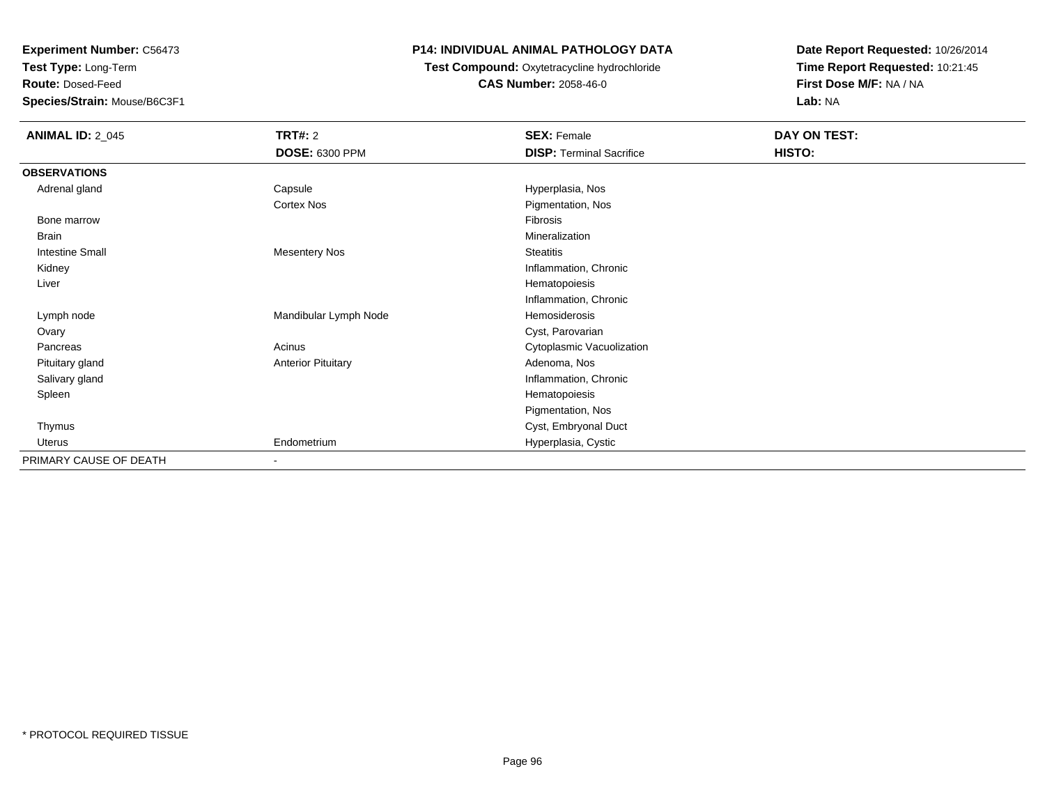**Experiment Number:** C56473
**Test Type:** Long-Term
**Route:** Dosed-Feed
**Species/Strain:** Mouse/B6C3F1

**P14: INDIVIDUAL ANIMAL PATHOLOGY DATA**
**Test Compound:** Oxytetracycline hydrochloride
**CAS Number:** 2058-46-0

**Date Report Requested:** 10/26/2014
**Time Report Requested:** 10:21:45
**First Dose M/F:** NA / NA
**Lab:** NA

| **ANIMAL ID:** 2_045 | **TRT#:** 2 | **SEX:** Female | **DAY ON TEST:** |
|---|---|---|---|
| | **DOSE:** 6300 PPM | **DISP:** Terminal Sacrifice | **HISTO:** |
| **OBSERVATIONS** | | | |
| Adrenal gland | Capsule | Hyperplasia, Nos | |
| | Cortex Nos | Pigmentation, Nos | |
| Bone marrow | | Fibrosis | |
| Brain | | Mineralization | |
| Intestine Small | Mesentery Nos | Steatitis | |
| Kidney | | Inflammation, Chronic | |
| Liver | | Hematopoiesis | |
| | | Inflammation, Chronic | |
| Lymph node | Mandibular Lymph Node | Hemosiderosis | |
| Ovary | | Cyst, Parovarian | |
| Pancreas | Acinus | Cytoplasmic Vacuolization | |
| Pituitary gland | Anterior Pituitary | Adenoma, Nos | |
| Salivary gland | | Inflammation, Chronic | |
| Spleen | | Hematopoiesis | |
| | | Pigmentation, Nos | |
| Thymus | | Cyst, Embryonal Duct | |
| Uterus | Endometrium | Hyperplasia, Cystic | |
| PRIMARY CAUSE OF DEATH | - | | |

* PROTOCOL REQUIRED TISSUE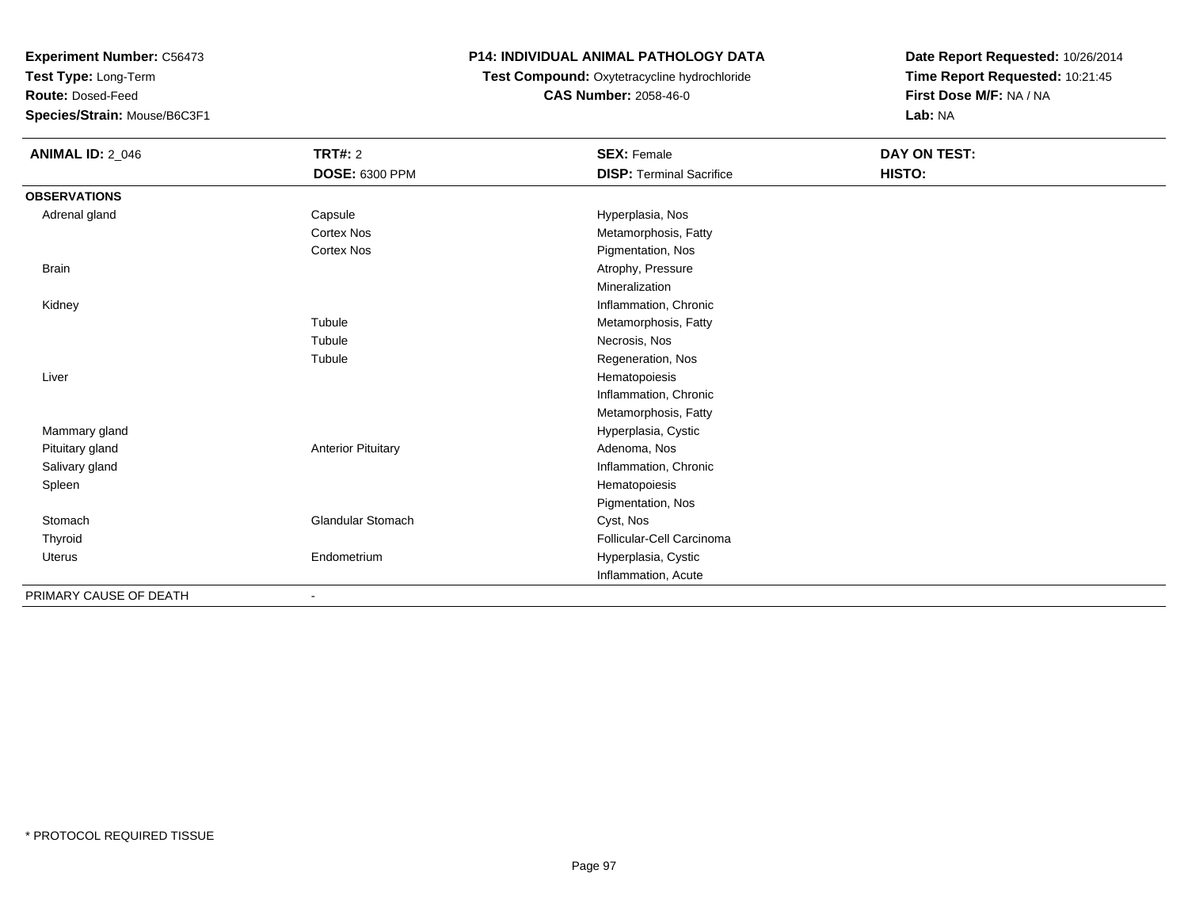**Experiment Number:** C56473
**Test Type:** Long-Term
**Route:** Dosed-Feed
**Species/Strain:** Mouse/B6C3F1

**P14: INDIVIDUAL ANIMAL PATHOLOGY DATA**
**Test Compound:** Oxytetracycline hydrochloride
**CAS Number:** 2058-46-0

**Date Report Requested:** 10/26/2014
**Time Report Requested:** 10:21:45
**First Dose M/F:** NA / NA
**Lab:** NA

| **ANIMAL ID:** 2_046 | **TRT#:** 2 | **SEX:** Female | **DAY ON TEST:** |
|---|---|---|---|
| | **DOSE:** 6300 PPM | **DISP:** Terminal Sacrifice | **HISTO:** |
| **OBSERVATIONS** | | | |
| Adrenal gland | Capsule | Hyperplasia, Nos | |
| | Cortex Nos | Metamorphosis, Fatty | |
| | Cortex Nos | Pigmentation, Nos | |
| Brain | | Atrophy, Pressure | |
| | | Mineralization | |
| Kidney | | Inflammation, Chronic | |
| | Tubule | Metamorphosis, Fatty | |
| | Tubule | Necrosis, Nos | |
| | Tubule | Regeneration, Nos | |
| Liver | | Hematopoiesis | |
| | | Inflammation, Chronic | |
| | | Metamorphosis, Fatty | |
| Mammary gland | | Hyperplasia, Cystic | |
| Pituitary gland | Anterior Pituitary | Adenoma, Nos | |
| Salivary gland | | Inflammation, Chronic | |
| Spleen | | Hematopoiesis | |
| | | Pigmentation, Nos | |
| Stomach | Glandular Stomach | Cyst, Nos | |
| Thyroid | | Follicular-Cell Carcinoma | |
| Uterus | Endometrium | Hyperplasia, Cystic | |
| | | Inflammation, Acute | |
| PRIMARY CAUSE OF DEATH | - | | |

* PROTOCOL REQUIRED TISSUE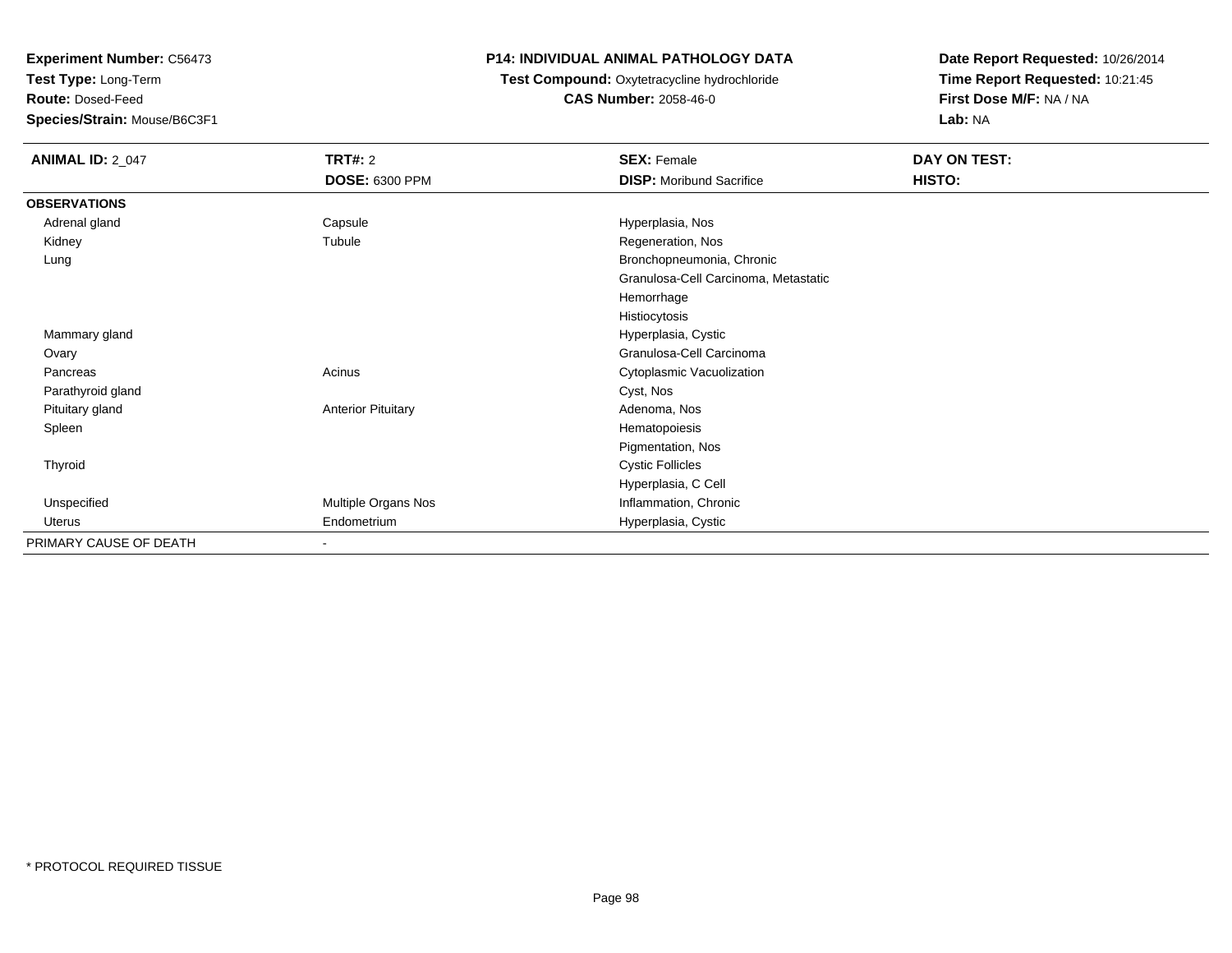**Experiment Number:** C56473
**Test Type:** Long-Term
**Route:** Dosed-Feed
**Species/Strain:** Mouse/B6C3F1

**P14: INDIVIDUAL ANIMAL PATHOLOGY DATA**
**Test Compound:** Oxytetracycline hydrochloride
**CAS Number:** 2058-46-0

**Date Report Requested:** 10/26/2014
**Time Report Requested:** 10:21:45
**First Dose M/F:** NA / NA
**Lab:** NA

| **ANIMAL ID:** 2_047 | **TRT#:** 2 | **SEX:** Female | **DAY ON TEST:** |
|---|---|---|---|
| | **DOSE:** 6300 PPM | **DISP:** Moribund Sacrifice | **HISTO:** |
| **OBSERVATIONS** | | | |
| Adrenal gland | Capsule | Hyperplasia, Nos | |
| Kidney | Tubule | Regeneration, Nos | |
| Lung | | Bronchopneumonia, Chronic | |
| | | Granulosa-Cell Carcinoma, Metastatic | |
| | | Hemorrhage | |
| | | Histiocytosis | |
| Mammary gland | | Hyperplasia, Cystic | |
| Ovary | | Granulosa-Cell Carcinoma | |
| Pancreas | Acinus | Cytoplasmic Vacuolization | |
| Parathyroid gland | | Cyst, Nos | |
| Pituitary gland | Anterior Pituitary | Adenoma, Nos | |
| Spleen | | Hematopoiesis | |
| | | Pigmentation, Nos | |
| Thyroid | | Cystic Follicles | |
| | | Hyperplasia, C Cell | |
| Unspecified | Multiple Organs Nos | Inflammation, Chronic | |
| Uterus | Endometrium | Hyperplasia, Cystic | |
| PRIMARY CAUSE OF DEATH | - | | |

* PROTOCOL REQUIRED TISSUE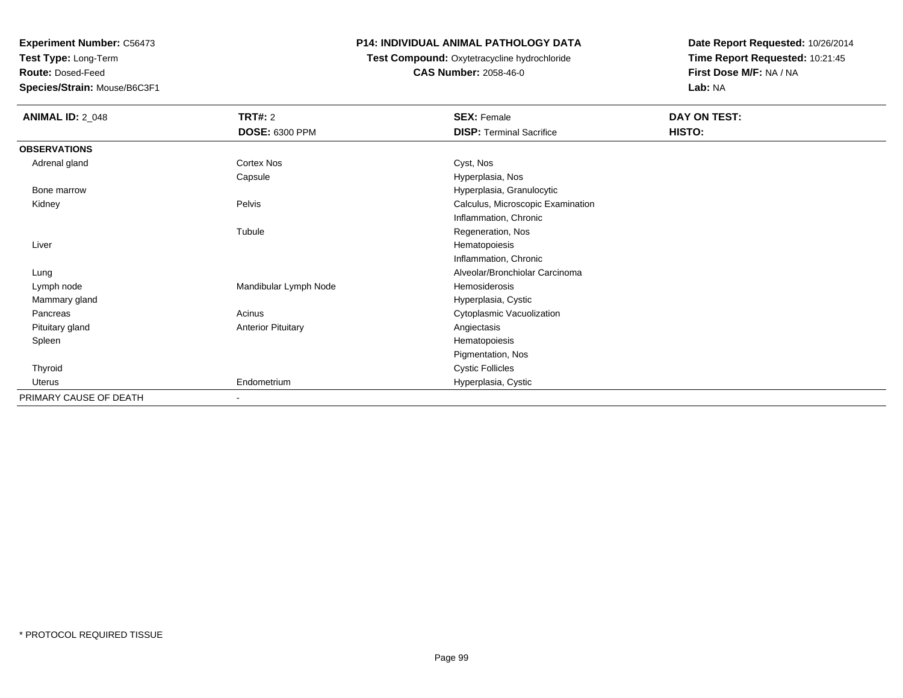**Experiment Number:** C56473
**Test Type:** Long-Term
**Route:** Dosed-Feed
**Species/Strain:** Mouse/B6C3F1

**P14: INDIVIDUAL ANIMAL PATHOLOGY DATA**
**Test Compound:** Oxytetracycline hydrochloride
**CAS Number:** 2058-46-0

**Date Report Requested:** 10/26/2014
**Time Report Requested:** 10:21:45
**First Dose M/F:** NA / NA
**Lab:** NA

| **ANIMAL ID:** 2_048 | **TRT#:** 2 | **SEX:** Female | **DAY ON TEST:** |
|---|---|---|---|
| | **DOSE:** 6300 PPM | **DISP:** Terminal Sacrifice | **HISTO:** |
| **OBSERVATIONS** | | | |
| Adrenal gland | Cortex Nos | Cyst, Nos | |
| | Capsule | Hyperplasia, Nos | |
| Bone marrow | | Hyperplasia, Granulocytic | |
| Kidney | Pelvis | Calculus, Microscopic Examination | |
| | | Inflammation, Chronic | |
| | Tubule | Regeneration, Nos | |
| Liver | | Hematopoiesis | |
| | | Inflammation, Chronic | |
| Lung | | Alveolar/Bronchiolar Carcinoma | |
| Lymph node | Mandibular Lymph Node | Hemosiderosis | |
| Mammary gland | | Hyperplasia, Cystic | |
| Pancreas | Acinus | Cytoplasmic Vacuolization | |
| Pituitary gland | Anterior Pituitary | Angiectasis | |
| Spleen | | Hematopoiesis | |
| | | Pigmentation, Nos | |
| Thyroid | | Cystic Follicles | |
| Uterus | Endometrium | Hyperplasia, Cystic | |
| PRIMARY CAUSE OF DEATH | - | | |

* PROTOCOL REQUIRED TISSUE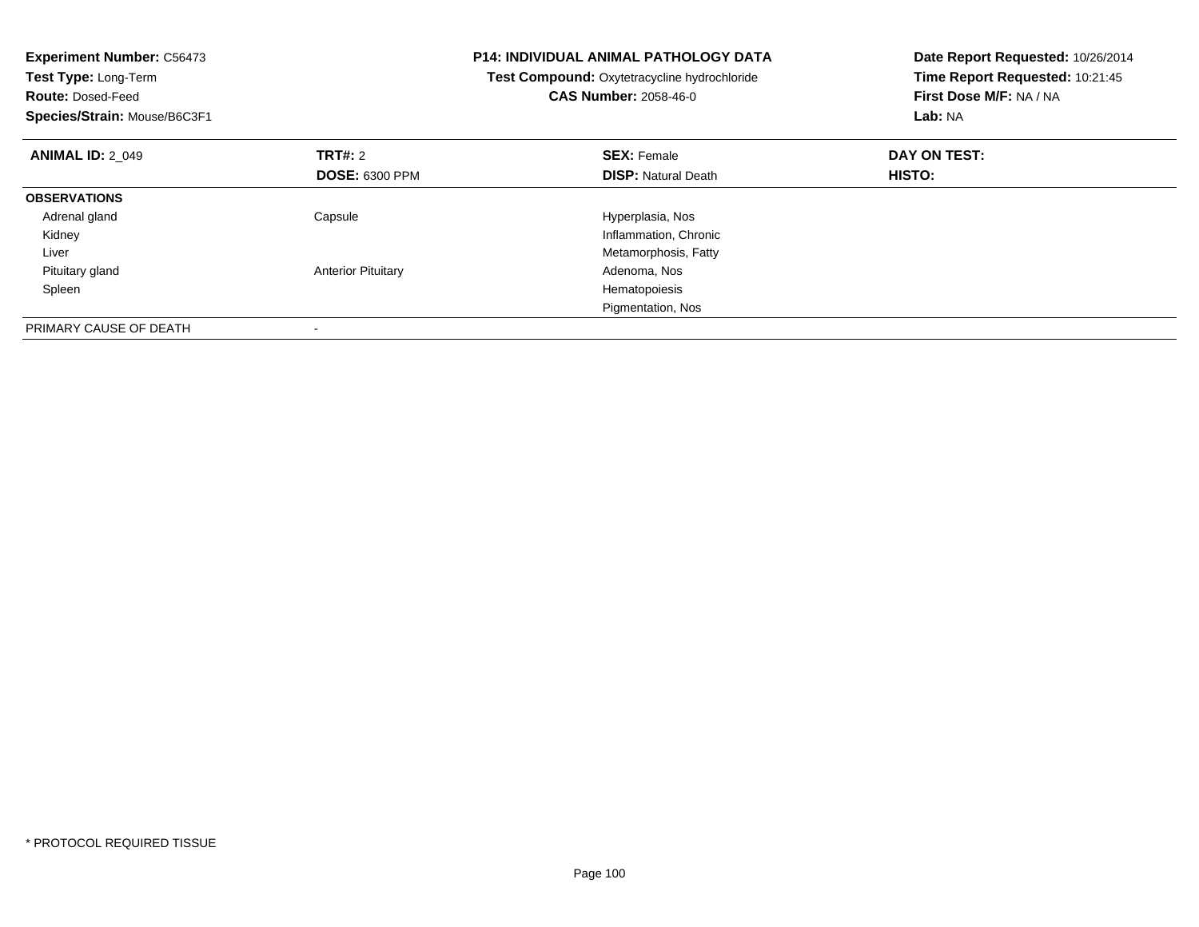**Experiment Number:** C56473
**Test Type:** Long-Term
**Route:** Dosed-Feed
**Species/Strain:** Mouse/B6C3F1

**P14: INDIVIDUAL ANIMAL PATHOLOGY DATA**
**Test Compound:** Oxytetracycline hydrochloride
**CAS Number:** 2058-46-0

**Date Report Requested:** 10/26/2014
**Time Report Requested:** 10:21:45
**First Dose M/F:** NA / NA
**Lab:** NA

| **ANIMAL ID:** 2_049 | **TRT#:** 2 | **SEX:** Female | **DAY ON TEST:** |
|---|---|---|---|
| | **DOSE:** 6300 PPM | **DISP:** Natural Death | **HISTO:** |
| **OBSERVATIONS** | | | |
| Adrenal gland | Capsule | Hyperplasia, Nos | |
| Kidney | | Inflammation, Chronic | |
| Liver | | Metamorphosis, Fatty | |
| Pituitary gland | Anterior Pituitary | Adenoma, Nos | |
| Spleen | | Hematopoiesis | |
| | | Pigmentation, Nos | |
| PRIMARY CAUSE OF DEATH | - | | |

* PROTOCOL REQUIRED TISSUE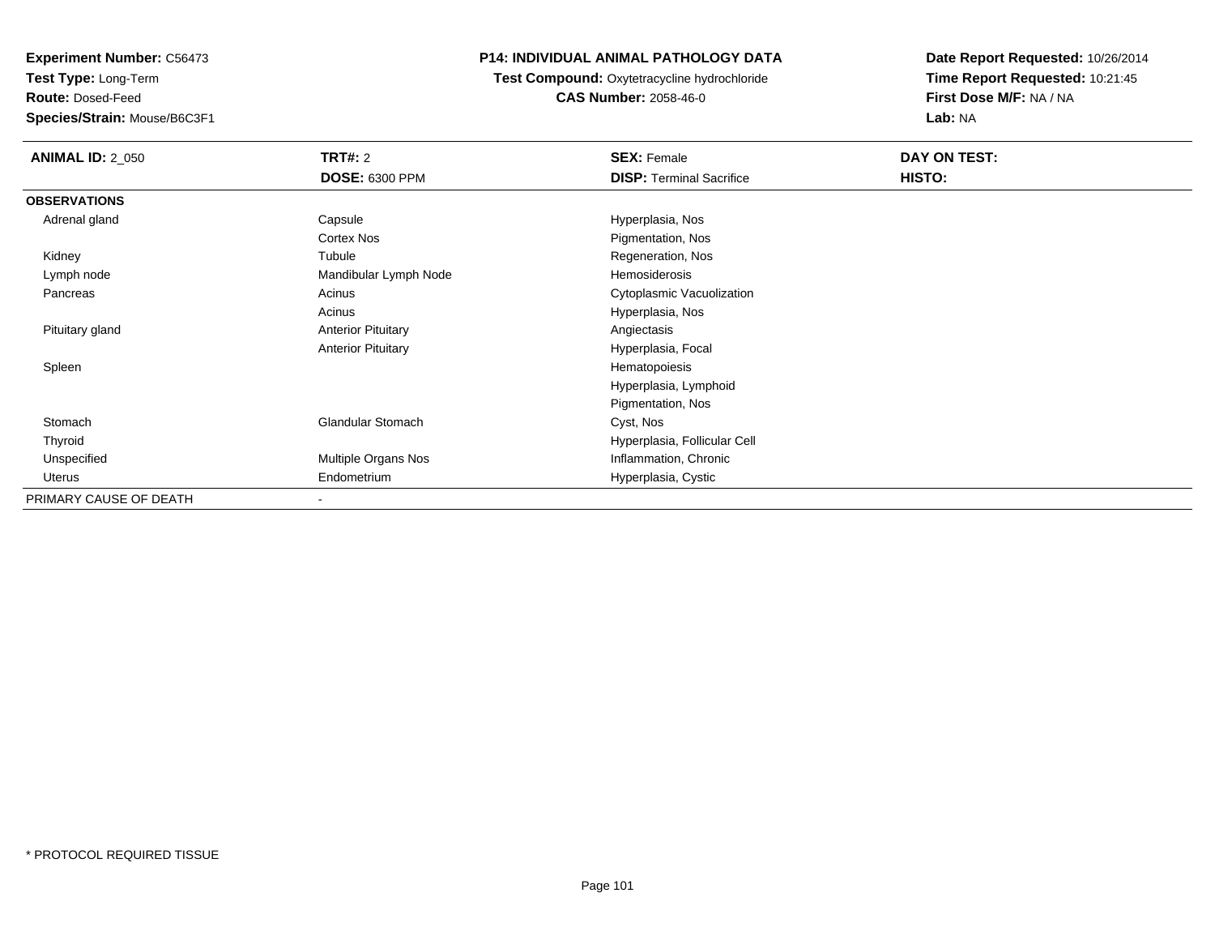**Experiment Number:** C56473
**Test Type:** Long-Term
**Route:** Dosed-Feed
**Species/Strain:** Mouse/B6C3F1

**P14: INDIVIDUAL ANIMAL PATHOLOGY DATA**
**Test Compound:** Oxytetracycline hydrochloride
**CAS Number:** 2058-46-0

**Date Report Requested:** 10/26/2014
**Time Report Requested:** 10:21:45
**First Dose M/F:** NA / NA
**Lab:** NA

| **ANIMAL ID:** 2_050 | **TRT#:** 2 | **SEX:** Female | **DAY ON TEST:** |
|---|---|---|---|
| | **DOSE:** 6300 PPM | **DISP:** Terminal Sacrifice | **HISTO:** |
| **OBSERVATIONS** | | | |
| Adrenal gland | Capsule | Hyperplasia, Nos | |
| | Cortex Nos | Pigmentation, Nos | |
| Kidney | Tubule | Regeneration, Nos | |
| Lymph node | Mandibular Lymph Node | Hemosiderosis | |
| Pancreas | Acinus | Cytoplasmic Vacuolization | |
| | Acinus | Hyperplasia, Nos | |
| Pituitary gland | Anterior Pituitary | Angiectasis | |
| | Anterior Pituitary | Hyperplasia, Focal | |
| Spleen | | Hematopoiesis | |
| | | Hyperplasia, Lymphoid | |
| | | Pigmentation, Nos | |
| Stomach | Glandular Stomach | Cyst, Nos | |
| Thyroid | | Hyperplasia, Follicular Cell | |
| Unspecified | Multiple Organs Nos | Inflammation, Chronic | |
| Uterus | Endometrium | Hyperplasia, Cystic | |
| PRIMARY CAUSE OF DEATH | - | | |

* PROTOCOL REQUIRED TISSUE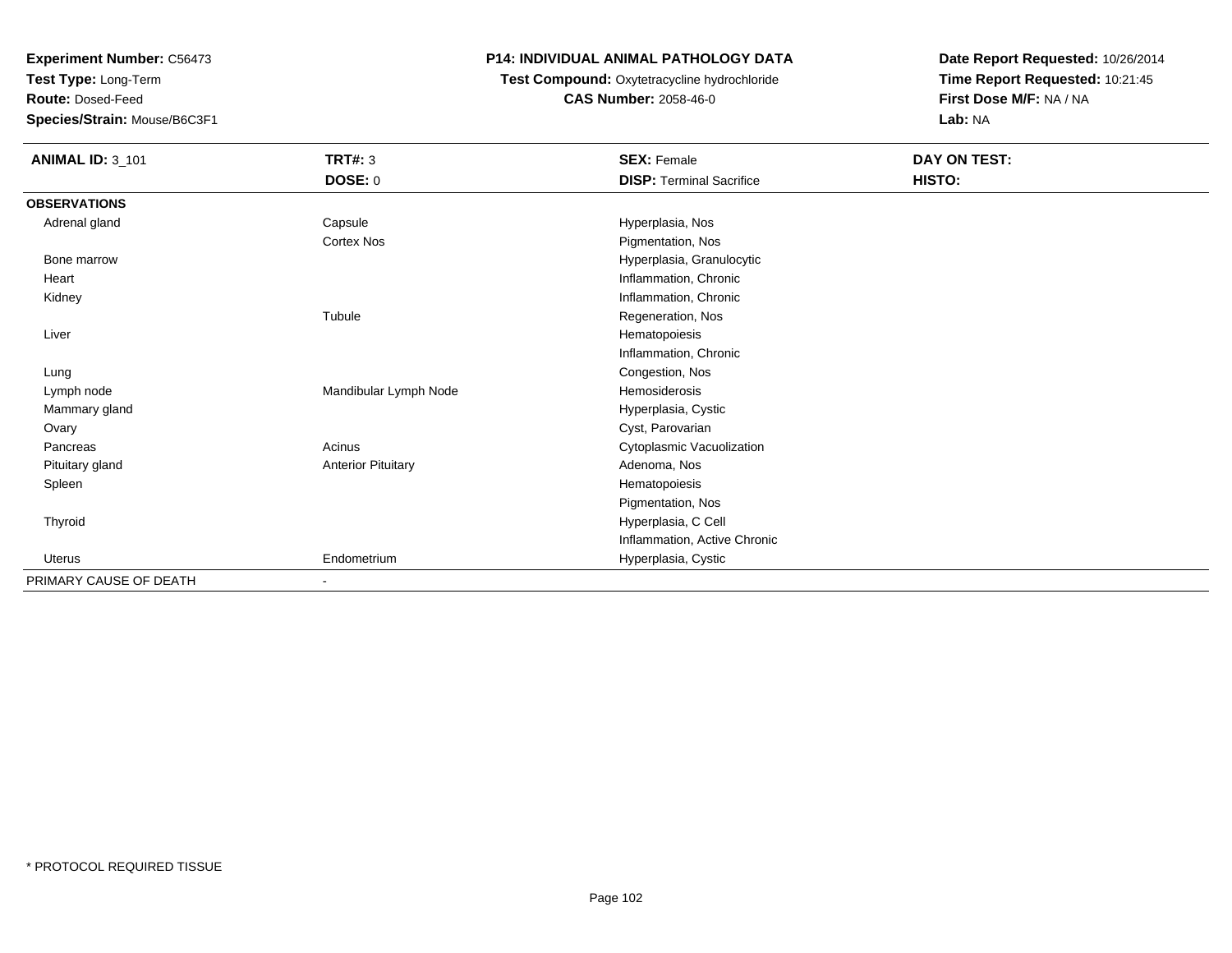**Experiment Number:** C56473
**Test Type:** Long-Term
**Route:** Dosed-Feed
**Species/Strain:** Mouse/B6C3F1

**P14: INDIVIDUAL ANIMAL PATHOLOGY DATA**
**Test Compound:** Oxytetracycline hydrochloride
**CAS Number:** 2058-46-0

**Date Report Requested:** 10/26/2014
**Time Report Requested:** 10:21:45
**First Dose M/F:** NA / NA
**Lab:** NA

| **ANIMAL ID:** 3_101 | **TRT#:** 3 | **SEX:** Female | **DAY ON TEST:** |
|---|---|---|---|
| | **DOSE:** 0 | **DISP:** Terminal Sacrifice | **HISTO:** |
| **OBSERVATIONS** | | | |
| Adrenal gland | Capsule | Hyperplasia, Nos | |
| | Cortex Nos | Pigmentation, Nos | |
| Bone marrow | | Hyperplasia, Granulocytic | |
| Heart | | Inflammation, Chronic | |
| Kidney | | Inflammation, Chronic | |
| | Tubule | Regeneration, Nos | |
| Liver | | Hematopoiesis | |
| | | Inflammation, Chronic | |
| Lung | | Congestion, Nos | |
| Lymph node | Mandibular Lymph Node | Hemosiderosis | |
| Mammary gland | | Hyperplasia, Cystic | |
| Ovary | | Cyst, Parovarian | |
| Pancreas | Acinus | Cytoplasmic Vacuolization | |
| Pituitary gland | Anterior Pituitary | Adenoma, Nos | |
| Spleen | | Hematopoiesis | |
| | | Pigmentation, Nos | |
| Thyroid | | Hyperplasia, C Cell | |
| | | Inflammation, Active Chronic | |
| Uterus | Endometrium | Hyperplasia, Cystic | |
| PRIMARY CAUSE OF DEATH | - | | |

* PROTOCOL REQUIRED TISSUE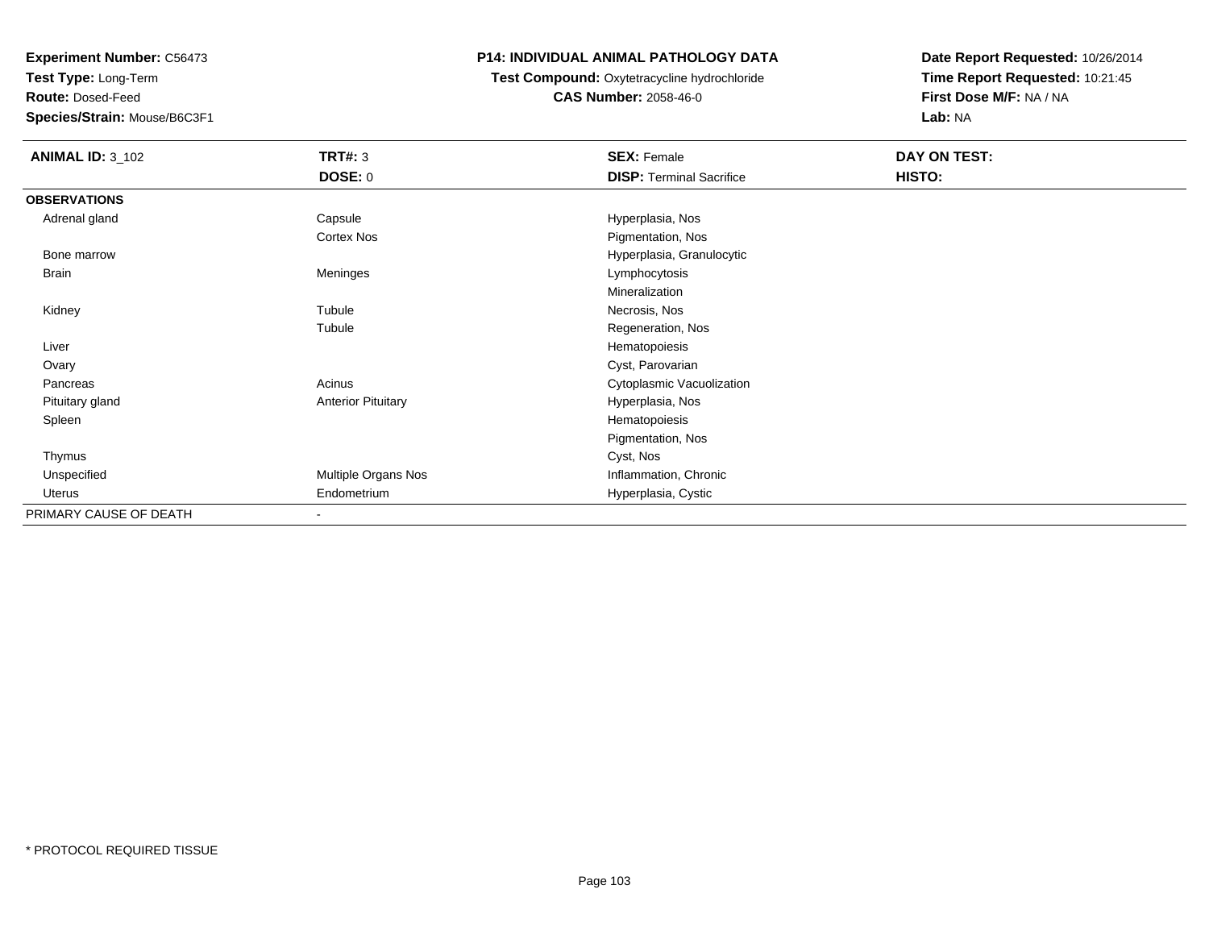**Experiment Number:** C56473
**Test Type:** Long-Term
**Route:** Dosed-Feed
**Species/Strain:** Mouse/B6C3F1

**P14: INDIVIDUAL ANIMAL PATHOLOGY DATA**
**Test Compound:** Oxytetracycline hydrochloride
**CAS Number:** 2058-46-0

**Date Report Requested:** 10/26/2014
**Time Report Requested:** 10:21:45
**First Dose M/F:** NA / NA
**Lab:** NA

| **ANIMAL ID:** 3_102 | **TRT#:** 3 | **SEX:** Female | **DAY ON TEST:** |
|---|---|---|---|
| | **DOSE:** 0 | **DISP:** Terminal Sacrifice | **HISTO:** |
| **OBSERVATIONS** | | | |
| Adrenal gland | Capsule | Hyperplasia, Nos | |
| | Cortex Nos | Pigmentation, Nos | |
| Bone marrow | | Hyperplasia, Granulocytic | |
| Brain | Meninges | Lymphocytosis | |
| | | Mineralization | |
| Kidney | Tubule | Necrosis, Nos | |
| | Tubule | Regeneration, Nos | |
| Liver | | Hematopoiesis | |
| Ovary | | Cyst, Parovarian | |
| Pancreas | Acinus | Cytoplasmic Vacuolization | |
| Pituitary gland | Anterior Pituitary | Hyperplasia, Nos | |
| Spleen | | Hematopoiesis | |
| | | Pigmentation, Nos | |
| Thymus | | Cyst, Nos | |
| Unspecified | Multiple Organs Nos | Inflammation, Chronic | |
| Uterus | Endometrium | Hyperplasia, Cystic | |
| PRIMARY CAUSE OF DEATH | - | | |

* PROTOCOL REQUIRED TISSUE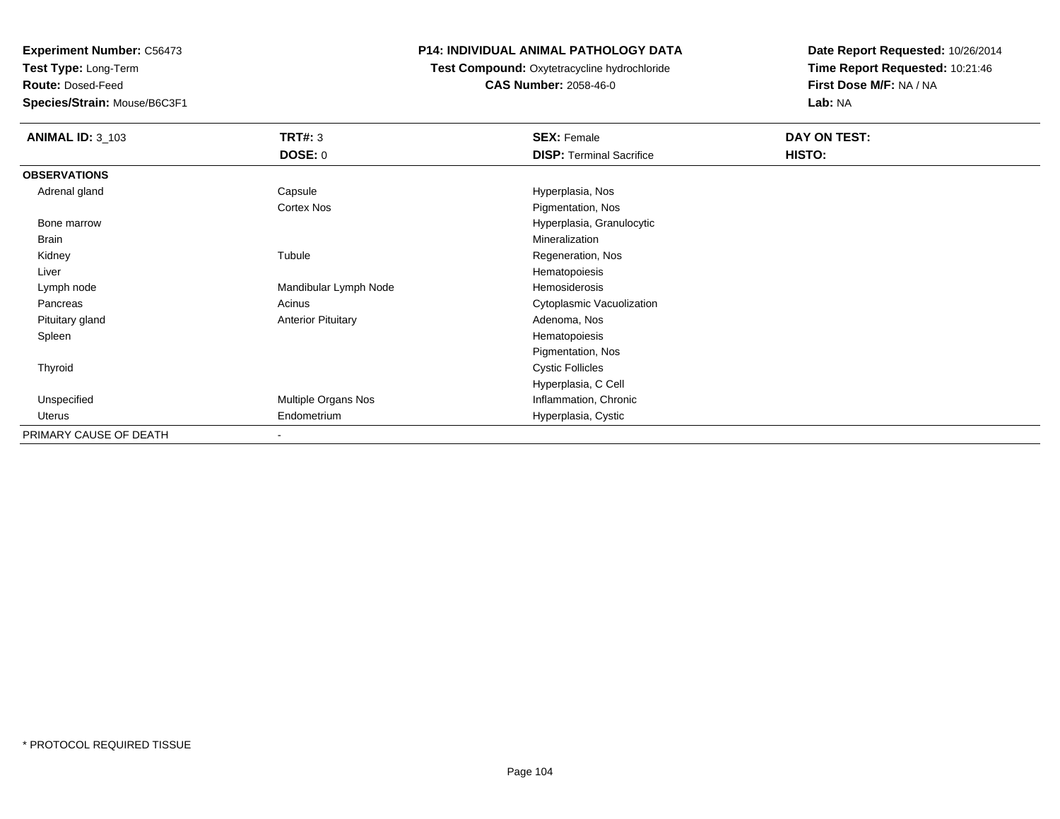**Experiment Number:** C56473
**Test Type:** Long-Term
**Route:** Dosed-Feed
**Species/Strain:** Mouse/B6C3F1

**P14: INDIVIDUAL ANIMAL PATHOLOGY DATA**
**Test Compound:** Oxytetracycline hydrochloride
**CAS Number:** 2058-46-0

**Date Report Requested:** 10/26/2014
**Time Report Requested:** 10:21:46
**First Dose M/F:** NA / NA
**Lab:** NA

| **ANIMAL ID:** 3_103 | **TRT#:** 3 | **SEX:** Female | **DAY ON TEST:** |
|---|---|---|---|
| | **DOSE:** 0 | **DISP:** Terminal Sacrifice | **HISTO:** |
| **OBSERVATIONS** | | | |
| Adrenal gland | Capsule | Hyperplasia, Nos | |
| | Cortex Nos | Pigmentation, Nos | |
| Bone marrow | | Hyperplasia, Granulocytic | |
| Brain | | Mineralization | |
| Kidney | Tubule | Regeneration, Nos | |
| Liver | | Hematopoiesis | |
| Lymph node | Mandibular Lymph Node | Hemosiderosis | |
| Pancreas | Acinus | Cytoplasmic Vacuolization | |
| Pituitary gland | Anterior Pituitary | Adenoma, Nos | |
| Spleen | | Hematopoiesis | |
| | | Pigmentation, Nos | |
| Thyroid | | Cystic Follicles | |
| | | Hyperplasia, C Cell | |
| Unspecified | Multiple Organs Nos | Inflammation, Chronic | |
| Uterus | Endometrium | Hyperplasia, Cystic | |
| PRIMARY CAUSE OF DEATH | - | | |

* PROTOCOL REQUIRED TISSUE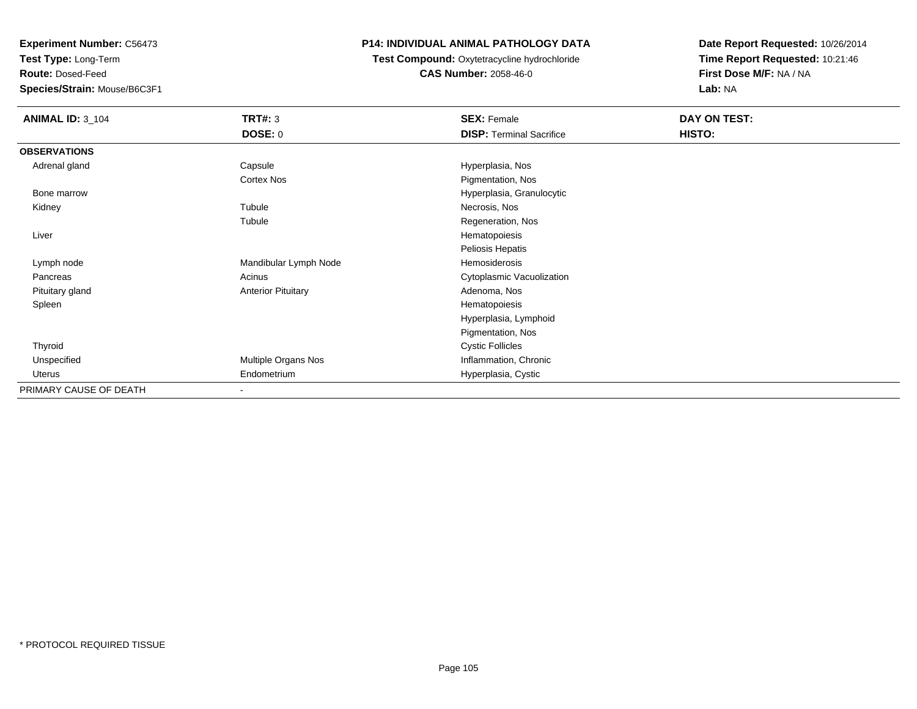**Experiment Number:** C56473
**Test Type:** Long-Term
**Route:** Dosed-Feed
**Species/Strain:** Mouse/B6C3F1

**P14: INDIVIDUAL ANIMAL PATHOLOGY DATA**
**Test Compound:** Oxytetracycline hydrochloride
**CAS Number:** 2058-46-0

**Date Report Requested:** 10/26/2014
**Time Report Requested:** 10:21:46
**First Dose M/F:** NA / NA
**Lab:** NA

| **ANIMAL ID:** 3_104 | **TRT#:** 3 | **SEX:** Female | **DAY ON TEST:** |
|---|---|---|---|
| | **DOSE:** 0 | **DISP:** Terminal Sacrifice | **HISTO:** |
| **OBSERVATIONS** | | | |
| Adrenal gland | Capsule | Hyperplasia, Nos | |
| | Cortex Nos | Pigmentation, Nos | |
| Bone marrow | | Hyperplasia, Granulocytic | |
| Kidney | Tubule | Necrosis, Nos | |
| | Tubule | Regeneration, Nos | |
| Liver | | Hematopoiesis | |
| | | Peliosis Hepatis | |
| Lymph node | Mandibular Lymph Node | Hemosiderosis | |
| Pancreas | Acinus | Cytoplasmic Vacuolization | |
| Pituitary gland | Anterior Pituitary | Adenoma, Nos | |
| Spleen | | Hematopoiesis | |
| | | Hyperplasia, Lymphoid | |
| | | Pigmentation, Nos | |
| Thyroid | | Cystic Follicles | |
| Unspecified | Multiple Organs Nos | Inflammation, Chronic | |
| Uterus | Endometrium | Hyperplasia, Cystic | |
| PRIMARY CAUSE OF DEATH | - | | |

* PROTOCOL REQUIRED TISSUE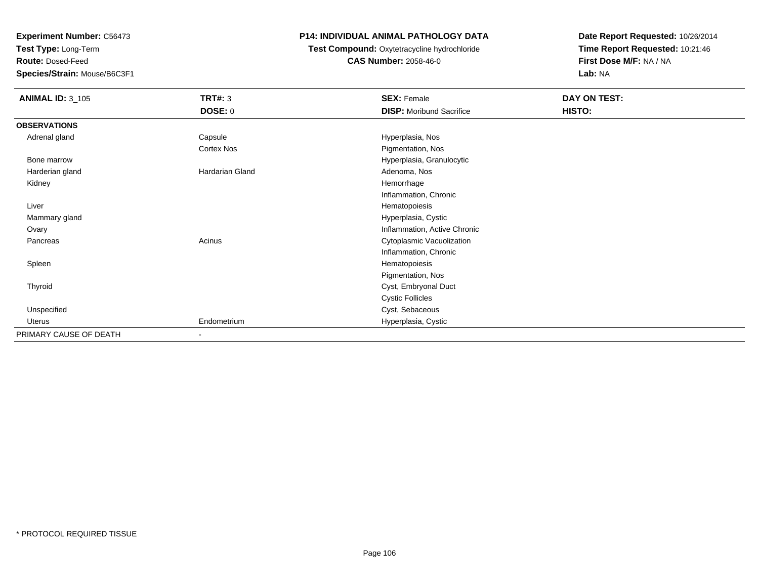**Experiment Number:** C56473
**Test Type:** Long-Term
**Route:** Dosed-Feed
**Species/Strain:** Mouse/B6C3F1

**P14: INDIVIDUAL ANIMAL PATHOLOGY DATA**
**Test Compound:** Oxytetracycline hydrochloride
**CAS Number:** 2058-46-0

**Date Report Requested:** 10/26/2014
**Time Report Requested:** 10:21:46
**First Dose M/F:** NA / NA
**Lab:** NA

| **ANIMAL ID:** 3_105 | **TRT#:** 3 | **SEX:** Female | **DAY ON TEST:** |
|---|---|---|---|
| | **DOSE:** 0 | **DISP:** Moribund Sacrifice | **HISTO:** |
| **OBSERVATIONS** | | | |
| Adrenal gland | Capsule | Hyperplasia, Nos | |
| | Cortex Nos | Pigmentation, Nos | |
| Bone marrow | | Hyperplasia, Granulocytic | |
| Harderian gland | Hardarian Gland | Adenoma, Nos | |
| Kidney | | Hemorrhage | |
| | | Inflammation, Chronic | |
| Liver | | Hematopoiesis | |
| Mammary gland | | Hyperplasia, Cystic | |
| Ovary | | Inflammation, Active Chronic | |
| Pancreas | Acinus | Cytoplasmic Vacuolization | |
| | | Inflammation, Chronic | |
| Spleen | | Hematopoiesis | |
| | | Pigmentation, Nos | |
| Thyroid | | Cyst, Embryonal Duct | |
| | | Cystic Follicles | |
| Unspecified | | Cyst, Sebaceous | |
| Uterus | Endometrium | Hyperplasia, Cystic | |
| PRIMARY CAUSE OF DEATH | - | | |

* PROTOCOL REQUIRED TISSUE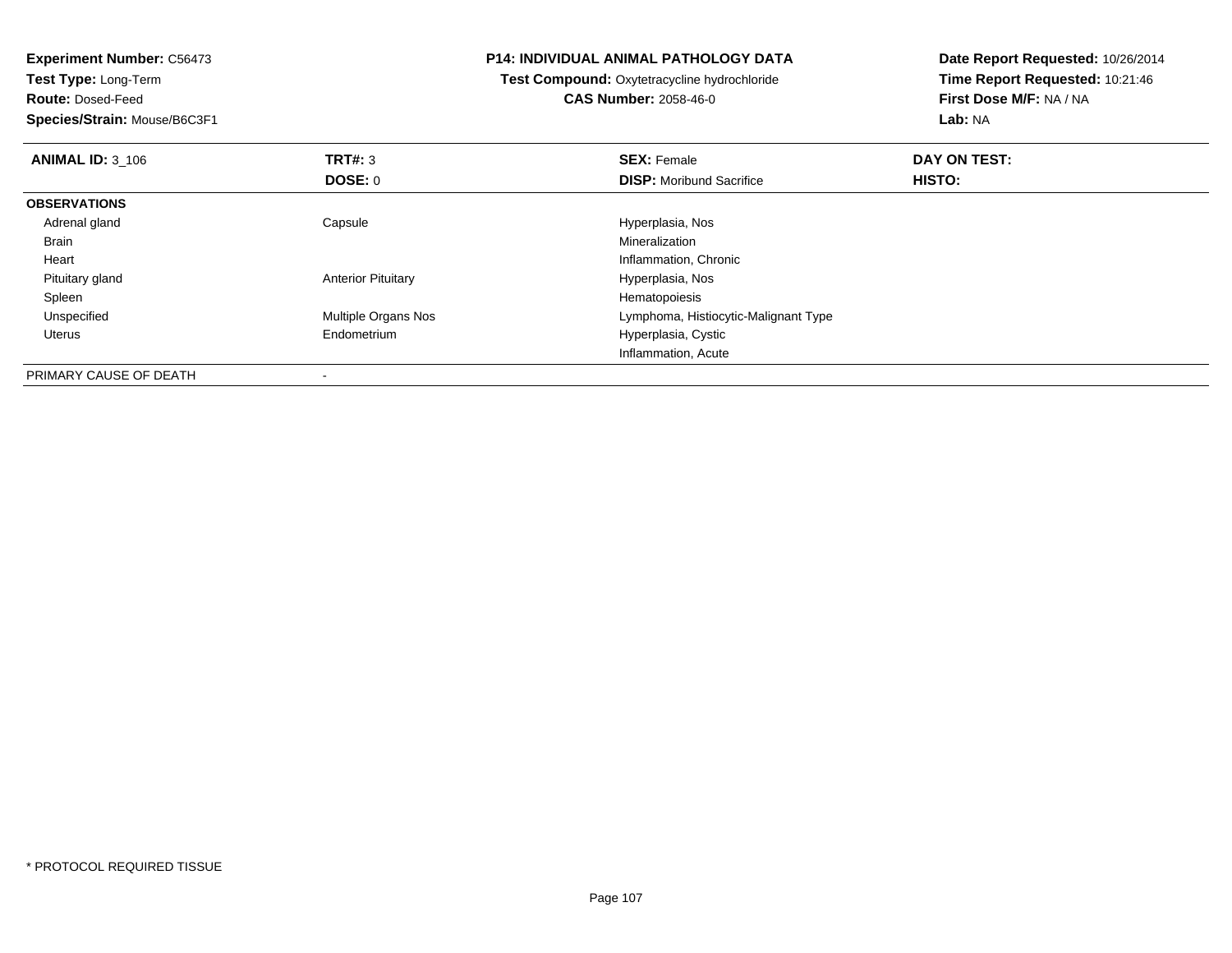**Experiment Number:** C56473
**Test Type:** Long-Term
**Route:** Dosed-Feed
**Species/Strain:** Mouse/B6C3F1

**P14: INDIVIDUAL ANIMAL PATHOLOGY DATA**
**Test Compound:** Oxytetracycline hydrochloride
**CAS Number:** 2058-46-0

**Date Report Requested:** 10/26/2014
**Time Report Requested:** 10:21:46
**First Dose M/F:** NA / NA
**Lab:** NA

| **ANIMAL ID:** 3_106 | **TRT#:** 3 | **SEX:** Female | **DAY ON TEST:** |
|---|---|---|---|
| | **DOSE:** 0 | **DISP:** Moribund Sacrifice | **HISTO:** |
| **OBSERVATIONS** | | | |
| Adrenal gland | Capsule | Hyperplasia, Nos | |
| Brain | | Mineralization | |
| Heart | | Inflammation, Chronic | |
| Pituitary gland | Anterior Pituitary | Hyperplasia, Nos | |
| Spleen | | Hematopoiesis | |
| Unspecified | Multiple Organs Nos | Lymphoma, Histiocytic-Malignant Type | |
| Uterus | Endometrium | Hyperplasia, Cystic | |
| | | Inflammation, Acute | |
| PRIMARY CAUSE OF DEATH | - | | |

* PROTOCOL REQUIRED TISSUE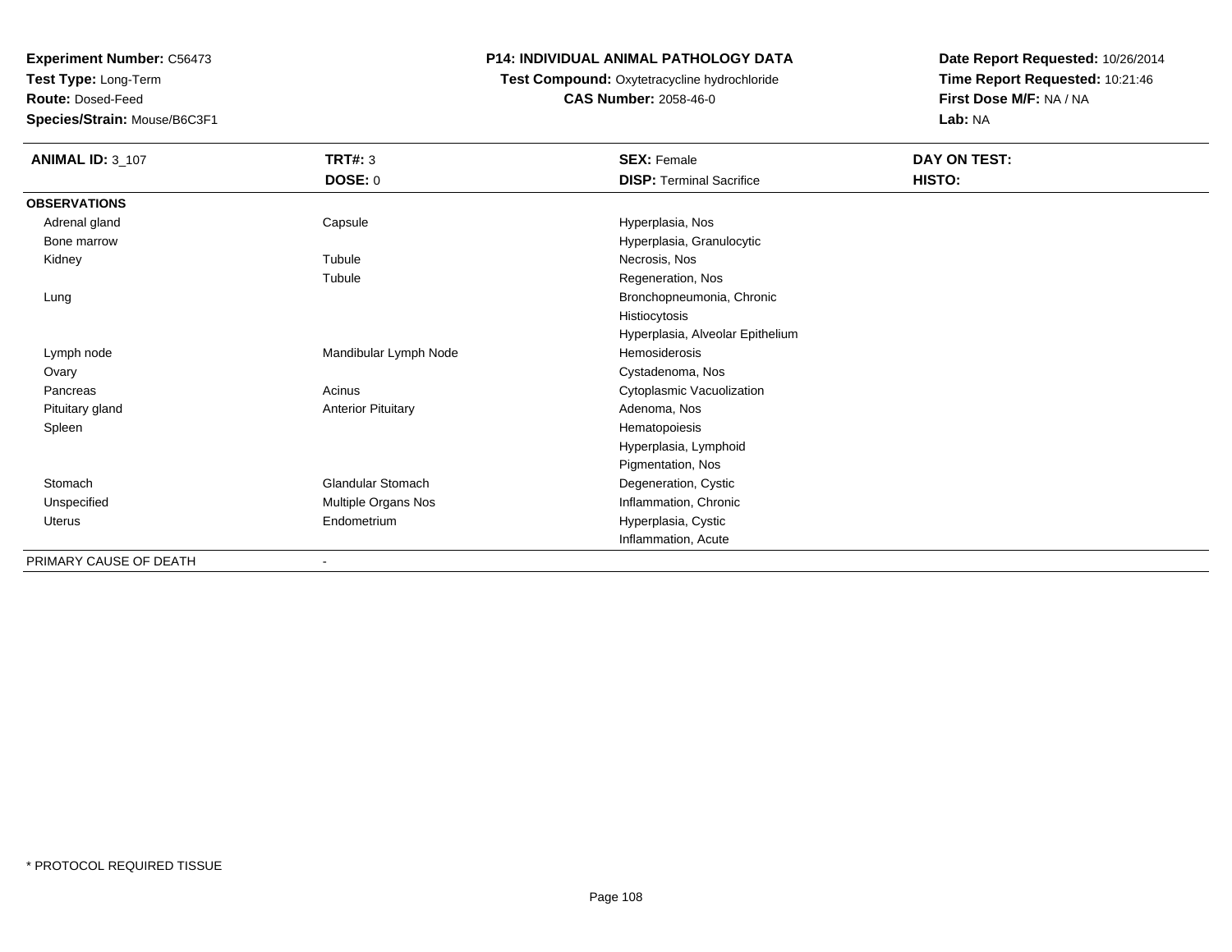**Experiment Number:** C56473
**Test Type:** Long-Term
**Route:** Dosed-Feed
**Species/Strain:** Mouse/B6C3F1

**P14: INDIVIDUAL ANIMAL PATHOLOGY DATA**
**Test Compound:** Oxytetracycline hydrochloride
**CAS Number:** 2058-46-0

**Date Report Requested:** 10/26/2014
**Time Report Requested:** 10:21:46
**First Dose M/F:** NA / NA
**Lab:** NA

| **ANIMAL ID:** 3_107 | **TRT#:** 3 | **SEX:** Female | **DAY ON TEST:** |
|---|---|---|---|
| | **DOSE:** 0 | **DISP:** Terminal Sacrifice | **HISTO:** |
| **OBSERVATIONS** | | | |
| Adrenal gland | Capsule | Hyperplasia, Nos | |
| Bone marrow | | Hyperplasia, Granulocytic | |
| Kidney | Tubule | Necrosis, Nos | |
| | Tubule | Regeneration, Nos | |
| Lung | | Bronchopneumonia, Chronic | |
| | | Histiocytosis | |
| | | Hyperplasia, Alveolar Epithelium | |
| Lymph node | Mandibular Lymph Node | Hemosiderosis | |
| Ovary | | Cystadenoma, Nos | |
| Pancreas | Acinus | Cytoplasmic Vacuolization | |
| Pituitary gland | Anterior Pituitary | Adenoma, Nos | |
| Spleen | | Hematopoiesis | |
| | | Hyperplasia, Lymphoid | |
| | | Pigmentation, Nos | |
| Stomach | Glandular Stomach | Degeneration, Cystic | |
| Unspecified | Multiple Organs Nos | Inflammation, Chronic | |
| Uterus | Endometrium | Hyperplasia, Cystic | |
| | | Inflammation, Acute | |
| PRIMARY CAUSE OF DEATH | - | | |

* PROTOCOL REQUIRED TISSUE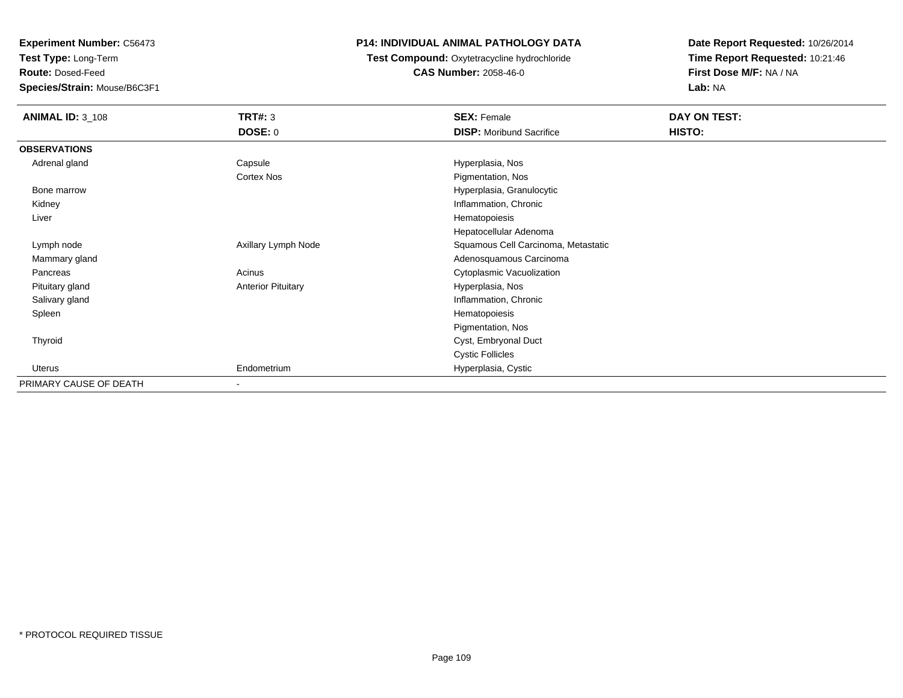**Experiment Number:** C56473
**Test Type:** Long-Term
**Route:** Dosed-Feed
**Species/Strain:** Mouse/B6C3F1

**P14: INDIVIDUAL ANIMAL PATHOLOGY DATA**
**Test Compound:** Oxytetracycline hydrochloride
**CAS Number:** 2058-46-0

**Date Report Requested:** 10/26/2014
**Time Report Requested:** 10:21:46
**First Dose M/F:** NA / NA
**Lab:** NA

| **ANIMAL ID:** 3_108 | **TRT#:** 3 | **SEX:** Female | **DAY ON TEST:** |
|---|---|---|---|
| | **DOSE:** 0 | **DISP:** Moribund Sacrifice | **HISTO:** |
| **OBSERVATIONS** | | | |
| Adrenal gland | Capsule | Hyperplasia, Nos | |
| | Cortex Nos | Pigmentation, Nos | |
| Bone marrow | | Hyperplasia, Granulocytic | |
| Kidney | | Inflammation, Chronic | |
| Liver | | Hematopoiesis | |
| | | Hepatocellular Adenoma | |
| Lymph node | Axillary Lymph Node | Squamous Cell Carcinoma, Metastatic | |
| Mammary gland | | Adenosquamous Carcinoma | |
| Pancreas | Acinus | Cytoplasmic Vacuolization | |
| Pituitary gland | Anterior Pituitary | Hyperplasia, Nos | |
| Salivary gland | | Inflammation, Chronic | |
| Spleen | | Hematopoiesis | |
| | | Pigmentation, Nos | |
| Thyroid | | Cyst, Embryonal Duct | |
| | | Cystic Follicles | |
| Uterus | Endometrium | Hyperplasia, Cystic | |
| PRIMARY CAUSE OF DEATH | - | | |

* PROTOCOL REQUIRED TISSUE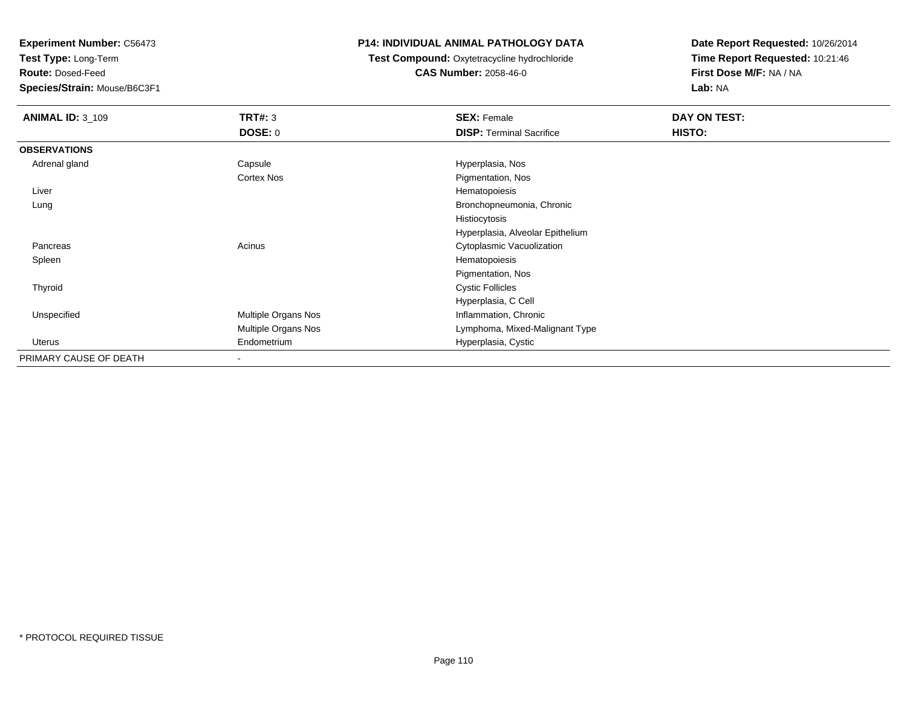**Experiment Number:** C56473
**Test Type:** Long-Term
**Route:** Dosed-Feed
**Species/Strain:** Mouse/B6C3F1

**P14: INDIVIDUAL ANIMAL PATHOLOGY DATA**
**Test Compound:** Oxytetracycline hydrochloride
**CAS Number:** 2058-46-0

**Date Report Requested:** 10/26/2014
**Time Report Requested:** 10:21:46
**First Dose M/F:** NA / NA
**Lab:** NA

| **ANIMAL ID:** 3_109 | **TRT#:** 3 | **SEX:** Female | **DAY ON TEST:** |
|---|---|---|---|
| | **DOSE:** 0 | **DISP:** Terminal Sacrifice | **HISTO:** |
| **OBSERVATIONS** | | | |
| Adrenal gland | Capsule | Hyperplasia, Nos | |
| | Cortex Nos | Pigmentation, Nos | |
| Liver | | Hematopoiesis | |
| Lung | | Bronchopneumonia, Chronic | |
| | | Histiocytosis | |
| | | Hyperplasia, Alveolar Epithelium | |
| Pancreas | Acinus | Cytoplasmic Vacuolization | |
| Spleen | | Hematopoiesis | |
| | | Pigmentation, Nos | |
| Thyroid | | Cystic Follicles | |
| | | Hyperplasia, C Cell | |
| Unspecified | Multiple Organs Nos | Inflammation, Chronic | |
| | Multiple Organs Nos | Lymphoma, Mixed-Malignant Type | |
| Uterus | Endometrium | Hyperplasia, Cystic | |
| PRIMARY CAUSE OF DEATH | - | | |

* PROTOCOL REQUIRED TISSUE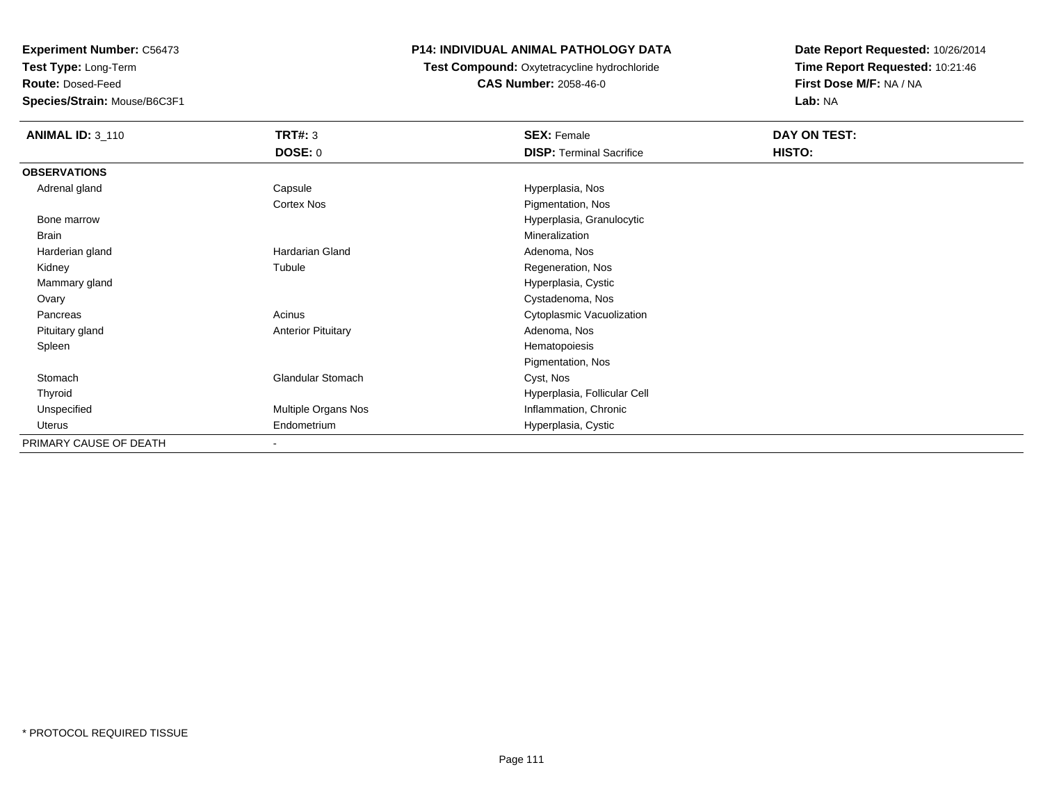**Experiment Number:** C56473
**Test Type:** Long-Term
**Route:** Dosed-Feed
**Species/Strain:** Mouse/B6C3F1

**P14: INDIVIDUAL ANIMAL PATHOLOGY DATA**
**Test Compound:** Oxytetracycline hydrochloride
**CAS Number:** 2058-46-0

**Date Report Requested:** 10/26/2014
**Time Report Requested:** 10:21:46
**First Dose M/F:** NA / NA
**Lab:** NA

| **ANIMAL ID:** 3_110 | **TRT#:** 3 | **SEX:** Female | **DAY ON TEST:** |
|---|---|---|---|
| | **DOSE:** 0 | **DISP:** Terminal Sacrifice | **HISTO:** |
| **OBSERVATIONS** | | | |
| Adrenal gland | Capsule | Hyperplasia, Nos | |
| | Cortex Nos | Pigmentation, Nos | |
| Bone marrow | | Hyperplasia, Granulocytic | |
| Brain | | Mineralization | |
| Harderian gland | Hardarian Gland | Adenoma, Nos | |
| Kidney | Tubule | Regeneration, Nos | |
| Mammary gland | | Hyperplasia, Cystic | |
| Ovary | | Cystadenoma, Nos | |
| Pancreas | Acinus | Cytoplasmic Vacuolization | |
| Pituitary gland | Anterior Pituitary | Adenoma, Nos | |
| Spleen | | Hematopoiesis | |
| | | Pigmentation, Nos | |
| Stomach | Glandular Stomach | Cyst, Nos | |
| Thyroid | | Hyperplasia, Follicular Cell | |
| Unspecified | Multiple Organs Nos | Inflammation, Chronic | |
| Uterus | Endometrium | Hyperplasia, Cystic | |
| PRIMARY CAUSE OF DEATH | - | | |

* PROTOCOL REQUIRED TISSUE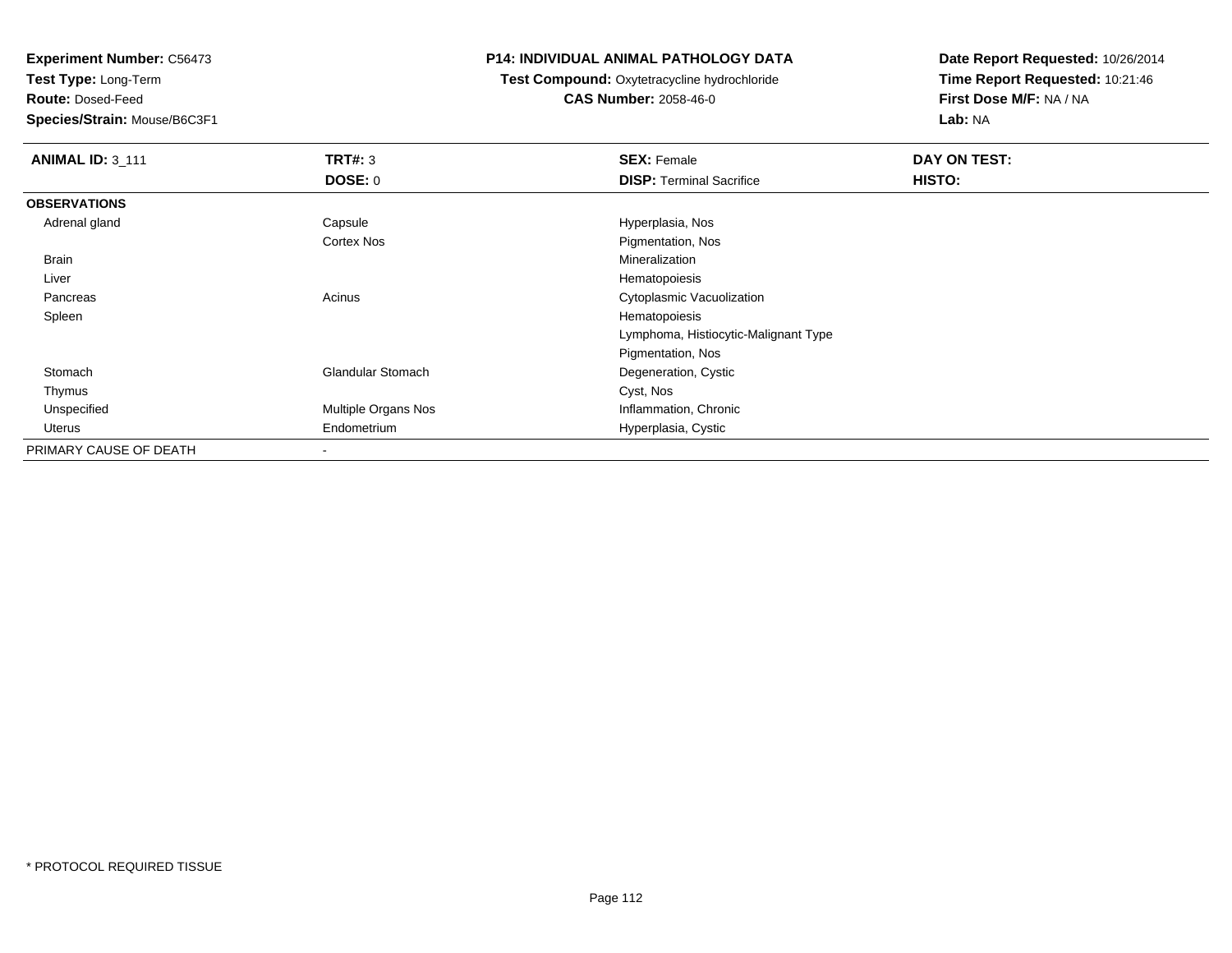**Experiment Number:** C56473
**Test Type:** Long-Term
**Route:** Dosed-Feed
**Species/Strain:** Mouse/B6C3F1

**P14: INDIVIDUAL ANIMAL PATHOLOGY DATA**
**Test Compound:** Oxytetracycline hydrochloride
**CAS Number:** 2058-46-0

**Date Report Requested:** 10/26/2014
**Time Report Requested:** 10:21:46
**First Dose M/F:** NA / NA
**Lab:** NA

| **ANIMAL ID:** 3_111 | **TRT#:** 3 | **SEX:** Female | **DAY ON TEST:** |
|---|---|---|---|
| | **DOSE:** 0 | **DISP:** Terminal Sacrifice | **HISTO:** |
| **OBSERVATIONS** | | | |
| Adrenal gland | Capsule | Hyperplasia, Nos | |
| | Cortex Nos | Pigmentation, Nos | |
| Brain | | Mineralization | |
| Liver | | Hematopoiesis | |
| Pancreas | Acinus | Cytoplasmic Vacuolization | |
| Spleen | | Hematopoiesis | |
| | | Lymphoma, Histiocytic-Malignant Type | |
| | | Pigmentation, Nos | |
| Stomach | Glandular Stomach | Degeneration, Cystic | |
| Thymus | | Cyst, Nos | |
| Unspecified | Multiple Organs Nos | Inflammation, Chronic | |
| Uterus | Endometrium | Hyperplasia, Cystic | |
| PRIMARY CAUSE OF DEATH | - | | |

* PROTOCOL REQUIRED TISSUE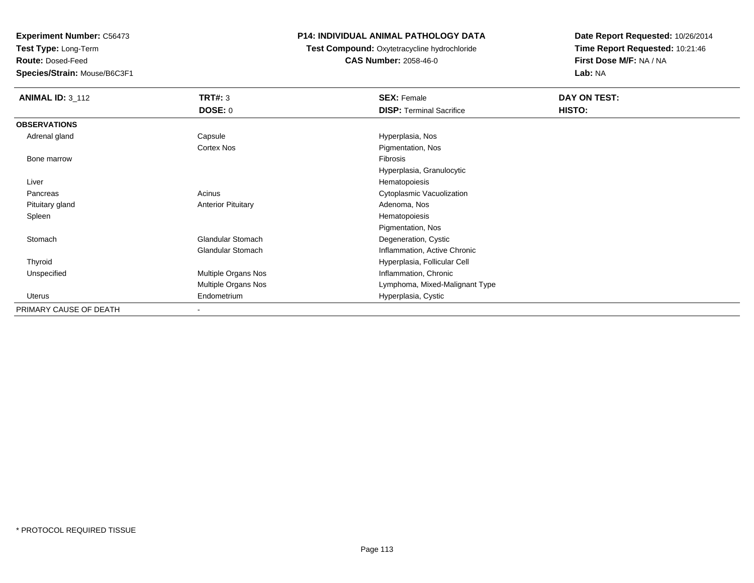**Experiment Number:** C56473
**Test Type:** Long-Term
**Route:** Dosed-Feed
**Species/Strain:** Mouse/B6C3F1

**P14: INDIVIDUAL ANIMAL PATHOLOGY DATA**
**Test Compound:** Oxytetracycline hydrochloride
**CAS Number:** 2058-46-0

**Date Report Requested:** 10/26/2014
**Time Report Requested:** 10:21:46
**First Dose M/F:** NA / NA
**Lab:** NA

| **ANIMAL ID:** 3_112 | **TRT#:** 3 | **SEX:** Female | **DAY ON TEST:** |
|---|---|---|---|
| | **DOSE:** 0 | **DISP:** Terminal Sacrifice | **HISTO:** |
| **OBSERVATIONS** | | | |
| Adrenal gland | Capsule | Hyperplasia, Nos | |
| | Cortex Nos | Pigmentation, Nos | |
| Bone marrow | | Fibrosis | |
| | | Hyperplasia, Granulocytic | |
| Liver | | Hematopoiesis | |
| Pancreas | Acinus | Cytoplasmic Vacuolization | |
| Pituitary gland | Anterior Pituitary | Adenoma, Nos | |
| Spleen | | Hematopoiesis | |
| | | Pigmentation, Nos | |
| Stomach | Glandular Stomach | Degeneration, Cystic | |
| | Glandular Stomach | Inflammation, Active Chronic | |
| Thyroid | | Hyperplasia, Follicular Cell | |
| Unspecified | Multiple Organs Nos | Inflammation, Chronic | |
| | Multiple Organs Nos | Lymphoma, Mixed-Malignant Type | |
| Uterus | Endometrium | Hyperplasia, Cystic | |
| PRIMARY CAUSE OF DEATH | - | | |

* PROTOCOL REQUIRED TISSUE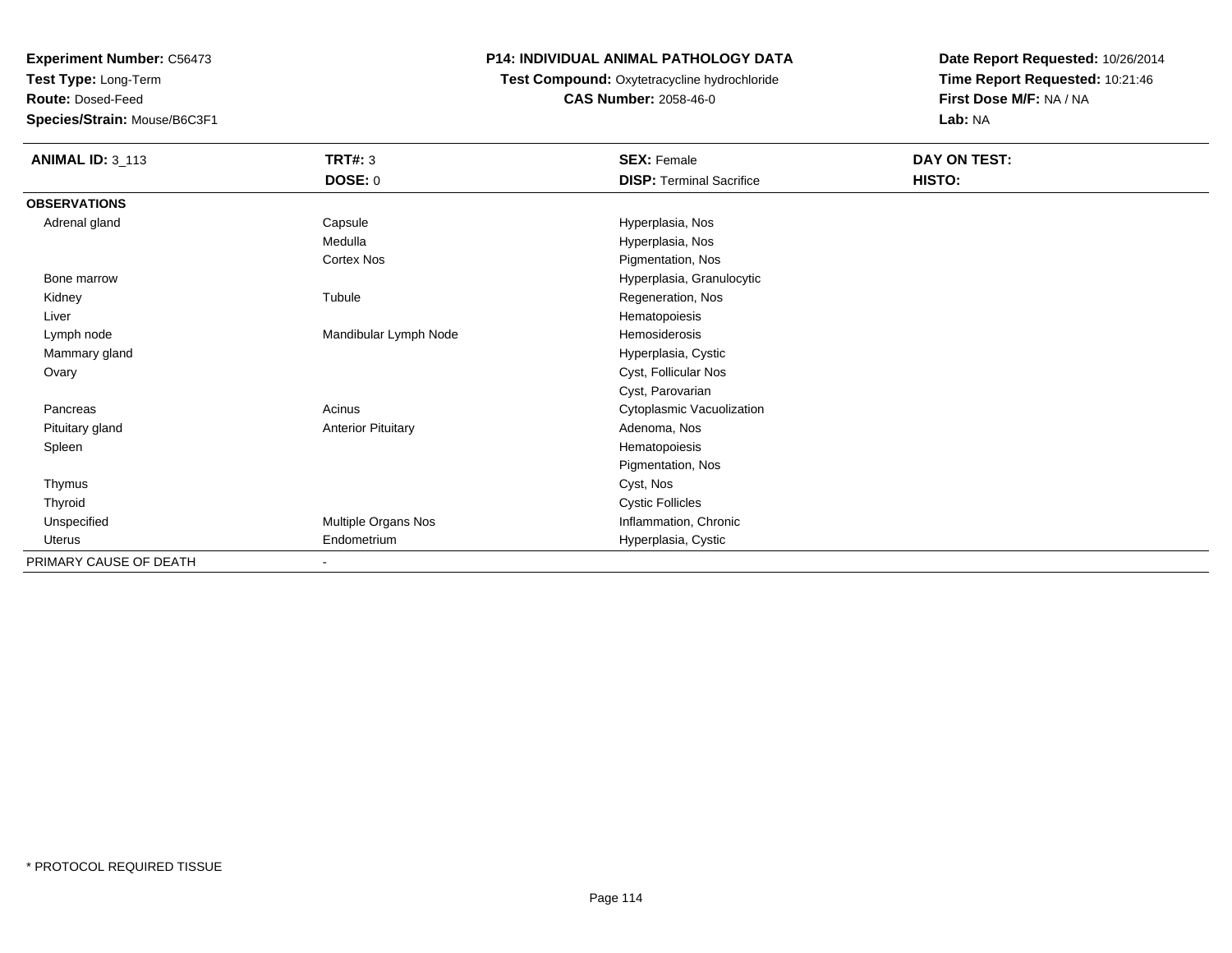**Experiment Number:** C56473
**Test Type:** Long-Term
**Route:** Dosed-Feed
**Species/Strain:** Mouse/B6C3F1

**P14: INDIVIDUAL ANIMAL PATHOLOGY DATA**
**Test Compound:** Oxytetracycline hydrochloride
**CAS Number:** 2058-46-0

**Date Report Requested:** 10/26/2014
**Time Report Requested:** 10:21:46
**First Dose M/F:** NA / NA
**Lab:** NA

| **ANIMAL ID:** 3_113 | **TRT#:** 3<br>**DOSE:** 0 | **SEX:** Female<br>**DISP:** Terminal Sacrifice | **DAY ON TEST:**<br>**HISTO:** |
|---|---|---|---|
| **OBSERVATIONS** | | | |
| Adrenal gland | Capsule | Hyperplasia, Nos | |
| | Medulla | Hyperplasia, Nos | |
| | Cortex Nos | Pigmentation, Nos | |
| Bone marrow | | Hyperplasia, Granulocytic | |
| Kidney | Tubule | Regeneration, Nos | |
| Liver | | Hematopoiesis | |
| Lymph node | Mandibular Lymph Node | Hemosiderosis | |
| Mammary gland | | Hyperplasia, Cystic | |
| Ovary | | Cyst, Follicular Nos | |
| | | Cyst, Parovarian | |
| Pancreas | Acinus | Cytoplasmic Vacuolization | |
| Pituitary gland | Anterior Pituitary | Adenoma, Nos | |
| Spleen | | Hematopoiesis | |
| | | Pigmentation, Nos | |
| Thymus | | Cyst, Nos | |
| Thyroid | | Cystic Follicles | |
| Unspecified | Multiple Organs Nos | Inflammation, Chronic | |
| Uterus | Endometrium | Hyperplasia, Cystic | |
| PRIMARY CAUSE OF DEATH | - | | |

\* PROTOCOL REQUIRED TISSUE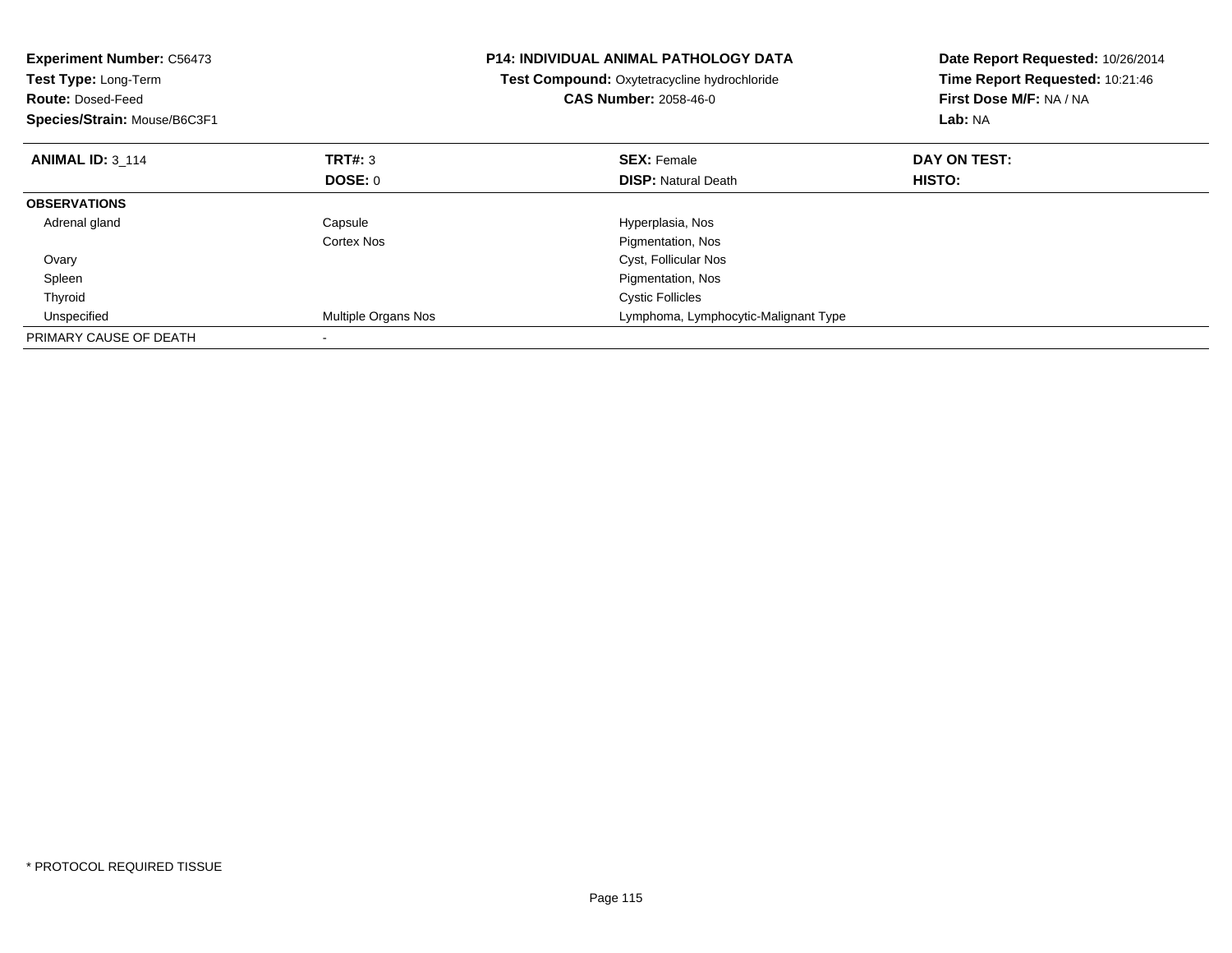**Experiment Number:** C56473
**Test Type:** Long-Term
**Route:** Dosed-Feed
**Species/Strain:** Mouse/B6C3F1

**P14: INDIVIDUAL ANIMAL PATHOLOGY DATA**
**Test Compound:** Oxytetracycline hydrochloride
**CAS Number:** 2058-46-0

**Date Report Requested:** 10/26/2014
**Time Report Requested:** 10:21:46
**First Dose M/F:** NA / NA
**Lab:** NA

| **ANIMAL ID:** 3_114 | **TRT#:** 3 | **SEX:** Female | **DAY ON TEST:** |
|---|---|---|---|
| | **DOSE:** 0 | **DISP:** Natural Death | **HISTO:** |
| **OBSERVATIONS** | | | |
| Adrenal gland | Capsule | Hyperplasia, Nos | |
| | Cortex Nos | Pigmentation, Nos | |
| Ovary | | Cyst, Follicular Nos | |
| Spleen | | Pigmentation, Nos | |
| Thyroid | | Cystic Follicles | |
| Unspecified | Multiple Organs Nos | Lymphoma, Lymphocytic-Malignant Type | |
| PRIMARY CAUSE OF DEATH | - | | |

* PROTOCOL REQUIRED TISSUE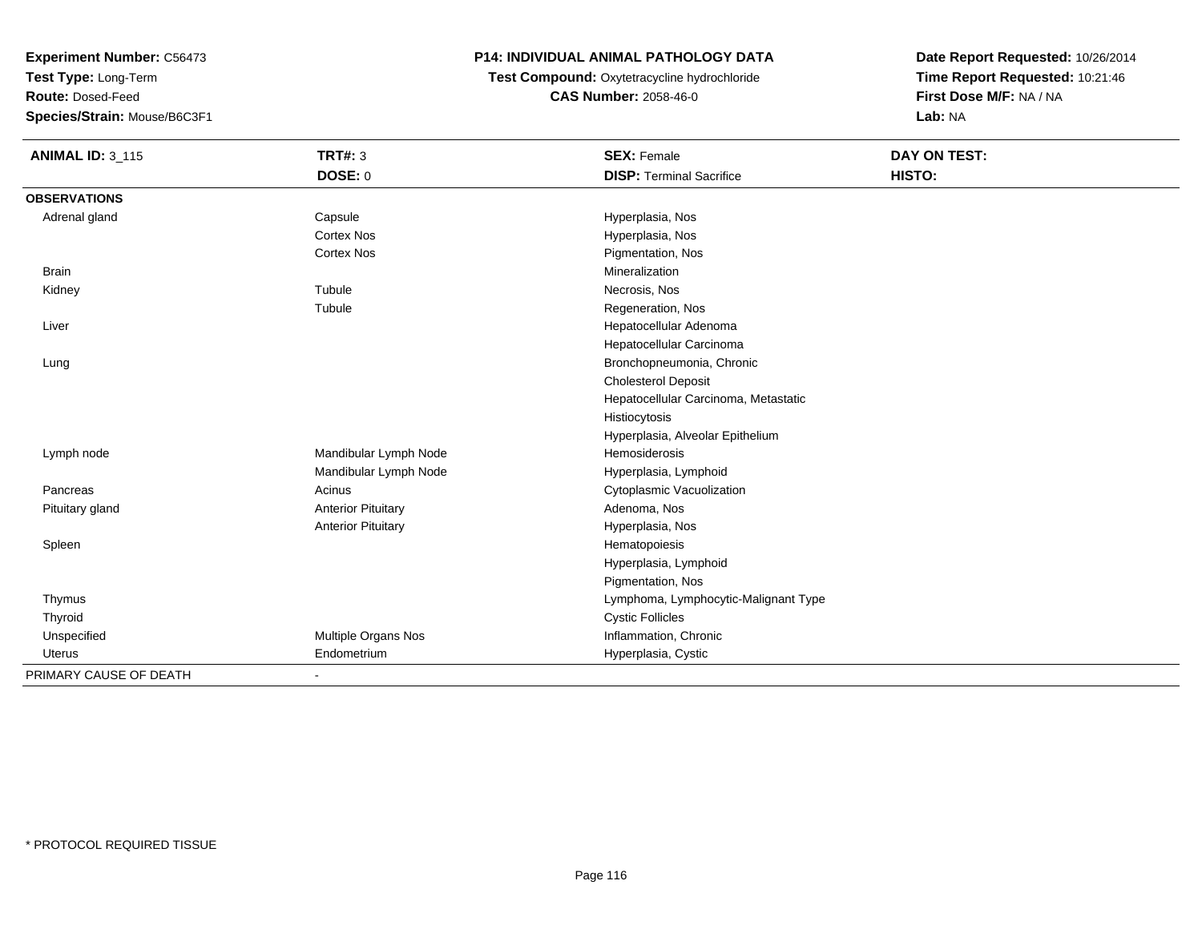**Experiment Number:** C56473
**Test Type:** Long-Term
**Route:** Dosed-Feed
**Species/Strain:** Mouse/B6C3F1

**P14: INDIVIDUAL ANIMAL PATHOLOGY DATA**
**Test Compound:** Oxytetracycline hydrochloride
**CAS Number:** 2058-46-0

**Date Report Requested:** 10/26/2014
**Time Report Requested:** 10:21:46
**First Dose M/F:** NA / NA
**Lab:** NA

| **ANIMAL ID:** 3_115 | **TRT#:** 3 | **SEX:** Female | **DAY ON TEST:** |
|---|---|---|---|
| | **DOSE:** 0 | **DISP:** Terminal Sacrifice | **HISTO:** |
| **OBSERVATIONS** | | | |
| Adrenal gland | Capsule | Hyperplasia, Nos | |
| | Cortex Nos | Hyperplasia, Nos | |
| | Cortex Nos | Pigmentation, Nos | |
| Brain | | Mineralization | |
| Kidney | Tubule | Necrosis, Nos | |
| | Tubule | Regeneration, Nos | |
| Liver | | Hepatocellular Adenoma | |
| | | Hepatocellular Carcinoma | |
| Lung | | Bronchopneumonia, Chronic | |
| | | Cholesterol Deposit | |
| | | Hepatocellular Carcinoma, Metastatic | |
| | | Histiocytosis | |
| | | Hyperplasia, Alveolar Epithelium | |
| Lymph node | Mandibular Lymph Node | Hemosiderosis | |
| | Mandibular Lymph Node | Hyperplasia, Lymphoid | |
| Pancreas | Acinus | Cytoplasmic Vacuolization | |
| Pituitary gland | Anterior Pituitary | Adenoma, Nos | |
| | Anterior Pituitary | Hyperplasia, Nos | |
| Spleen | | Hematopoiesis | |
| | | Hyperplasia, Lymphoid | |
| | | Pigmentation, Nos | |
| Thymus | | Lymphoma, Lymphocytic-Malignant Type | |
| Thyroid | | Cystic Follicles | |
| Unspecified | Multiple Organs Nos | Inflammation, Chronic | |
| Uterus | Endometrium | Hyperplasia, Cystic | |
| PRIMARY CAUSE OF DEATH | - | | |

\* PROTOCOL REQUIRED TISSUE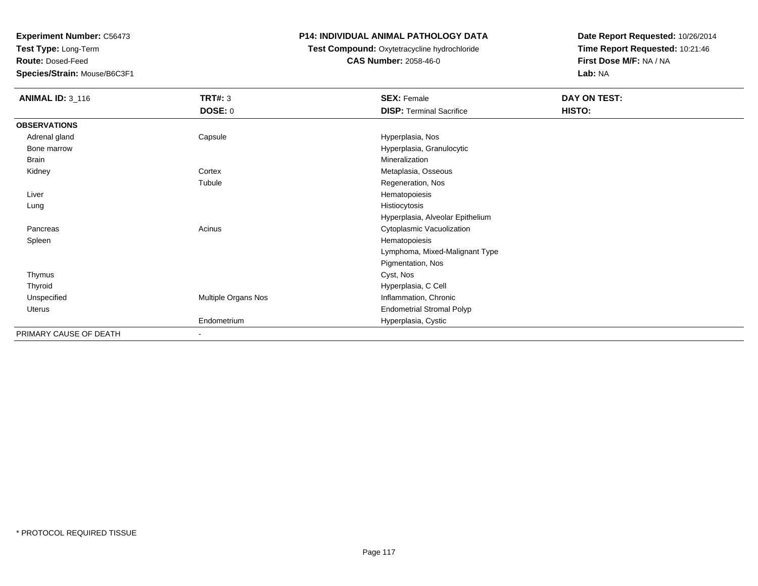**Experiment Number:** C56473
**Test Type:** Long-Term
**Route:** Dosed-Feed
**Species/Strain:** Mouse/B6C3F1

**P14: INDIVIDUAL ANIMAL PATHOLOGY DATA**
**Test Compound:** Oxytetracycline hydrochloride
**CAS Number:** 2058-46-0

**Date Report Requested:** 10/26/2014
**Time Report Requested:** 10:21:46
**First Dose M/F:** NA / NA
**Lab:** NA

| **ANIMAL ID:** 3_116 | **TRT#:** 3 | **SEX:** Female | **DAY ON TEST:** |
|---|---|---|---|
| | **DOSE:** 0 | **DISP:** Terminal Sacrifice | **HISTO:** |
| **OBSERVATIONS** | | | |
| Adrenal gland | Capsule | Hyperplasia, Nos | |
| Bone marrow | | Hyperplasia, Granulocytic | |
| Brain | | Mineralization | |
| Kidney | Cortex | Metaplasia, Osseous | |
| | Tubule | Regeneration, Nos | |
| Liver | | Hematopoiesis | |
| Lung | | Histiocytosis | |
| | | Hyperplasia, Alveolar Epithelium | |
| Pancreas | Acinus | Cytoplasmic Vacuolization | |
| Spleen | | Hematopoiesis | |
| | | Lymphoma, Mixed-Malignant Type | |
| | | Pigmentation, Nos | |
| Thymus | | Cyst, Nos | |
| Thyroid | | Hyperplasia, C Cell | |
| Unspecified | Multiple Organs Nos | Inflammation, Chronic | |
| Uterus | | Endometrial Stromal Polyp | |
| | Endometrium | Hyperplasia, Cystic | |
| PRIMARY CAUSE OF DEATH | - | | |

* PROTOCOL REQUIRED TISSUE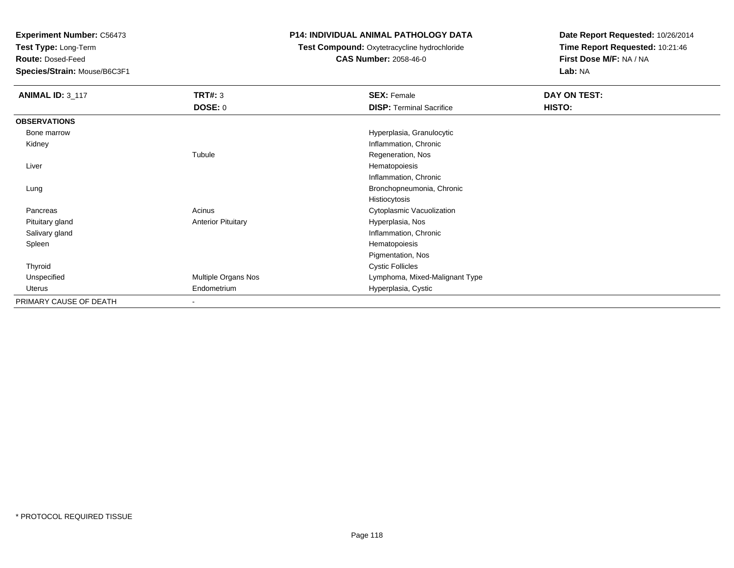**Experiment Number:** C56473
**Test Type:** Long-Term
**Route:** Dosed-Feed
**Species/Strain:** Mouse/B6C3F1

**P14: INDIVIDUAL ANIMAL PATHOLOGY DATA**
**Test Compound:** Oxytetracycline hydrochloride
**CAS Number:** 2058-46-0

**Date Report Requested:** 10/26/2014
**Time Report Requested:** 10:21:46
**First Dose M/F:** NA / NA
**Lab:** NA

| **ANIMAL ID:** 3_117 | **TRT#:** 3 | **SEX:** Female | **DAY ON TEST:** |
|---|---|---|---|
| | **DOSE:** 0 | **DISP:** Terminal Sacrifice | **HISTO:** |
| **OBSERVATIONS** | | | |
| Bone marrow | | Hyperplasia, Granulocytic | |
| Kidney | | Inflammation, Chronic | |
| | Tubule | Regeneration, Nos | |
| Liver | | Hematopoiesis | |
| | | Inflammation, Chronic | |
| Lung | | Bronchopneumonia, Chronic | |
| | | Histiocytosis | |
| Pancreas | Acinus | Cytoplasmic Vacuolization | |
| Pituitary gland | Anterior Pituitary | Hyperplasia, Nos | |
| Salivary gland | | Inflammation, Chronic | |
| Spleen | | Hematopoiesis | |
| | | Pigmentation, Nos | |
| Thyroid | | Cystic Follicles | |
| Unspecified | Multiple Organs Nos | Lymphoma, Mixed-Malignant Type | |
| Uterus | Endometrium | Hyperplasia, Cystic | |
| PRIMARY CAUSE OF DEATH | - | | |

\* PROTOCOL REQUIRED TISSUE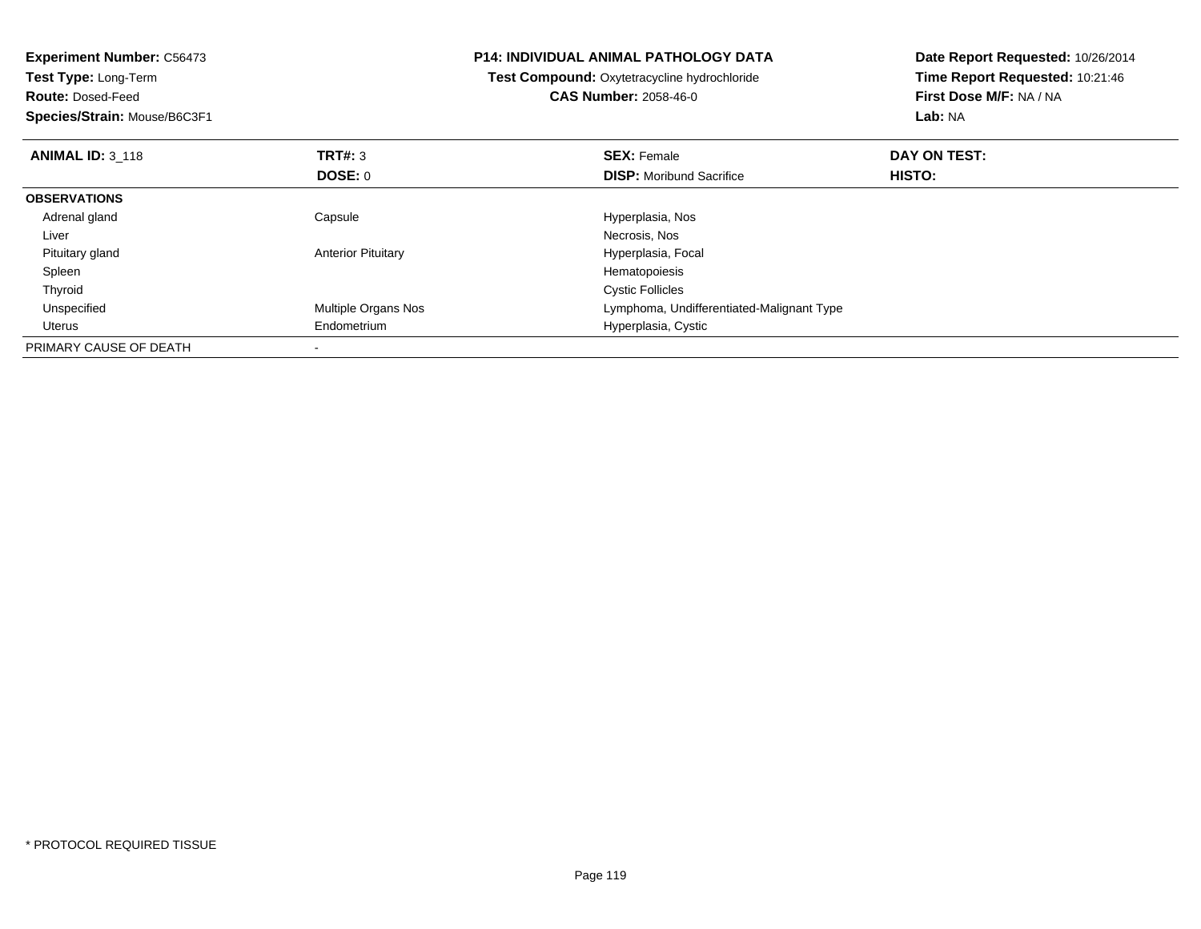**Experiment Number:** C56473
**Test Type:** Long-Term
**Route:** Dosed-Feed
**Species/Strain:** Mouse/B6C3F1

**P14: INDIVIDUAL ANIMAL PATHOLOGY DATA**
**Test Compound:** Oxytetracycline hydrochloride
**CAS Number:** 2058-46-0

**Date Report Requested:** 10/26/2014
**Time Report Requested:** 10:21:46
**First Dose M/F:** NA / NA
**Lab:** NA

| **ANIMAL ID:** 3_118 | **TRT#:** 3 | **SEX:** Female | **DAY ON TEST:** |
|---|---|---|---|
| | **DOSE:** 0 | **DISP:** Moribund Sacrifice | **HISTO:** |
| **OBSERVATIONS** | | | |
| Adrenal gland | Capsule | Hyperplasia, Nos | |
| Liver | | Necrosis, Nos | |
| Pituitary gland | Anterior Pituitary | Hyperplasia, Focal | |
| Spleen | | Hematopoiesis | |
| Thyroid | | Cystic Follicles | |
| Unspecified | Multiple Organs Nos | Lymphoma, Undifferentiated-Malignant Type | |
| Uterus | Endometrium | Hyperplasia, Cystic | |
| PRIMARY CAUSE OF DEATH | - | | |

* PROTOCOL REQUIRED TISSUE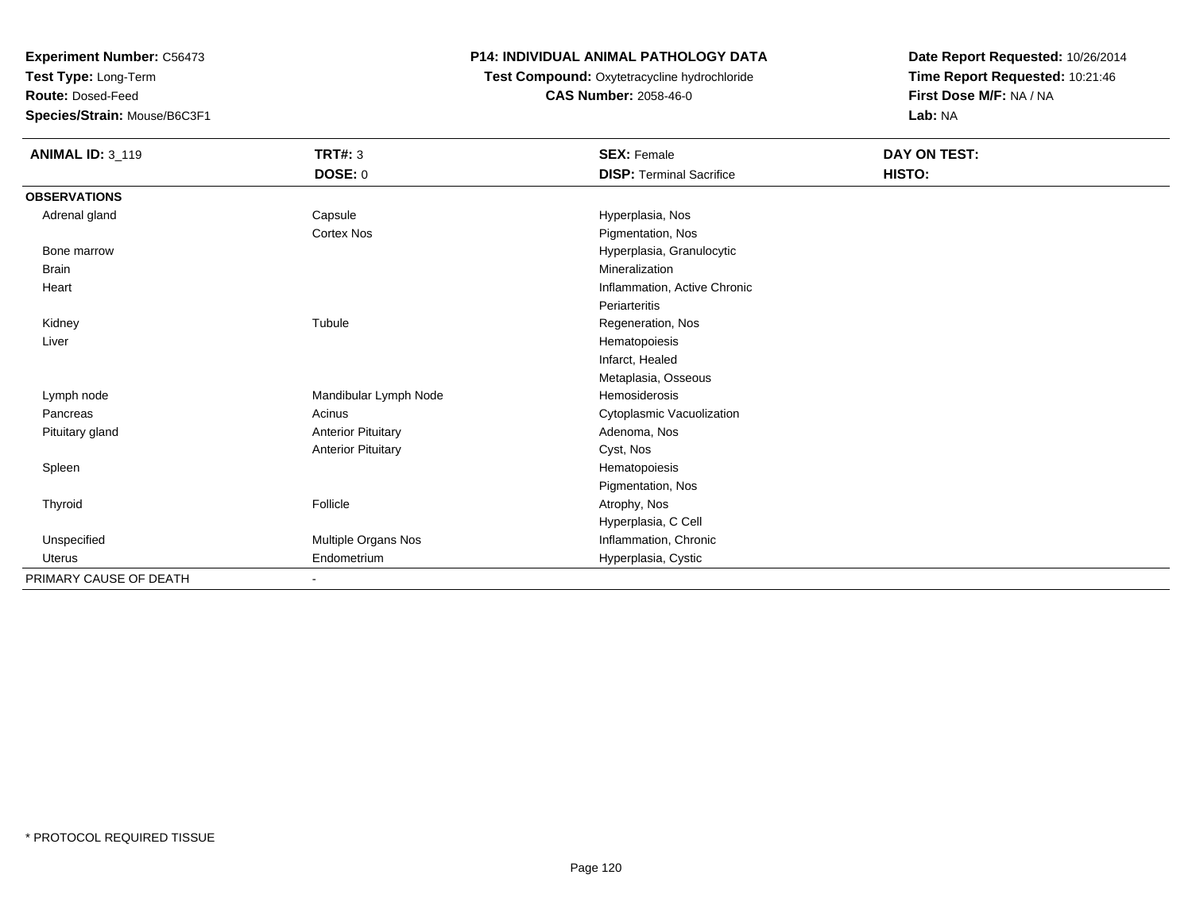**Experiment Number:** C56473
**Test Type:** Long-Term
**Route:** Dosed-Feed
**Species/Strain:** Mouse/B6C3F1

**P14: INDIVIDUAL ANIMAL PATHOLOGY DATA**
**Test Compound:** Oxytetracycline hydrochloride
**CAS Number:** 2058-46-0

**Date Report Requested:** 10/26/2014
**Time Report Requested:** 10:21:46
**First Dose M/F:** NA / NA
**Lab:** NA

| **ANIMAL ID:** 3_119 | **TRT#:** 3 | **SEX:** Female | **DAY ON TEST:** |
|---|---|---|---|
| | **DOSE:** 0 | **DISP:** Terminal Sacrifice | **HISTO:** |
| **OBSERVATIONS** | | | |
| Adrenal gland | Capsule | Hyperplasia, Nos | |
| | Cortex Nos | Pigmentation, Nos | |
| Bone marrow | | Hyperplasia, Granulocytic | |
| Brain | | Mineralization | |
| Heart | | Inflammation, Active Chronic | |
| | | Periarteritis | |
| Kidney | Tubule | Regeneration, Nos | |
| Liver | | Hematopoiesis | |
| | | Infarct, Healed | |
| | | Metaplasia, Osseous | |
| Lymph node | Mandibular Lymph Node | Hemosiderosis | |
| Pancreas | Acinus | Cytoplasmic Vacuolization | |
| Pituitary gland | Anterior Pituitary | Adenoma, Nos | |
| | Anterior Pituitary | Cyst, Nos | |
| Spleen | | Hematopoiesis | |
| | | Pigmentation, Nos | |
| Thyroid | Follicle | Atrophy, Nos | |
| | | Hyperplasia, C Cell | |
| Unspecified | Multiple Organs Nos | Inflammation, Chronic | |
| Uterus | Endometrium | Hyperplasia, Cystic | |
| PRIMARY CAUSE OF DEATH | - | | |

* PROTOCOL REQUIRED TISSUE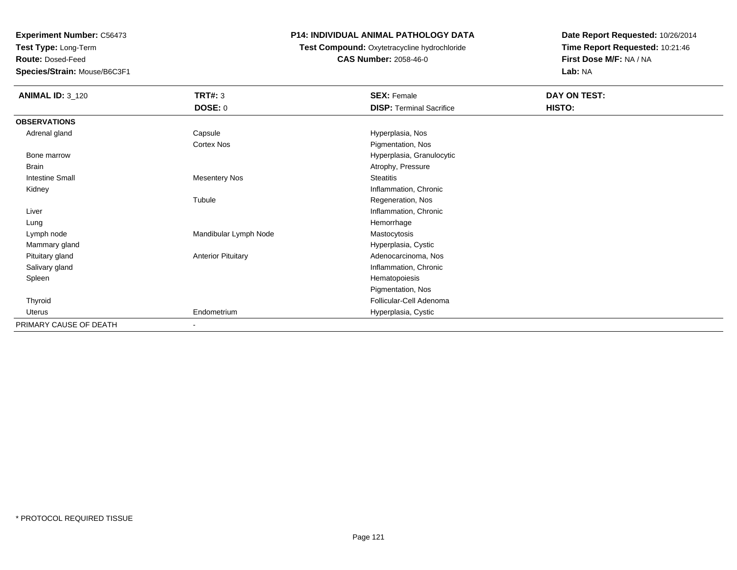**Experiment Number:** C56473
**Test Type:** Long-Term
**Route:** Dosed-Feed
**Species/Strain:** Mouse/B6C3F1

**P14: INDIVIDUAL ANIMAL PATHOLOGY DATA**
**Test Compound:** Oxytetracycline hydrochloride
**CAS Number:** 2058-46-0

**Date Report Requested:** 10/26/2014
**Time Report Requested:** 10:21:46
**First Dose M/F:** NA / NA
**Lab:** NA

| **ANIMAL ID:** 3_120 | **TRT#:** 3 | **SEX:** Female | **DAY ON TEST:** |
|---|---|---|---|
| | **DOSE:** 0 | **DISP:** Terminal Sacrifice | **HISTO:** |
| **OBSERVATIONS** | | | |
| Adrenal gland | Capsule | Hyperplasia, Nos | |
| | Cortex Nos | Pigmentation, Nos | |
| Bone marrow | | Hyperplasia, Granulocytic | |
| Brain | | Atrophy, Pressure | |
| Intestine Small | Mesentery Nos | Steatitis | |
| Kidney | | Inflammation, Chronic | |
| | Tubule | Regeneration, Nos | |
| Liver | | Inflammation, Chronic | |
| Lung | | Hemorrhage | |
| Lymph node | Mandibular Lymph Node | Mastocytosis | |
| Mammary gland | | Hyperplasia, Cystic | |
| Pituitary gland | Anterior Pituitary | Adenocarcinoma, Nos | |
| Salivary gland | | Inflammation, Chronic | |
| Spleen | | Hematopoiesis | |
| | | Pigmentation, Nos | |
| Thyroid | | Follicular-Cell Adenoma | |
| Uterus | Endometrium | Hyperplasia, Cystic | |
| PRIMARY CAUSE OF DEATH | - | | |

* PROTOCOL REQUIRED TISSUE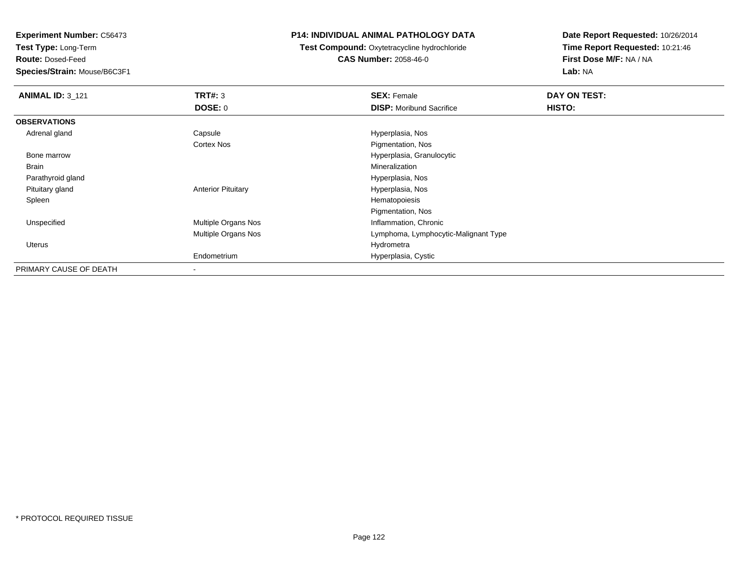**Experiment Number:** C56473
**Test Type:** Long-Term
**Route:** Dosed-Feed
**Species/Strain:** Mouse/B6C3F1

**P14: INDIVIDUAL ANIMAL PATHOLOGY DATA**
**Test Compound:** Oxytetracycline hydrochloride
**CAS Number:** 2058-46-0

**Date Report Requested:** 10/26/2014
**Time Report Requested:** 10:21:46
**First Dose M/F:** NA / NA
**Lab:** NA

| **ANIMAL ID:** 3_121 | **TRT#:** 3 | **SEX:** Female | **DAY ON TEST:** |
|---|---|---|---|
| | **DOSE:** 0 | **DISP:** Moribund Sacrifice | **HISTO:** |
| **OBSERVATIONS** | | | |
| Adrenal gland | Capsule | Hyperplasia, Nos | |
| | Cortex Nos | Pigmentation, Nos | |
| Bone marrow | | Hyperplasia, Granulocytic | |
| Brain | | Mineralization | |
| Parathyroid gland | | Hyperplasia, Nos | |
| Pituitary gland | Anterior Pituitary | Hyperplasia, Nos | |
| Spleen | | Hematopoiesis | |
| | | Pigmentation, Nos | |
| Unspecified | Multiple Organs Nos | Inflammation, Chronic | |
| | Multiple Organs Nos | Lymphoma, Lymphocytic-Malignant Type | |
| Uterus | | Hydrometra | |
| | Endometrium | Hyperplasia, Cystic | |
| PRIMARY CAUSE OF DEATH | - | | |

\* PROTOCOL REQUIRED TISSUE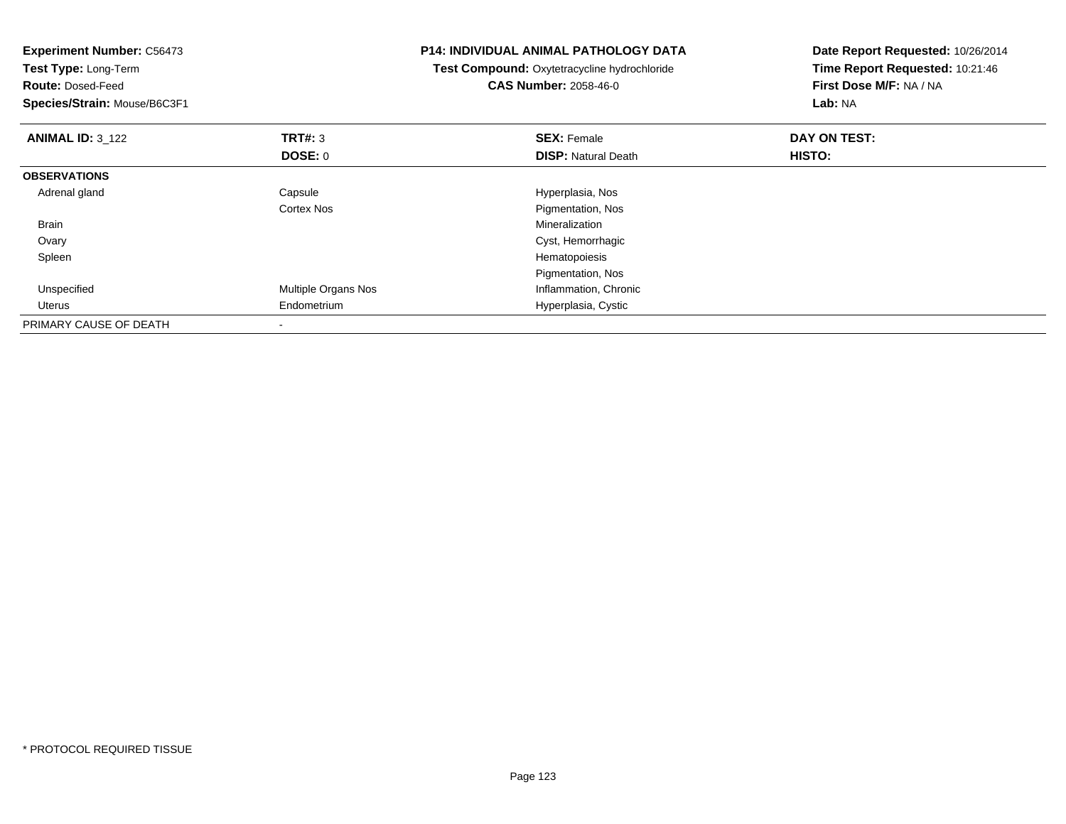**Experiment Number:** C56473
**Test Type:** Long-Term
**Route:** Dosed-Feed
**Species/Strain:** Mouse/B6C3F1

**P14: INDIVIDUAL ANIMAL PATHOLOGY DATA**
**Test Compound:** Oxytetracycline hydrochloride
**CAS Number:** 2058-46-0

**Date Report Requested:** 10/26/2014
**Time Report Requested:** 10:21:46
**First Dose M/F:** NA / NA
**Lab:** NA

| **ANIMAL ID:** 3_122 | **TRT#:** 3 | **SEX:** Female | **DAY ON TEST:** |
|---|---|---|---|
| | **DOSE:** 0 | **DISP:** Natural Death | **HISTO:** |
| **OBSERVATIONS** | | | |
| Adrenal gland | Capsule | Hyperplasia, Nos | |
| | Cortex Nos | Pigmentation, Nos | |
| Brain | | Mineralization | |
| Ovary | | Cyst, Hemorrhagic | |
| Spleen | | Hematopoiesis | |
| | | Pigmentation, Nos | |
| Unspecified | Multiple Organs Nos | Inflammation, Chronic | |
| Uterus | Endometrium | Hyperplasia, Cystic | |
| PRIMARY CAUSE OF DEATH | - | | |

* PROTOCOL REQUIRED TISSUE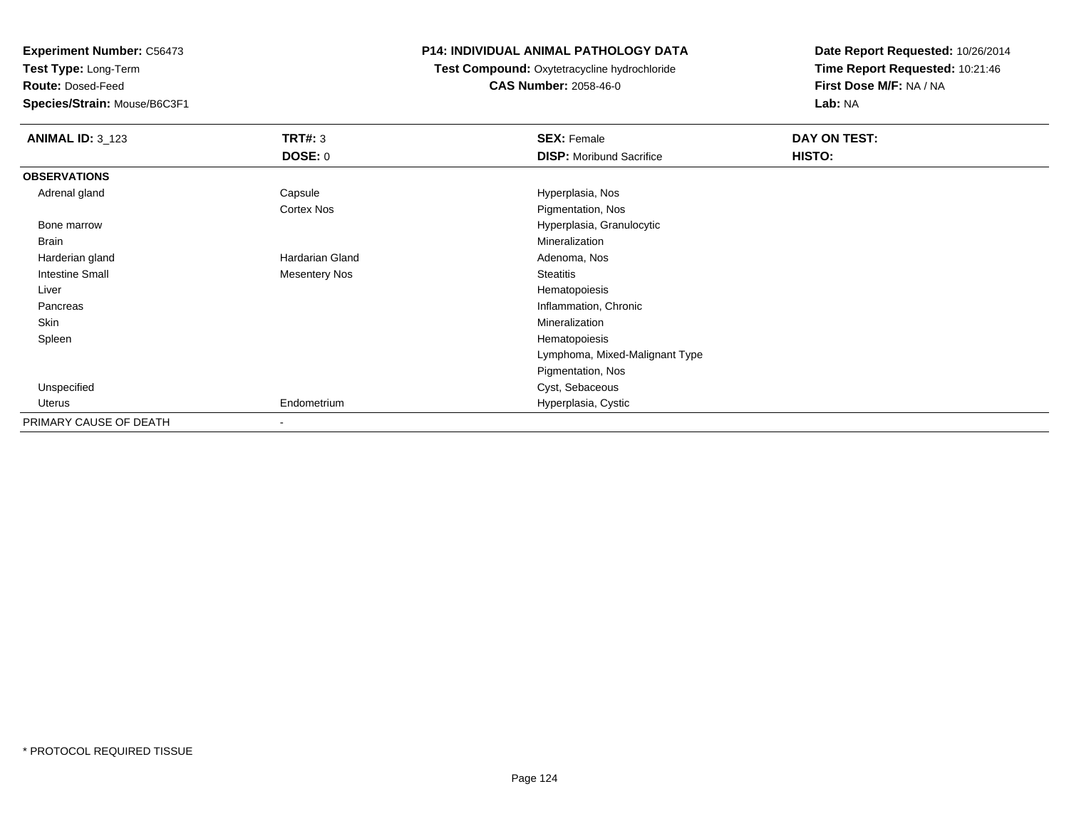**Experiment Number:** C56473
**Test Type:** Long-Term
**Route:** Dosed-Feed
**Species/Strain:** Mouse/B6C3F1

**P14: INDIVIDUAL ANIMAL PATHOLOGY DATA**
**Test Compound:** Oxytetracycline hydrochloride
**CAS Number:** 2058-46-0

**Date Report Requested:** 10/26/2014
**Time Report Requested:** 10:21:46
**First Dose M/F:** NA / NA
**Lab:** NA

| **ANIMAL ID:** 3_123 | **TRT#:** 3 | **SEX:** Female | **DAY ON TEST:** |
|---|---|---|---|
| | **DOSE:** 0 | **DISP:** Moribund Sacrifice | **HISTO:** |
| **OBSERVATIONS** | | | |
| Adrenal gland | Capsule | Hyperplasia, Nos | |
| | Cortex Nos | Pigmentation, Nos | |
| Bone marrow | | Hyperplasia, Granulocytic | |
| Brain | | Mineralization | |
| Harderian gland | Hardarian Gland | Adenoma, Nos | |
| Intestine Small | Mesentery Nos | Steatitis | |
| Liver | | Hematopoiesis | |
| Pancreas | | Inflammation, Chronic | |
| Skin | | Mineralization | |
| Spleen | | Hematopoiesis | |
| | | Lymphoma, Mixed-Malignant Type | |
| | | Pigmentation, Nos | |
| Unspecified | | Cyst, Sebaceous | |
| Uterus | Endometrium | Hyperplasia, Cystic | |
| PRIMARY CAUSE OF DEATH | - | | |

* PROTOCOL REQUIRED TISSUE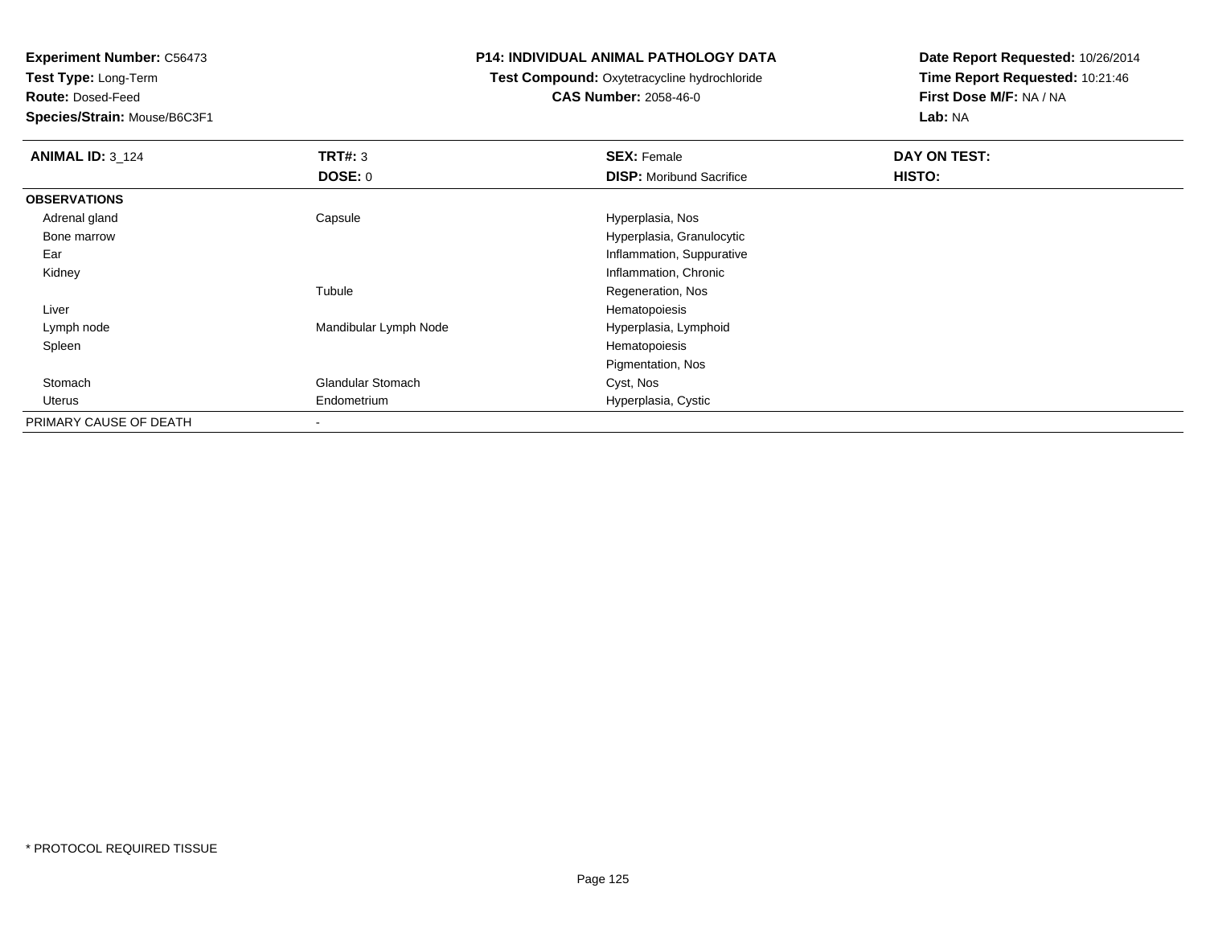**Experiment Number:** C56473
**Test Type:** Long-Term
**Route:** Dosed-Feed
**Species/Strain:** Mouse/B6C3F1

**P14: INDIVIDUAL ANIMAL PATHOLOGY DATA**
**Test Compound:** Oxytetracycline hydrochloride
**CAS Number:** 2058-46-0

**Date Report Requested:** 10/26/2014
**Time Report Requested:** 10:21:46
**First Dose M/F:** NA / NA
**Lab:** NA

| **ANIMAL ID:** 3_124 | **TRT#:** 3 | **SEX:** Female | **DAY ON TEST:** |
|---|---|---|---|
| | **DOSE:** 0 | **DISP:** Moribund Sacrifice | **HISTO:** |
| **OBSERVATIONS** | | | |
| Adrenal gland | Capsule | Hyperplasia, Nos | |
| Bone marrow | | Hyperplasia, Granulocytic | |
| Ear | | Inflammation, Suppurative | |
| Kidney | | Inflammation, Chronic | |
| | Tubule | Regeneration, Nos | |
| Liver | | Hematopoiesis | |
| Lymph node | Mandibular Lymph Node | Hyperplasia, Lymphoid | |
| Spleen | | Hematopoiesis | |
| | | Pigmentation, Nos | |
| Stomach | Glandular Stomach | Cyst, Nos | |
| Uterus | Endometrium | Hyperplasia, Cystic | |
| PRIMARY CAUSE OF DEATH | - | | |

\* PROTOCOL REQUIRED TISSUE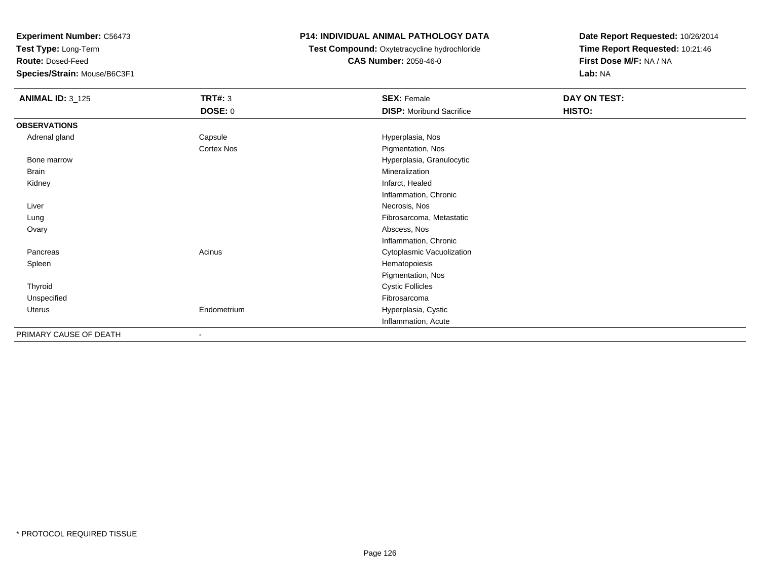**Experiment Number:** C56473
**Test Type:** Long-Term
**Route:** Dosed-Feed
**Species/Strain:** Mouse/B6C3F1

**P14: INDIVIDUAL ANIMAL PATHOLOGY DATA**
**Test Compound:** Oxytetracycline hydrochloride
**CAS Number:** 2058-46-0

**Date Report Requested:** 10/26/2014
**Time Report Requested:** 10:21:46
**First Dose M/F:** NA / NA
**Lab:** NA

| **ANIMAL ID:** 3_125 | **TRT#:** 3 | **SEX:** Female | **DAY ON TEST:** |
|---|---|---|---|
| | **DOSE:** 0 | **DISP:** Moribund Sacrifice | **HISTO:** |
| **OBSERVATIONS** | | | |
| Adrenal gland | Capsule | Hyperplasia, Nos | |
| | Cortex Nos | Pigmentation, Nos | |
| Bone marrow | | Hyperplasia, Granulocytic | |
| Brain | | Mineralization | |
| Kidney | | Infarct, Healed | |
| | | Inflammation, Chronic | |
| Liver | | Necrosis, Nos | |
| Lung | | Fibrosarcoma, Metastatic | |
| Ovary | | Abscess, Nos | |
| | | Inflammation, Chronic | |
| Pancreas | Acinus | Cytoplasmic Vacuolization | |
| Spleen | | Hematopoiesis | |
| | | Pigmentation, Nos | |
| Thyroid | | Cystic Follicles | |
| Unspecified | | Fibrosarcoma | |
| Uterus | Endometrium | Hyperplasia, Cystic | |
| | | Inflammation, Acute | |
| PRIMARY CAUSE OF DEATH | - | | |

* PROTOCOL REQUIRED TISSUE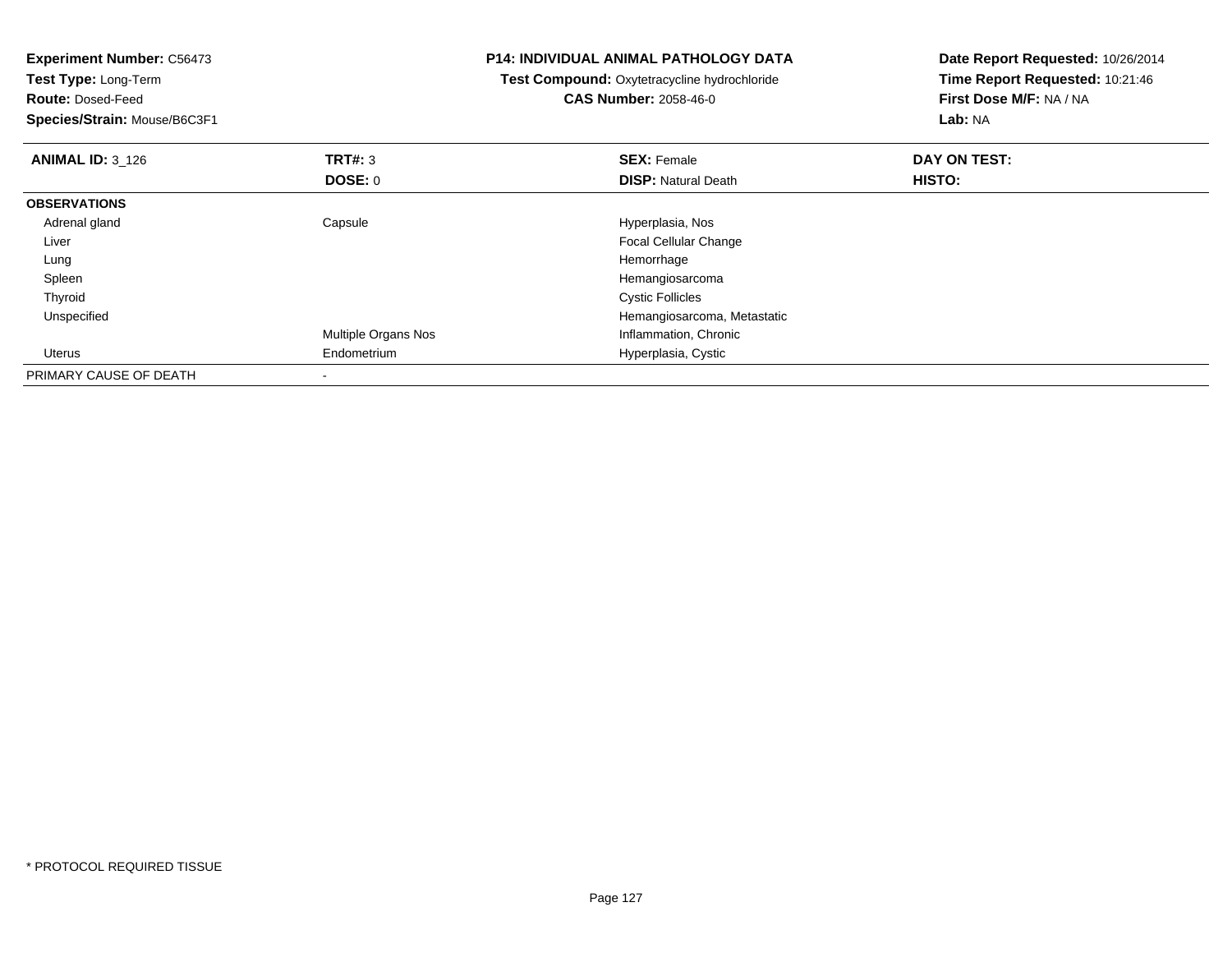**Experiment Number:** C56473
**Test Type:** Long-Term
**Route:** Dosed-Feed
**Species/Strain:** Mouse/B6C3F1

**P14: INDIVIDUAL ANIMAL PATHOLOGY DATA**
**Test Compound:** Oxytetracycline hydrochloride
**CAS Number:** 2058-46-0

**Date Report Requested:** 10/26/2014
**Time Report Requested:** 10:21:46
**First Dose M/F:** NA / NA
**Lab:** NA

| **ANIMAL ID:** 3_126 | **TRT#:** 3 | **SEX:** Female | **DAY ON TEST:** |
|---|---|---|---|
| | **DOSE:** 0 | **DISP:** Natural Death | **HISTO:** |
| **OBSERVATIONS** | | | |
| Adrenal gland | Capsule | Hyperplasia, Nos | |
| Liver | | Focal Cellular Change | |
| Lung | | Hemorrhage | |
| Spleen | | Hemangiosarcoma | |
| Thyroid | | Cystic Follicles | |
| Unspecified | | Hemangiosarcoma, Metastatic | |
| | Multiple Organs Nos | Inflammation, Chronic | |
| Uterus | Endometrium | Hyperplasia, Cystic | |
| PRIMARY CAUSE OF DEATH | - | | |

* PROTOCOL REQUIRED TISSUE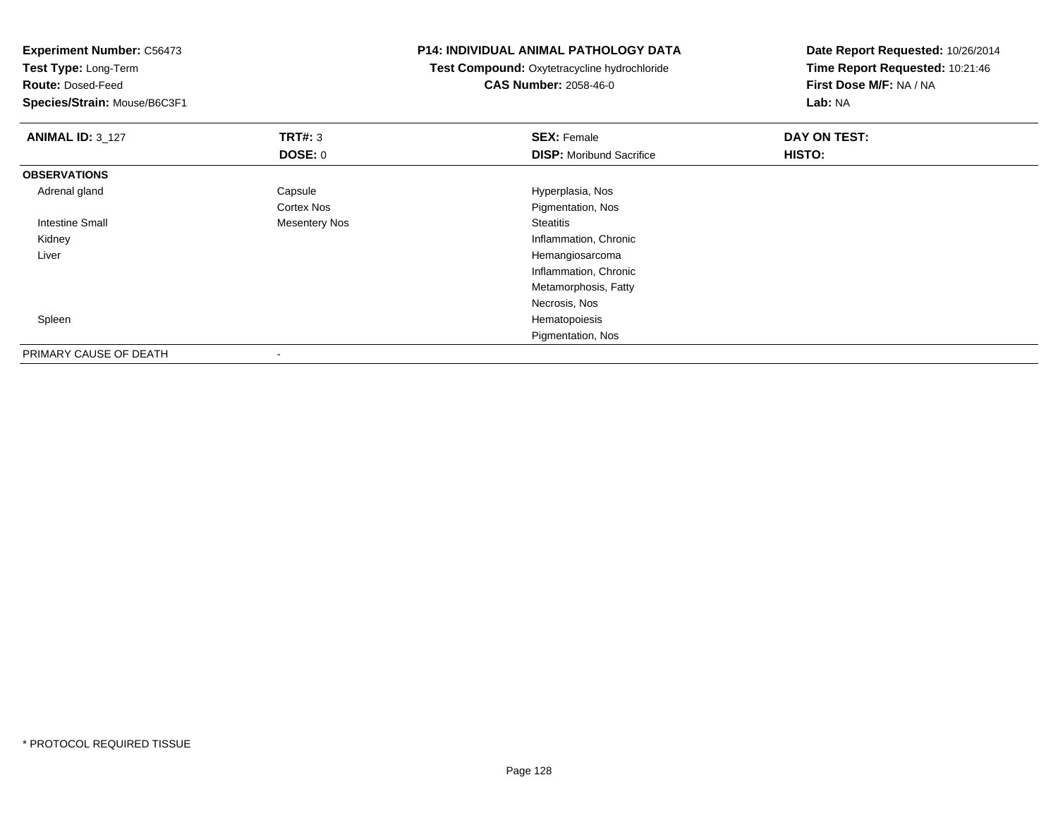**Experiment Number:** C56473
**Test Type:** Long-Term
**Route:** Dosed-Feed
**Species/Strain:** Mouse/B6C3F1

**P14: INDIVIDUAL ANIMAL PATHOLOGY DATA**
**Test Compound:** Oxytetracycline hydrochloride
**CAS Number:** 2058-46-0

**Date Report Requested:** 10/26/2014
**Time Report Requested:** 10:21:46
**First Dose M/F:** NA / NA
**Lab:** NA

| **ANIMAL ID:** 3_127 | **TRT#:** 3 | **SEX:** Female | **DAY ON TEST:** |
|---|---|---|---|
| | **DOSE:** 0 | **DISP:** Moribund Sacrifice | **HISTO:** |
| **OBSERVATIONS** | | | |
| Adrenal gland | Capsule | Hyperplasia, Nos | |
| | Cortex Nos | Pigmentation, Nos | |
| Intestine Small | Mesentery Nos | Steatitis | |
| Kidney | | Inflammation, Chronic | |
| Liver | | Hemangiosarcoma | |
| | | Inflammation, Chronic | |
| | | Metamorphosis, Fatty | |
| | | Necrosis, Nos | |
| Spleen | | Hematopoiesis | |
| | | Pigmentation, Nos | |
| PRIMARY CAUSE OF DEATH | - | | |

* PROTOCOL REQUIRED TISSUE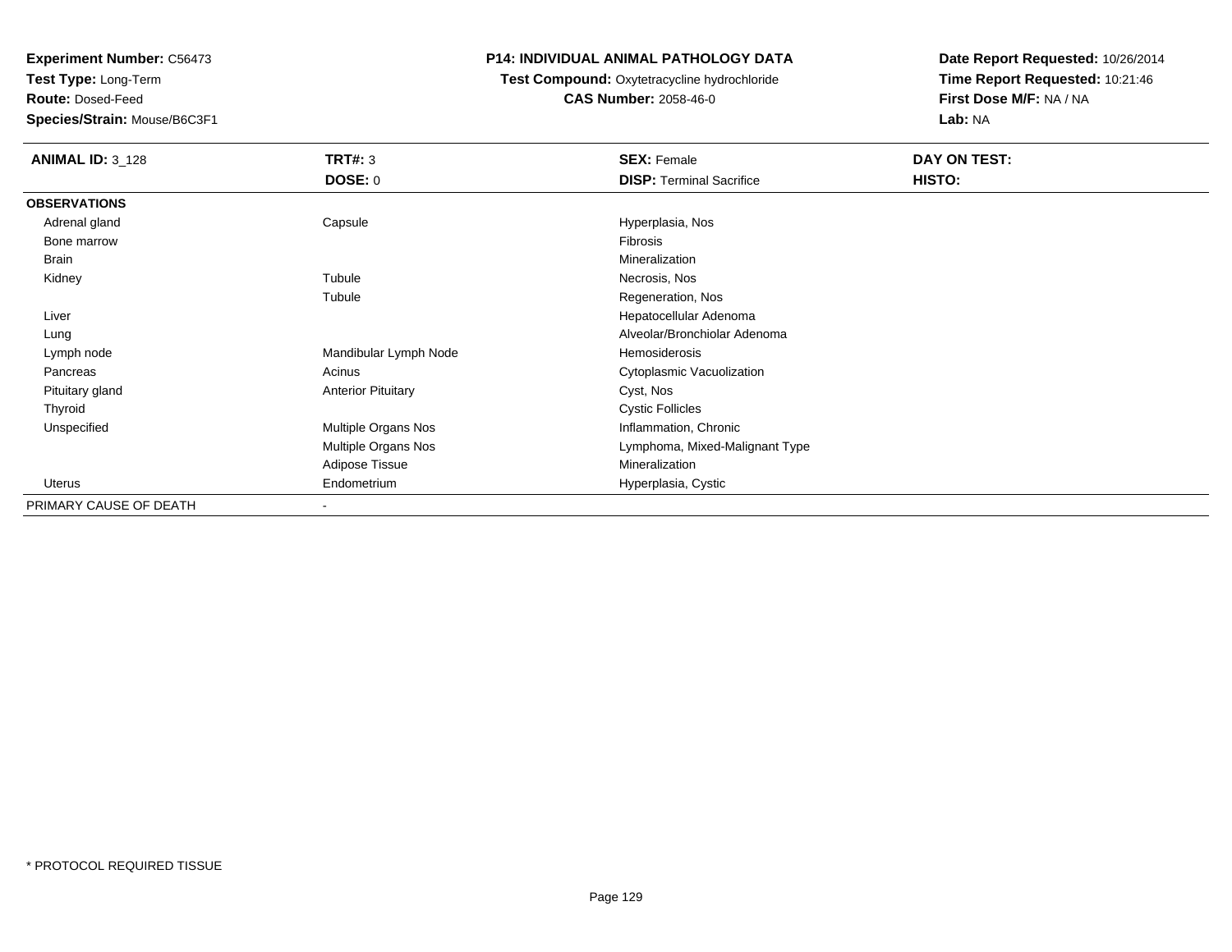**Experiment Number:** C56473

**Test Type:** Long-Term

**Route:** Dosed-Feed

**Species/Strain:** Mouse/B6C3F1

**P14: INDIVIDUAL ANIMAL PATHOLOGY DATA**

**Test Compound:** Oxytetracycline hydrochloride

**CAS Number:** 2058-46-0

**Date Report Requested:** 10/26/2014

**Time Report Requested:** 10:21:46

**First Dose M/F:** NA / NA

**Lab:** NA

| **ANIMAL ID:** 3_128 | **TRT#:** 3 | **SEX:** Female | **DAY ON TEST:** |
|---|---|---|---|
| | **DOSE:** 0 | **DISP:** Terminal Sacrifice | **HISTO:** |
| **OBSERVATIONS** | | | |
| Adrenal gland | Capsule | Hyperplasia, Nos | |
| Bone marrow | | Fibrosis | |
| Brain | | Mineralization | |
| Kidney | Tubule | Necrosis, Nos | |
| | Tubule | Regeneration, Nos | |
| Liver | | Hepatocellular Adenoma | |
| Lung | | Alveolar/Bronchiolar Adenoma | |
| Lymph node | Mandibular Lymph Node | Hemosiderosis | |
| Pancreas | Acinus | Cytoplasmic Vacuolization | |
| Pituitary gland | Anterior Pituitary | Cyst, Nos | |
| Thyroid | | Cystic Follicles | |
| Unspecified | Multiple Organs Nos | Inflammation, Chronic | |
| | Multiple Organs Nos | Lymphoma, Mixed-Malignant Type | |
| | Adipose Tissue | Mineralization | |
| Uterus | Endometrium | Hyperplasia, Cystic | |
| PRIMARY CAUSE OF DEATH | - | | |

\* PROTOCOL REQUIRED TISSUE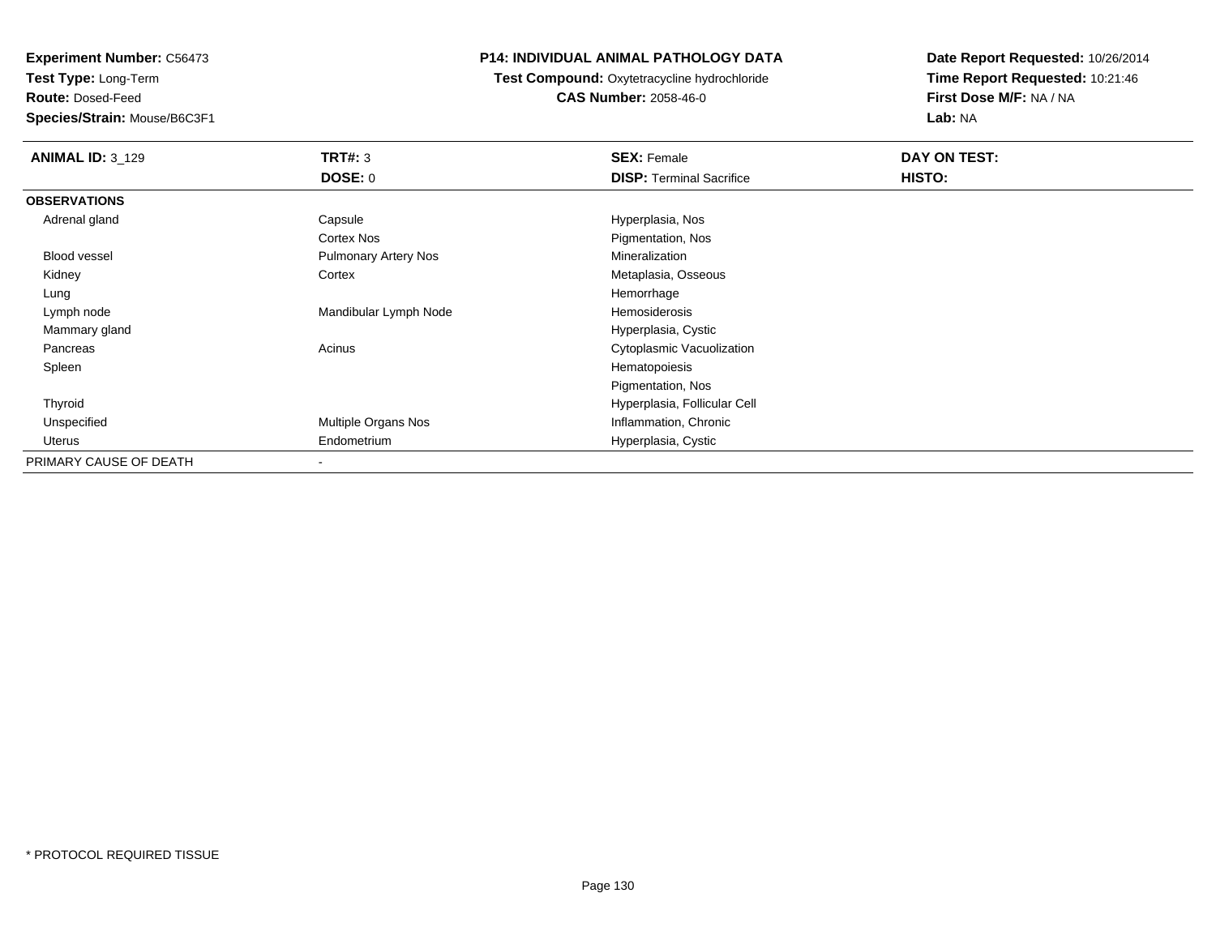**Experiment Number:** C56473
**Test Type:** Long-Term
**Route:** Dosed-Feed
**Species/Strain:** Mouse/B6C3F1

**P14: INDIVIDUAL ANIMAL PATHOLOGY DATA**
**Test Compound:** Oxytetracycline hydrochloride
**CAS Number:** 2058-46-0

**Date Report Requested:** 10/26/2014
**Time Report Requested:** 10:21:46
**First Dose M/F:** NA / NA
**Lab:** NA

| **ANIMAL ID:** 3_129 | **TRT#:** 3 | **SEX:** Female | **DAY ON TEST:** |
|---|---|---|---|
| | **DOSE:** 0 | **DISP:** Terminal Sacrifice | **HISTO:** |
| **OBSERVATIONS** | | | |
| Adrenal gland | Capsule | Hyperplasia, Nos | |
| | Cortex Nos | Pigmentation, Nos | |
| Blood vessel | Pulmonary Artery Nos | Mineralization | |
| Kidney | Cortex | Metaplasia, Osseous | |
| Lung | | Hemorrhage | |
| Lymph node | Mandibular Lymph Node | Hemosiderosis | |
| Mammary gland | | Hyperplasia, Cystic | |
| Pancreas | Acinus | Cytoplasmic Vacuolization | |
| Spleen | | Hematopoiesis | |
| | | Pigmentation, Nos | |
| Thyroid | | Hyperplasia, Follicular Cell | |
| Unspecified | Multiple Organs Nos | Inflammation, Chronic | |
| Uterus | Endometrium | Hyperplasia, Cystic | |
| PRIMARY CAUSE OF DEATH | - | | |

* PROTOCOL REQUIRED TISSUE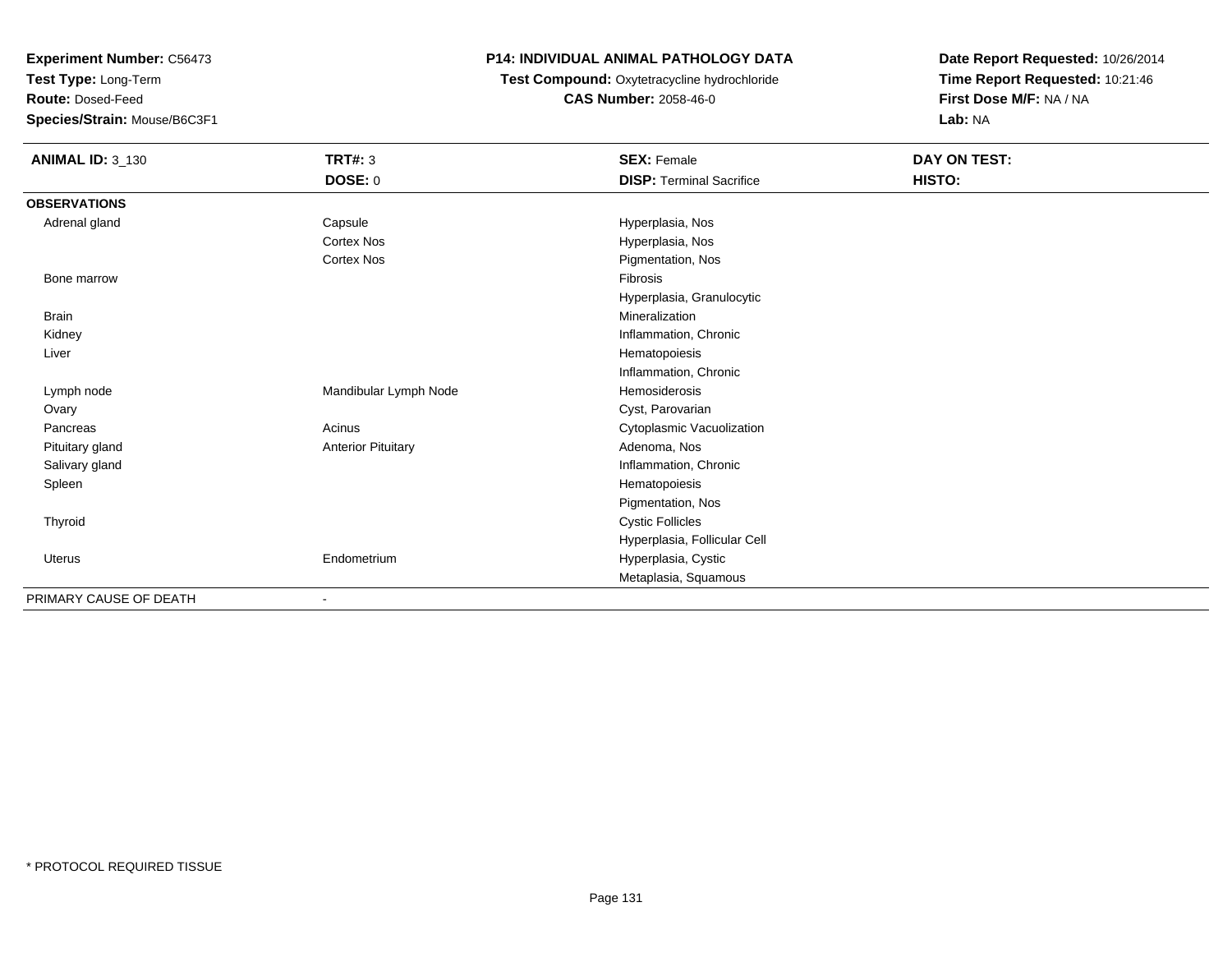**Experiment Number:** C56473
**Test Type:** Long-Term
**Route:** Dosed-Feed
**Species/Strain:** Mouse/B6C3F1

**P14: INDIVIDUAL ANIMAL PATHOLOGY DATA**
**Test Compound:** Oxytetracycline hydrochloride
**CAS Number:** 2058-46-0

**Date Report Requested:** 10/26/2014
**Time Report Requested:** 10:21:46
**First Dose M/F:** NA / NA
**Lab:** NA

| **ANIMAL ID:** 3_130 | **TRT#:** 3 | **SEX:** Female | **DAY ON TEST:** |
|---|---|---|---|
| | **DOSE:** 0 | **DISP:** Terminal Sacrifice | **HISTO:** |
| **OBSERVATIONS** | | | |
| Adrenal gland | Capsule | Hyperplasia, Nos | |
| | Cortex Nos | Hyperplasia, Nos | |
| | Cortex Nos | Pigmentation, Nos | |
| Bone marrow | | Fibrosis | |
| | | Hyperplasia, Granulocytic | |
| Brain | | Mineralization | |
| Kidney | | Inflammation, Chronic | |
| Liver | | Hematopoiesis | |
| | | Inflammation, Chronic | |
| Lymph node | Mandibular Lymph Node | Hemosiderosis | |
| Ovary | | Cyst, Parovarian | |
| Pancreas | Acinus | Cytoplasmic Vacuolization | |
| Pituitary gland | Anterior Pituitary | Adenoma, Nos | |
| Salivary gland | | Inflammation, Chronic | |
| Spleen | | Hematopoiesis | |
| | | Pigmentation, Nos | |
| Thyroid | | Cystic Follicles | |
| | | Hyperplasia, Follicular Cell | |
| Uterus | Endometrium | Hyperplasia, Cystic | |
| | | Metaplasia, Squamous | |
| PRIMARY CAUSE OF DEATH | - | | |

* PROTOCOL REQUIRED TISSUE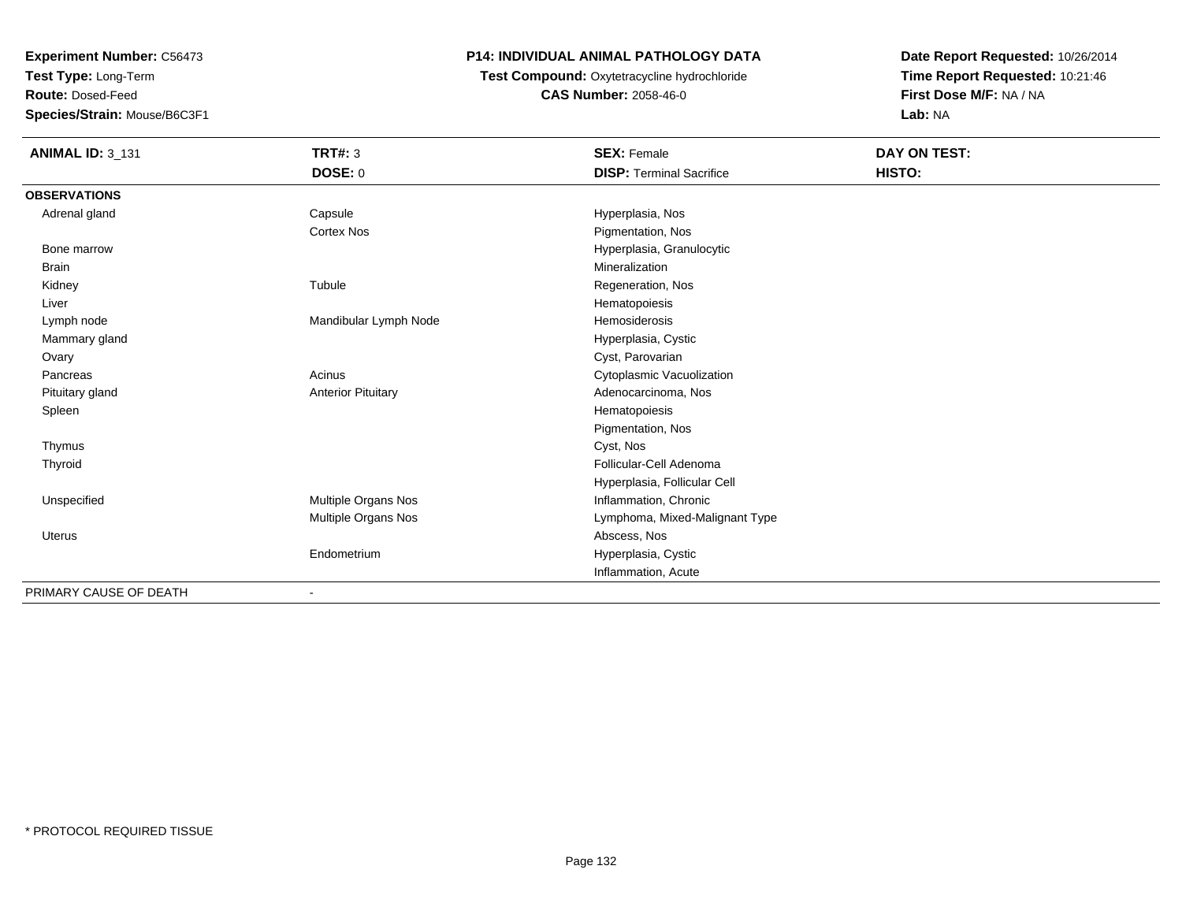**Experiment Number:** C56473
**Test Type:** Long-Term
**Route:** Dosed-Feed
**Species/Strain:** Mouse/B6C3F1

**P14: INDIVIDUAL ANIMAL PATHOLOGY DATA**
**Test Compound:** Oxytetracycline hydrochloride
**CAS Number:** 2058-46-0

**Date Report Requested:** 10/26/2014
**Time Report Requested:** 10:21:46
**First Dose M/F:** NA / NA
**Lab:** NA

| **ANIMAL ID:** 3_131 | **TRT#:** 3 | **SEX:** Female | **DAY ON TEST:** |
|---|---|---|---|
| | **DOSE:** 0 | **DISP:** Terminal Sacrifice | **HISTO:** |
| **OBSERVATIONS** | | | |
| Adrenal gland | Capsule | Hyperplasia, Nos | |
| | Cortex Nos | Pigmentation, Nos | |
| Bone marrow | | Hyperplasia, Granulocytic | |
| Brain | | Mineralization | |
| Kidney | Tubule | Regeneration, Nos | |
| Liver | | Hematopoiesis | |
| Lymph node | Mandibular Lymph Node | Hemosiderosis | |
| Mammary gland | | Hyperplasia, Cystic | |
| Ovary | | Cyst, Parovarian | |
| Pancreas | Acinus | Cytoplasmic Vacuolization | |
| Pituitary gland | Anterior Pituitary | Adenocarcinoma, Nos | |
| Spleen | | Hematopoiesis | |
| | | Pigmentation, Nos | |
| Thymus | | Cyst, Nos | |
| Thyroid | | Follicular-Cell Adenoma | |
| | | Hyperplasia, Follicular Cell | |
| Unspecified | Multiple Organs Nos | Inflammation, Chronic | |
| | Multiple Organs Nos | Lymphoma, Mixed-Malignant Type | |
| Uterus | | Abscess, Nos | |
| | Endometrium | Hyperplasia, Cystic | |
| | | Inflammation, Acute | |
| PRIMARY CAUSE OF DEATH | - | | |

* PROTOCOL REQUIRED TISSUE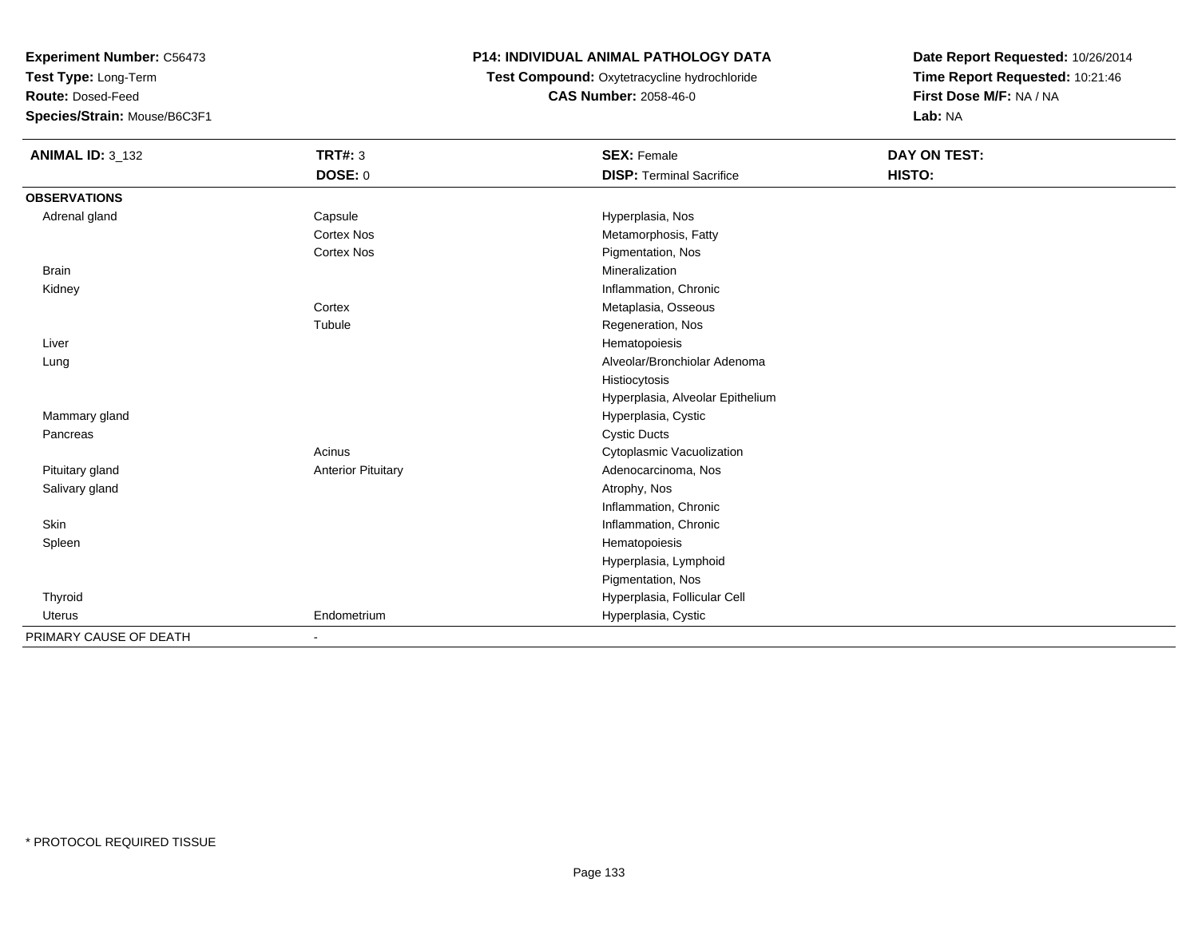**Experiment Number:** C56473
**Test Type:** Long-Term
**Route:** Dosed-Feed
**Species/Strain:** Mouse/B6C3F1

**P14: INDIVIDUAL ANIMAL PATHOLOGY DATA**
**Test Compound:** Oxytetracycline hydrochloride
**CAS Number:** 2058-46-0

**Date Report Requested:** 10/26/2014
**Time Report Requested:** 10:21:46
**First Dose M/F:** NA / NA
**Lab:** NA

| **ANIMAL ID:** 3_132 | **TRT#:** 3 | **SEX:** Female | **DAY ON TEST:** |
|---|---|---|---|
| | **DOSE:** 0 | **DISP:** Terminal Sacrifice | **HISTO:** |
| **OBSERVATIONS** | | | |
| Adrenal gland | Capsule | Hyperplasia, Nos | |
| | Cortex Nos | Metamorphosis, Fatty | |
| | Cortex Nos | Pigmentation, Nos | |
| Brain | | Mineralization | |
| Kidney | | Inflammation, Chronic | |
| | Cortex | Metaplasia, Osseous | |
| | Tubule | Regeneration, Nos | |
| Liver | | Hematopoiesis | |
| Lung | | Alveolar/Bronchiolar Adenoma | |
| | | Histiocytosis | |
| | | Hyperplasia, Alveolar Epithelium | |
| Mammary gland | | Hyperplasia, Cystic | |
| Pancreas | | Cystic Ducts | |
| | Acinus | Cytoplasmic Vacuolization | |
| Pituitary gland | Anterior Pituitary | Adenocarcinoma, Nos | |
| Salivary gland | | Atrophy, Nos | |
| | | Inflammation, Chronic | |
| Skin | | Inflammation, Chronic | |
| Spleen | | Hematopoiesis | |
| | | Hyperplasia, Lymphoid | |
| | | Pigmentation, Nos | |
| Thyroid | | Hyperplasia, Follicular Cell | |
| Uterus | Endometrium | Hyperplasia, Cystic | |
| PRIMARY CAUSE OF DEATH | - | | |

* PROTOCOL REQUIRED TISSUE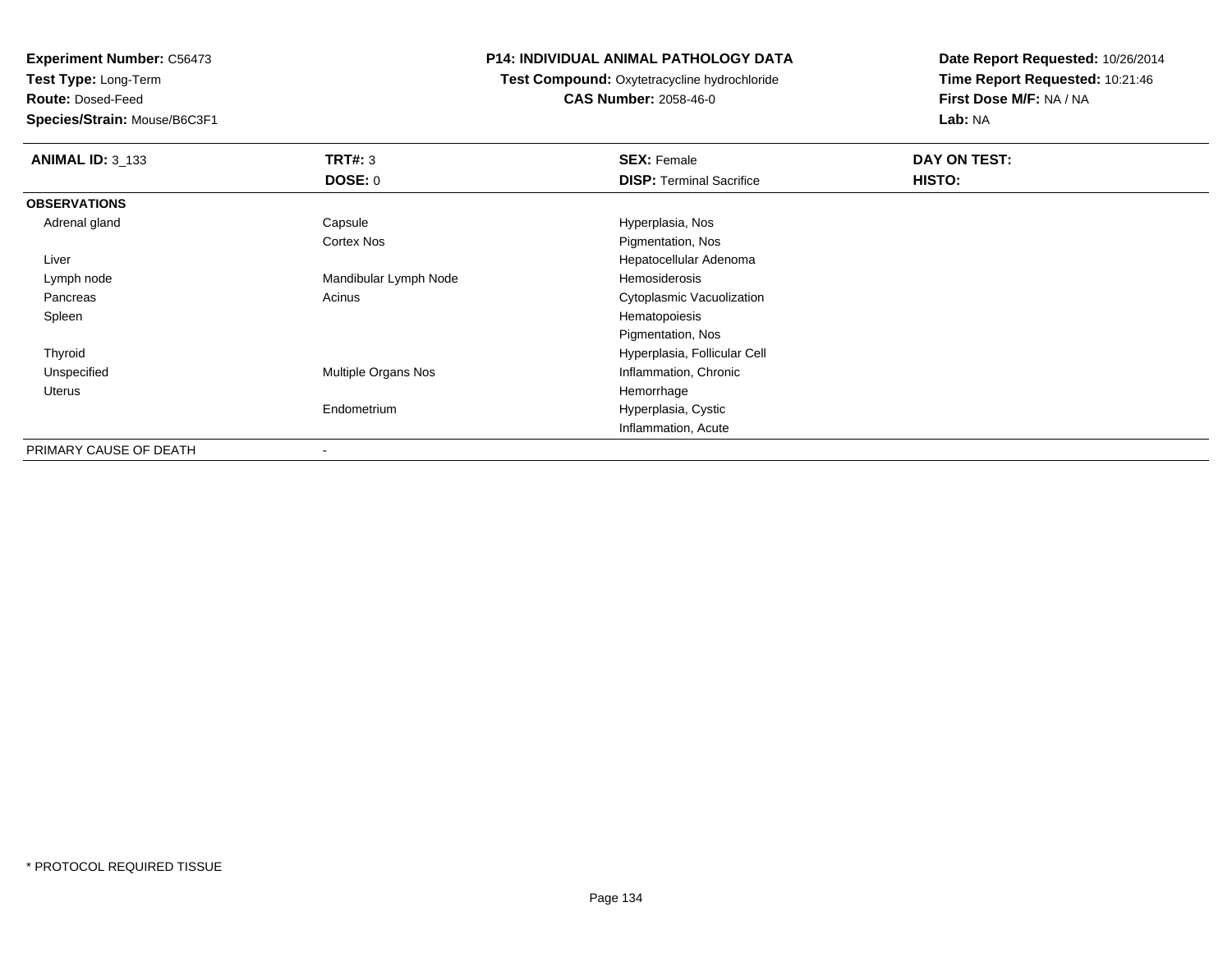**Experiment Number:** C56473
**Test Type:** Long-Term
**Route:** Dosed-Feed
**Species/Strain:** Mouse/B6C3F1

**P14: INDIVIDUAL ANIMAL PATHOLOGY DATA**
**Test Compound:** Oxytetracycline hydrochloride
**CAS Number:** 2058-46-0

**Date Report Requested:** 10/26/2014
**Time Report Requested:** 10:21:46
**First Dose M/F:** NA / NA
**Lab:** NA

| **ANIMAL ID:** 3_133 | **TRT#:** 3 | **SEX:** Female | **DAY ON TEST:** |
|---|---|---|---|
| | **DOSE:** 0 | **DISP:** Terminal Sacrifice | **HISTO:** |
| **OBSERVATIONS** | | | |
| Adrenal gland | Capsule | Hyperplasia, Nos | |
| | Cortex Nos | Pigmentation, Nos | |
| Liver | | Hepatocellular Adenoma | |
| Lymph node | Mandibular Lymph Node | Hemosiderosis | |
| Pancreas | Acinus | Cytoplasmic Vacuolization | |
| Spleen | | Hematopoiesis | |
| | | Pigmentation, Nos | |
| Thyroid | | Hyperplasia, Follicular Cell | |
| Unspecified | Multiple Organs Nos | Inflammation, Chronic | |
| Uterus | | Hemorrhage | |
| | Endometrium | Hyperplasia, Cystic | |
| | | Inflammation, Acute | |
| PRIMARY CAUSE OF DEATH | - | | |

* PROTOCOL REQUIRED TISSUE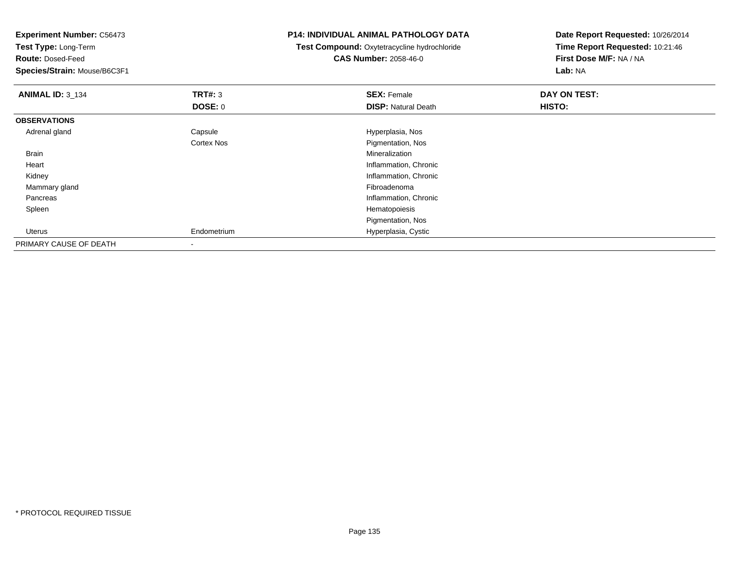**Experiment Number:** C56473
**Test Type:** Long-Term
**Route:** Dosed-Feed
**Species/Strain:** Mouse/B6C3F1

**P14: INDIVIDUAL ANIMAL PATHOLOGY DATA**
**Test Compound:** Oxytetracycline hydrochloride
**CAS Number:** 2058-46-0

**Date Report Requested:** 10/26/2014
**Time Report Requested:** 10:21:46
**First Dose M/F:** NA / NA
**Lab:** NA

| **ANIMAL ID:** 3_134 | **TRT#:** 3 | **SEX:** Female | **DAY ON TEST:** |
|---|---|---|---|
| | **DOSE:** 0 | **DISP:** Natural Death | **HISTO:** |
| **OBSERVATIONS** | | | |
| Adrenal gland | Capsule | Hyperplasia, Nos | |
| | Cortex Nos | Pigmentation, Nos | |
| Brain | | Mineralization | |
| Heart | | Inflammation, Chronic | |
| Kidney | | Inflammation, Chronic | |
| Mammary gland | | Fibroadenoma | |
| Pancreas | | Inflammation, Chronic | |
| Spleen | | Hematopoiesis | |
| | | Pigmentation, Nos | |
| Uterus | Endometrium | Hyperplasia, Cystic | |
| PRIMARY CAUSE OF DEATH | - | | |

* PROTOCOL REQUIRED TISSUE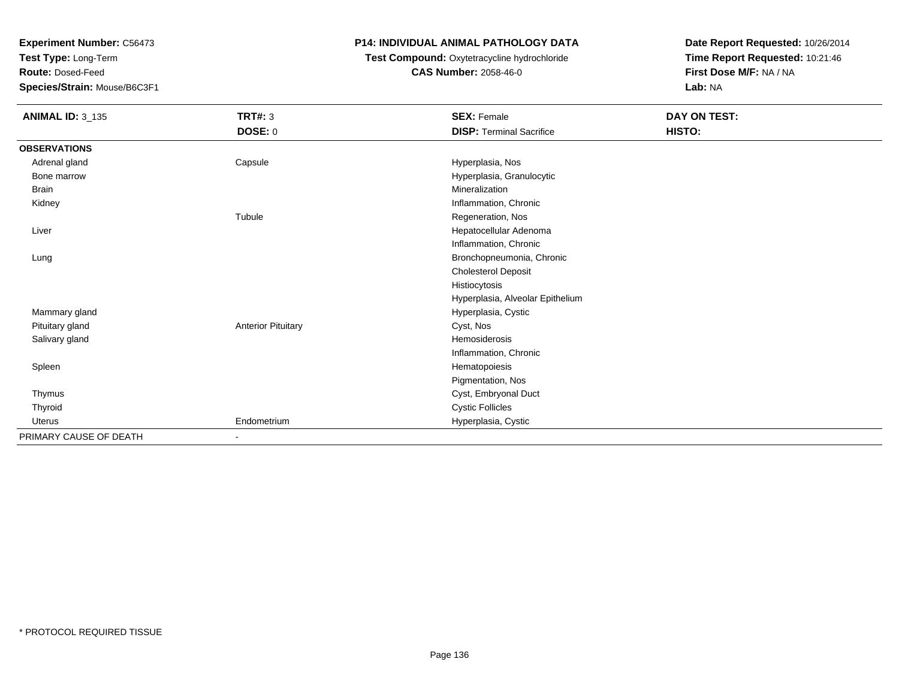**Experiment Number:** C56473
**Test Type:** Long-Term
**Route:** Dosed-Feed
**Species/Strain:** Mouse/B6C3F1

**P14: INDIVIDUAL ANIMAL PATHOLOGY DATA**
**Test Compound:** Oxytetracycline hydrochloride
**CAS Number:** 2058-46-0

**Date Report Requested:** 10/26/2014
**Time Report Requested:** 10:21:46
**First Dose M/F:** NA / NA
**Lab:** NA

| **ANIMAL ID:** 3_135 | **TRT#:** 3 | **SEX:** Female | **DAY ON TEST:** |
|---|---|---|---|
| | **DOSE:** 0 | **DISP:** Terminal Sacrifice | **HISTO:** |
| **OBSERVATIONS** | | | |
| Adrenal gland | Capsule | Hyperplasia, Nos | |
| Bone marrow | | Hyperplasia, Granulocytic | |
| Brain | | Mineralization | |
| Kidney | | Inflammation, Chronic | |
| | Tubule | Regeneration, Nos | |
| Liver | | Hepatocellular Adenoma | |
| | | Inflammation, Chronic | |
| Lung | | Bronchopneumonia, Chronic | |
| | | Cholesterol Deposit | |
| | | Histiocytosis | |
| | | Hyperplasia, Alveolar Epithelium | |
| Mammary gland | | Hyperplasia, Cystic | |
| Pituitary gland | Anterior Pituitary | Cyst, Nos | |
| Salivary gland | | Hemosiderosis | |
| | | Inflammation, Chronic | |
| Spleen | | Hematopoiesis | |
| | | Pigmentation, Nos | |
| Thymus | | Cyst, Embryonal Duct | |
| Thyroid | | Cystic Follicles | |
| Uterus | Endometrium | Hyperplasia, Cystic | |
| PRIMARY CAUSE OF DEATH | - | | |

* PROTOCOL REQUIRED TISSUE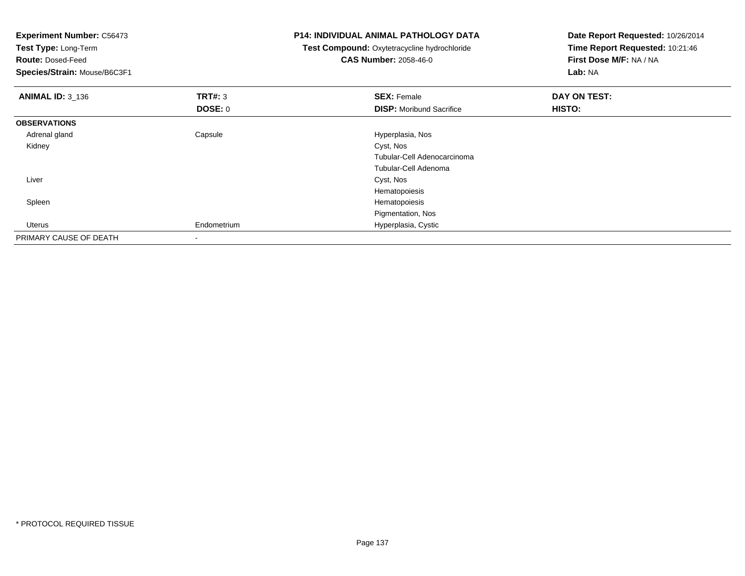**Experiment Number:** C56473
**Test Type:** Long-Term
**Route:** Dosed-Feed
**Species/Strain:** Mouse/B6C3F1

**P14: INDIVIDUAL ANIMAL PATHOLOGY DATA**
**Test Compound:** Oxytetracycline hydrochloride
**CAS Number:** 2058-46-0

**Date Report Requested:** 10/26/2014
**Time Report Requested:** 10:21:46
**First Dose M/F:** NA / NA
**Lab:** NA

| **ANIMAL ID:** 3_136 | **TRT#:** 3 | **SEX:** Female | **DAY ON TEST:** |
|---|---|---|---|
| | **DOSE:** 0 | **DISP:** Moribund Sacrifice | **HISTO:** |
| **OBSERVATIONS** | | | |
| Adrenal gland | Capsule | Hyperplasia, Nos | |
| Kidney | | Cyst, Nos | |
| | | Tubular-Cell Adenocarcinoma | |
| | | Tubular-Cell Adenoma | |
| Liver | | Cyst, Nos | |
| | | Hematopoiesis | |
| Spleen | | Hematopoiesis | |
| | | Pigmentation, Nos | |
| Uterus | Endometrium | Hyperplasia, Cystic | |
| PRIMARY CAUSE OF DEATH | - | | |

* PROTOCOL REQUIRED TISSUE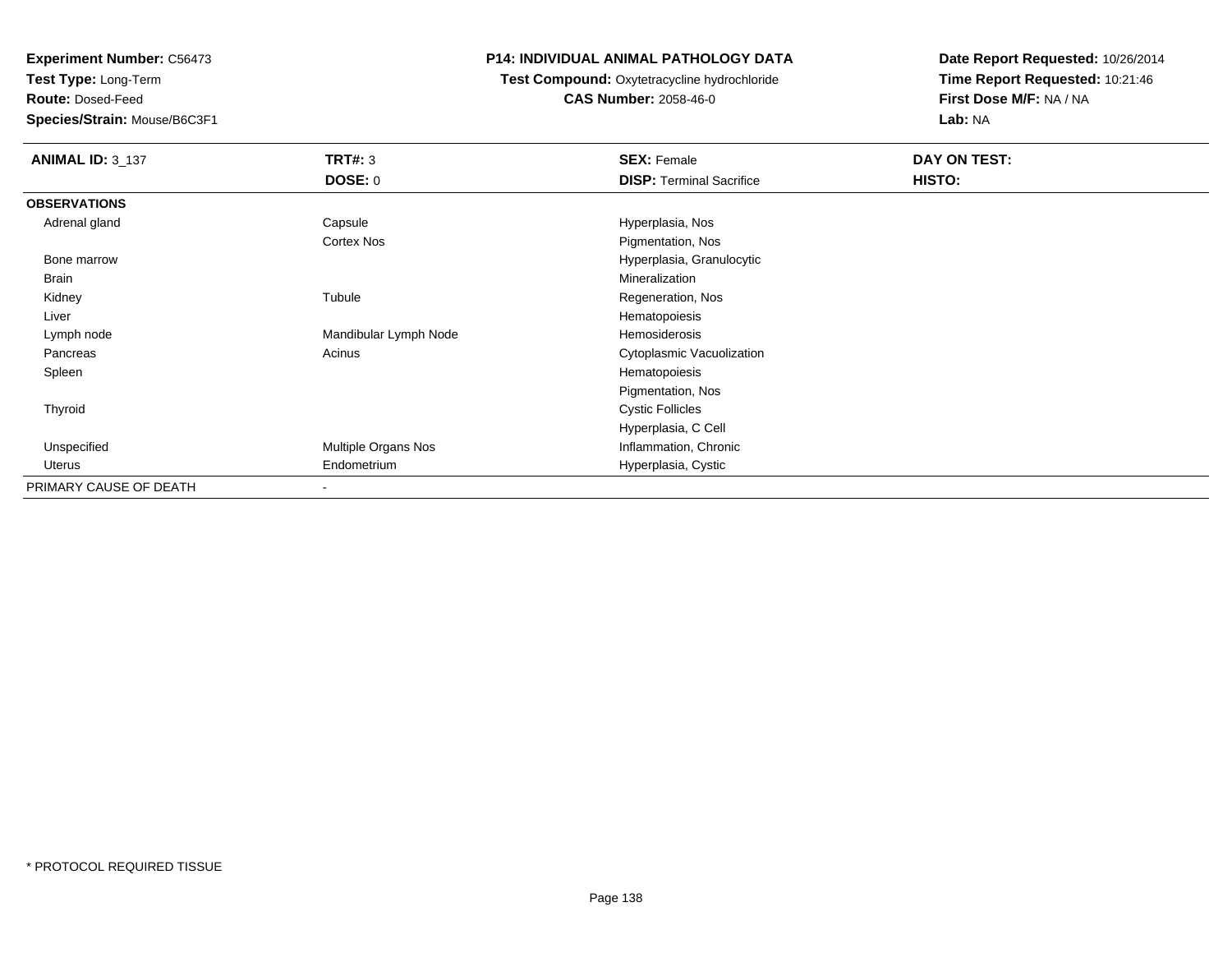**Experiment Number:** C56473
**Test Type:** Long-Term
**Route:** Dosed-Feed
**Species/Strain:** Mouse/B6C3F1

**P14: INDIVIDUAL ANIMAL PATHOLOGY DATA**
**Test Compound:** Oxytetracycline hydrochloride
**CAS Number:** 2058-46-0

**Date Report Requested:** 10/26/2014
**Time Report Requested:** 10:21:46
**First Dose M/F:** NA / NA
**Lab:** NA

| **ANIMAL ID:** 3_137 | **TRT#:** 3 | **SEX:** Female | **DAY ON TEST:** |
|---|---|---|---|
| | **DOSE:** 0 | **DISP:** Terminal Sacrifice | **HISTO:** |
| **OBSERVATIONS** | | | |
| Adrenal gland | Capsule | Hyperplasia, Nos | |
| | Cortex Nos | Pigmentation, Nos | |
| Bone marrow | | Hyperplasia, Granulocytic | |
| Brain | | Mineralization | |
| Kidney | Tubule | Regeneration, Nos | |
| Liver | | Hematopoiesis | |
| Lymph node | Mandibular Lymph Node | Hemosiderosis | |
| Pancreas | Acinus | Cytoplasmic Vacuolization | |
| Spleen | | Hematopoiesis | |
| | | Pigmentation, Nos | |
| Thyroid | | Cystic Follicles | |
| | | Hyperplasia, C Cell | |
| Unspecified | Multiple Organs Nos | Inflammation, Chronic | |
| Uterus | Endometrium | Hyperplasia, Cystic | |
| PRIMARY CAUSE OF DEATH | - | | |

* PROTOCOL REQUIRED TISSUE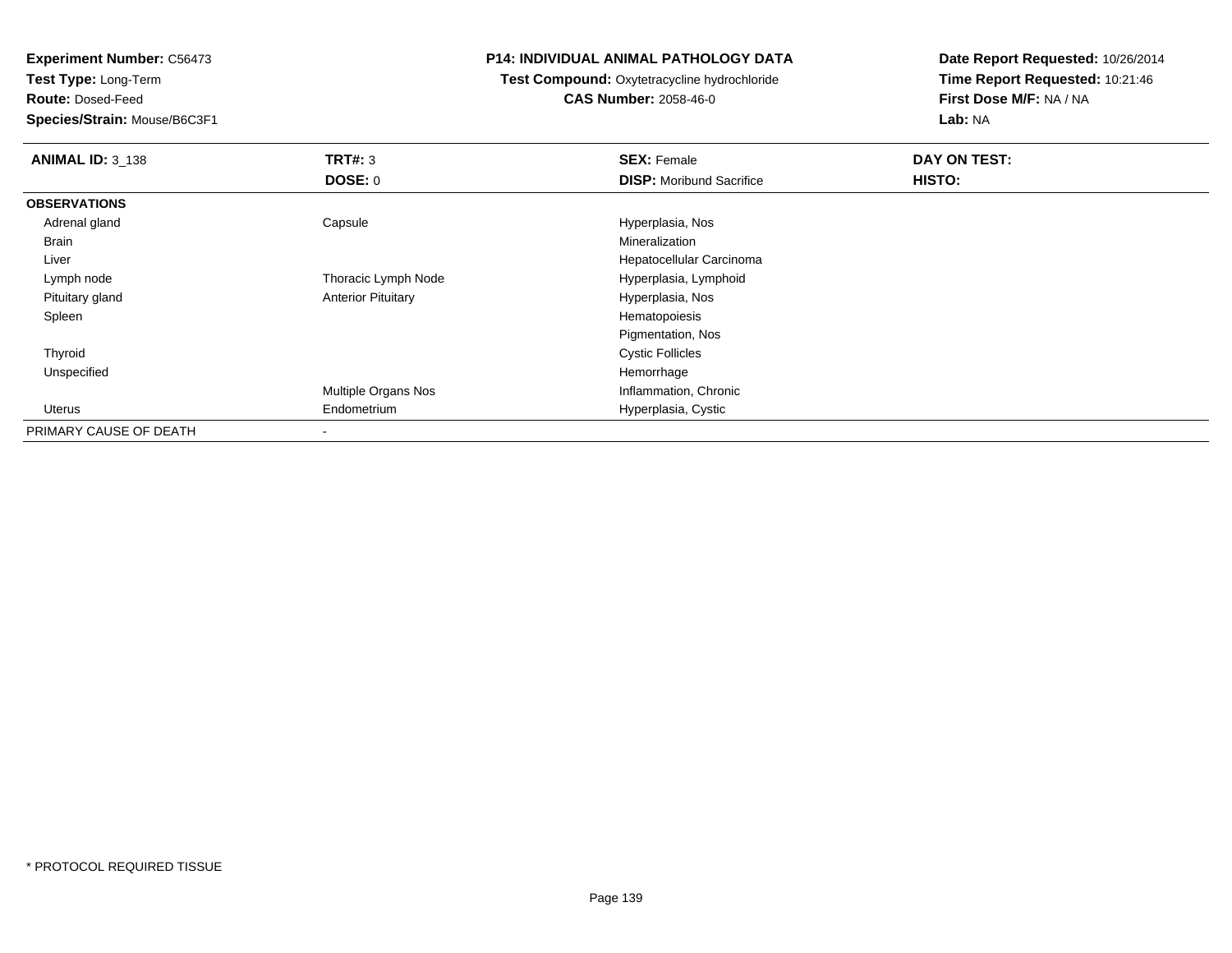**Experiment Number:** C56473
**Test Type:** Long-Term
**Route:** Dosed-Feed
**Species/Strain:** Mouse/B6C3F1

**P14: INDIVIDUAL ANIMAL PATHOLOGY DATA**
**Test Compound:** Oxytetracycline hydrochloride
**CAS Number:** 2058-46-0

**Date Report Requested:** 10/26/2014
**Time Report Requested:** 10:21:46
**First Dose M/F:** NA / NA
**Lab:** NA

| **ANIMAL ID:** 3_138 | **TRT#:** 3 | **SEX:** Female | **DAY ON TEST:** |
|---|---|---|---|
| | **DOSE:** 0 | **DISP:** Moribund Sacrifice | **HISTO:** |
| **OBSERVATIONS** | | | |
| Adrenal gland | Capsule | Hyperplasia, Nos | |
| Brain | | Mineralization | |
| Liver | | Hepatocellular Carcinoma | |
| Lymph node | Thoracic Lymph Node | Hyperplasia, Lymphoid | |
| Pituitary gland | Anterior Pituitary | Hyperplasia, Nos | |
| Spleen | | Hematopoiesis | |
| | | Pigmentation, Nos | |
| Thyroid | | Cystic Follicles | |
| Unspecified | | Hemorrhage | |
| | Multiple Organs Nos | Inflammation, Chronic | |
| Uterus | Endometrium | Hyperplasia, Cystic | |
| PRIMARY CAUSE OF DEATH | - | | |

* PROTOCOL REQUIRED TISSUE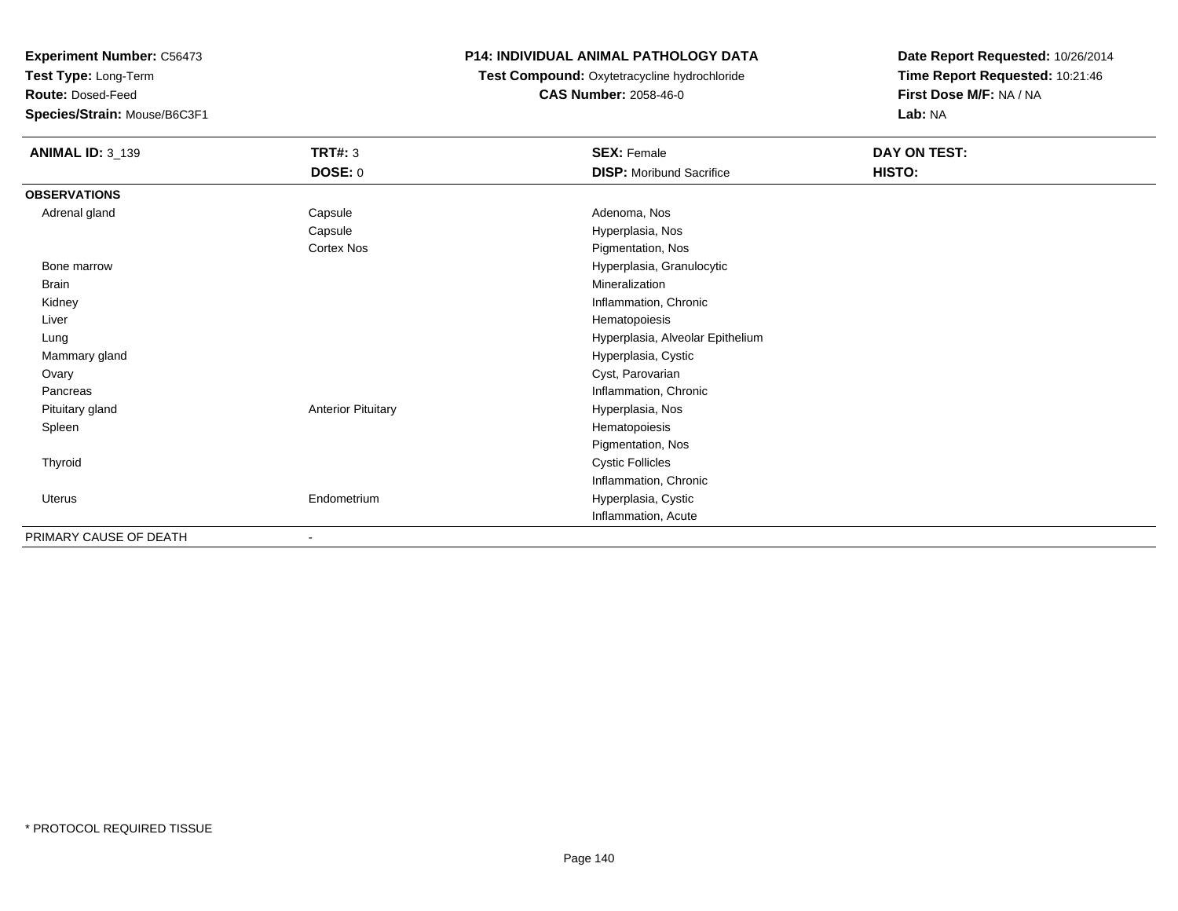**Experiment Number:** C56473
**Test Type:** Long-Term
**Route:** Dosed-Feed
**Species/Strain:** Mouse/B6C3F1

**P14: INDIVIDUAL ANIMAL PATHOLOGY DATA**
**Test Compound:** Oxytetracycline hydrochloride
**CAS Number:** 2058-46-0

**Date Report Requested:** 10/26/2014
**Time Report Requested:** 10:21:46
**First Dose M/F:** NA / NA
**Lab:** NA

| **ANIMAL ID:** 3_139 | **TRT#:** 3 | **SEX:** Female | **DAY ON TEST:** |
|---|---|---|---|
| | **DOSE:** 0 | **DISP:** Moribund Sacrifice | **HISTO:** |
| **OBSERVATIONS** | | | |
| Adrenal gland | Capsule | Adenoma, Nos | |
| | Capsule | Hyperplasia, Nos | |
| | Cortex Nos | Pigmentation, Nos | |
| Bone marrow | | Hyperplasia, Granulocytic | |
| Brain | | Mineralization | |
| Kidney | | Inflammation, Chronic | |
| Liver | | Hematopoiesis | |
| Lung | | Hyperplasia, Alveolar Epithelium | |
| Mammary gland | | Hyperplasia, Cystic | |
| Ovary | | Cyst, Parovarian | |
| Pancreas | | Inflammation, Chronic | |
| Pituitary gland | Anterior Pituitary | Hyperplasia, Nos | |
| Spleen | | Hematopoiesis | |
| | | Pigmentation, Nos | |
| Thyroid | | Cystic Follicles | |
| | | Inflammation, Chronic | |
| Uterus | Endometrium | Hyperplasia, Cystic | |
| | | Inflammation, Acute | |
| PRIMARY CAUSE OF DEATH | - | | |

* PROTOCOL REQUIRED TISSUE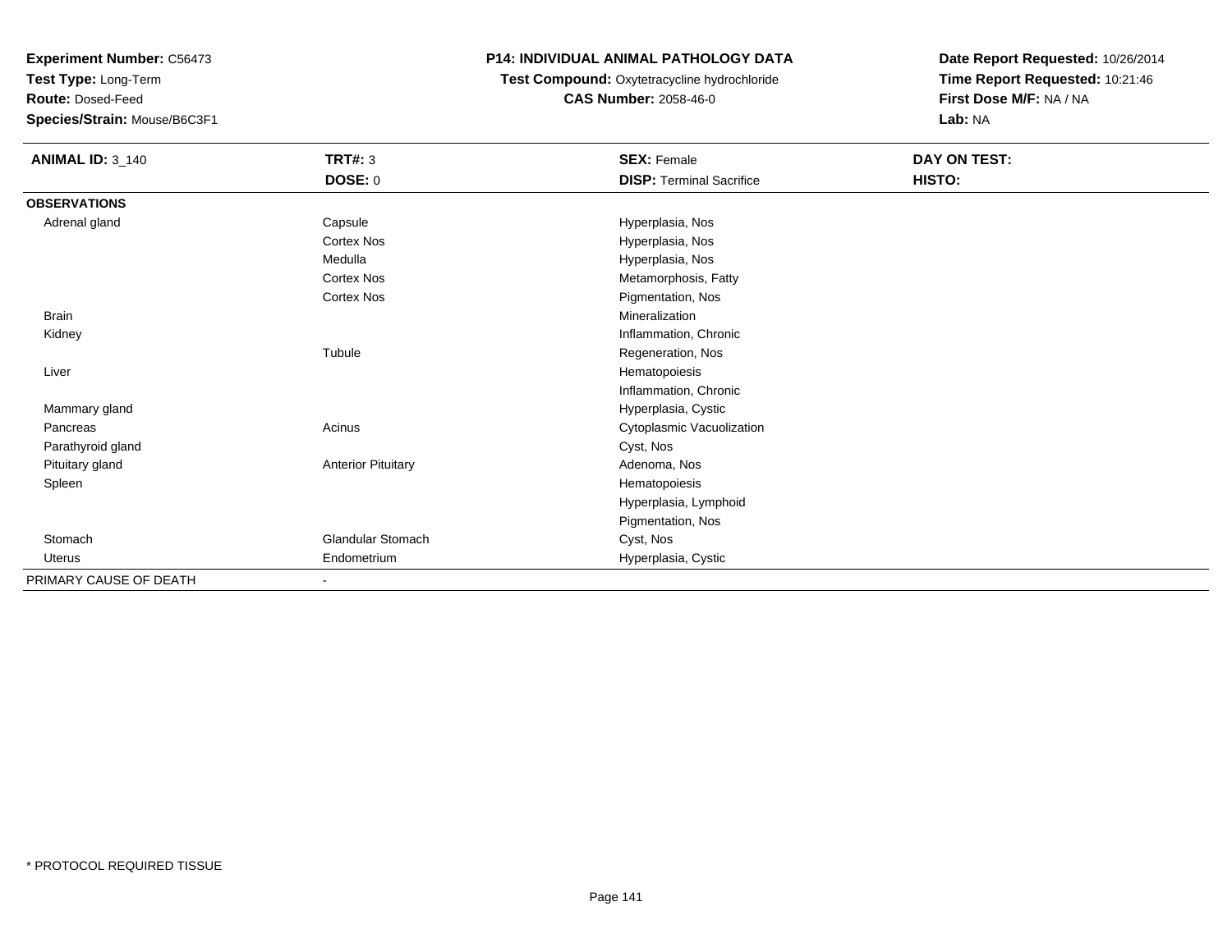**Experiment Number:** C56473
**Test Type:** Long-Term
**Route:** Dosed-Feed
**Species/Strain:** Mouse/B6C3F1

**P14: INDIVIDUAL ANIMAL PATHOLOGY DATA**
**Test Compound:** Oxytetracycline hydrochloride
**CAS Number:** 2058-46-0

**Date Report Requested:** 10/26/2014
**Time Report Requested:** 10:21:46
**First Dose M/F:** NA / NA
**Lab:** NA

| **ANIMAL ID:** 3_140 | **TRT#:** 3 | **SEX:** Female | **DAY ON TEST:** |
|---|---|---|---|
| | **DOSE:** 0 | **DISP:** Terminal Sacrifice | **HISTO:** |
| **OBSERVATIONS** | | | |
| Adrenal gland | Capsule | Hyperplasia, Nos | |
| | Cortex Nos | Hyperplasia, Nos | |
| | Medulla | Hyperplasia, Nos | |
| | Cortex Nos | Metamorphosis, Fatty | |
| | Cortex Nos | Pigmentation, Nos | |
| Brain | | Mineralization | |
| Kidney | | Inflammation, Chronic | |
| | Tubule | Regeneration, Nos | |
| Liver | | Hematopoiesis | |
| | | Inflammation, Chronic | |
| Mammary gland | | Hyperplasia, Cystic | |
| Pancreas | Acinus | Cytoplasmic Vacuolization | |
| Parathyroid gland | | Cyst, Nos | |
| Pituitary gland | Anterior Pituitary | Adenoma, Nos | |
| Spleen | | Hematopoiesis | |
| | | Hyperplasia, Lymphoid | |
| | | Pigmentation, Nos | |
| Stomach | Glandular Stomach | Cyst, Nos | |
| Uterus | Endometrium | Hyperplasia, Cystic | |
| PRIMARY CAUSE OF DEATH | - | | |

* PROTOCOL REQUIRED TISSUE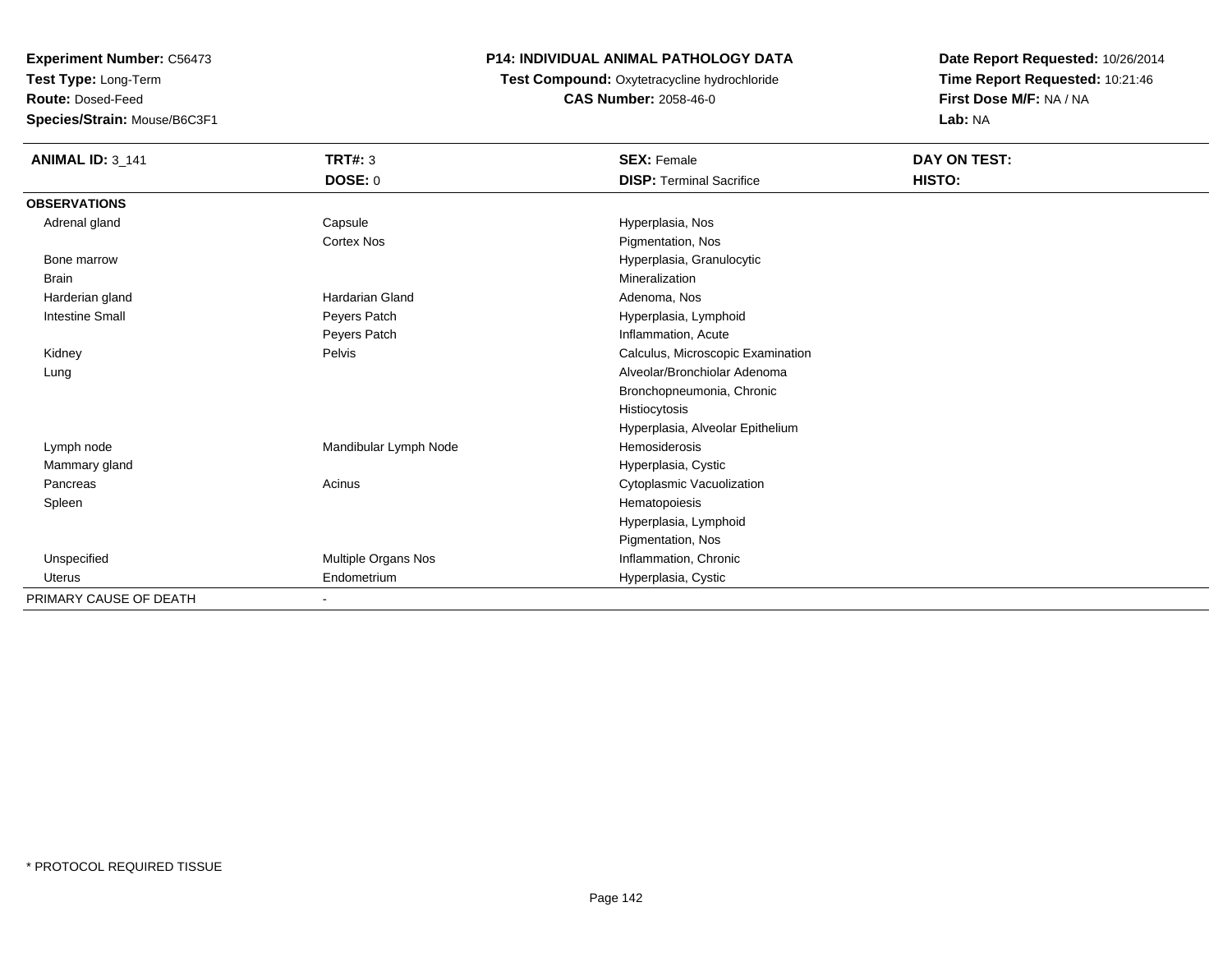**Experiment Number:** C56473
**Test Type:** Long-Term
**Route:** Dosed-Feed
**Species/Strain:** Mouse/B6C3F1

# P14: INDIVIDUAL ANIMAL PATHOLOGY DATA

**Test Compound:** Oxytetracycline hydrochloride
**CAS Number:** 2058-46-0

**Date Report Requested:** 10/26/2014
**Time Report Requested:** 10:21:46
**First Dose M/F:** NA / NA
**Lab:** NA

| **ANIMAL ID:** 3_141 | **TRT#:** 3 | **SEX:** Female | **DAY ON TEST:** |
|---|---|---|---|
| | **DOSE:** 0 | **DISP:** Terminal Sacrifice | **HISTO:** |
| **OBSERVATIONS** | | | |
| Adrenal gland | Capsule | Hyperplasia, Nos | |
| | Cortex Nos | Pigmentation, Nos | |
| Bone marrow | | Hyperplasia, Granulocytic | |
| Brain | | Mineralization | |
| Harderian gland | Hardarian Gland | Adenoma, Nos | |
| Intestine Small | Peyers Patch | Hyperplasia, Lymphoid | |
| | Peyers Patch | Inflammation, Acute | |
| Kidney | Pelvis | Calculus, Microscopic Examination | |
| Lung | | Alveolar/Bronchiolar Adenoma | |
| | | Bronchopneumonia, Chronic | |
| | | Histiocytosis | |
| | | Hyperplasia, Alveolar Epithelium | |
| Lymph node | Mandibular Lymph Node | Hemosiderosis | |
| Mammary gland | | Hyperplasia, Cystic | |
| Pancreas | Acinus | Cytoplasmic Vacuolization | |
| Spleen | | Hematopoiesis | |
| | | Hyperplasia, Lymphoid | |
| | | Pigmentation, Nos | |
| Unspecified | Multiple Organs Nos | Inflammation, Chronic | |
| Uterus | Endometrium | Hyperplasia, Cystic | |
| PRIMARY CAUSE OF DEATH | - | | |

* PROTOCOL REQUIRED TISSUE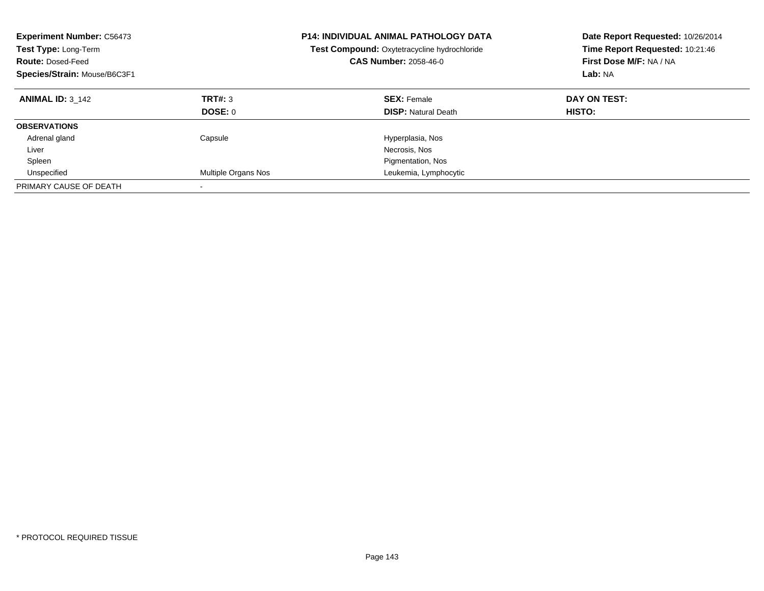**Experiment Number:** C56473
**Test Type:** Long-Term
**Route:** Dosed-Feed
**Species/Strain:** Mouse/B6C3F1

**P14: INDIVIDUAL ANIMAL PATHOLOGY DATA**
**Test Compound:** Oxytetracycline hydrochloride
**CAS Number:** 2058-46-0

**Date Report Requested:** 10/26/2014
**Time Report Requested:** 10:21:46
**First Dose M/F:** NA / NA
**Lab:** NA

| **ANIMAL ID:** 3_142 | **TRT#:** 3 | **SEX:** Female | **DAY ON TEST:** |
|---|---|---|---|
| | **DOSE:** 0 | **DISP:** Natural Death | **HISTO:** |
| **OBSERVATIONS** | | | |
| Adrenal gland | Capsule | Hyperplasia, Nos | |
| Liver | | Necrosis, Nos | |
| Spleen | | Pigmentation, Nos | |
| Unspecified | Multiple Organs Nos | Leukemia, Lymphocytic | |
| PRIMARY CAUSE OF DEATH | - | | |

* PROTOCOL REQUIRED TISSUE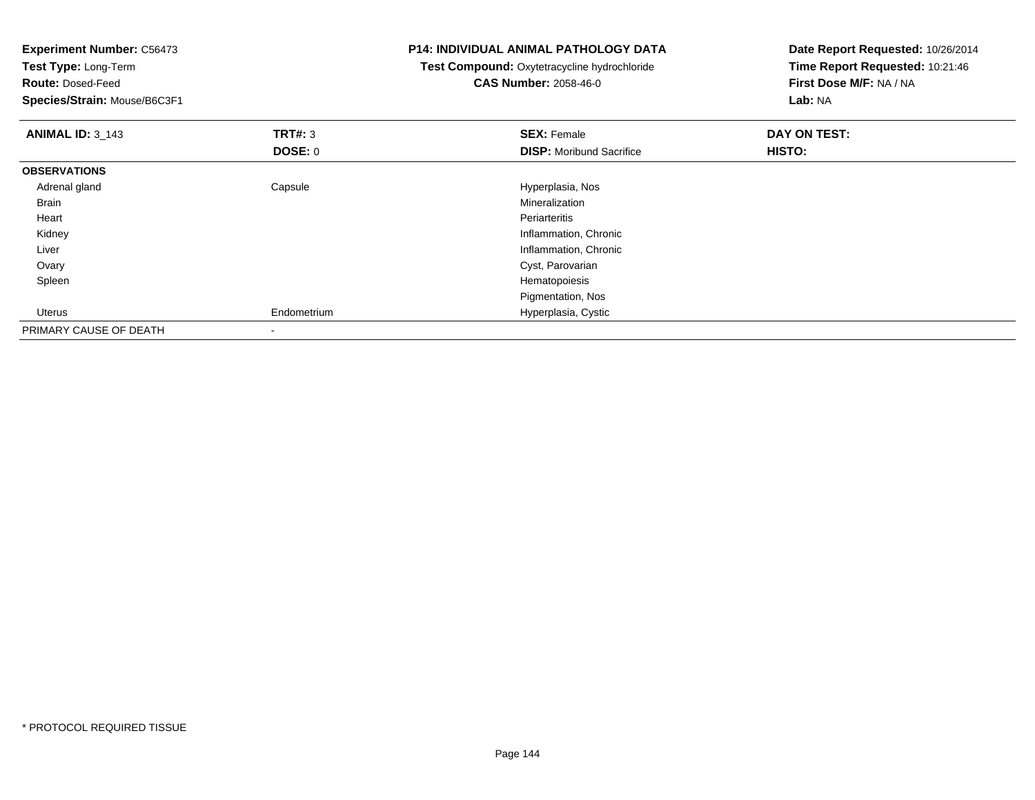**Experiment Number:** C56473
**Test Type:** Long-Term
**Route:** Dosed-Feed
**Species/Strain:** Mouse/B6C3F1

**P14: INDIVIDUAL ANIMAL PATHOLOGY DATA**
**Test Compound:** Oxytetracycline hydrochloride
**CAS Number:** 2058-46-0

**Date Report Requested:** 10/26/2014
**Time Report Requested:** 10:21:46
**First Dose M/F:** NA / NA
**Lab:** NA

| **ANIMAL ID:** 3_143 | **TRT#:** 3 | **SEX:** Female | **DAY ON TEST:** |
|---|---|---|---|
| | **DOSE:** 0 | **DISP:** Moribund Sacrifice | **HISTO:** |
| **OBSERVATIONS** | | | |
| Adrenal gland | Capsule | Hyperplasia, Nos | |
| Brain | | Mineralization | |
| Heart | | Periarteritis | |
| Kidney | | Inflammation, Chronic | |
| Liver | | Inflammation, Chronic | |
| Ovary | | Cyst, Parovarian | |
| Spleen | | Hematopoiesis | |
| | | Pigmentation, Nos | |
| Uterus | Endometrium | Hyperplasia, Cystic | |
| PRIMARY CAUSE OF DEATH | - | | |

* PROTOCOL REQUIRED TISSUE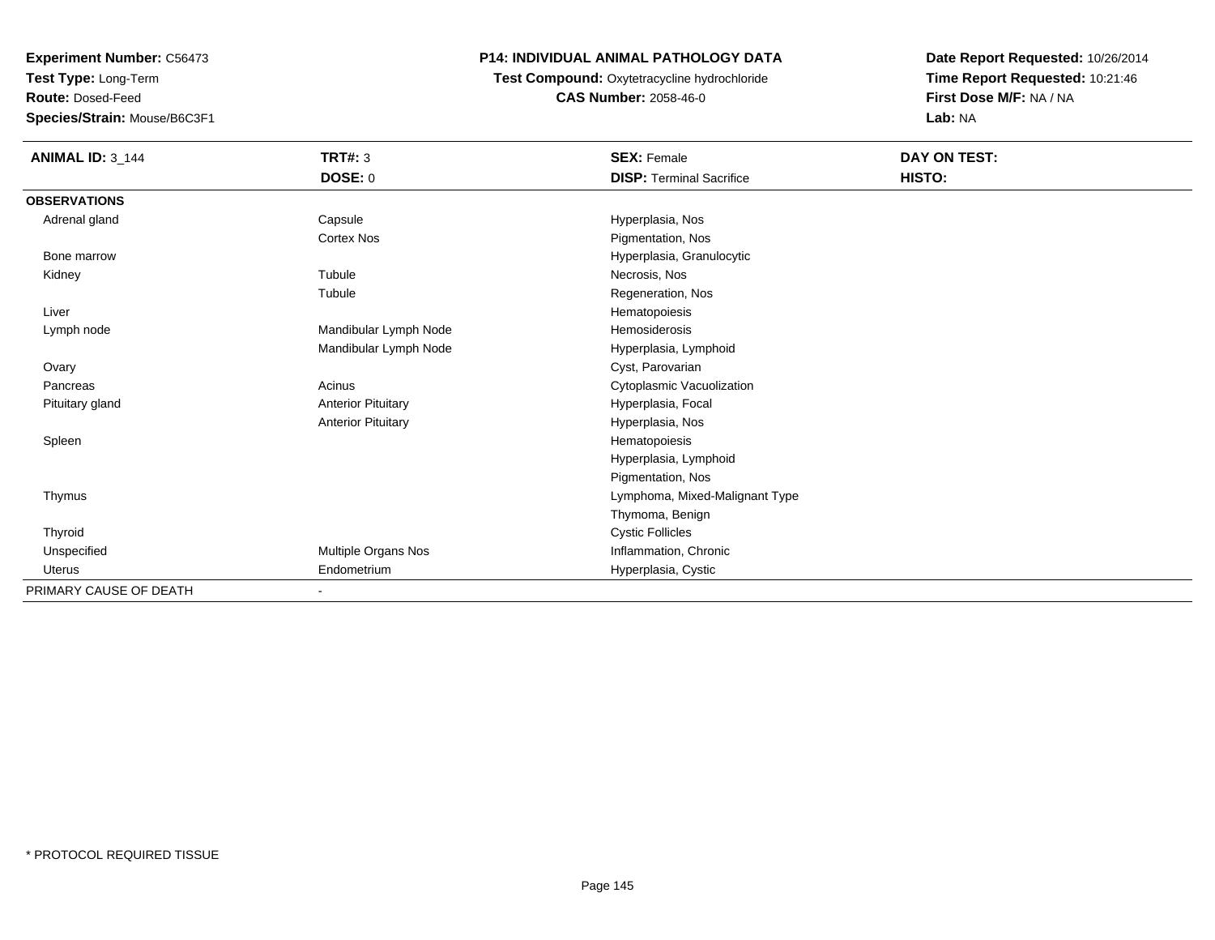**Experiment Number:** C56473
**Test Type:** Long-Term
**Route:** Dosed-Feed
**Species/Strain:** Mouse/B6C3F1

**P14: INDIVIDUAL ANIMAL PATHOLOGY DATA**
**Test Compound:** Oxytetracycline hydrochloride
**CAS Number:** 2058-46-0

**Date Report Requested:** 10/26/2014
**Time Report Requested:** 10:21:46
**First Dose M/F:** NA / NA
**Lab:** NA

| **ANIMAL ID:** 3_144 | **TRT#:** 3 | **SEX:** Female | **DAY ON TEST:** |
|---|---|---|---|
| | **DOSE:** 0 | **DISP:** Terminal Sacrifice | **HISTO:** |
| **OBSERVATIONS** | | | |
| Adrenal gland | Capsule | Hyperplasia, Nos | |
| | Cortex Nos | Pigmentation, Nos | |
| Bone marrow | | Hyperplasia, Granulocytic | |
| Kidney | Tubule | Necrosis, Nos | |
| | Tubule | Regeneration, Nos | |
| Liver | | Hematopoiesis | |
| Lymph node | Mandibular Lymph Node | Hemosiderosis | |
| | Mandibular Lymph Node | Hyperplasia, Lymphoid | |
| Ovary | | Cyst, Parovarian | |
| Pancreas | Acinus | Cytoplasmic Vacuolization | |
| Pituitary gland | Anterior Pituitary | Hyperplasia, Focal | |
| | Anterior Pituitary | Hyperplasia, Nos | |
| Spleen | | Hematopoiesis | |
| | | Hyperplasia, Lymphoid | |
| | | Pigmentation, Nos | |
| Thymus | | Lymphoma, Mixed-Malignant Type | |
| | | Thymoma, Benign | |
| Thyroid | | Cystic Follicles | |
| Unspecified | Multiple Organs Nos | Inflammation, Chronic | |
| Uterus | Endometrium | Hyperplasia, Cystic | |
| PRIMARY CAUSE OF DEATH | - | | |

* PROTOCOL REQUIRED TISSUE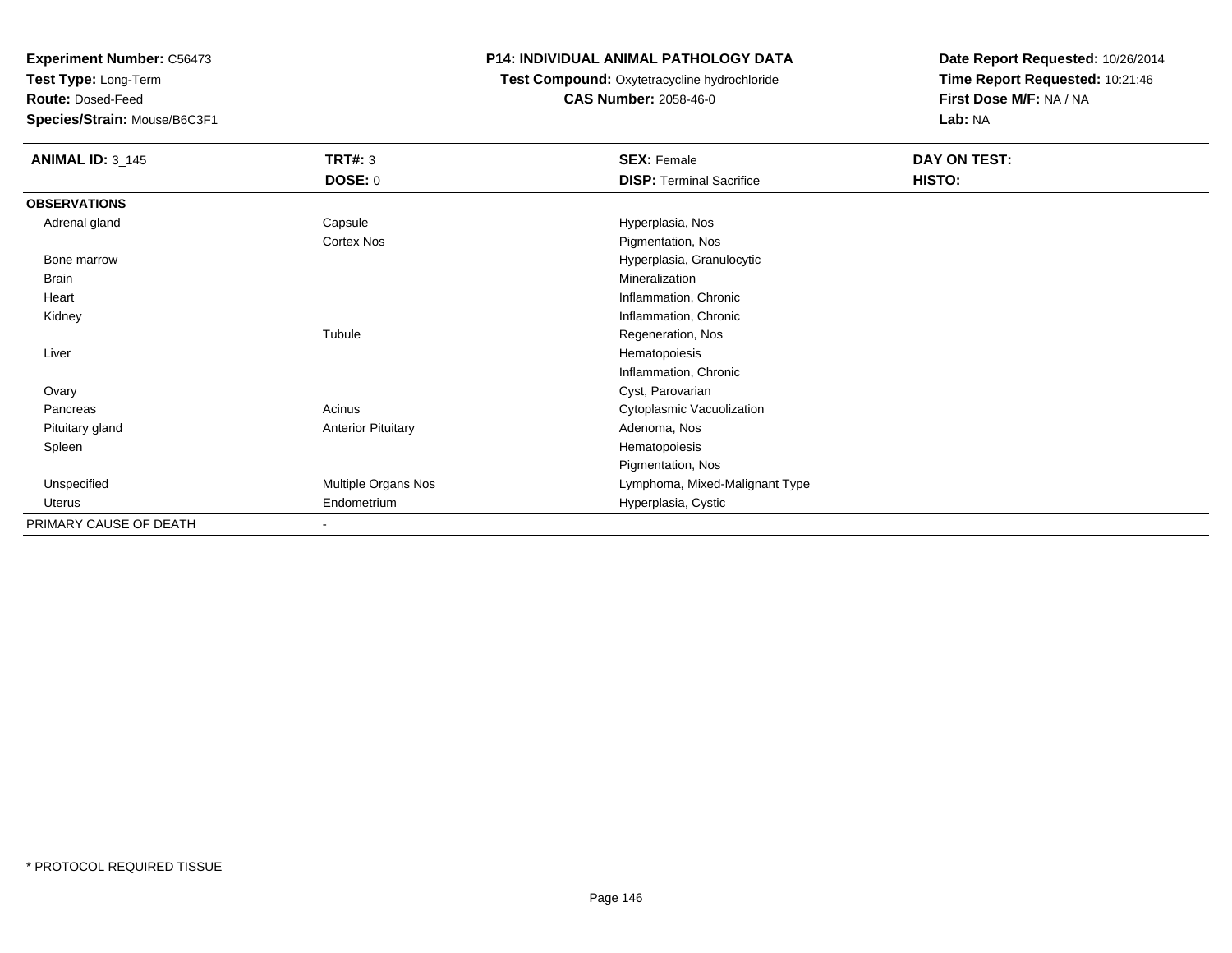**Experiment Number:** C56473
**Test Type:** Long-Term
**Route:** Dosed-Feed
**Species/Strain:** Mouse/B6C3F1

**P14: INDIVIDUAL ANIMAL PATHOLOGY DATA**
**Test Compound:** Oxytetracycline hydrochloride
**CAS Number:** 2058-46-0

**Date Report Requested:** 10/26/2014
**Time Report Requested:** 10:21:46
**First Dose M/F:** NA / NA
**Lab:** NA

| **ANIMAL ID:** 3_145 | **TRT#:** 3 | **SEX:** Female | **DAY ON TEST:** |
|---|---|---|---|
| | **DOSE:** 0 | **DISP:** Terminal Sacrifice | **HISTO:** |
| **OBSERVATIONS** | | | |
| Adrenal gland | Capsule | Hyperplasia, Nos | |
| | Cortex Nos | Pigmentation, Nos | |
| Bone marrow | | Hyperplasia, Granulocytic | |
| Brain | | Mineralization | |
| Heart | | Inflammation, Chronic | |
| Kidney | | Inflammation, Chronic | |
| | Tubule | Regeneration, Nos | |
| Liver | | Hematopoiesis | |
| | | Inflammation, Chronic | |
| Ovary | | Cyst, Parovarian | |
| Pancreas | Acinus | Cytoplasmic Vacuolization | |
| Pituitary gland | Anterior Pituitary | Adenoma, Nos | |
| Spleen | | Hematopoiesis | |
| | | Pigmentation, Nos | |
| Unspecified | Multiple Organs Nos | Lymphoma, Mixed-Malignant Type | |
| Uterus | Endometrium | Hyperplasia, Cystic | |
| PRIMARY CAUSE OF DEATH | - | | |

* PROTOCOL REQUIRED TISSUE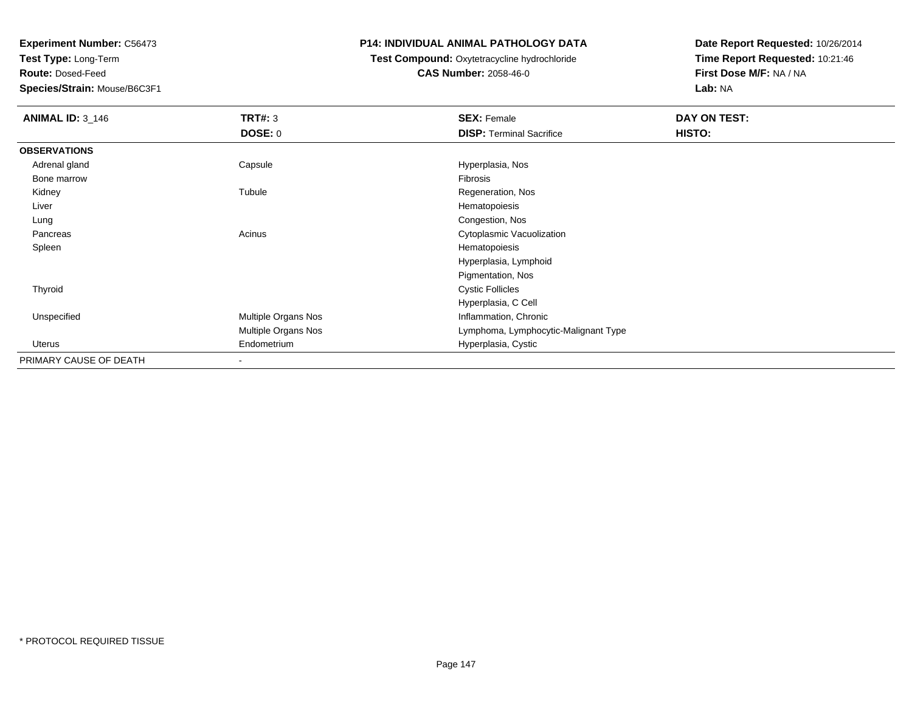**Experiment Number:** C56473
**Test Type:** Long-Term
**Route:** Dosed-Feed
**Species/Strain:** Mouse/B6C3F1

**P14: INDIVIDUAL ANIMAL PATHOLOGY DATA**
**Test Compound:** Oxytetracycline hydrochloride
**CAS Number:** 2058-46-0

**Date Report Requested:** 10/26/2014
**Time Report Requested:** 10:21:46
**First Dose M/F:** NA / NA
**Lab:** NA

| **ANIMAL ID:** 3_146 | **TRT#:** 3 | **SEX:** Female | **DAY ON TEST:** |
|---|---|---|---|
| | **DOSE:** 0 | **DISP:** Terminal Sacrifice | **HISTO:** |
| **OBSERVATIONS** | | | |
| Adrenal gland | Capsule | Hyperplasia, Nos | |
| Bone marrow | | Fibrosis | |
| Kidney | Tubule | Regeneration, Nos | |
| Liver | | Hematopoiesis | |
| Lung | | Congestion, Nos | |
| Pancreas | Acinus | Cytoplasmic Vacuolization | |
| Spleen | | Hematopoiesis | |
| | | Hyperplasia, Lymphoid | |
| | | Pigmentation, Nos | |
| Thyroid | | Cystic Follicles | |
| | | Hyperplasia, C Cell | |
| Unspecified | Multiple Organs Nos | Inflammation, Chronic | |
| | Multiple Organs Nos | Lymphoma, Lymphocytic-Malignant Type | |
| Uterus | Endometrium | Hyperplasia, Cystic | |
| PRIMARY CAUSE OF DEATH | - | | |

* PROTOCOL REQUIRED TISSUE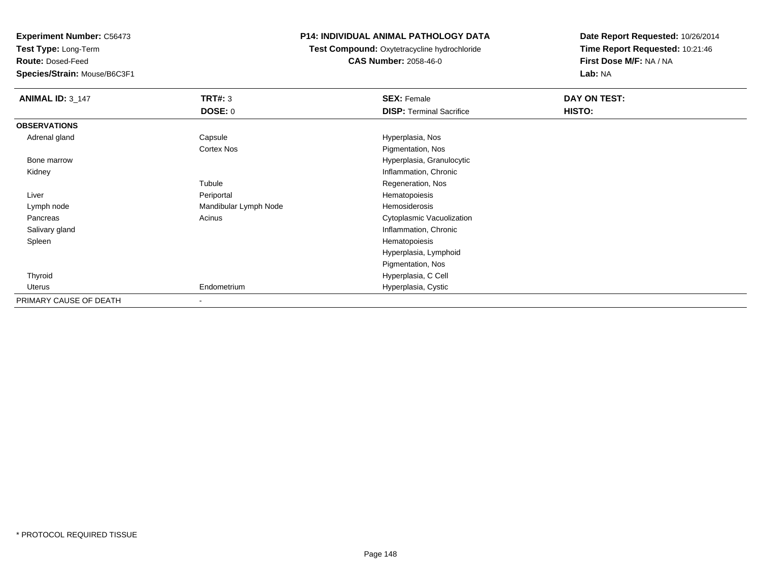**Experiment Number:** C56473
**Test Type:** Long-Term
**Route:** Dosed-Feed
**Species/Strain:** Mouse/B6C3F1

**P14: INDIVIDUAL ANIMAL PATHOLOGY DATA**
**Test Compound:** Oxytetracycline hydrochloride
**CAS Number:** 2058-46-0

**Date Report Requested:** 10/26/2014
**Time Report Requested:** 10:21:46
**First Dose M/F:** NA / NA
**Lab:** NA

| **ANIMAL ID:** 3_147 | **TRT#:** 3 | **SEX:** Female | **DAY ON TEST:** |
|---|---|---|---|
| | **DOSE:** 0 | **DISP:** Terminal Sacrifice | **HISTO:** |
| **OBSERVATIONS** | | | |
| Adrenal gland | Capsule | Hyperplasia, Nos | |
| | Cortex Nos | Pigmentation, Nos | |
| Bone marrow | | Hyperplasia, Granulocytic | |
| Kidney | | Inflammation, Chronic | |
| | Tubule | Regeneration, Nos | |
| Liver | Periportal | Hematopoiesis | |
| Lymph node | Mandibular Lymph Node | Hemosiderosis | |
| Pancreas | Acinus | Cytoplasmic Vacuolization | |
| Salivary gland | | Inflammation, Chronic | |
| Spleen | | Hematopoiesis | |
| | | Hyperplasia, Lymphoid | |
| | | Pigmentation, Nos | |
| Thyroid | | Hyperplasia, C Cell | |
| Uterus | Endometrium | Hyperplasia, Cystic | |
| PRIMARY CAUSE OF DEATH | - | | |

* PROTOCOL REQUIRED TISSUE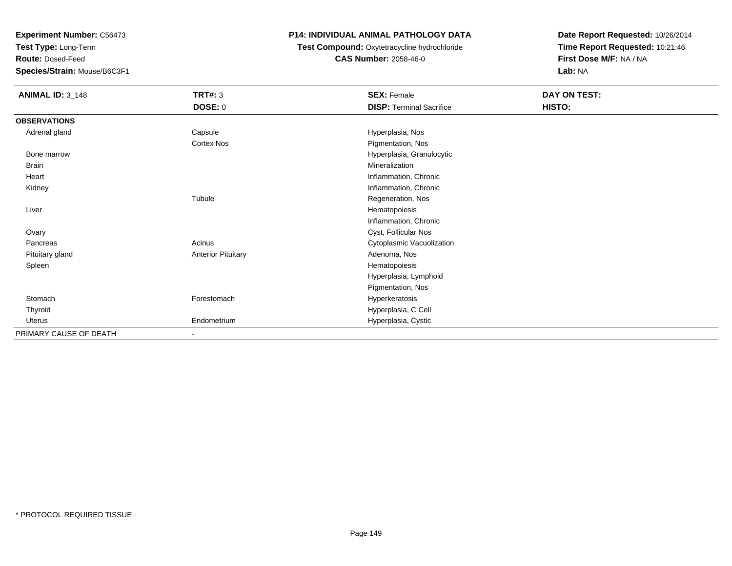**Experiment Number:** C56473
**Test Type:** Long-Term
**Route:** Dosed-Feed
**Species/Strain:** Mouse/B6C3F1

**P14: INDIVIDUAL ANIMAL PATHOLOGY DATA**
**Test Compound:** Oxytetracycline hydrochloride
**CAS Number:** 2058-46-0

**Date Report Requested:** 10/26/2014
**Time Report Requested:** 10:21:46
**First Dose M/F:** NA / NA
**Lab:** NA

| **ANIMAL ID:** 3_148 | **TRT#:** 3 | **SEX:** Female | **DAY ON TEST:** |
|---|---|---|---|
| | **DOSE:** 0 | **DISP:** Terminal Sacrifice | **HISTO:** |
| **OBSERVATIONS** | | | |
| Adrenal gland | Capsule | Hyperplasia, Nos | |
| | Cortex Nos | Pigmentation, Nos | |
| Bone marrow | | Hyperplasia, Granulocytic | |
| Brain | | Mineralization | |
| Heart | | Inflammation, Chronic | |
| Kidney | | Inflammation, Chronic | |
| | Tubule | Regeneration, Nos | |
| Liver | | Hematopoiesis | |
| | | Inflammation, Chronic | |
| Ovary | | Cyst, Follicular Nos | |
| Pancreas | Acinus | Cytoplasmic Vacuolization | |
| Pituitary gland | Anterior Pituitary | Adenoma, Nos | |
| Spleen | | Hematopoiesis | |
| | | Hyperplasia, Lymphoid | |
| | | Pigmentation, Nos | |
| Stomach | Forestomach | Hyperkeratosis | |
| Thyroid | | Hyperplasia, C Cell | |
| Uterus | Endometrium | Hyperplasia, Cystic | |
| PRIMARY CAUSE OF DEATH | - | | |

* PROTOCOL REQUIRED TISSUE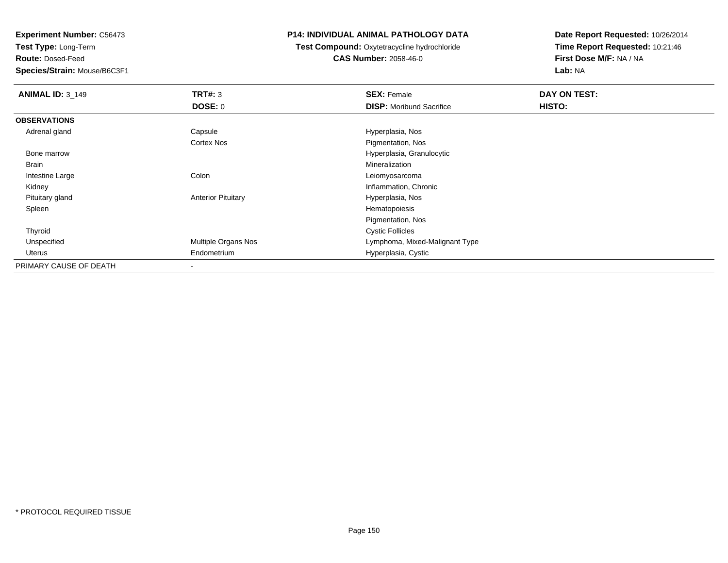**Experiment Number:** C56473
**Test Type:** Long-Term
**Route:** Dosed-Feed
**Species/Strain:** Mouse/B6C3F1

**P14: INDIVIDUAL ANIMAL PATHOLOGY DATA**
**Test Compound:** Oxytetracycline hydrochloride
**CAS Number:** 2058-46-0

**Date Report Requested:** 10/26/2014
**Time Report Requested:** 10:21:46
**First Dose M/F:** NA / NA
**Lab:** NA

| **ANIMAL ID:** 3_149 | **TRT#:** 3 | **SEX:** Female | **DAY ON TEST:** |
|---|---|---|---|
| | **DOSE:** 0 | **DISP:** Moribund Sacrifice | **HISTO:** |
| **OBSERVATIONS** | | | |
| Adrenal gland | Capsule | Hyperplasia, Nos | |
| | Cortex Nos | Pigmentation, Nos | |
| Bone marrow | | Hyperplasia, Granulocytic | |
| Brain | | Mineralization | |
| Intestine Large | Colon | Leiomyosarcoma | |
| Kidney | | Inflammation, Chronic | |
| Pituitary gland | Anterior Pituitary | Hyperplasia, Nos | |
| Spleen | | Hematopoiesis | |
| | | Pigmentation, Nos | |
| Thyroid | | Cystic Follicles | |
| Unspecified | Multiple Organs Nos | Lymphoma, Mixed-Malignant Type | |
| Uterus | Endometrium | Hyperplasia, Cystic | |
| PRIMARY CAUSE OF DEATH | - | | |

* PROTOCOL REQUIRED TISSUE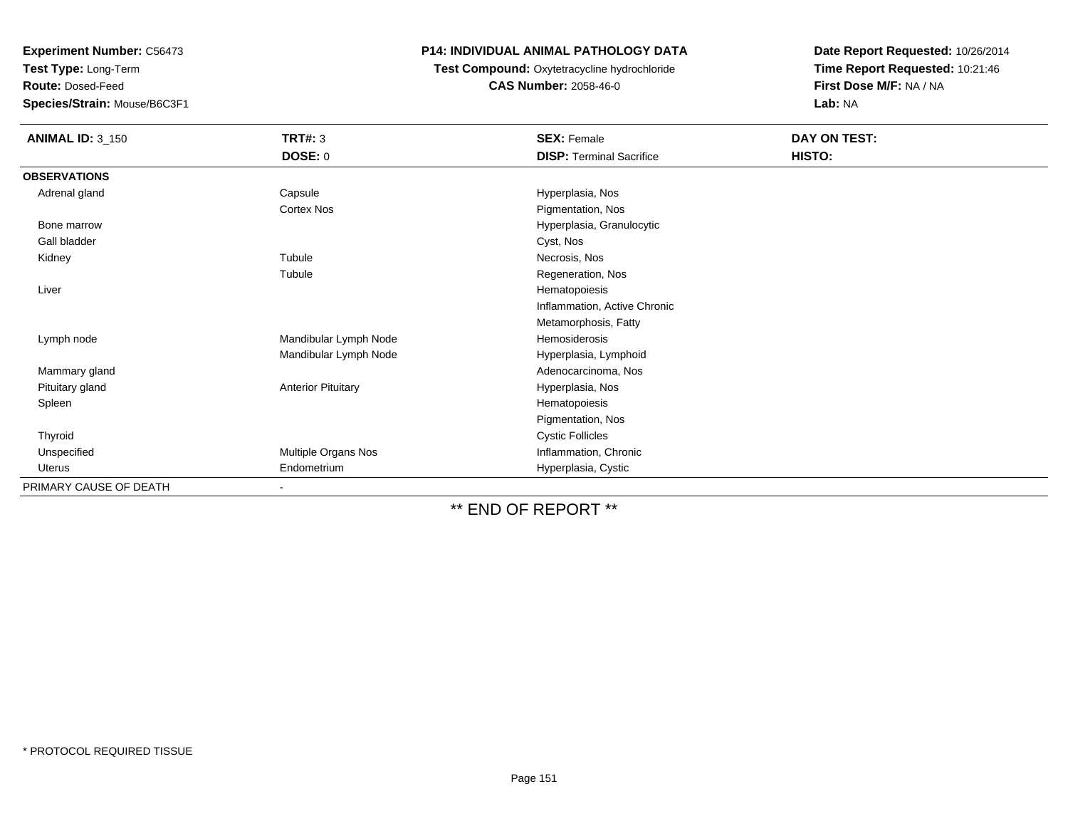**Experiment Number:** C56473
**Test Type:** Long-Term
**Route:** Dosed-Feed
**Species/Strain:** Mouse/B6C3F1

**P14: INDIVIDUAL ANIMAL PATHOLOGY DATA**
**Test Compound:** Oxytetracycline hydrochloride
**CAS Number:** 2058-46-0

**Date Report Requested:** 10/26/2014
**Time Report Requested:** 10:21:46
**First Dose M/F:** NA / NA
**Lab:** NA

| **ANIMAL ID:** 3_150 | **TRT#:** 3 | **SEX:** Female | **DAY ON TEST:** |
|---|---|---|---|
| | **DOSE:** 0 | **DISP:** Terminal Sacrifice | **HISTO:** |
| **OBSERVATIONS** | | | |
| Adrenal gland | Capsule | Hyperplasia, Nos | |
| | Cortex Nos | Pigmentation, Nos | |
| Bone marrow | | Hyperplasia, Granulocytic | |
| Gall bladder | | Cyst, Nos | |
| Kidney | Tubule | Necrosis, Nos | |
| | Tubule | Regeneration, Nos | |
| Liver | | Hematopoiesis | |
| | | Inflammation, Active Chronic | |
| | | Metamorphosis, Fatty | |
| Lymph node | Mandibular Lymph Node | Hemosiderosis | |
| | Mandibular Lymph Node | Hyperplasia, Lymphoid | |
| Mammary gland | | Adenocarcinoma, Nos | |
| Pituitary gland | Anterior Pituitary | Hyperplasia, Nos | |
| Spleen | | Hematopoiesis | |
| | | Pigmentation, Nos | |
| Thyroid | | Cystic Follicles | |
| Unspecified | Multiple Organs Nos | Inflammation, Chronic | |
| Uterus | Endometrium | Hyperplasia, Cystic | |
| PRIMARY CAUSE OF DEATH | - | | |

** END OF REPORT **

\* PROTOCOL REQUIRED TISSUE